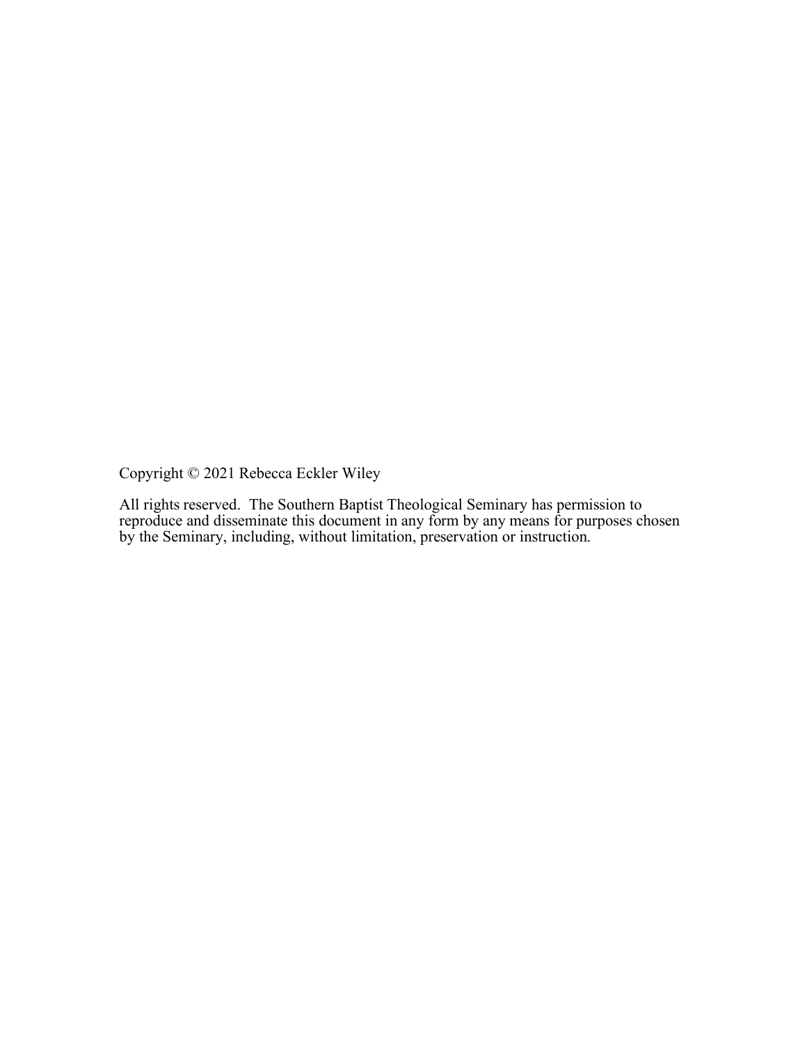Copyright © 2021 Rebecca Eckler Wiley

All rights reserved. The Southern Baptist Theological Seminary has permission to reproduce and disseminate this document in any form by any means for purposes chosen by the Seminary, including, without limitation, preservation or instruction.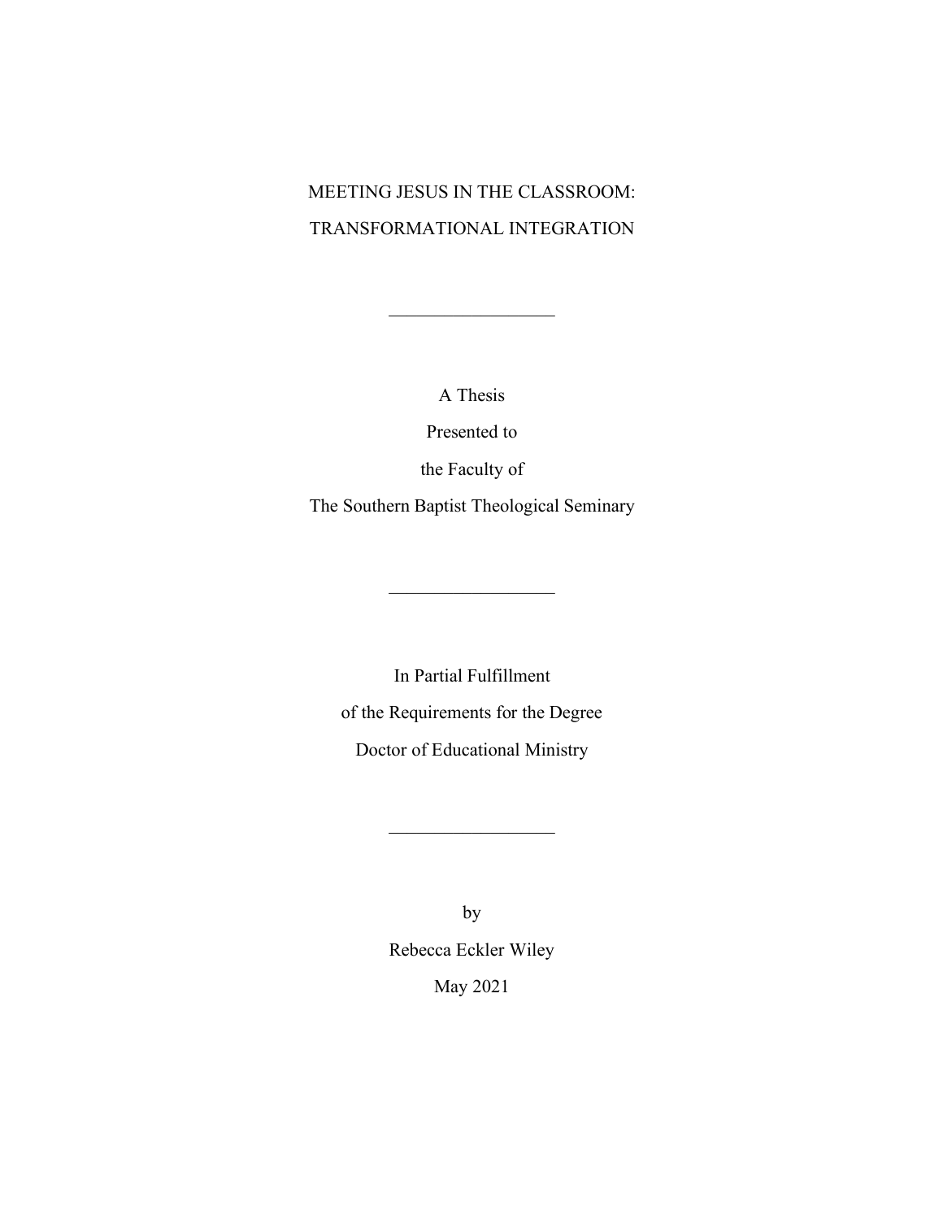# MEETING JESUS IN THE CLASSROOM: TRANSFORMATIONAL INTEGRATION

---

A Thesis

Presented to

the Faculty of

The Southern Baptist Theological Seminary

---

In Partial Fulfillment

of the Requirements for the Degree

Doctor of Educational Ministry

---

by

Rebecca Eckler Wiley

May 2021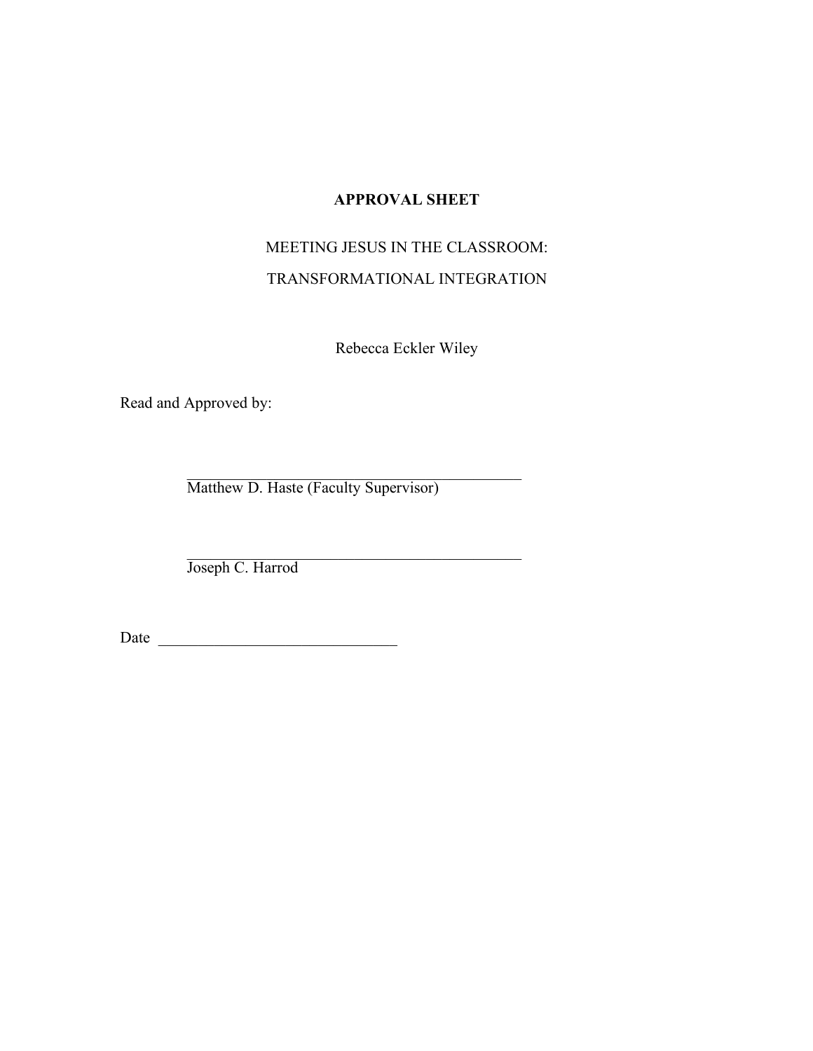**APPROVAL SHEET**

MEETING JESUS IN THE CLASSROOM:

TRANSFORMATIONAL INTEGRATION

Rebecca Eckler Wiley

Read and Approved by:

\_\_\_\_\_\_\_\_\_\_\_\_\_\_\_\_\_\_\_\_\_\_\_\_\_\_\_\_\_\_\_\_\_\_\_\_\_\_\_\_\_\_\_\_
Matthew D. Haste (Faculty Supervisor)

\_\_\_\_\_\_\_\_\_\_\_\_\_\_\_\_\_\_\_\_\_\_\_\_\_\_\_\_\_\_\_\_\_\_\_\_\_\_\_\_\_\_\_\_
Joseph C. Harrod

Date \_\_\_\_\_\_\_\_\_\_\_\_\_\_\_\_\_\_\_\_\_\_\_\_\_\_\_\_\_\_\_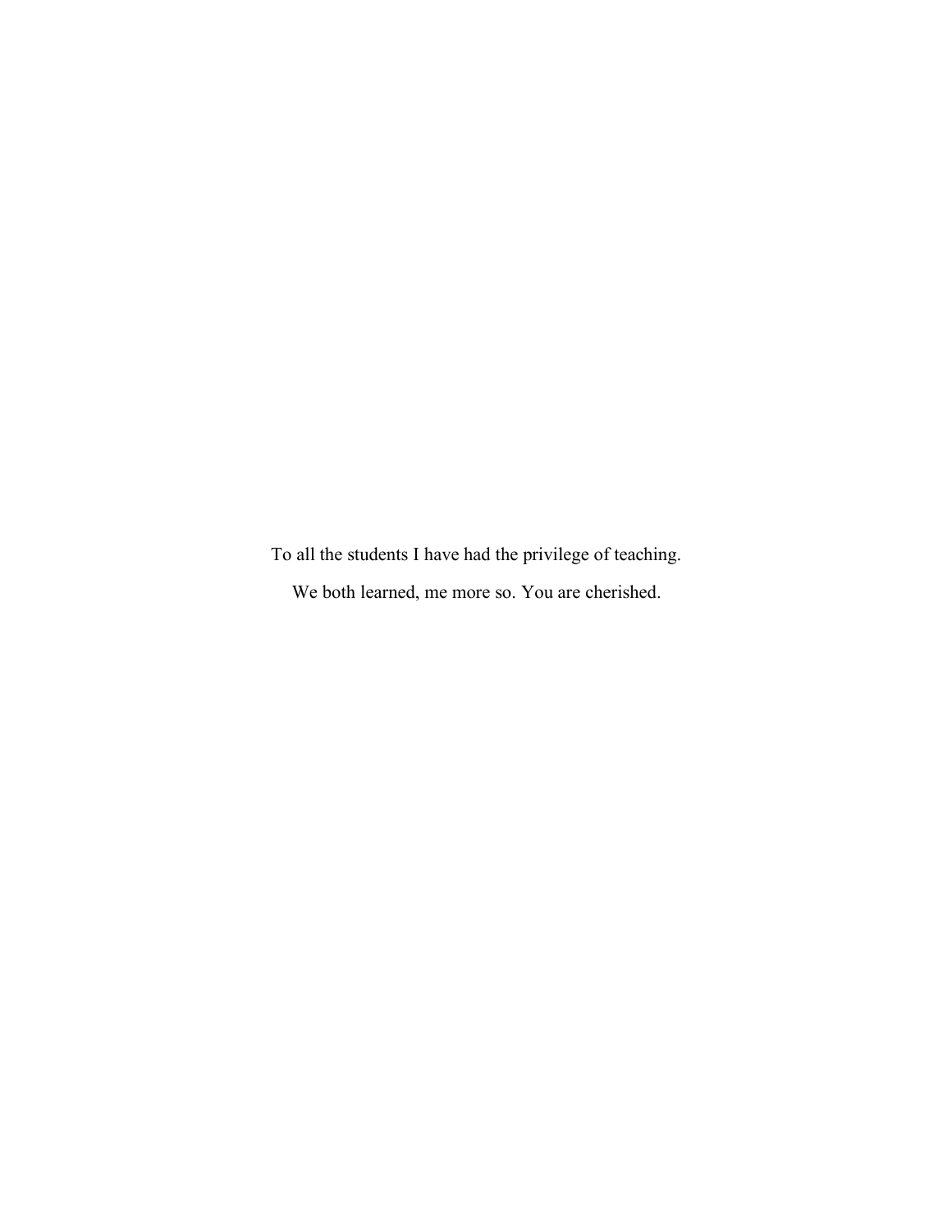To all the students I have had the privilege of teaching.

We both learned, me more so. You are cherished.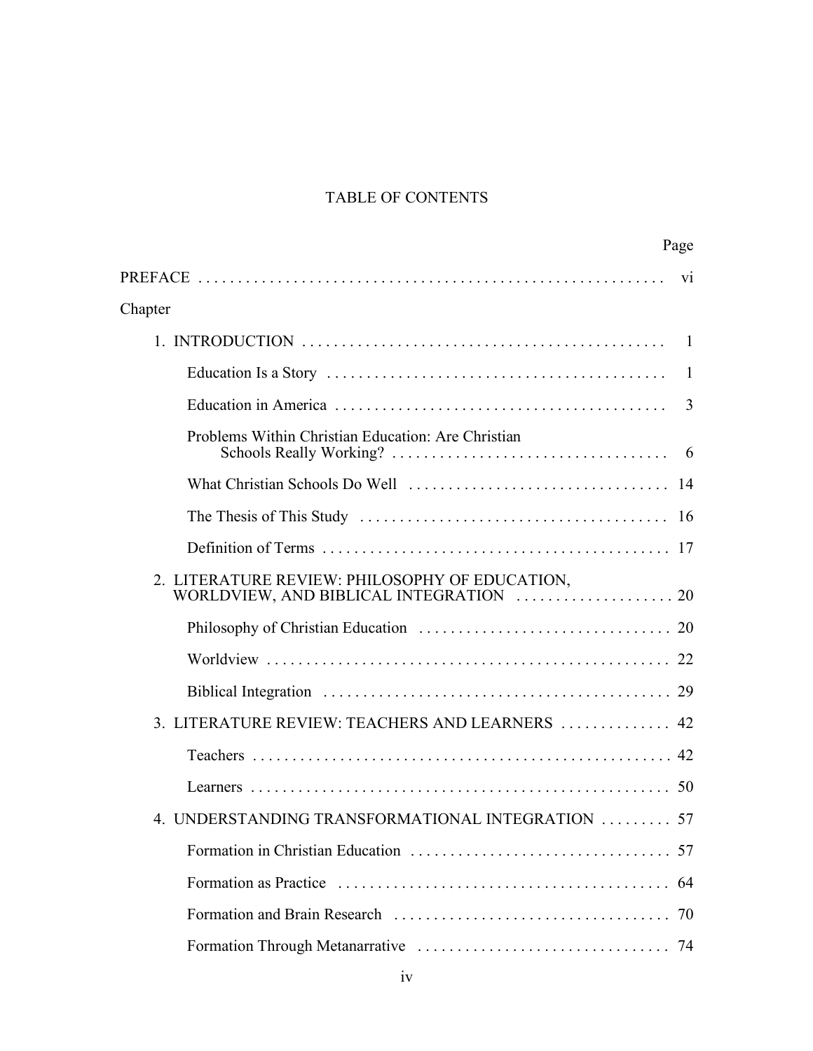# TABLE OF CONTENTS

| | Page |
|---|---|
| PREFACE | vi |
| Chapter | |
| 1. INTRODUCTION | 1 |
| Education Is a Story | 1 |
| Education in America | 3 |
| Problems Within Christian Education: Are Christian Schools Really Working? | 6 |
| What Christian Schools Do Well | 14 |
| The Thesis of This Study | 16 |
| Definition of Terms | 17 |
| 2. LITERATURE REVIEW: PHILOSOPHY OF EDUCATION, WORLDVIEW, AND BIBLICAL INTEGRATION | 20 |
| Philosophy of Christian Education | 20 |
| Worldview | 22 |
| Biblical Integration | 29 |
| 3. LITERATURE REVIEW: TEACHERS AND LEARNERS | 42 |
| Teachers | 42 |
| Learners | 50 |
| 4. UNDERSTANDING TRANSFORMATIONAL INTEGRATION | 57 |
| Formation in Christian Education | 57 |
| Formation as Practice | 64 |
| Formation and Brain Research | 70 |
| Formation Through Metanarrative | 74 |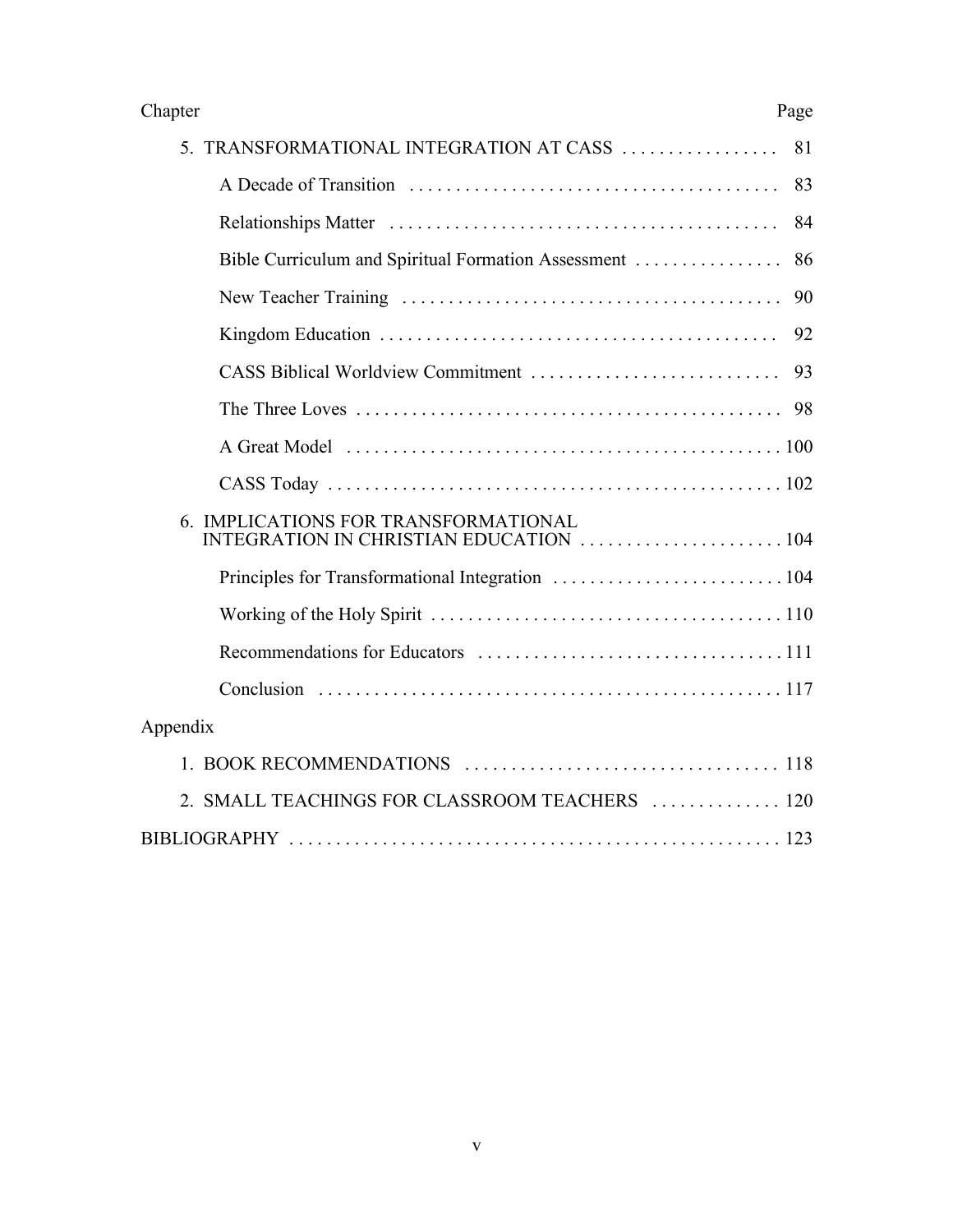| Chapter | Page |
| --- | --- |
| 5. TRANSFORMATIONAL INTEGRATION AT CASS | 81 |
| A Decade of Transition | 83 |
| Relationships Matter | 84 |
| Bible Curriculum and Spiritual Formation Assessment | 86 |
| New Teacher Training | 90 |
| Kingdom Education | 92 |
| CASS Biblical Worldview Commitment | 93 |
| The Three Loves | 98 |
| A Great Model | 100 |
| CASS Today | 102 |
| 6. IMPLICATIONS FOR TRANSFORMATIONAL INTEGRATION IN CHRISTIAN EDUCATION | 104 |
| Principles for Transformational Integration | 104 |
| Working of the Holy Spirit | 110 |
| Recommendations for Educators | 111 |
| Conclusion | 117 |
| Appendix | |
| 1. BOOK RECOMMENDATIONS | 118 |
| 2. SMALL TEACHINGS FOR CLASSROOM TEACHERS | 120 |
| BIBLIOGRAPHY | 123 |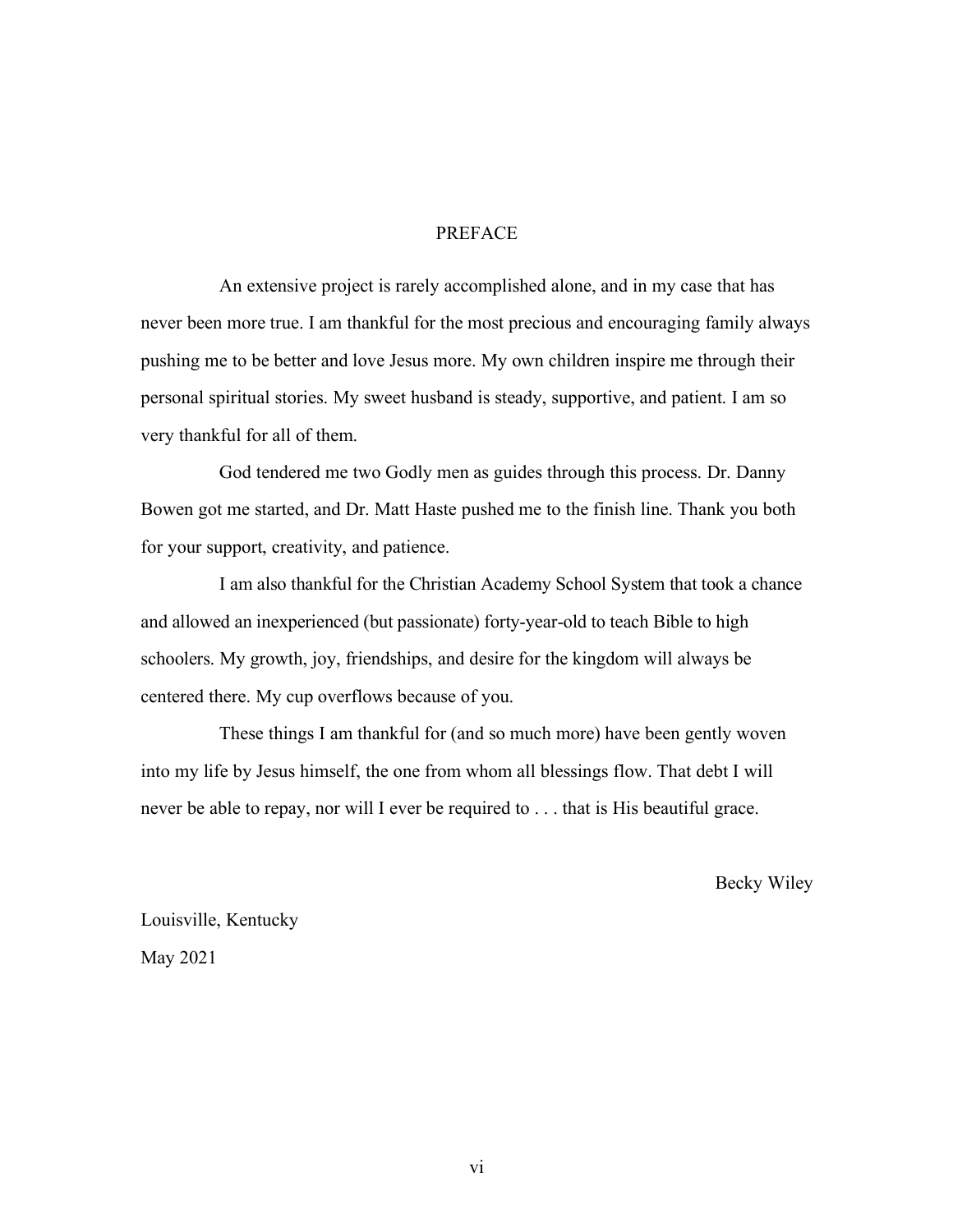# PREFACE

An extensive project is rarely accomplished alone, and in my case that has never been more true. I am thankful for the most precious and encouraging family always pushing me to be better and love Jesus more. My own children inspire me through their personal spiritual stories. My sweet husband is steady, supportive, and patient. I am so very thankful for all of them.

God tendered me two Godly men as guides through this process. Dr. Danny Bowen got me started, and Dr. Matt Haste pushed me to the finish line. Thank you both for your support, creativity, and patience.

I am also thankful for the Christian Academy School System that took a chance and allowed an inexperienced (but passionate) forty-year-old to teach Bible to high schoolers. My growth, joy, friendships, and desire for the kingdom will always be centered there. My cup overflows because of you.

These things I am thankful for (and so much more) have been gently woven into my life by Jesus himself, the one from whom all blessings flow. That debt I will never be able to repay, nor will I ever be required to . . . that is His beautiful grace.

Becky Wiley

Louisville, Kentucky

May 2021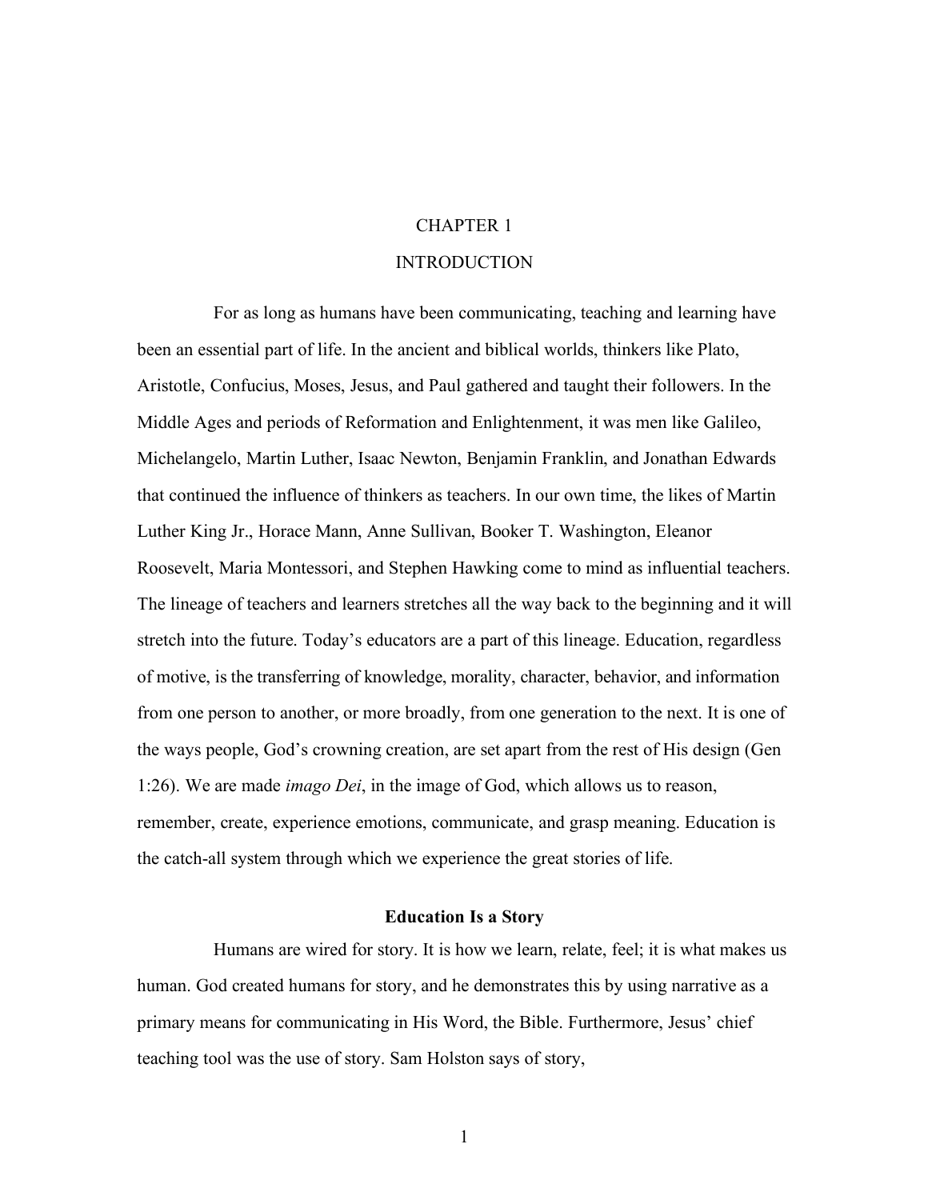# CHAPTER 1

# INTRODUCTION

For as long as humans have been communicating, teaching and learning have been an essential part of life. In the ancient and biblical worlds, thinkers like Plato, Aristotle, Confucius, Moses, Jesus, and Paul gathered and taught their followers. In the Middle Ages and periods of Reformation and Enlightenment, it was men like Galileo, Michelangelo, Martin Luther, Isaac Newton, Benjamin Franklin, and Jonathan Edwards that continued the influence of thinkers as teachers. In our own time, the likes of Martin Luther King Jr., Horace Mann, Anne Sullivan, Booker T. Washington, Eleanor Roosevelt, Maria Montessori, and Stephen Hawking come to mind as influential teachers. The lineage of teachers and learners stretches all the way back to the beginning and it will stretch into the future. Today's educators are a part of this lineage. Education, regardless of motive, is the transferring of knowledge, morality, character, behavior, and information from one person to another, or more broadly, from one generation to the next. It is one of the ways people, God's crowning creation, are set apart from the rest of His design (Gen 1:26). We are made *imago Dei*, in the image of God, which allows us to reason, remember, create, experience emotions, communicate, and grasp meaning. Education is the catch-all system through which we experience the great stories of life.

## Education Is a Story

Humans are wired for story. It is how we learn, relate, feel; it is what makes us human. God created humans for story, and he demonstrates this by using narrative as a primary means for communicating in His Word, the Bible. Furthermore, Jesus' chief teaching tool was the use of story. Sam Holston says of story,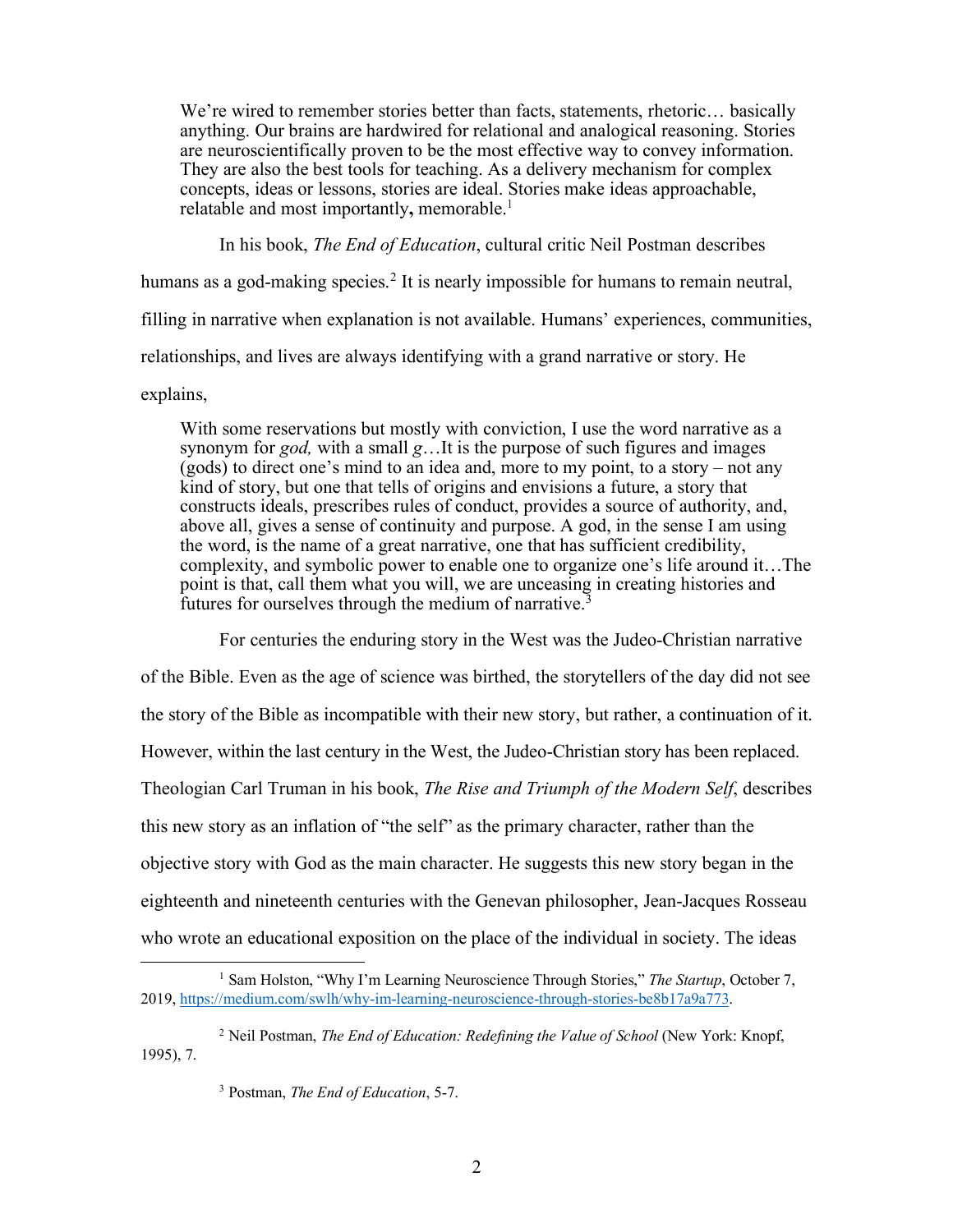> We're wired to remember stories better than facts, statements, rhetoric… basically anything. Our brains are hardwired for relational and analogical reasoning. Stories are neuroscientifically proven to be the most effective way to convey information. They are also the best tools for teaching. As a delivery mechanism for complex concepts, ideas or lessons, stories are ideal. Stories make ideas approachable, relatable and most importantly**,** memorable.[1]

In his book, *The End of Education*, cultural critic Neil Postman describes humans as a god-making species.[2] It is nearly impossible for humans to remain neutral, filling in narrative when explanation is not available. Humans' experiences, communities, relationships, and lives are always identifying with a grand narrative or story. He explains,

> With some reservations but mostly with conviction, I use the word narrative as a synonym for *god,* with a small *g*…It is the purpose of such figures and images (gods) to direct one's mind to an idea and, more to my point, to a story – not any kind of story, but one that tells of origins and envisions a future, a story that constructs ideals, prescribes rules of conduct, provides a source of authority, and, above all, gives a sense of continuity and purpose. A god, in the sense I am using the word, is the name of a great narrative, one that has sufficient credibility, complexity, and symbolic power to enable one to organize one's life around it…The point is that, call them what you will, we are unceasing in creating histories and futures for ourselves through the medium of narrative.[3]

For centuries the enduring story in the West was the Judeo-Christian narrative of the Bible. Even as the age of science was birthed, the storytellers of the day did not see the story of the Bible as incompatible with their new story, but rather, a continuation of it. However, within the last century in the West, the Judeo-Christian story has been replaced. Theologian Carl Truman in his book, *The Rise and Triumph of the Modern Self*, describes this new story as an inflation of "the self" as the primary character, rather than the objective story with God as the main character. He suggests this new story began in the eighteenth and nineteenth centuries with the Genevan philosopher, Jean-Jacques Rosseau who wrote an educational exposition on the place of the individual in society. The ideas

---

[1] Sam Holston, "Why I'm Learning Neuroscience Through Stories," *The Startup*, October 7, 2019, https://medium.com/swlh/why-im-learning-neuroscience-through-stories-be8b17a9a773.

[2] Neil Postman, *The End of Education: Redefining the Value of School* (New York: Knopf, 1995), 7.

[3] Postman, *The End of Education*, 5-7.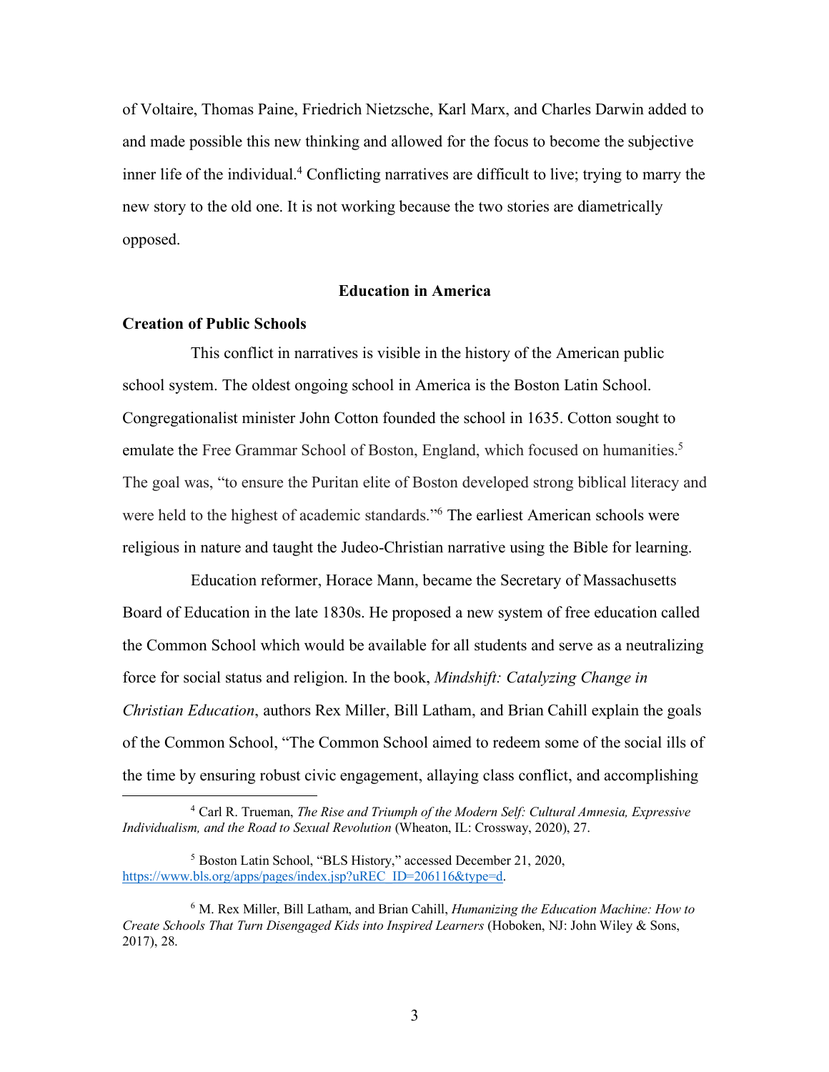of Voltaire, Thomas Paine, Friedrich Nietzsche, Karl Marx, and Charles Darwin added to and made possible this new thinking and allowed for the focus to become the subjective inner life of the individual.[4] Conflicting narratives are difficult to live; trying to marry the new story to the old one. It is not working because the two stories are diametrically opposed.

## Education in America

### Creation of Public Schools

This conflict in narratives is visible in the history of the American public school system. The oldest ongoing school in America is the Boston Latin School. Congregationalist minister John Cotton founded the school in 1635. Cotton sought to emulate the Free Grammar School of Boston, England, which focused on humanities.[5] The goal was, "to ensure the Puritan elite of Boston developed strong biblical literacy and were held to the highest of academic standards."[6] The earliest American schools were religious in nature and taught the Judeo-Christian narrative using the Bible for learning.

Education reformer, Horace Mann, became the Secretary of Massachusetts Board of Education in the late 1830s. He proposed a new system of free education called the Common School which would be available for all students and serve as a neutralizing force for social status and religion. In the book, *Mindshift: Catalyzing Change in Christian Education*, authors Rex Miller, Bill Latham, and Brian Cahill explain the goals of the Common School, "The Common School aimed to redeem some of the social ills of the time by ensuring robust civic engagement, allaying class conflict, and accomplishing

---

[4] Carl R. Trueman, *The Rise and Triumph of the Modern Self: Cultural Amnesia, Expressive Individualism, and the Road to Sexual Revolution* (Wheaton, IL: Crossway, 2020), 27.

[5] Boston Latin School, "BLS History," accessed December 21, 2020, https://www.bls.org/apps/pages/index.jsp?uREC_ID=206116&type=d.

[6] M. Rex Miller, Bill Latham, and Brian Cahill, *Humanizing the Education Machine: How to Create Schools That Turn Disengaged Kids into Inspired Learners* (Hoboken, NJ: John Wiley & Sons, 2017), 28.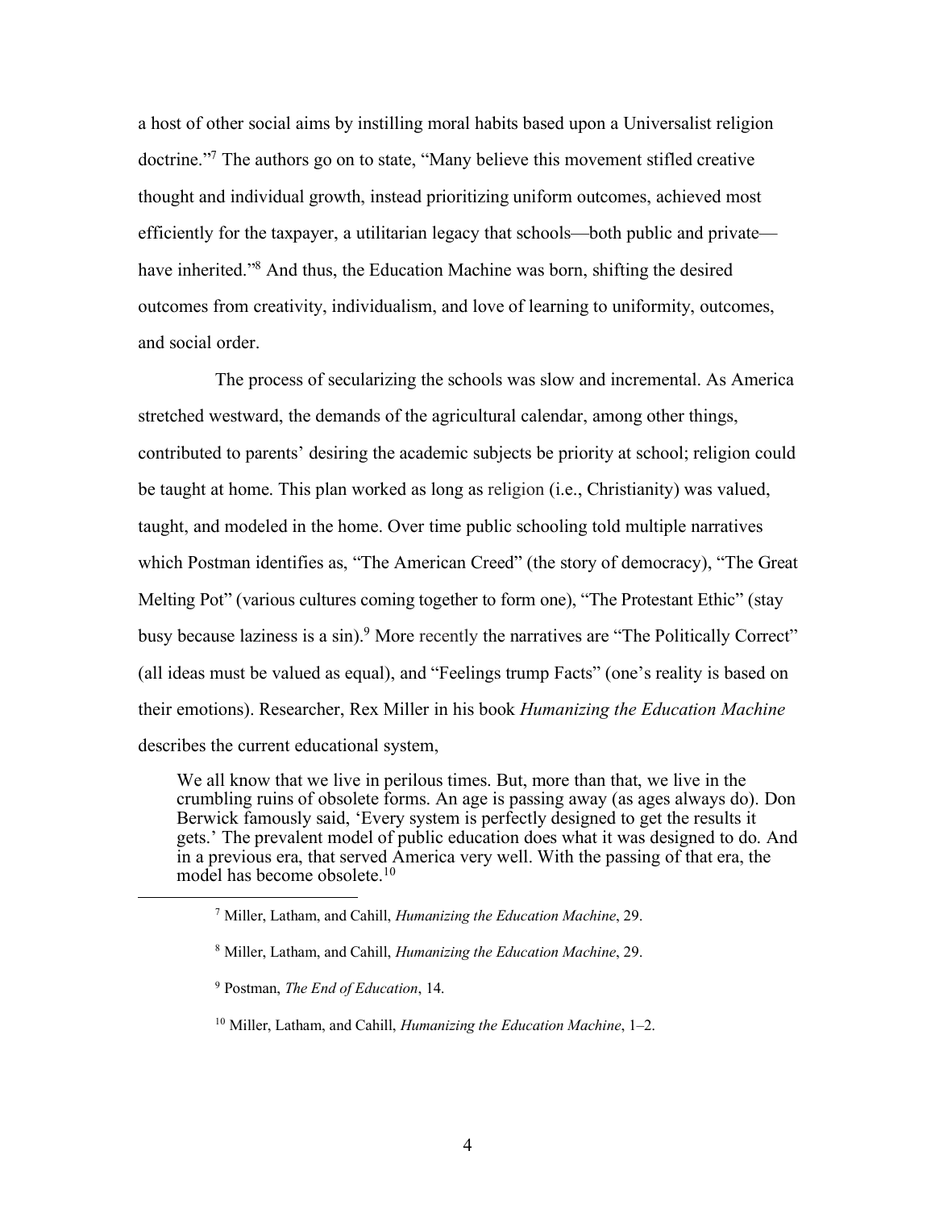a host of other social aims by instilling moral habits based upon a Universalist religion doctrine."[7] The authors go on to state, "Many believe this movement stifled creative thought and individual growth, instead prioritizing uniform outcomes, achieved most efficiently for the taxpayer, a utilitarian legacy that schools—both public and private—have inherited."[8] And thus, the Education Machine was born, shifting the desired outcomes from creativity, individualism, and love of learning to uniformity, outcomes, and social order.

The process of secularizing the schools was slow and incremental. As America stretched westward, the demands of the agricultural calendar, among other things, contributed to parents' desiring the academic subjects be priority at school; religion could be taught at home. This plan worked as long as religion (i.e., Christianity) was valued, taught, and modeled in the home. Over time public schooling told multiple narratives which Postman identifies as, "The American Creed" (the story of democracy), "The Great Melting Pot" (various cultures coming together to form one), "The Protestant Ethic" (stay busy because laziness is a sin).[9] More recently the narratives are "The Politically Correct" (all ideas must be valued as equal), and "Feelings trump Facts" (one's reality is based on their emotions). Researcher, Rex Miller in his book *Humanizing the Education Machine* describes the current educational system,

> We all know that we live in perilous times. But, more than that, we live in the crumbling ruins of obsolete forms. An age is passing away (as ages always do). Don Berwick famously said, 'Every system is perfectly designed to get the results it gets.' The prevalent model of public education does what it was designed to do. And in a previous era, that served America very well. With the passing of that era, the model has become obsolete.[10]

---

[7] Miller, Latham, and Cahill, *Humanizing the Education Machine*, 29.

[8] Miller, Latham, and Cahill, *Humanizing the Education Machine*, 29.

[9] Postman, *The End of Education*, 14.

[10] Miller, Latham, and Cahill, *Humanizing the Education Machine*, 1–2.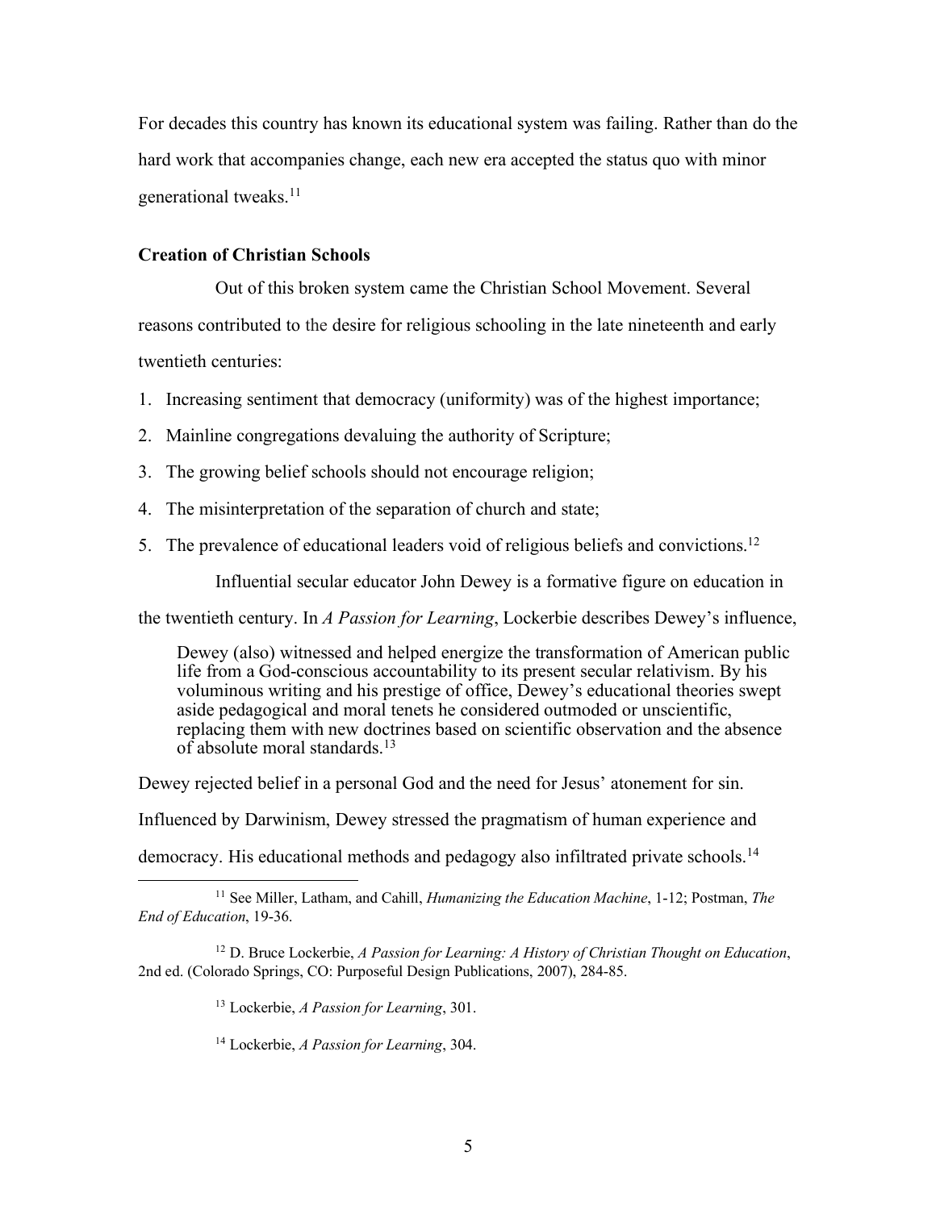For decades this country has known its educational system was failing. Rather than do the hard work that accompanies change, each new era accepted the status quo with minor generational tweaks.[11]

**Creation of Christian Schools**

Out of this broken system came the Christian School Movement. Several reasons contributed to the desire for religious schooling in the late nineteenth and early twentieth centuries:

1. Increasing sentiment that democracy (uniformity) was of the highest importance;
2. Mainline congregations devaluing the authority of Scripture;
3. The growing belief schools should not encourage religion;
4. The misinterpretation of the separation of church and state;
5. The prevalence of educational leaders void of religious beliefs and convictions.[12]

Influential secular educator John Dewey is a formative figure on education in the twentieth century. In *A Passion for Learning*, Lockerbie describes Dewey's influence,

> Dewey (also) witnessed and helped energize the transformation of American public life from a God-conscious accountability to its present secular relativism. By his voluminous writing and his prestige of office, Dewey's educational theories swept aside pedagogical and moral tenets he considered outmoded or unscientific, replacing them with new doctrines based on scientific observation and the absence of absolute moral standards.[13]

Dewey rejected belief in a personal God and the need for Jesus' atonement for sin. Influenced by Darwinism, Dewey stressed the pragmatism of human experience and democracy. His educational methods and pedagogy also infiltrated private schools.[14]

---

[11] See Miller, Latham, and Cahill, *Humanizing the Education Machine*, 1-12; Postman, *The End of Education*, 19-36.

[12] D. Bruce Lockerbie, *A Passion for Learning: A History of Christian Thought on Education*, 2nd ed. (Colorado Springs, CO: Purposeful Design Publications, 2007), 284-85.

[13] Lockerbie, *A Passion for Learning*, 301.

[14] Lockerbie, *A Passion for Learning*, 304.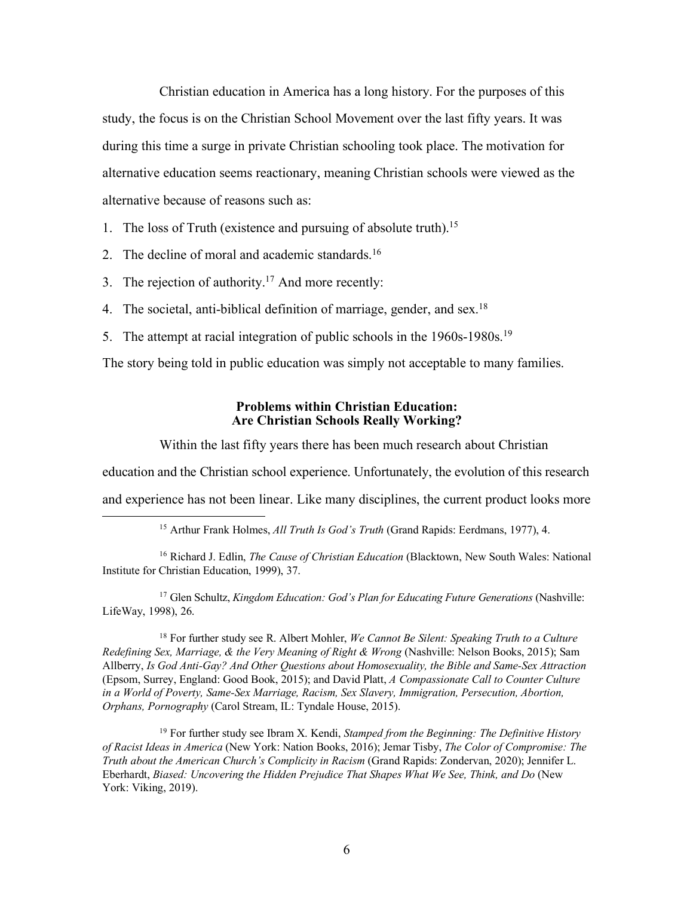Christian education in America has a long history. For the purposes of this study, the focus is on the Christian School Movement over the last fifty years. It was during this time a surge in private Christian schooling took place. The motivation for alternative education seems reactionary, meaning Christian schools were viewed as the alternative because of reasons such as:

1. The loss of Truth (existence and pursuing of absolute truth).[15]
2. The decline of moral and academic standards.[16]
3. The rejection of authority.[17] And more recently:
4. The societal, anti-biblical definition of marriage, gender, and sex.[18]
5. The attempt at racial integration of public schools in the 1960s-1980s.[19]

The story being told in public education was simply not acceptable to many families.

## Problems within Christian Education: Are Christian Schools Really Working?

Within the last fifty years there has been much research about Christian education and the Christian school experience. Unfortunately, the evolution of this research and experience has not been linear. Like many disciplines, the current product looks more

---

[15] Arthur Frank Holmes, *All Truth Is God's Truth* (Grand Rapids: Eerdmans, 1977), 4.

[16] Richard J. Edlin, *The Cause of Christian Education* (Blacktown, New South Wales: National Institute for Christian Education, 1999), 37.

[17] Glen Schultz, *Kingdom Education: God's Plan for Educating Future Generations* (Nashville: LifeWay, 1998), 26.

[18] For further study see R. Albert Mohler, *We Cannot Be Silent: Speaking Truth to a Culture Redefining Sex, Marriage, & the Very Meaning of Right & Wrong* (Nashville: Nelson Books, 2015); Sam Allberry, *Is God Anti-Gay? And Other Questions about Homosexuality, the Bible and Same-Sex Attraction* (Epsom, Surrey, England: Good Book, 2015); and David Platt, *A Compassionate Call to Counter Culture in a World of Poverty, Same-Sex Marriage, Racism, Sex Slavery, Immigration, Persecution, Abortion, Orphans, Pornography* (Carol Stream, IL: Tyndale House, 2015).

[19] For further study see Ibram X. Kendi, *Stamped from the Beginning: The Definitive History of Racist Ideas in America* (New York: Nation Books, 2016); Jemar Tisby, *The Color of Compromise: The Truth about the American Church's Complicity in Racism* (Grand Rapids: Zondervan, 2020); Jennifer L. Eberhardt, *Biased: Uncovering the Hidden Prejudice That Shapes What We See, Think, and Do* (New York: Viking, 2019).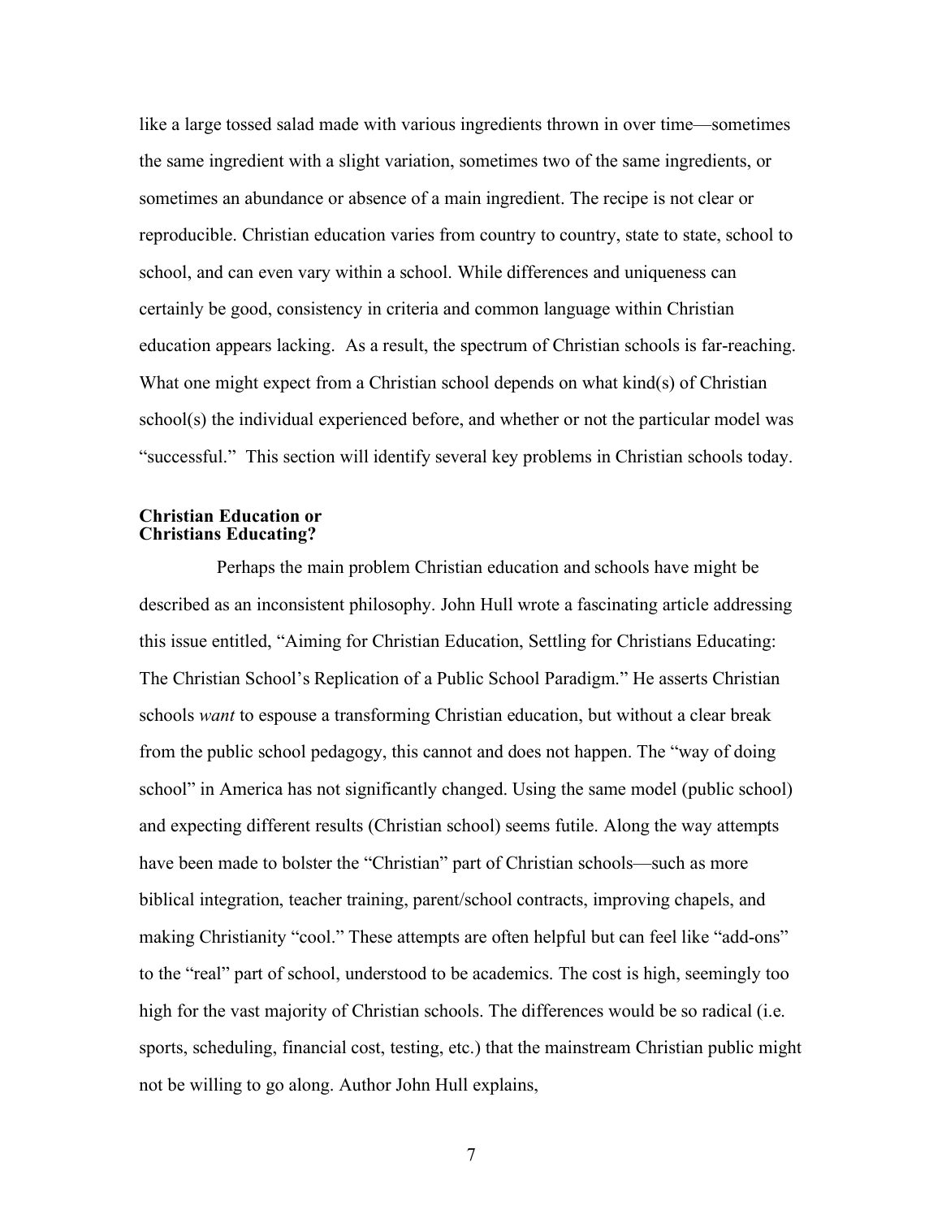like a large tossed salad made with various ingredients thrown in over time—sometimes the same ingredient with a slight variation, sometimes two of the same ingredients, or sometimes an abundance or absence of a main ingredient. The recipe is not clear or reproducible. Christian education varies from country to country, state to state, school to school, and can even vary within a school. While differences and uniqueness can certainly be good, consistency in criteria and common language within Christian education appears lacking. As a result, the spectrum of Christian schools is far-reaching. What one might expect from a Christian school depends on what kind(s) of Christian school(s) the individual experienced before, and whether or not the particular model was "successful." This section will identify several key problems in Christian schools today.

### Christian Education or Christians Educating?

Perhaps the main problem Christian education and schools have might be described as an inconsistent philosophy. John Hull wrote a fascinating article addressing this issue entitled, "Aiming for Christian Education, Settling for Christians Educating: The Christian School's Replication of a Public School Paradigm." He asserts Christian schools *want* to espouse a transforming Christian education, but without a clear break from the public school pedagogy, this cannot and does not happen. The "way of doing school" in America has not significantly changed. Using the same model (public school) and expecting different results (Christian school) seems futile. Along the way attempts have been made to bolster the "Christian" part of Christian schools—such as more biblical integration, teacher training, parent/school contracts, improving chapels, and making Christianity "cool." These attempts are often helpful but can feel like "add-ons" to the "real" part of school, understood to be academics. The cost is high, seemingly too high for the vast majority of Christian schools. The differences would be so radical (i.e. sports, scheduling, financial cost, testing, etc.) that the mainstream Christian public might not be willing to go along. Author John Hull explains,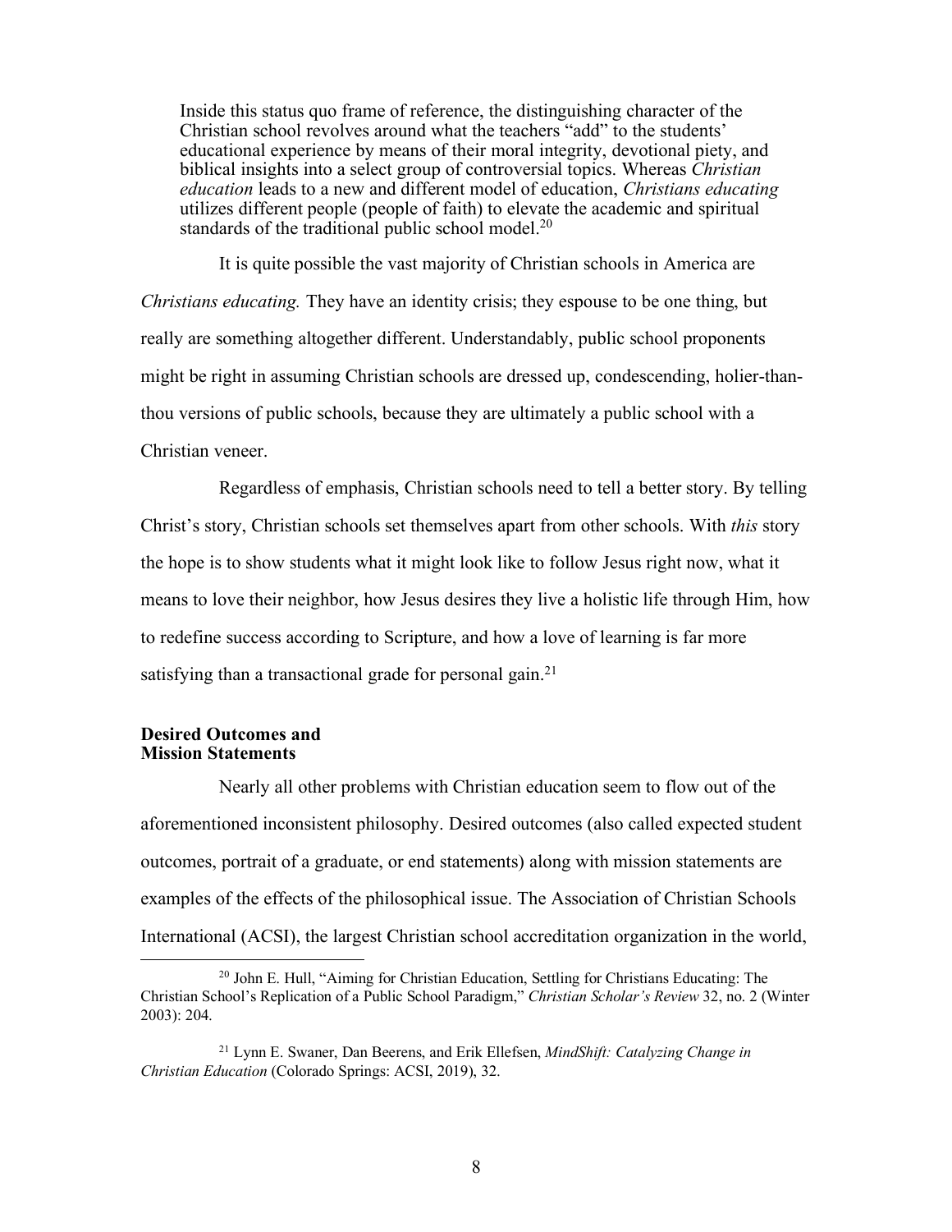> Inside this status quo frame of reference, the distinguishing character of the Christian school revolves around what the teachers "add" to the students' educational experience by means of their moral integrity, devotional piety, and biblical insights into a select group of controversial topics. Whereas *Christian education* leads to a new and different model of education, *Christians educating* utilizes different people (people of faith) to elevate the academic and spiritual standards of the traditional public school model.[20]

It is quite possible the vast majority of Christian schools in America are *Christians educating.* They have an identity crisis; they espouse to be one thing, but really are something altogether different. Understandably, public school proponents might be right in assuming Christian schools are dressed up, condescending, holier-than-thou versions of public schools, because they are ultimately a public school with a Christian veneer.

Regardless of emphasis, Christian schools need to tell a better story. By telling Christ's story, Christian schools set themselves apart from other schools. With *this* story the hope is to show students what it might look like to follow Jesus right now, what it means to love their neighbor, how Jesus desires they live a holistic life through Him, how to redefine success according to Scripture, and how a love of learning is far more satisfying than a transactional grade for personal gain.[21]

### Desired Outcomes and Mission Statements

Nearly all other problems with Christian education seem to flow out of the aforementioned inconsistent philosophy. Desired outcomes (also called expected student outcomes, portrait of a graduate, or end statements) along with mission statements are examples of the effects of the philosophical issue. The Association of Christian Schools International (ACSI), the largest Christian school accreditation organization in the world,

---

[20] John E. Hull, "Aiming for Christian Education, Settling for Christians Educating: The Christian School's Replication of a Public School Paradigm," *Christian Scholar's Review* 32, no. 2 (Winter 2003): 204.

[21] Lynn E. Swaner, Dan Beerens, and Erik Ellefsen, *MindShift: Catalyzing Change in Christian Education* (Colorado Springs: ACSI, 2019), 32.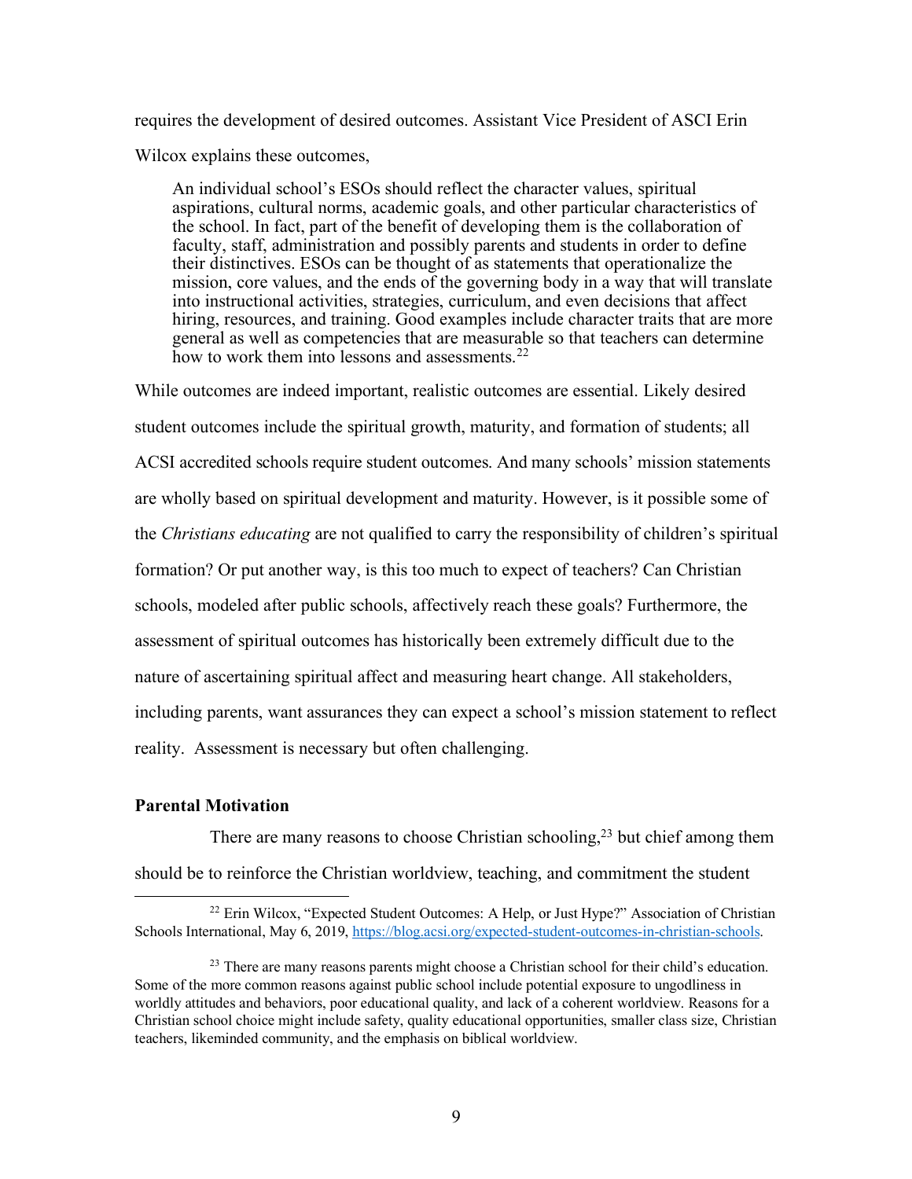requires the development of desired outcomes. Assistant Vice President of ASCI Erin Wilcox explains these outcomes,

> An individual school's ESOs should reflect the character values, spiritual aspirations, cultural norms, academic goals, and other particular characteristics of the school. In fact, part of the benefit of developing them is the collaboration of faculty, staff, administration and possibly parents and students in order to define their distinctives. ESOs can be thought of as statements that operationalize the mission, core values, and the ends of the governing body in a way that will translate into instructional activities, strategies, curriculum, and even decisions that affect hiring, resources, and training. Good examples include character traits that are more general as well as competencies that are measurable so that teachers can determine how to work them into lessons and assessments.[22]

While outcomes are indeed important, realistic outcomes are essential. Likely desired student outcomes include the spiritual growth, maturity, and formation of students; all ACSI accredited schools require student outcomes. And many schools' mission statements are wholly based on spiritual development and maturity. However, is it possible some of the *Christians educating* are not qualified to carry the responsibility of children's spiritual formation? Or put another way, is this too much to expect of teachers? Can Christian schools, modeled after public schools, affectively reach these goals? Furthermore, the assessment of spiritual outcomes has historically been extremely difficult due to the nature of ascertaining spiritual affect and measuring heart change. All stakeholders, including parents, want assurances they can expect a school's mission statement to reflect reality. Assessment is necessary but often challenging.

**Parental Motivation**

There are many reasons to choose Christian schooling,[23] but chief among them should be to reinforce the Christian worldview, teaching, and commitment the student

---

[22] Erin Wilcox, "Expected Student Outcomes: A Help, or Just Hype?" Association of Christian Schools International, May 6, 2019, https://blog.acsi.org/expected-student-outcomes-in-christian-schools.

[23] There are many reasons parents might choose a Christian school for their child's education. Some of the more common reasons against public school include potential exposure to ungodliness in worldly attitudes and behaviors, poor educational quality, and lack of a coherent worldview. Reasons for a Christian school choice might include safety, quality educational opportunities, smaller class size, Christian teachers, likeminded community, and the emphasis on biblical worldview.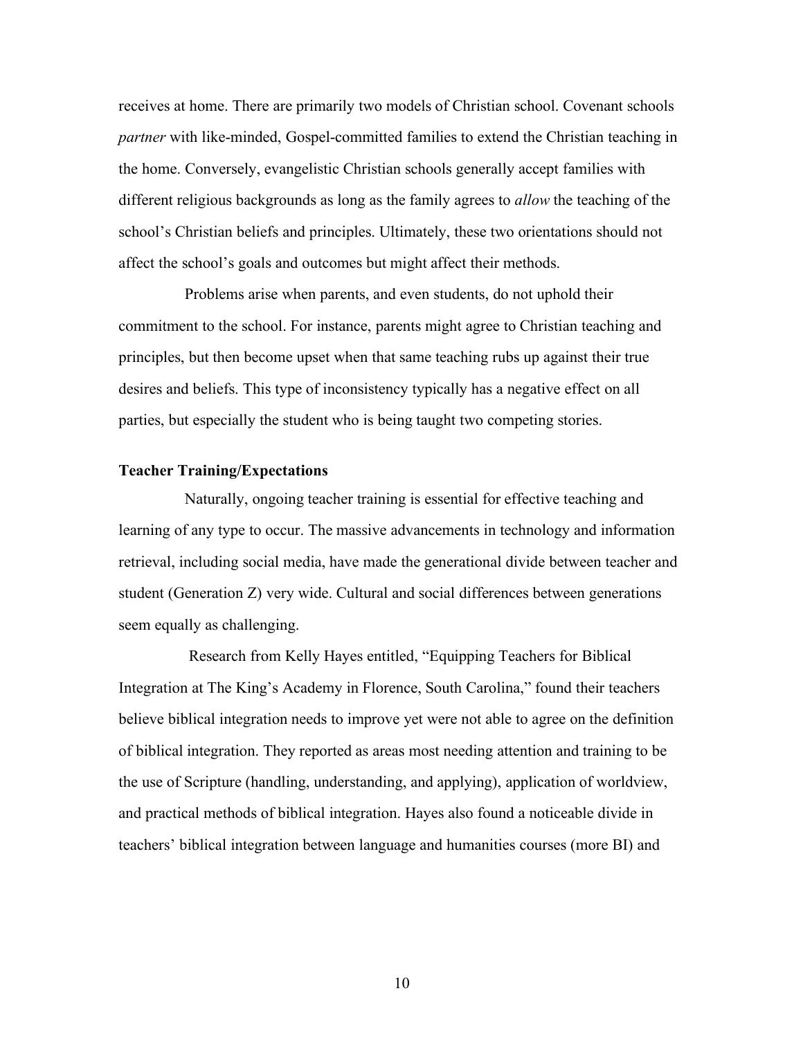receives at home. There are primarily two models of Christian school. Covenant schools *partner* with like-minded, Gospel-committed families to extend the Christian teaching in the home. Conversely, evangelistic Christian schools generally accept families with different religious backgrounds as long as the family agrees to *allow* the teaching of the school's Christian beliefs and principles. Ultimately, these two orientations should not affect the school's goals and outcomes but might affect their methods.

Problems arise when parents, and even students, do not uphold their commitment to the school. For instance, parents might agree to Christian teaching and principles, but then become upset when that same teaching rubs up against their true desires and beliefs. This type of inconsistency typically has a negative effect on all parties, but especially the student who is being taught two competing stories.

**Teacher Training/Expectations**

Naturally, ongoing teacher training is essential for effective teaching and learning of any type to occur. The massive advancements in technology and information retrieval, including social media, have made the generational divide between teacher and student (Generation Z) very wide. Cultural and social differences between generations seem equally as challenging.

Research from Kelly Hayes entitled, "Equipping Teachers for Biblical Integration at The King's Academy in Florence, South Carolina," found their teachers believe biblical integration needs to improve yet were not able to agree on the definition of biblical integration. They reported as areas most needing attention and training to be the use of Scripture (handling, understanding, and applying), application of worldview, and practical methods of biblical integration. Hayes also found a noticeable divide in teachers' biblical integration between language and humanities courses (more BI) and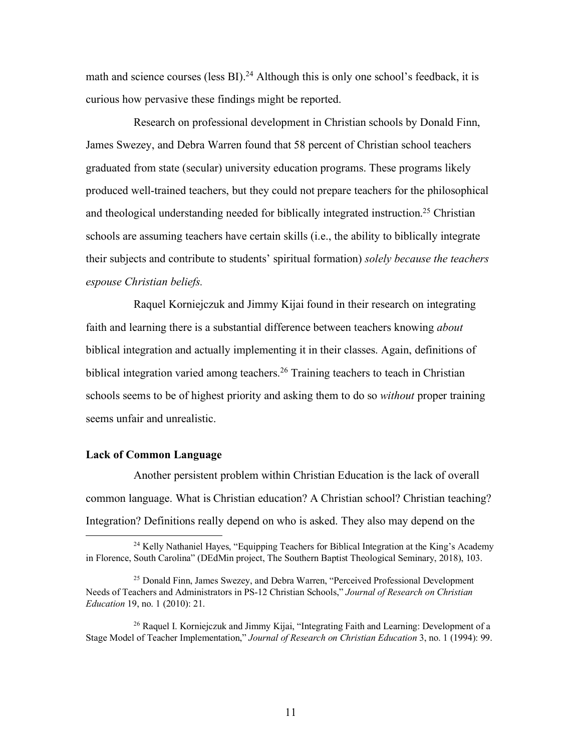math and science courses (less BI).[24] Although this is only one school's feedback, it is curious how pervasive these findings might be reported.

Research on professional development in Christian schools by Donald Finn, James Swezey, and Debra Warren found that 58 percent of Christian school teachers graduated from state (secular) university education programs. These programs likely produced well-trained teachers, but they could not prepare teachers for the philosophical and theological understanding needed for biblically integrated instruction.[25] Christian schools are assuming teachers have certain skills (i.e., the ability to biblically integrate their subjects and contribute to students' spiritual formation) *solely because the teachers espouse Christian beliefs.*

Raquel Korniejczuk and Jimmy Kijai found in their research on integrating faith and learning there is a substantial difference between teachers knowing *about* biblical integration and actually implementing it in their classes. Again, definitions of biblical integration varied among teachers.[26] Training teachers to teach in Christian schools seems to be of highest priority and asking them to do so *without* proper training seems unfair and unrealistic.

**Lack of Common Language**

Another persistent problem within Christian Education is the lack of overall common language. What is Christian education? A Christian school? Christian teaching? Integration? Definitions really depend on who is asked. They also may depend on the

---

[24] Kelly Nathaniel Hayes, "Equipping Teachers for Biblical Integration at the King's Academy in Florence, South Carolina" (DEdMin project, The Southern Baptist Theological Seminary, 2018), 103.

[25] Donald Finn, James Swezey, and Debra Warren, "Perceived Professional Development Needs of Teachers and Administrators in PS-12 Christian Schools," *Journal of Research on Christian Education* 19, no. 1 (2010): 21.

[26] Raquel I. Korniejczuk and Jimmy Kijai, "Integrating Faith and Learning: Development of a Stage Model of Teacher Implementation," *Journal of Research on Christian Education* 3, no. 1 (1994): 99.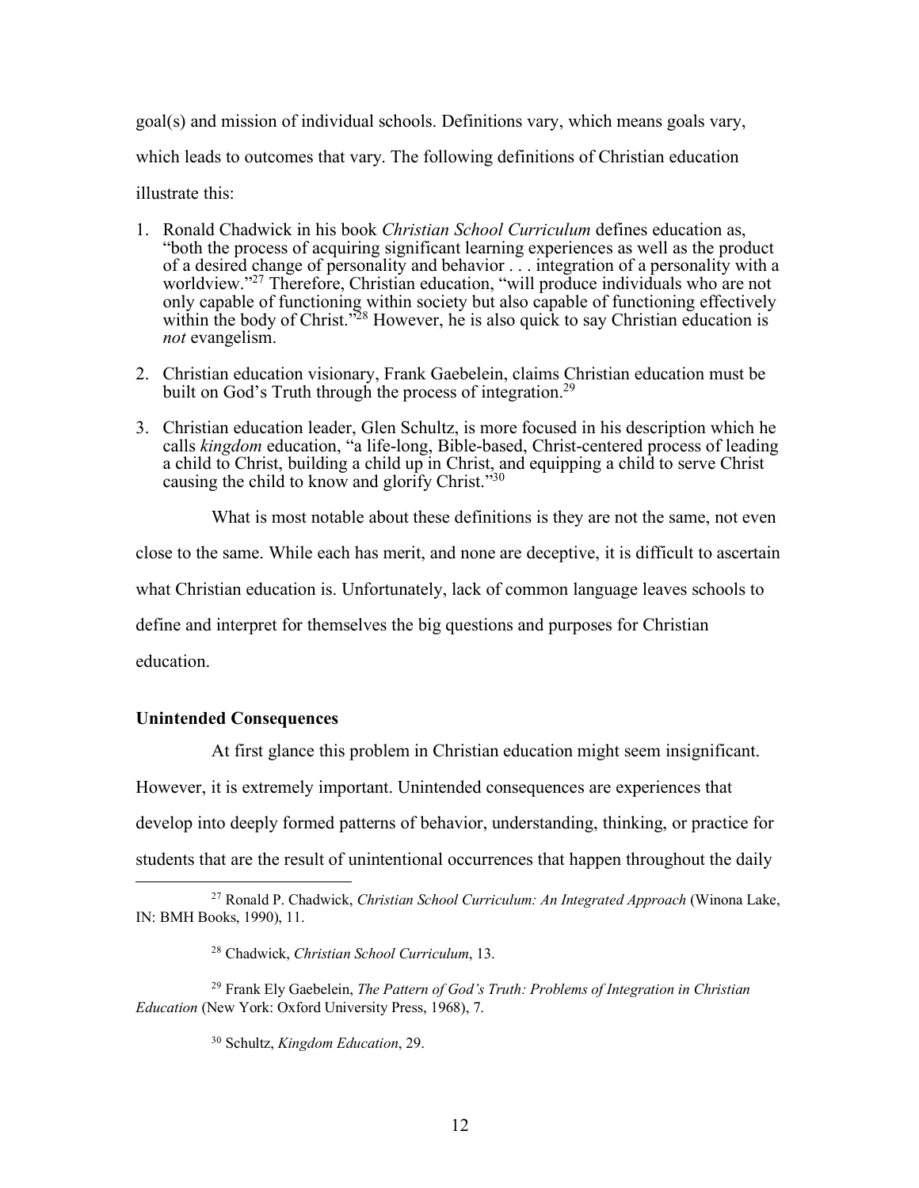goal(s) and mission of individual schools. Definitions vary, which means goals vary, which leads to outcomes that vary. The following definitions of Christian education illustrate this:

1. Ronald Chadwick in his book *Christian School Curriculum* defines education as, "both the process of acquiring significant learning experiences as well as the product of a desired change of personality and behavior . . . integration of a personality with a worldview."[27] Therefore, Christian education, "will produce individuals who are not only capable of functioning within society but also capable of functioning effectively within the body of Christ."[28] However, he is also quick to say Christian education is *not* evangelism.

2. Christian education visionary, Frank Gaebelein, claims Christian education must be built on God's Truth through the process of integration.[29]

3. Christian education leader, Glen Schultz, is more focused in his description which he calls *kingdom* education, "a life-long, Bible-based, Christ-centered process of leading a child to Christ, building a child up in Christ, and equipping a child to serve Christ causing the child to know and glorify Christ."[30]

What is most notable about these definitions is they are not the same, not even close to the same. While each has merit, and none are deceptive, it is difficult to ascertain what Christian education is. Unfortunately, lack of common language leaves schools to define and interpret for themselves the big questions and purposes for Christian education.

**Unintended Consequences**

At first glance this problem in Christian education might seem insignificant. However, it is extremely important. Unintended consequences are experiences that develop into deeply formed patterns of behavior, understanding, thinking, or practice for students that are the result of unintentional occurrences that happen throughout the daily

---

[27] Ronald P. Chadwick, *Christian School Curriculum: An Integrated Approach* (Winona Lake, IN: BMH Books, 1990), 11.

[28] Chadwick, *Christian School Curriculum*, 13.

[29] Frank Ely Gaebelein, *The Pattern of God's Truth: Problems of Integration in Christian Education* (New York: Oxford University Press, 1968), 7.

[30] Schultz, *Kingdom Education*, 29.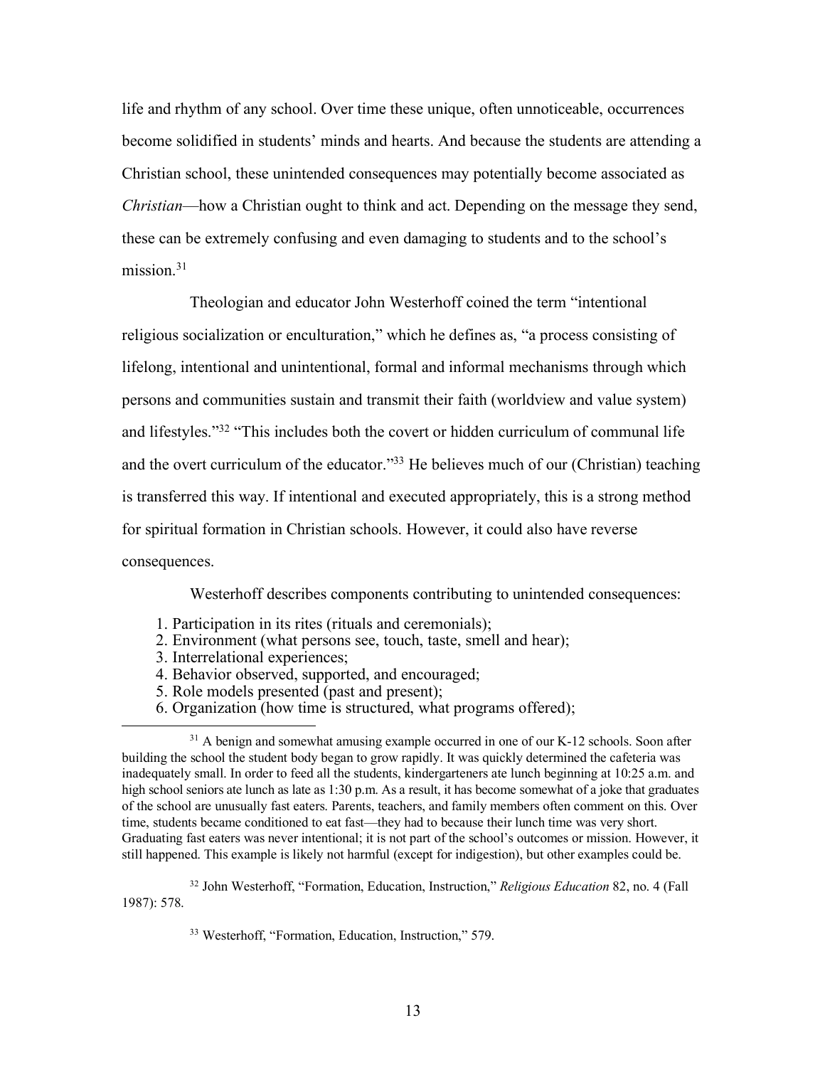life and rhythm of any school. Over time these unique, often unnoticeable, occurrences become solidified in students' minds and hearts. And because the students are attending a Christian school, these unintended consequences may potentially become associated as *Christian*—how a Christian ought to think and act. Depending on the message they send, these can be extremely confusing and even damaging to students and to the school's mission.[31]

Theologian and educator John Westerhoff coined the term "intentional religious socialization or enculturation," which he defines as, "a process consisting of lifelong, intentional and unintentional, formal and informal mechanisms through which persons and communities sustain and transmit their faith (worldview and value system) and lifestyles."[32] "This includes both the covert or hidden curriculum of communal life and the overt curriculum of the educator."[33] He believes much of our (Christian) teaching is transferred this way. If intentional and executed appropriately, this is a strong method for spiritual formation in Christian schools. However, it could also have reverse consequences.

Westerhoff describes components contributing to unintended consequences:

1. Participation in its rites (rituals and ceremonials);
2. Environment (what persons see, touch, taste, smell and hear);
3. Interrelational experiences;
4. Behavior observed, supported, and encouraged;
5. Role models presented (past and present);
6. Organization (how time is structured, what programs offered);

---

[31] A benign and somewhat amusing example occurred in one of our K-12 schools. Soon after building the school the student body began to grow rapidly. It was quickly determined the cafeteria was inadequately small. In order to feed all the students, kindergarteners ate lunch beginning at 10:25 a.m. and high school seniors ate lunch as late as 1:30 p.m. As a result, it has become somewhat of a joke that graduates of the school are unusually fast eaters. Parents, teachers, and family members often comment on this. Over time, students became conditioned to eat fast—they had to because their lunch time was very short. Graduating fast eaters was never intentional; it is not part of the school's outcomes or mission. However, it still happened. This example is likely not harmful (except for indigestion), but other examples could be.

[32] John Westerhoff, "Formation, Education, Instruction," *Religious Education* 82, no. 4 (Fall 1987): 578.

[33] Westerhoff, "Formation, Education, Instruction," 579.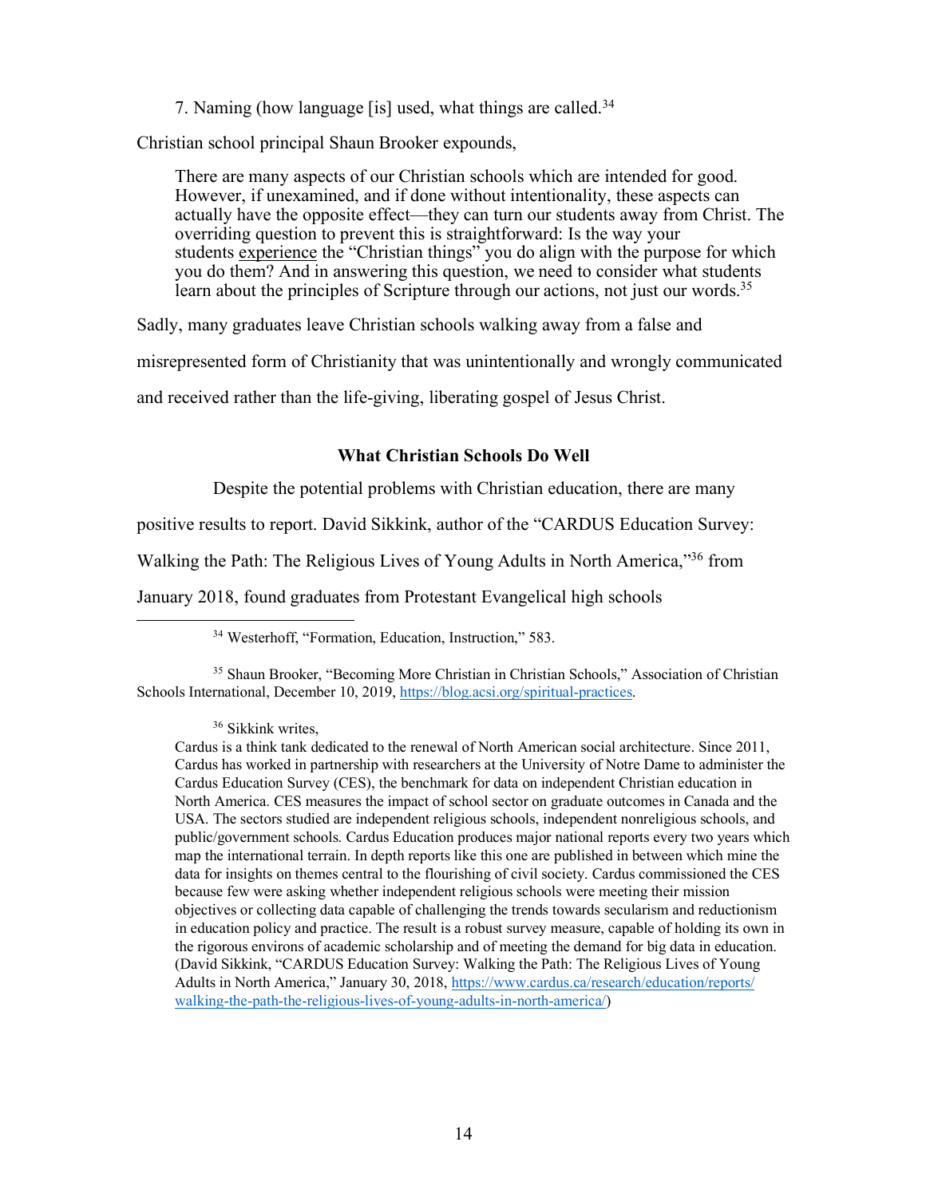7. Naming (how language [is] used, what things are called.[34]

Christian school principal Shaun Brooker expounds,

> There are many aspects of our Christian schools which are intended for good. However, if unexamined, and if done without intentionality, these aspects can actually have the opposite effect—they can turn our students away from Christ. The overriding question to prevent this is straightforward: Is the way your students experience the "Christian things" you do align with the purpose for which you do them? And in answering this question, we need to consider what students learn about the principles of Scripture through our actions, not just our words.[35]

Sadly, many graduates leave Christian schools walking away from a false and misrepresented form of Christianity that was unintentionally and wrongly communicated and received rather than the life-giving, liberating gospel of Jesus Christ.

### What Christian Schools Do Well

Despite the potential problems with Christian education, there are many positive results to report. David Sikkink, author of the "CARDUS Education Survey: Walking the Path: The Religious Lives of Young Adults in North America,"[36] from January 2018, found graduates from Protestant Evangelical high schools

---

[34] Westerhoff, "Formation, Education, Instruction," 583.

[35] Shaun Brooker, "Becoming More Christian in Christian Schools," Association of Christian Schools International, December 10, 2019, https://blog.acsi.org/spiritual-practices.

[36] Sikkink writes,

> Cardus is a think tank dedicated to the renewal of North American social architecture. Since 2011, Cardus has worked in partnership with researchers at the University of Notre Dame to administer the Cardus Education Survey (CES), the benchmark for data on independent Christian education in North America. CES measures the impact of school sector on graduate outcomes in Canada and the USA. The sectors studied are independent religious schools, independent nonreligious schools, and public/government schools. Cardus Education produces major national reports every two years which map the international terrain. In depth reports like this one are published in between which mine the data for insights on themes central to the flourishing of civil society. Cardus commissioned the CES because few were asking whether independent religious schools were meeting their mission objectives or collecting data capable of challenging the trends towards secularism and reductionism in education policy and practice. The result is a robust survey measure, capable of holding its own in the rigorous environs of academic scholarship and of meeting the demand for big data in education. (David Sikkink, "CARDUS Education Survey: Walking the Path: The Religious Lives of Young Adults in North America," January 30, 2018, https://www.cardus.ca/research/education/reports/walking-the-path-the-religious-lives-of-young-adults-in-north-america/)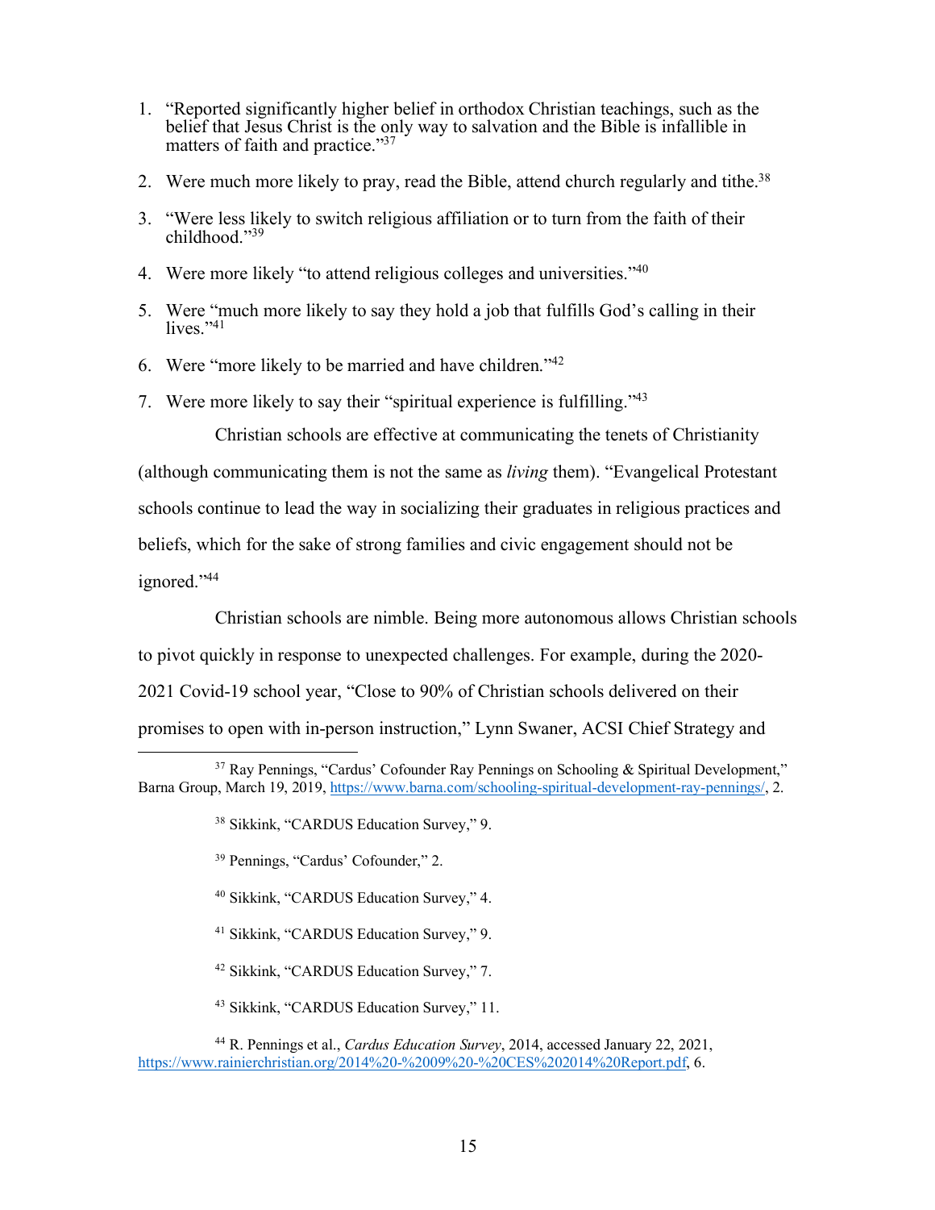1. "Reported significantly higher belief in orthodox Christian teachings, such as the belief that Jesus Christ is the only way to salvation and the Bible is infallible in matters of faith and practice."[37]

2. Were much more likely to pray, read the Bible, attend church regularly and tithe.[38]

3. "Were less likely to switch religious affiliation or to turn from the faith of their childhood."[39]

4. Were more likely "to attend religious colleges and universities."[40]

5. Were "much more likely to say they hold a job that fulfills God's calling in their lives."[41]

6. Were "more likely to be married and have children."[42]

7. Were more likely to say their "spiritual experience is fulfilling."[43]

Christian schools are effective at communicating the tenets of Christianity (although communicating them is not the same as *living* them). "Evangelical Protestant schools continue to lead the way in socializing their graduates in religious practices and beliefs, which for the sake of strong families and civic engagement should not be ignored."[44]

Christian schools are nimble. Being more autonomous allows Christian schools to pivot quickly in response to unexpected challenges. For example, during the 2020-2021 Covid-19 school year, "Close to 90% of Christian schools delivered on their promises to open with in-person instruction," Lynn Swaner, ACSI Chief Strategy and

---

[37] Ray Pennings, "Cardus' Cofounder Ray Pennings on Schooling & Spiritual Development," Barna Group, March 19, 2019, https://www.barna.com/schooling-spiritual-development-ray-pennings/, 2.

[38] Sikkink, "CARDUS Education Survey," 9.

[39] Pennings, "Cardus' Cofounder," 2.

[40] Sikkink, "CARDUS Education Survey," 4.

[41] Sikkink, "CARDUS Education Survey," 9.

[42] Sikkink, "CARDUS Education Survey," 7.

[43] Sikkink, "CARDUS Education Survey," 11.

[44] R. Pennings et al., *Cardus Education Survey*, 2014, accessed January 22, 2021, https://www.rainierchristian.org/2014%20-%2009%20-%20CES%202014%20Report.pdf, 6.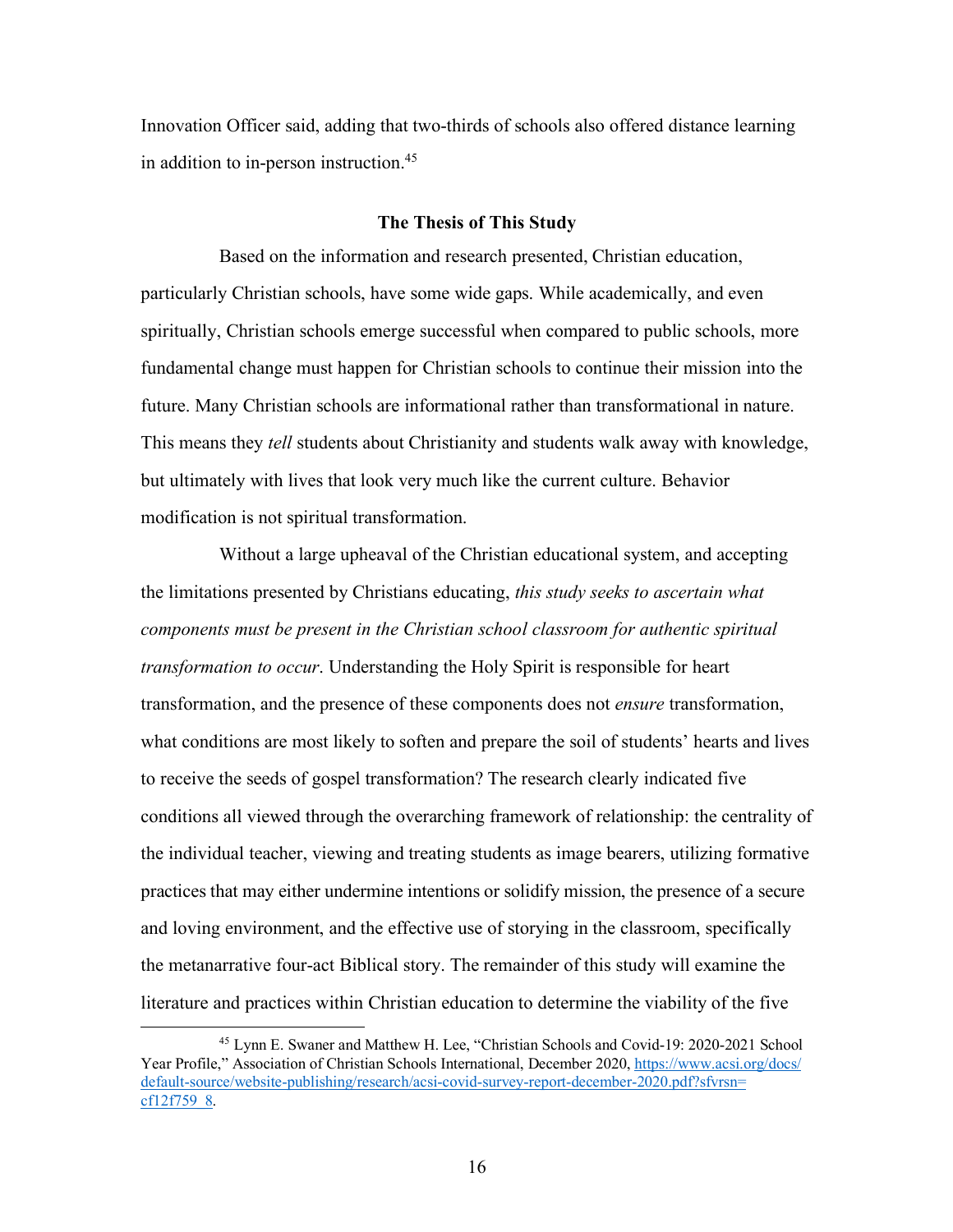Innovation Officer said, adding that two-thirds of schools also offered distance learning in addition to in-person instruction.[45]

## The Thesis of This Study

Based on the information and research presented, Christian education, particularly Christian schools, have some wide gaps. While academically, and even spiritually, Christian schools emerge successful when compared to public schools, more fundamental change must happen for Christian schools to continue their mission into the future. Many Christian schools are informational rather than transformational in nature. This means they *tell* students about Christianity and students walk away with knowledge, but ultimately with lives that look very much like the current culture. Behavior modification is not spiritual transformation.

Without a large upheaval of the Christian educational system, and accepting the limitations presented by Christians educating, *this study seeks to ascertain what components must be present in the Christian school classroom for authentic spiritual transformation to occur*. Understanding the Holy Spirit is responsible for heart transformation, and the presence of these components does not *ensure* transformation, what conditions are most likely to soften and prepare the soil of students' hearts and lives to receive the seeds of gospel transformation? The research clearly indicated five conditions all viewed through the overarching framework of relationship: the centrality of the individual teacher, viewing and treating students as image bearers, utilizing formative practices that may either undermine intentions or solidify mission, the presence of a secure and loving environment, and the effective use of storying in the classroom, specifically the metanarrative four-act Biblical story. The remainder of this study will examine the literature and practices within Christian education to determine the viability of the five

---

[45] Lynn E. Swaner and Matthew H. Lee, "Christian Schools and Covid-19: 2020-2021 School Year Profile," Association of Christian Schools International, December 2020, https://www.acsi.org/docs/default-source/website-publishing/research/acsi-covid-survey-report-december-2020.pdf?sfvrsn=cf12f759_8.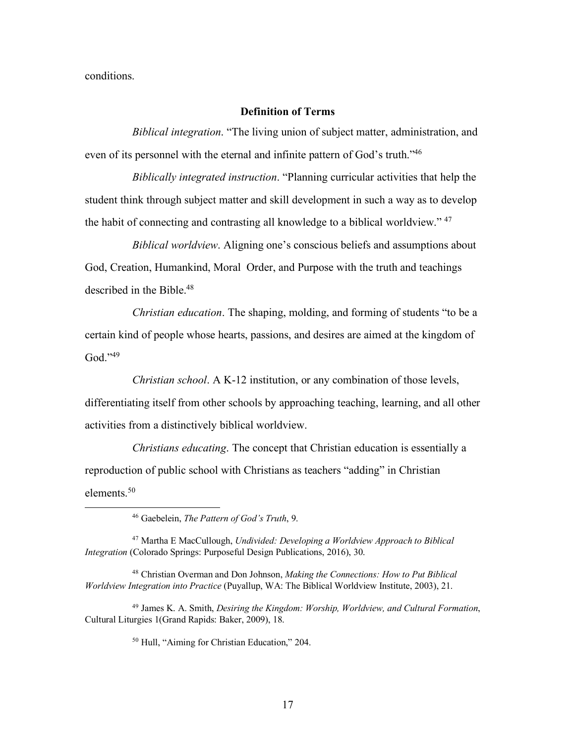conditions.

## Definition of Terms

*Biblical integration*. "The living union of subject matter, administration, and even of its personnel with the eternal and infinite pattern of God's truth."[46]

*Biblically integrated instruction*. "Planning curricular activities that help the student think through subject matter and skill development in such a way as to develop the habit of connecting and contrasting all knowledge to a biblical worldview." [47]

*Biblical worldview*. Aligning one's conscious beliefs and assumptions about God, Creation, Humankind, Moral Order, and Purpose with the truth and teachings described in the Bible.[48]

*Christian education*. The shaping, molding, and forming of students "to be a certain kind of people whose hearts, passions, and desires are aimed at the kingdom of God."[49]

*Christian school*. A K-12 institution, or any combination of those levels, differentiating itself from other schools by approaching teaching, learning, and all other activities from a distinctively biblical worldview.

*Christians educating*. The concept that Christian education is essentially a reproduction of public school with Christians as teachers "adding" in Christian elements.[50]

---

[46] Gaebelein, *The Pattern of God's Truth*, 9.

[47] Martha E MacCullough, *Undivided: Developing a Worldview Approach to Biblical Integration* (Colorado Springs: Purposeful Design Publications, 2016), 30.

[48] Christian Overman and Don Johnson, *Making the Connections: How to Put Biblical Worldview Integration into Practice* (Puyallup, WA: The Biblical Worldview Institute, 2003), 21.

[49] James K. A. Smith, *Desiring the Kingdom: Worship, Worldview, and Cultural Formation*, Cultural Liturgies 1(Grand Rapids: Baker, 2009), 18.

[50] Hull, "Aiming for Christian Education," 204.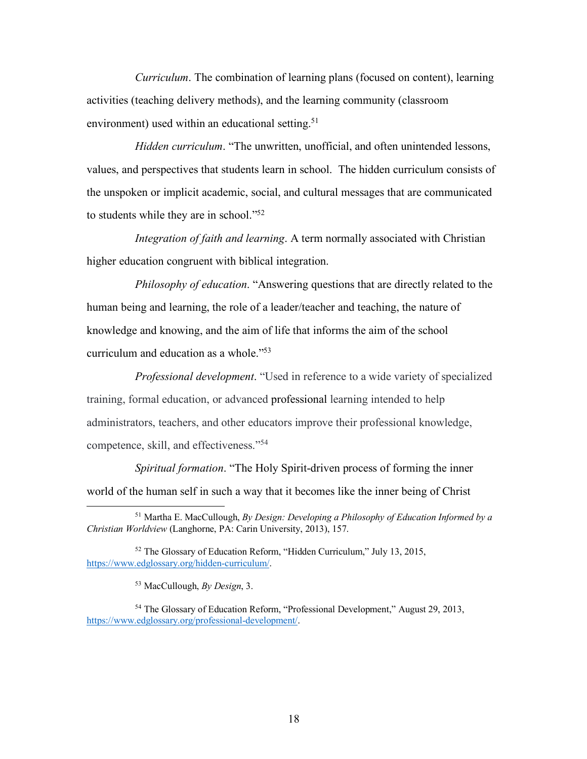*Curriculum*. The combination of learning plans (focused on content), learning activities (teaching delivery methods), and the learning community (classroom environment) used within an educational setting.[51]

*Hidden curriculum*. "The unwritten, unofficial, and often unintended lessons, values, and perspectives that students learn in school. The hidden curriculum consists of the unspoken or implicit academic, social, and cultural messages that are communicated to students while they are in school."[52]

*Integration of faith and learning*. A term normally associated with Christian higher education congruent with biblical integration.

*Philosophy of education*. "Answering questions that are directly related to the human being and learning, the role of a leader/teacher and teaching, the nature of knowledge and knowing, and the aim of life that informs the aim of the school curriculum and education as a whole."[53]

*Professional development*. "Used in reference to a wide variety of specialized training, formal education, or advanced professional learning intended to help administrators, teachers, and other educators improve their professional knowledge, competence, skill, and effectiveness."[54]

*Spiritual formation*. "The Holy Spirit-driven process of forming the inner world of the human self in such a way that it becomes like the inner being of Christ

---

[51] Martha E. MacCullough, *By Design: Developing a Philosophy of Education Informed by a Christian Worldview* (Langhorne, PA: Carin University, 2013), 157.

[52] The Glossary of Education Reform, "Hidden Curriculum," July 13, 2015, https://www.edglossary.org/hidden-curriculum/.

[53] MacCullough, *By Design*, 3.

[54] The Glossary of Education Reform, "Professional Development," August 29, 2013, https://www.edglossary.org/professional-development/.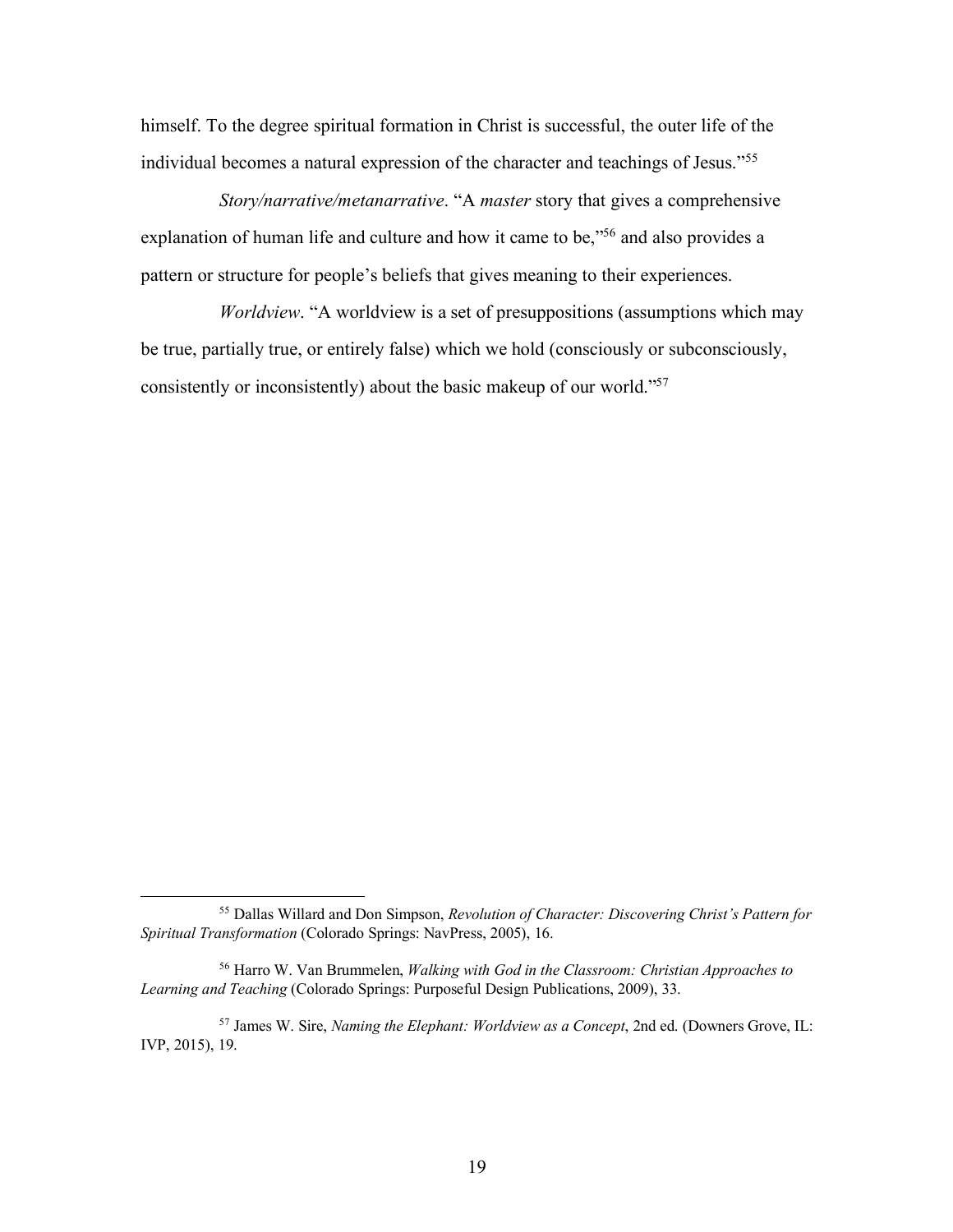himself. To the degree spiritual formation in Christ is successful, the outer life of the individual becomes a natural expression of the character and teachings of Jesus."[55]

*Story/narrative/metanarrative*. "A *master* story that gives a comprehensive explanation of human life and culture and how it came to be,"[56] and also provides a pattern or structure for people's beliefs that gives meaning to their experiences.

*Worldview*. "A worldview is a set of presuppositions (assumptions which may be true, partially true, or entirely false) which we hold (consciously or subconsciously, consistently or inconsistently) about the basic makeup of our world."[57]

---

[55] Dallas Willard and Don Simpson, *Revolution of Character: Discovering Christ's Pattern for Spiritual Transformation* (Colorado Springs: NavPress, 2005), 16.

[56] Harro W. Van Brummelen, *Walking with God in the Classroom: Christian Approaches to Learning and Teaching* (Colorado Springs: Purposeful Design Publications, 2009), 33.

[57] James W. Sire, *Naming the Elephant: Worldview as a Concept*, 2nd ed. (Downers Grove, IL: IVP, 2015), 19.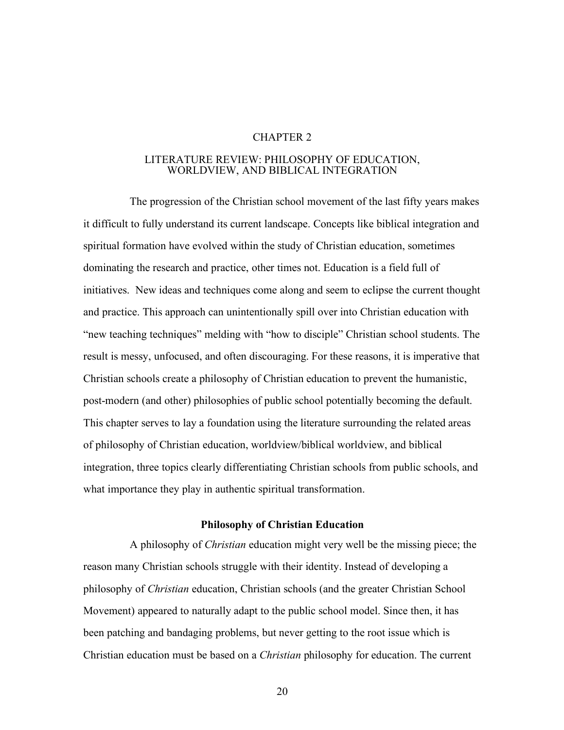# CHAPTER 2

# LITERATURE REVIEW: PHILOSOPHY OF EDUCATION, WORLDVIEW, AND BIBLICAL INTEGRATION

The progression of the Christian school movement of the last fifty years makes it difficult to fully understand its current landscape. Concepts like biblical integration and spiritual formation have evolved within the study of Christian education, sometimes dominating the research and practice, other times not. Education is a field full of initiatives. New ideas and techniques come along and seem to eclipse the current thought and practice. This approach can unintentionally spill over into Christian education with "new teaching techniques" melding with "how to disciple" Christian school students. The result is messy, unfocused, and often discouraging. For these reasons, it is imperative that Christian schools create a philosophy of Christian education to prevent the humanistic, post-modern (and other) philosophies of public school potentially becoming the default. This chapter serves to lay a foundation using the literature surrounding the related areas of philosophy of Christian education, worldview/biblical worldview, and biblical integration, three topics clearly differentiating Christian schools from public schools, and what importance they play in authentic spiritual transformation.

## Philosophy of Christian Education

A philosophy of *Christian* education might very well be the missing piece; the reason many Christian schools struggle with their identity. Instead of developing a philosophy of *Christian* education, Christian schools (and the greater Christian School Movement) appeared to naturally adapt to the public school model. Since then, it has been patching and bandaging problems, but never getting to the root issue which is Christian education must be based on a *Christian* philosophy for education. The current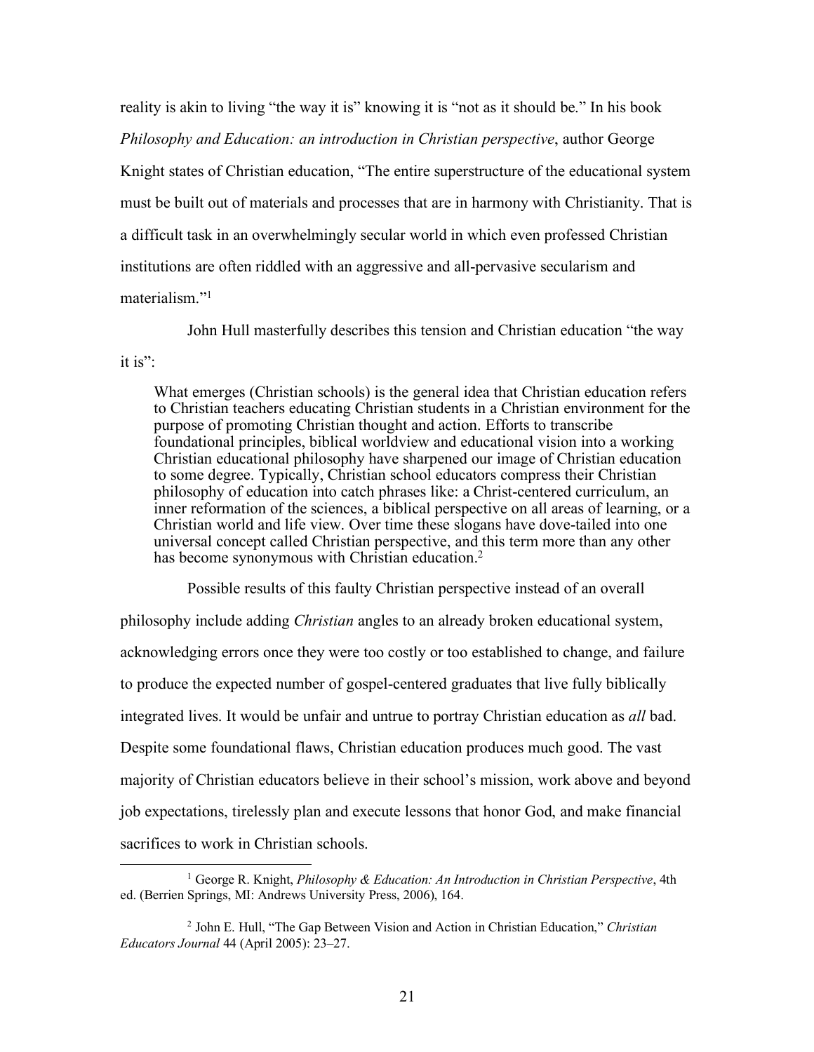reality is akin to living "the way it is" knowing it is "not as it should be." In his book *Philosophy and Education: an introduction in Christian perspective*, author George Knight states of Christian education, "The entire superstructure of the educational system must be built out of materials and processes that are in harmony with Christianity. That is a difficult task in an overwhelmingly secular world in which even professed Christian institutions are often riddled with an aggressive and all-pervasive secularism and materialism."[1]

John Hull masterfully describes this tension and Christian education "the way it is":

> What emerges (Christian schools) is the general idea that Christian education refers to Christian teachers educating Christian students in a Christian environment for the purpose of promoting Christian thought and action. Efforts to transcribe foundational principles, biblical worldview and educational vision into a working Christian educational philosophy have sharpened our image of Christian education to some degree. Typically, Christian school educators compress their Christian philosophy of education into catch phrases like: a Christ-centered curriculum, an inner reformation of the sciences, a biblical perspective on all areas of learning, or a Christian world and life view. Over time these slogans have dove-tailed into one universal concept called Christian perspective, and this term more than any other has become synonymous with Christian education.[2]

Possible results of this faulty Christian perspective instead of an overall philosophy include adding *Christian* angles to an already broken educational system, acknowledging errors once they were too costly or too established to change, and failure to produce the expected number of gospel-centered graduates that live fully biblically integrated lives. It would be unfair and untrue to portray Christian education as *all* bad. Despite some foundational flaws, Christian education produces much good. The vast majority of Christian educators believe in their school's mission, work above and beyond job expectations, tirelessly plan and execute lessons that honor God, and make financial sacrifices to work in Christian schools.

---

[1] George R. Knight, *Philosophy & Education: An Introduction in Christian Perspective*, 4th ed. (Berrien Springs, MI: Andrews University Press, 2006), 164.

[2] John E. Hull, "The Gap Between Vision and Action in Christian Education," *Christian Educators Journal* 44 (April 2005): 23–27.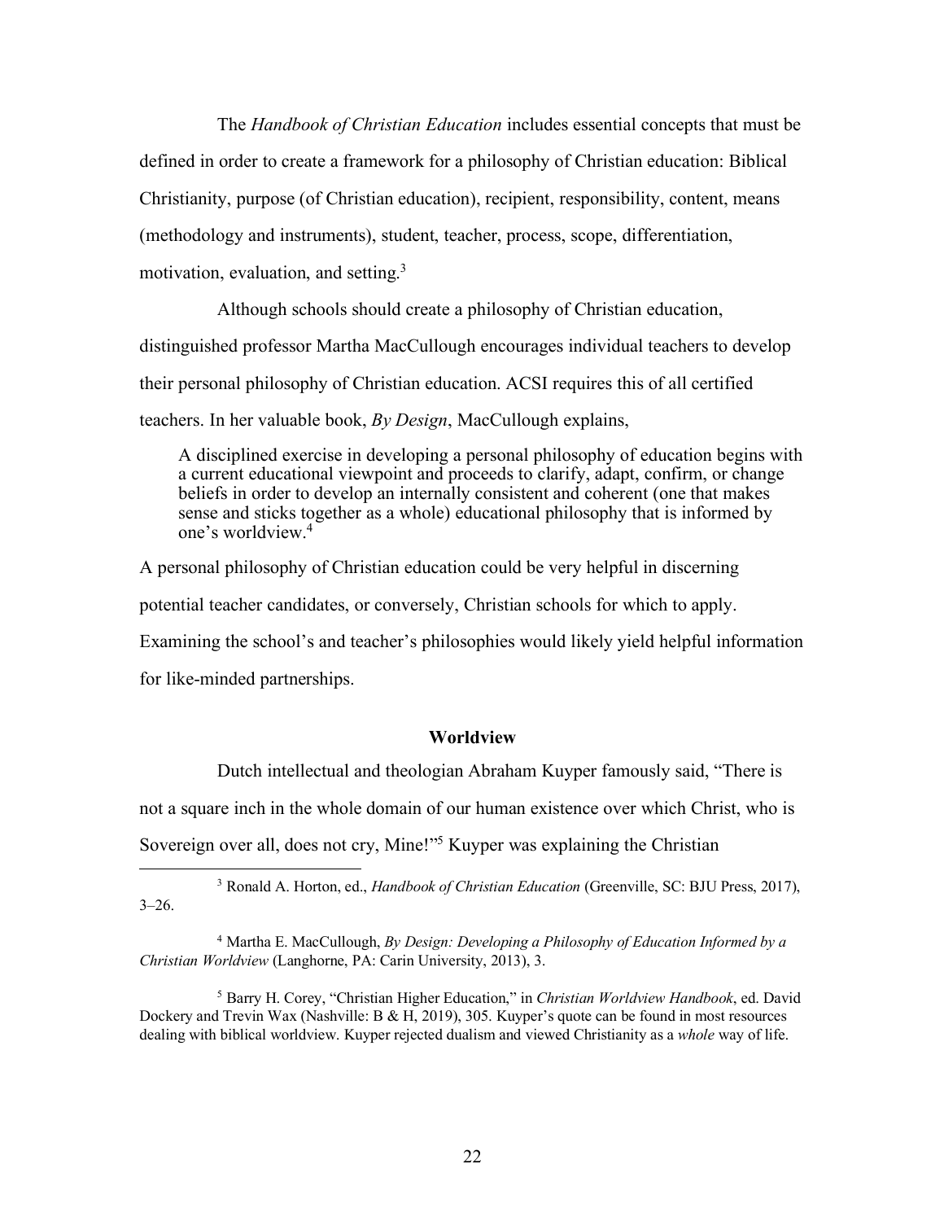The *Handbook of Christian Education* includes essential concepts that must be defined in order to create a framework for a philosophy of Christian education: Biblical Christianity, purpose (of Christian education), recipient, responsibility, content, means (methodology and instruments), student, teacher, process, scope, differentiation, motivation, evaluation, and setting.[3]

Although schools should create a philosophy of Christian education, distinguished professor Martha MacCullough encourages individual teachers to develop their personal philosophy of Christian education. ACSI requires this of all certified teachers. In her valuable book, *By Design*, MacCullough explains,

> A disciplined exercise in developing a personal philosophy of education begins with a current educational viewpoint and proceeds to clarify, adapt, confirm, or change beliefs in order to develop an internally consistent and coherent (one that makes sense and sticks together as a whole) educational philosophy that is informed by one's worldview.[4]

A personal philosophy of Christian education could be very helpful in discerning potential teacher candidates, or conversely, Christian schools for which to apply. Examining the school's and teacher's philosophies would likely yield helpful information for like-minded partnerships.

### Worldview

Dutch intellectual and theologian Abraham Kuyper famously said, "There is not a square inch in the whole domain of our human existence over which Christ, who is Sovereign over all, does not cry, Mine!"[5] Kuyper was explaining the Christian

---

[3] Ronald A. Horton, ed., *Handbook of Christian Education* (Greenville, SC: BJU Press, 2017), 3–26.

[4] Martha E. MacCullough, *By Design: Developing a Philosophy of Education Informed by a Christian Worldview* (Langhorne, PA: Carin University, 2013), 3.

[5] Barry H. Corey, "Christian Higher Education," in *Christian Worldview Handbook*, ed. David Dockery and Trevin Wax (Nashville: B & H, 2019), 305. Kuyper's quote can be found in most resources dealing with biblical worldview. Kuyper rejected dualism and viewed Christianity as a *whole* way of life.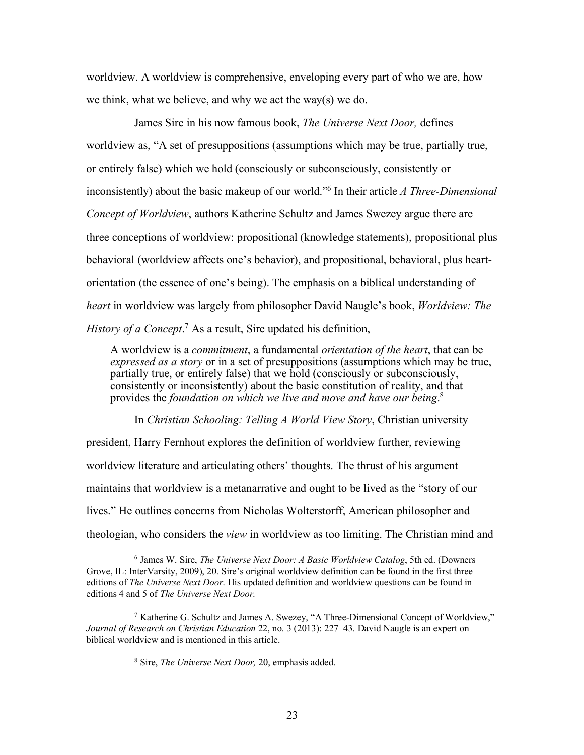worldview. A worldview is comprehensive, enveloping every part of who we are, how we think, what we believe, and why we act the way(s) we do.

James Sire in his now famous book, *The Universe Next Door,* defines worldview as, "A set of presuppositions (assumptions which may be true, partially true, or entirely false) which we hold (consciously or subconsciously, consistently or inconsistently) about the basic makeup of our world."[6] In their article *A Three-Dimensional Concept of Worldview*, authors Katherine Schultz and James Swezey argue there are three conceptions of worldview: propositional (knowledge statements), propositional plus behavioral (worldview affects one's behavior), and propositional, behavioral, plus heart-orientation (the essence of one's being). The emphasis on a biblical understanding of *heart* in worldview was largely from philosopher David Naugle's book, *Worldview: The History of a Concept*.[7] As a result, Sire updated his definition,

> A worldview is a *commitment*, a fundamental *orientation of the heart*, that can be *expressed as a story* or in a set of presuppositions (assumptions which may be true, partially true, or entirely false) that we hold (consciously or subconsciously, consistently or inconsistently) about the basic constitution of reality, and that provides the *foundation on which we live and move and have our being*.[8]

In *Christian Schooling: Telling A World View Story*, Christian university president, Harry Fernhout explores the definition of worldview further, reviewing worldview literature and articulating others' thoughts. The thrust of his argument maintains that worldview is a metanarrative and ought to be lived as the "story of our lives." He outlines concerns from Nicholas Wolterstorff, American philosopher and theologian, who considers the *view* in worldview as too limiting. The Christian mind and

---

[6] James W. Sire, *The Universe Next Door: A Basic Worldview Catalog*, 5th ed. (Downers Grove, IL: InterVarsity, 2009), 20. Sire's original worldview definition can be found in the first three editions of *The Universe Next Door*. His updated definition and worldview questions can be found in editions 4 and 5 of *The Universe Next Door.*

[7] Katherine G. Schultz and James A. Swezey, "A Three-Dimensional Concept of Worldview," *Journal of Research on Christian Education* 22, no. 3 (2013): 227–43. David Naugle is an expert on biblical worldview and is mentioned in this article.

[8] Sire, *The Universe Next Door,* 20, emphasis added.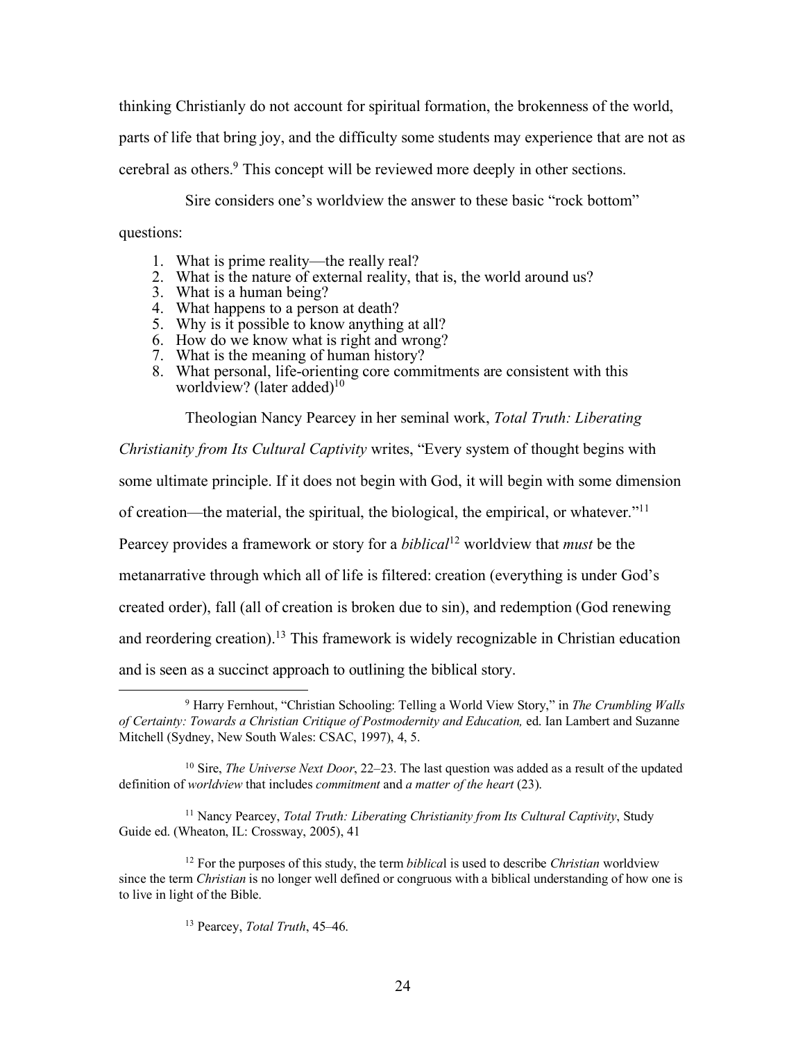thinking Christianly do not account for spiritual formation, the brokenness of the world, parts of life that bring joy, and the difficulty some students may experience that are not as cerebral as others.[9] This concept will be reviewed more deeply in other sections.

Sire considers one's worldview the answer to these basic "rock bottom" questions:

1. What is prime reality—the really real?
2. What is the nature of external reality, that is, the world around us?
3. What is a human being?
4. What happens to a person at death?
5. Why is it possible to know anything at all?
6. How do we know what is right and wrong?
7. What is the meaning of human history?
8. What personal, life-orienting core commitments are consistent with this worldview? (later added)[10]

Theologian Nancy Pearcey in her seminal work, *Total Truth: Liberating Christianity from Its Cultural Captivity* writes, "Every system of thought begins with some ultimate principle. If it does not begin with God, it will begin with some dimension of creation—the material, the spiritual, the biological, the empirical, or whatever."[11] Pearcey provides a framework or story for a *biblical*[12] worldview that *must* be the metanarrative through which all of life is filtered: creation (everything is under God's created order), fall (all of creation is broken due to sin), and redemption (God renewing and reordering creation).[13] This framework is widely recognizable in Christian education and is seen as a succinct approach to outlining the biblical story.

---

[9] Harry Fernhout, "Christian Schooling: Telling a World View Story," in *The Crumbling Walls of Certainty: Towards a Christian Critique of Postmodernity and Education,* ed. Ian Lambert and Suzanne Mitchell (Sydney, New South Wales: CSAC, 1997), 4, 5.

[10] Sire, *The Universe Next Door*, 22–23. The last question was added as a result of the updated definition of *worldview* that includes *commitment* and *a matter of the heart* (23).

[11] Nancy Pearcey, *Total Truth: Liberating Christianity from Its Cultural Captivity*, Study Guide ed. (Wheaton, IL: Crossway, 2005), 41

[12] For the purposes of this study, the term *biblica*l is used to describe *Christian* worldview since the term *Christian* is no longer well defined or congruous with a biblical understanding of how one is to live in light of the Bible.

[13] Pearcey, *Total Truth*, 45–46.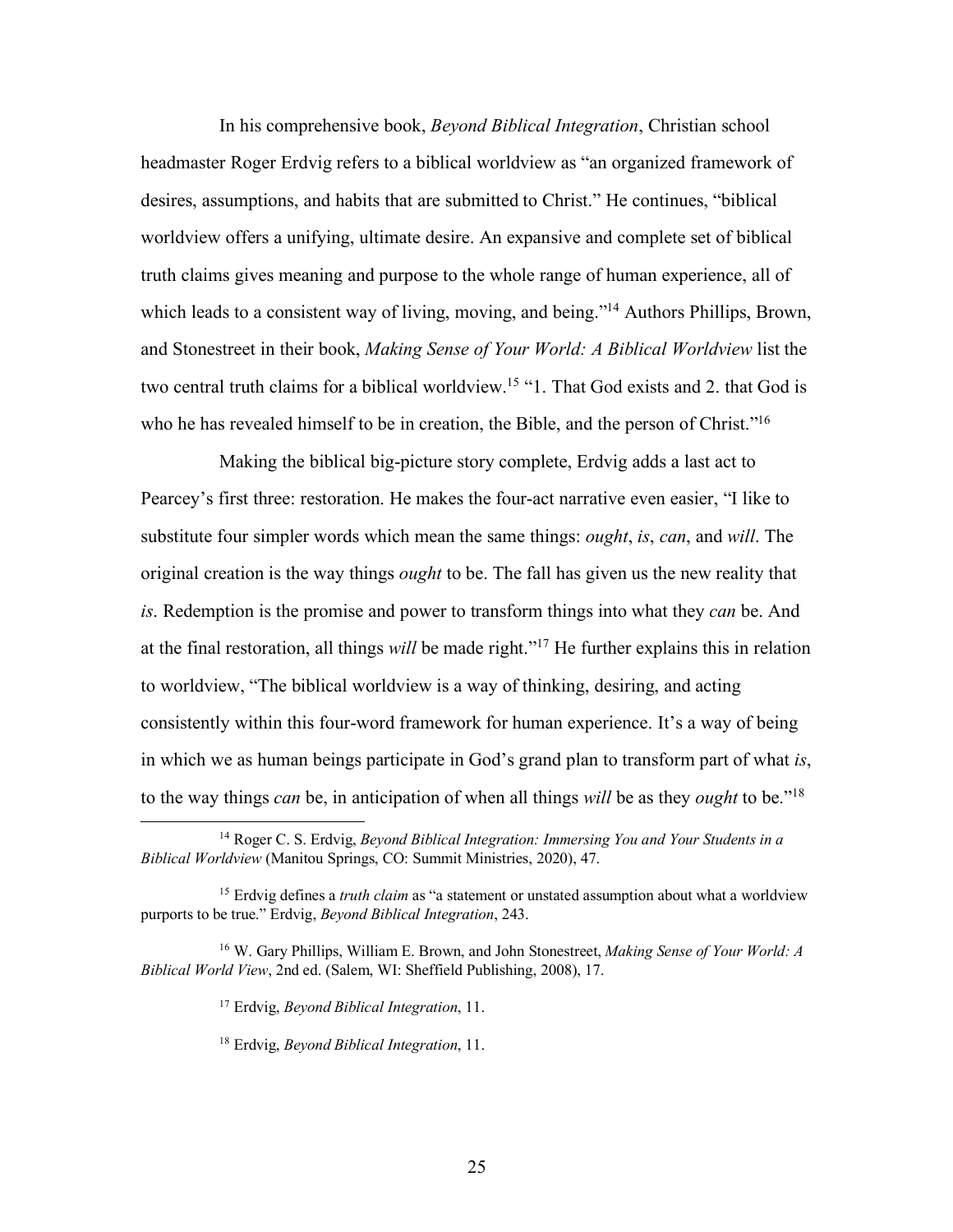In his comprehensive book, *Beyond Biblical Integration*, Christian school headmaster Roger Erdvig refers to a biblical worldview as "an organized framework of desires, assumptions, and habits that are submitted to Christ." He continues, "biblical worldview offers a unifying, ultimate desire. An expansive and complete set of biblical truth claims gives meaning and purpose to the whole range of human experience, all of which leads to a consistent way of living, moving, and being."[14] Authors Phillips, Brown, and Stonestreet in their book, *Making Sense of Your World: A Biblical Worldview* list the two central truth claims for a biblical worldview.[15] "1. That God exists and 2. that God is who he has revealed himself to be in creation, the Bible, and the person of Christ."[16]

Making the biblical big-picture story complete, Erdvig adds a last act to Pearcey's first three: restoration. He makes the four-act narrative even easier, "I like to substitute four simpler words which mean the same things: *ought*, *is*, *can*, and *will*. The original creation is the way things *ought* to be. The fall has given us the new reality that *is*. Redemption is the promise and power to transform things into what they *can* be. And at the final restoration, all things *will* be made right."[17] He further explains this in relation to worldview, "The biblical worldview is a way of thinking, desiring, and acting consistently within this four-word framework for human experience. It's a way of being in which we as human beings participate in God's grand plan to transform part of what *is*, to the way things *can* be, in anticipation of when all things *will* be as they *ought* to be."[18]

---

[14] Roger C. S. Erdvig, *Beyond Biblical Integration: Immersing You and Your Students in a Biblical Worldview* (Manitou Springs, CO: Summit Ministries, 2020), 47.

[15] Erdvig defines a *truth claim* as "a statement or unstated assumption about what a worldview purports to be true." Erdvig, *Beyond Biblical Integration*, 243.

[16] W. Gary Phillips, William E. Brown, and John Stonestreet, *Making Sense of Your World: A Biblical World View*, 2nd ed. (Salem, WI: Sheffield Publishing, 2008), 17.

[17] Erdvig, *Beyond Biblical Integration*, 11.

[18] Erdvig, *Beyond Biblical Integration*, 11.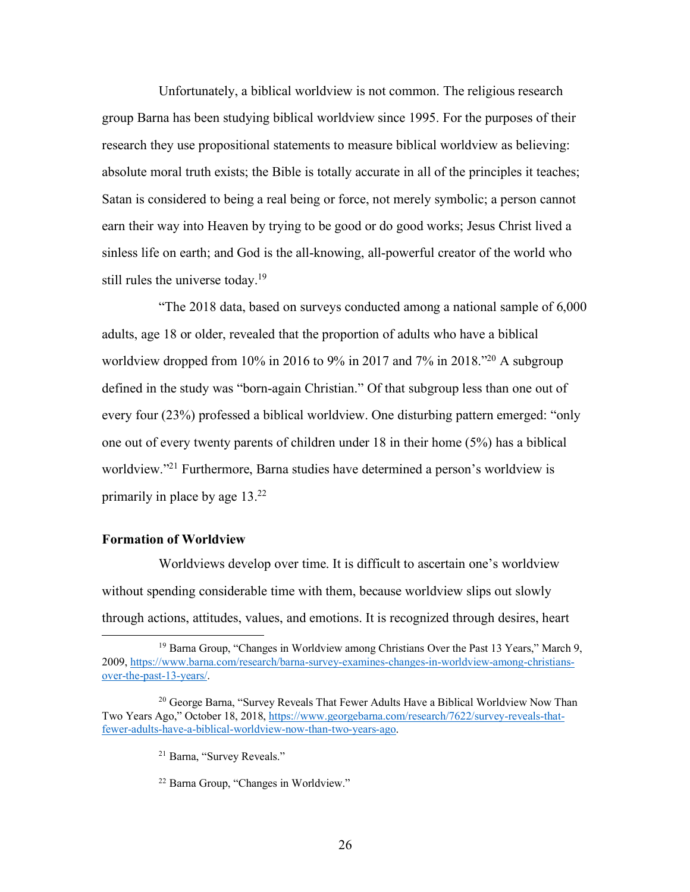Unfortunately, a biblical worldview is not common. The religious research group Barna has been studying biblical worldview since 1995. For the purposes of their research they use propositional statements to measure biblical worldview as believing: absolute moral truth exists; the Bible is totally accurate in all of the principles it teaches; Satan is considered to being a real being or force, not merely symbolic; a person cannot earn their way into Heaven by trying to be good or do good works; Jesus Christ lived a sinless life on earth; and God is the all-knowing, all-powerful creator of the world who still rules the universe today.[19]

"The 2018 data, based on surveys conducted among a national sample of 6,000 adults, age 18 or older, revealed that the proportion of adults who have a biblical worldview dropped from 10% in 2016 to 9% in 2017 and 7% in 2018."[20] A subgroup defined in the study was "born-again Christian." Of that subgroup less than one out of every four (23%) professed a biblical worldview. One disturbing pattern emerged: "only one out of every twenty parents of children under 18 in their home (5%) has a biblical worldview."[21] Furthermore, Barna studies have determined a person's worldview is primarily in place by age 13.[22]

### Formation of Worldview

Worldviews develop over time. It is difficult to ascertain one's worldview without spending considerable time with them, because worldview slips out slowly through actions, attitudes, values, and emotions. It is recognized through desires, heart

---

[19] Barna Group, "Changes in Worldview among Christians Over the Past 13 Years," March 9, 2009, https://www.barna.com/research/barna-survey-examines-changes-in-worldview-among-christians-over-the-past-13-years/.

[20] George Barna, "Survey Reveals That Fewer Adults Have a Biblical Worldview Now Than Two Years Ago," October 18, 2018, https://www.georgebarna.com/research/7622/survey-reveals-that-fewer-adults-have-a-biblical-worldview-now-than-two-years-ago.

[21] Barna, "Survey Reveals."

[22] Barna Group, "Changes in Worldview."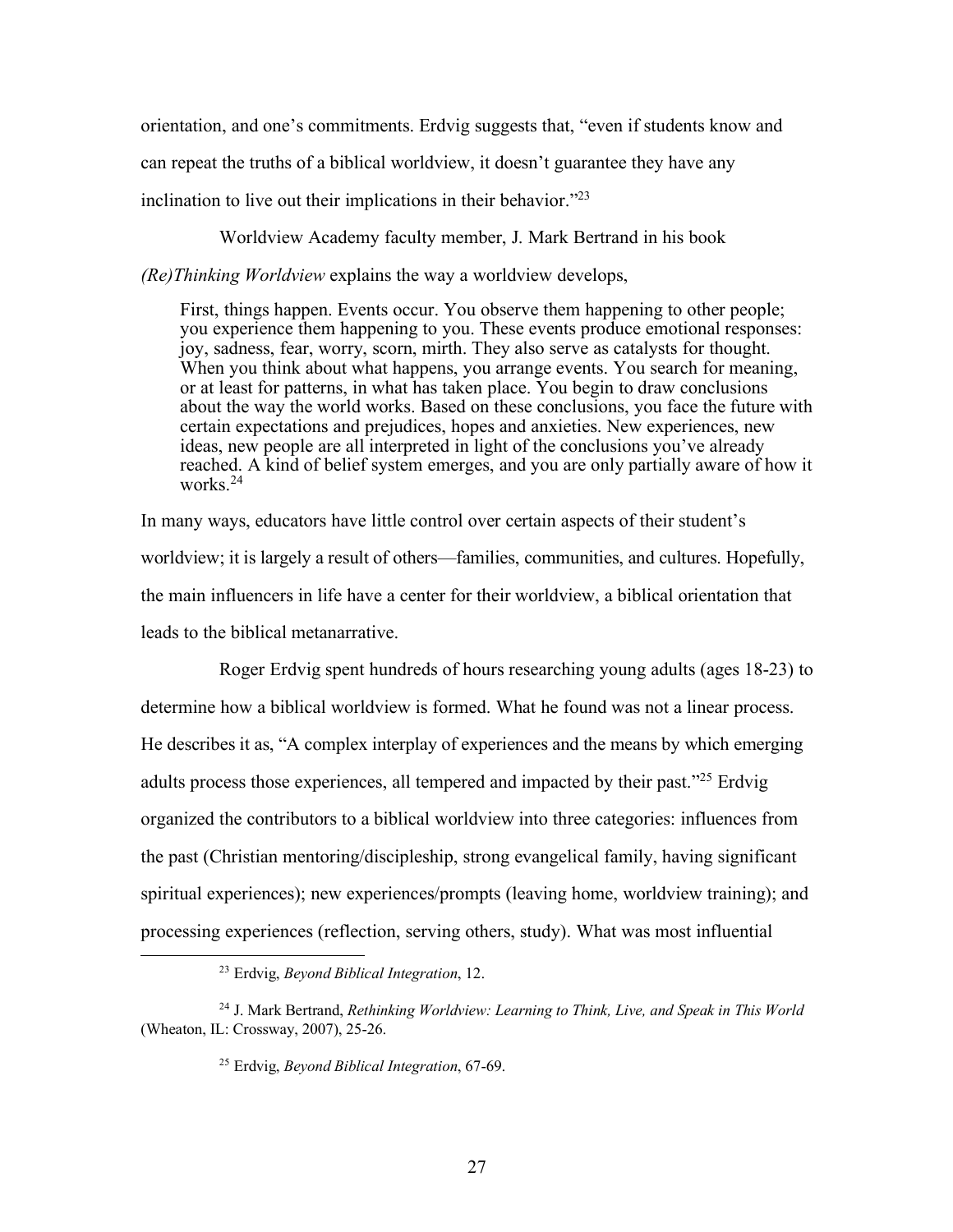orientation, and one's commitments. Erdvig suggests that, "even if students know and can repeat the truths of a biblical worldview, it doesn't guarantee they have any inclination to live out their implications in their behavior."[23]

Worldview Academy faculty member, J. Mark Bertrand in his book *(Re)Thinking Worldview* explains the way a worldview develops,

> First, things happen. Events occur. You observe them happening to other people; you experience them happening to you. These events produce emotional responses: joy, sadness, fear, worry, scorn, mirth. They also serve as catalysts for thought. When you think about what happens, you arrange events. You search for meaning, or at least for patterns, in what has taken place. You begin to draw conclusions about the way the world works. Based on these conclusions, you face the future with certain expectations and prejudices, hopes and anxieties. New experiences, new ideas, new people are all interpreted in light of the conclusions you've already reached. A kind of belief system emerges, and you are only partially aware of how it works.[24]

In many ways, educators have little control over certain aspects of their student's worldview; it is largely a result of others—families, communities, and cultures. Hopefully, the main influencers in life have a center for their worldview, a biblical orientation that leads to the biblical metanarrative.

Roger Erdvig spent hundreds of hours researching young adults (ages 18-23) to determine how a biblical worldview is formed. What he found was not a linear process. He describes it as, "A complex interplay of experiences and the means by which emerging adults process those experiences, all tempered and impacted by their past."[25] Erdvig organized the contributors to a biblical worldview into three categories: influences from the past (Christian mentoring/discipleship, strong evangelical family, having significant spiritual experiences); new experiences/prompts (leaving home, worldview training); and processing experiences (reflection, serving others, study). What was most influential

---

[23] Erdvig, *Beyond Biblical Integration*, 12.

[24] J. Mark Bertrand, *Rethinking Worldview: Learning to Think, Live, and Speak in This World* (Wheaton, IL: Crossway, 2007), 25-26.

[25] Erdvig, *Beyond Biblical Integration*, 67-69.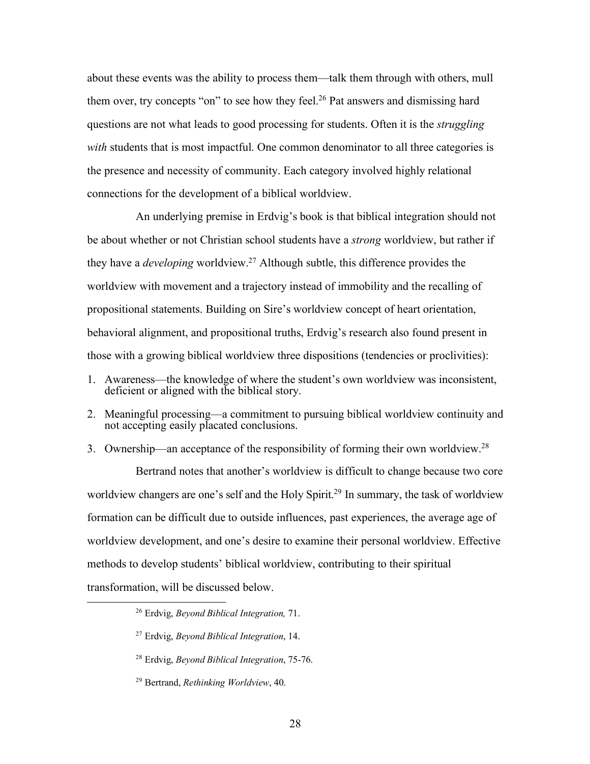about these events was the ability to process them—talk them through with others, mull them over, try concepts "on" to see how they feel.[26] Pat answers and dismissing hard questions are not what leads to good processing for students. Often it is the *struggling with* students that is most impactful. One common denominator to all three categories is the presence and necessity of community. Each category involved highly relational connections for the development of a biblical worldview.

An underlying premise in Erdvig's book is that biblical integration should not be about whether or not Christian school students have a *strong* worldview, but rather if they have a *developing* worldview.[27] Although subtle, this difference provides the worldview with movement and a trajectory instead of immobility and the recalling of propositional statements. Building on Sire's worldview concept of heart orientation, behavioral alignment, and propositional truths, Erdvig's research also found present in those with a growing biblical worldview three dispositions (tendencies or proclivities):

1. Awareness—the knowledge of where the student's own worldview was inconsistent, deficient or aligned with the biblical story.
2. Meaningful processing—a commitment to pursuing biblical worldview continuity and not accepting easily placated conclusions.
3. Ownership—an acceptance of the responsibility of forming their own worldview.[28]

Bertrand notes that another's worldview is difficult to change because two core worldview changers are one's self and the Holy Spirit.[29] In summary, the task of worldview formation can be difficult due to outside influences, past experiences, the average age of worldview development, and one's desire to examine their personal worldview. Effective methods to develop students' biblical worldview, contributing to their spiritual transformation, will be discussed below.

[26] Erdvig, *Beyond Biblical Integration,* 71.

[27] Erdvig, *Beyond Biblical Integration*, 14.

[28] Erdvig, *Beyond Biblical Integration*, 75-76.

[29] Bertrand, *Rethinking Worldview*, 40.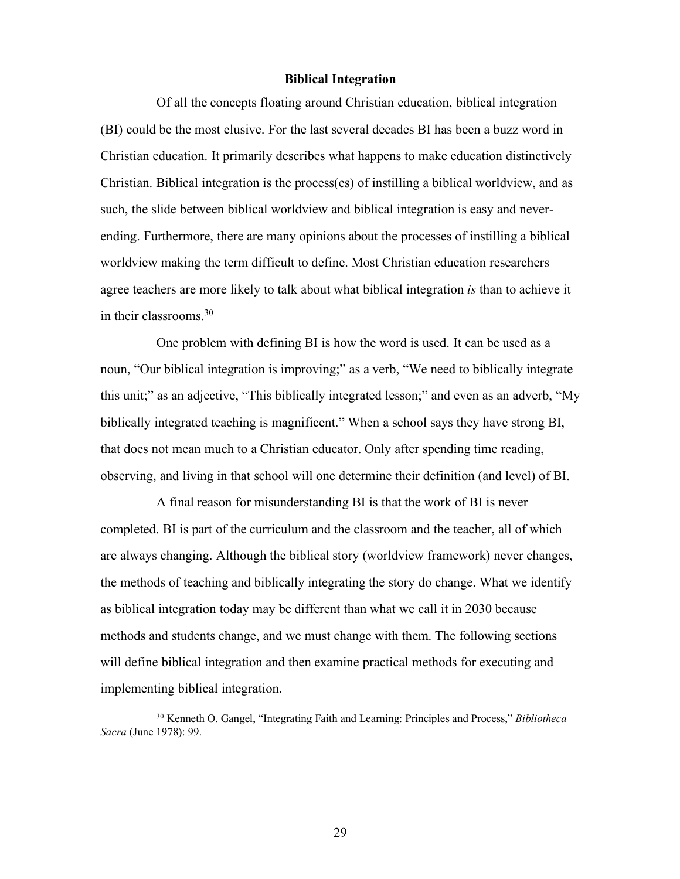## Biblical Integration

Of all the concepts floating around Christian education, biblical integration (BI) could be the most elusive. For the last several decades BI has been a buzz word in Christian education. It primarily describes what happens to make education distinctively Christian. Biblical integration is the process(es) of instilling a biblical worldview, and as such, the slide between biblical worldview and biblical integration is easy and never-ending. Furthermore, there are many opinions about the processes of instilling a biblical worldview making the term difficult to define. Most Christian education researchers agree teachers are more likely to talk about what biblical integration *is* than to achieve it in their classrooms.[30]

One problem with defining BI is how the word is used. It can be used as a noun, "Our biblical integration is improving;" as a verb, "We need to biblically integrate this unit;" as an adjective, "This biblically integrated lesson;" and even as an adverb, "My biblically integrated teaching is magnificent." When a school says they have strong BI, that does not mean much to a Christian educator. Only after spending time reading, observing, and living in that school will one determine their definition (and level) of BI.

A final reason for misunderstanding BI is that the work of BI is never completed. BI is part of the curriculum and the classroom and the teacher, all of which are always changing. Although the biblical story (worldview framework) never changes, the methods of teaching and biblically integrating the story do change. What we identify as biblical integration today may be different than what we call it in 2030 because methods and students change, and we must change with them. The following sections will define biblical integration and then examine practical methods for executing and implementing biblical integration.

[30] Kenneth O. Gangel, "Integrating Faith and Learning: Principles and Process," *Bibliotheca Sacra* (June 1978): 99.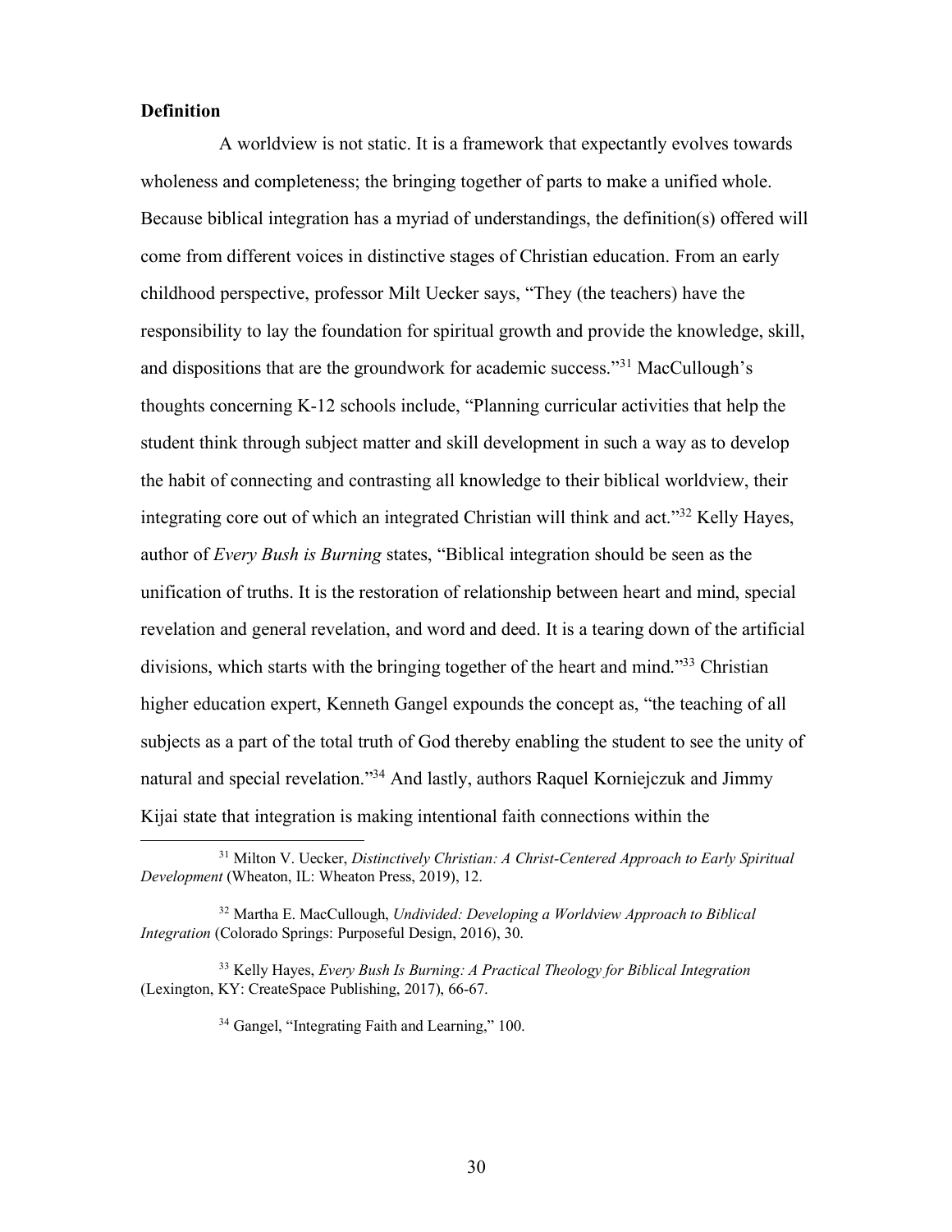**Definition**

A worldview is not static. It is a framework that expectantly evolves towards wholeness and completeness; the bringing together of parts to make a unified whole. Because biblical integration has a myriad of understandings, the definition(s) offered will come from different voices in distinctive stages of Christian education. From an early childhood perspective, professor Milt Uecker says, "They (the teachers) have the responsibility to lay the foundation for spiritual growth and provide the knowledge, skill, and dispositions that are the groundwork for academic success."[31] MacCullough's thoughts concerning K-12 schools include, "Planning curricular activities that help the student think through subject matter and skill development in such a way as to develop the habit of connecting and contrasting all knowledge to their biblical worldview, their integrating core out of which an integrated Christian will think and act."[32] Kelly Hayes, author of *Every Bush is Burning* states, "Biblical integration should be seen as the unification of truths. It is the restoration of relationship between heart and mind, special revelation and general revelation, and word and deed. It is a tearing down of the artificial divisions, which starts with the bringing together of the heart and mind."[33] Christian higher education expert, Kenneth Gangel expounds the concept as, "the teaching of all subjects as a part of the total truth of God thereby enabling the student to see the unity of natural and special revelation."[34] And lastly, authors Raquel Korniejczuk and Jimmy Kijai state that integration is making intentional faith connections within the

---

[31] Milton V. Uecker, *Distinctively Christian: A Christ-Centered Approach to Early Spiritual Development* (Wheaton, IL: Wheaton Press, 2019), 12.

[32] Martha E. MacCullough, *Undivided: Developing a Worldview Approach to Biblical Integration* (Colorado Springs: Purposeful Design, 2016), 30.

[33] Kelly Hayes, *Every Bush Is Burning: A Practical Theology for Biblical Integration* (Lexington, KY: CreateSpace Publishing, 2017), 66-67.

[34] Gangel, "Integrating Faith and Learning," 100.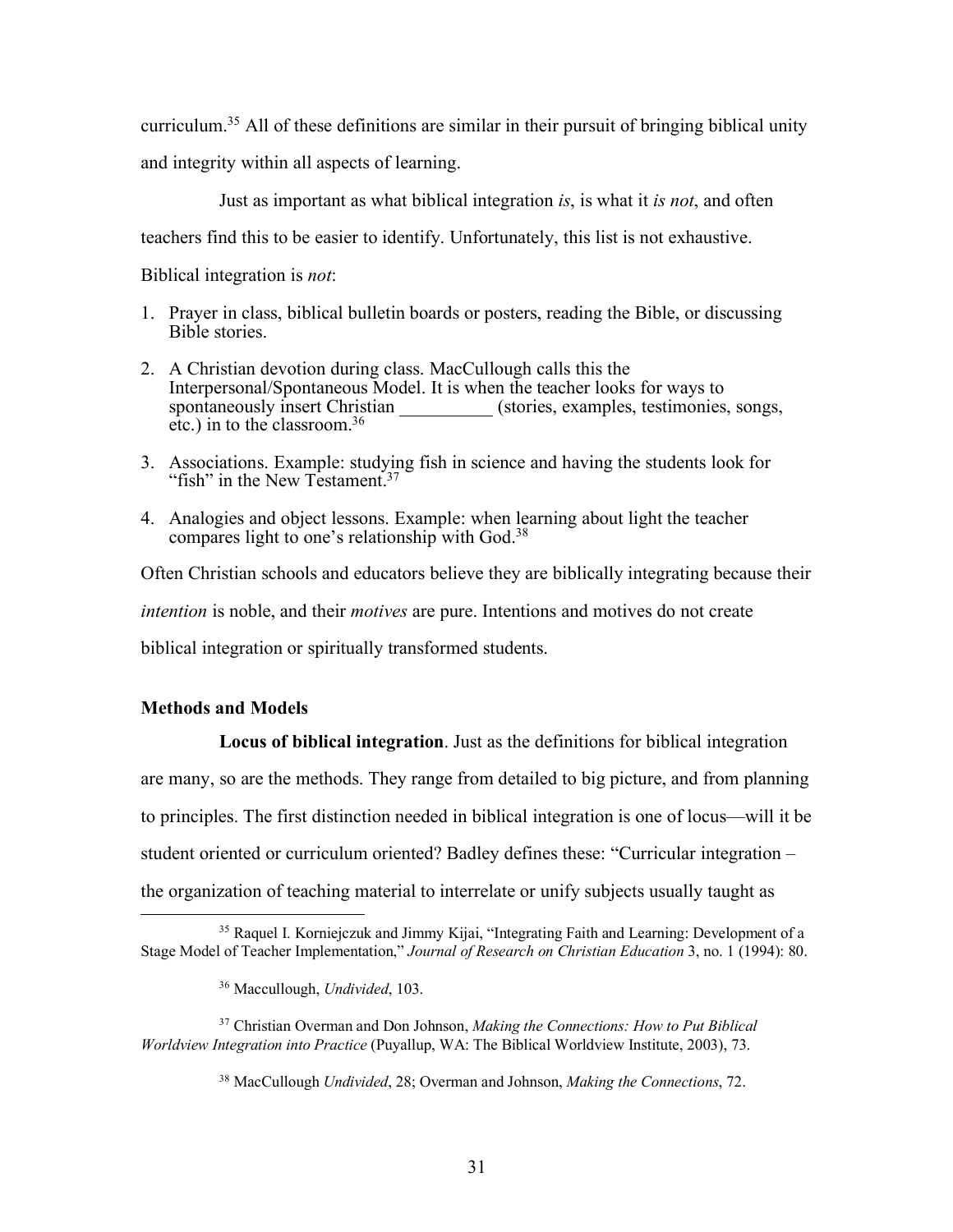curriculum.[35] All of these definitions are similar in their pursuit of bringing biblical unity and integrity within all aspects of learning.

Just as important as what biblical integration *is*, is what it *is not*, and often teachers find this to be easier to identify. Unfortunately, this list is not exhaustive. Biblical integration is *not*:

1. Prayer in class, biblical bulletin boards or posters, reading the Bible, or discussing Bible stories.
2. A Christian devotion during class. MacCullough calls this the Interpersonal/Spontaneous Model. It is when the teacher looks for ways to spontaneously insert Christian __________ (stories, examples, testimonies, songs, etc.) in to the classroom.[36]
3. Associations. Example: studying fish in science and having the students look for "fish" in the New Testament.[37]
4. Analogies and object lessons. Example: when learning about light the teacher compares light to one's relationship with God.[38]

Often Christian schools and educators believe they are biblically integrating because their *intention* is noble, and their *motives* are pure. Intentions and motives do not create biblical integration or spiritually transformed students.

### Methods and Models

**Locus of biblical integration**. Just as the definitions for biblical integration are many, so are the methods. They range from detailed to big picture, and from planning to principles. The first distinction needed in biblical integration is one of locus—will it be student oriented or curriculum oriented? Badley defines these: "Curricular integration – the organization of teaching material to interrelate or unify subjects usually taught as

---

[35] Raquel I. Korniejczuk and Jimmy Kijai, "Integrating Faith and Learning: Development of a Stage Model of Teacher Implementation," *Journal of Research on Christian Education* 3, no. 1 (1994): 80.

[36] Maccullough, *Undivided*, 103.

[37] Christian Overman and Don Johnson, *Making the Connections: How to Put Biblical Worldview Integration into Practice* (Puyallup, WA: The Biblical Worldview Institute, 2003), 73.

[38] MacCullough *Undivided*, 28; Overman and Johnson, *Making the Connections*, 72.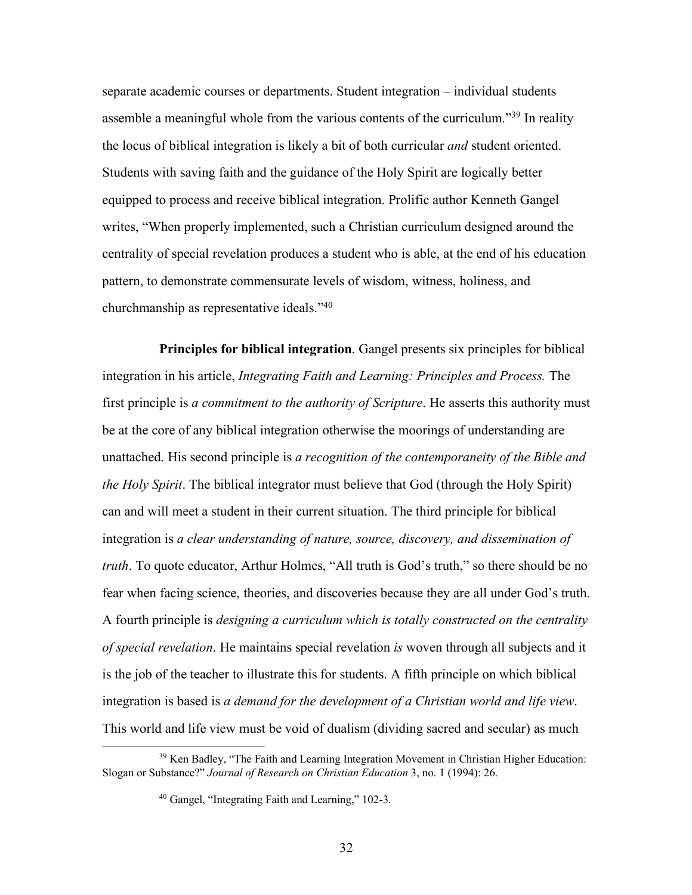separate academic courses or departments. Student integration – individual students assemble a meaningful whole from the various contents of the curriculum."[39] In reality the locus of biblical integration is likely a bit of both curricular *and* student oriented. Students with saving faith and the guidance of the Holy Spirit are logically better equipped to process and receive biblical integration. Prolific author Kenneth Gangel writes, "When properly implemented, such a Christian curriculum designed around the centrality of special revelation produces a student who is able, at the end of his education pattern, to demonstrate commensurate levels of wisdom, witness, holiness, and churchmanship as representative ideals."[40]

**Principles for biblical integration**. Gangel presents six principles for biblical integration in his article, *Integrating Faith and Learning: Principles and Process.* The first principle is *a commitment to the authority of Scripture*. He asserts this authority must be at the core of any biblical integration otherwise the moorings of understanding are unattached. His second principle is *a recognition of the contemporaneity of the Bible and the Holy Spirit*. The biblical integrator must believe that God (through the Holy Spirit) can and will meet a student in their current situation. The third principle for biblical integration is *a clear understanding of nature, source, discovery, and dissemination of truth*. To quote educator, Arthur Holmes, "All truth is God's truth," so there should be no fear when facing science, theories, and discoveries because they are all under God's truth. A fourth principle is *designing a curriculum which is totally constructed on the centrality of special revelation*. He maintains special revelation *is* woven through all subjects and it is the job of the teacher to illustrate this for students. A fifth principle on which biblical integration is based is *a demand for the development of a Christian world and life view*. This world and life view must be void of dualism (dividing sacred and secular) as much

---

[39] Ken Badley, "The Faith and Learning Integration Movement in Christian Higher Education: Slogan or Substance?" *Journal of Research on Christian Education* 3, no. 1 (1994): 26.

[40] Gangel, "Integrating Faith and Learning," 102-3.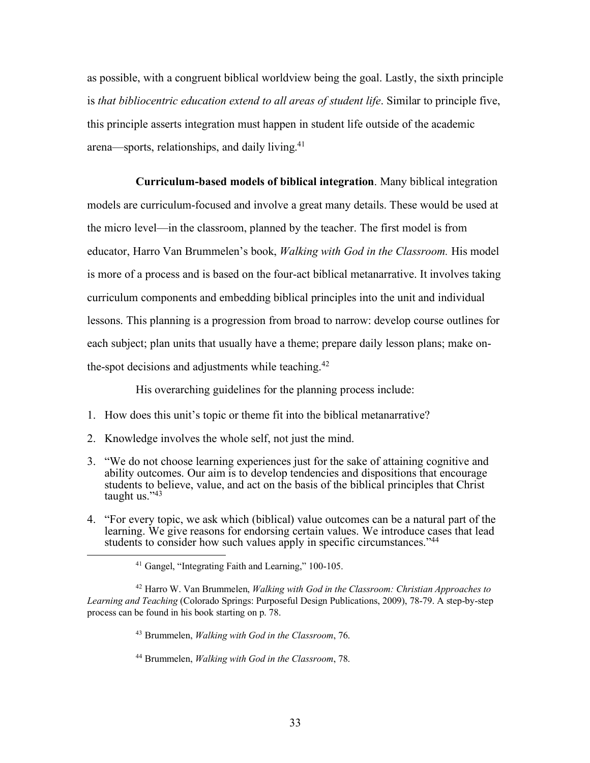as possible, with a congruent biblical worldview being the goal. Lastly, the sixth principle is *that bibliocentric education extend to all areas of student life*. Similar to principle five, this principle asserts integration must happen in student life outside of the academic arena—sports, relationships, and daily living.[41]

**Curriculum-based models of biblical integration**. Many biblical integration models are curriculum-focused and involve a great many details. These would be used at the micro level—in the classroom, planned by the teacher. The first model is from educator, Harro Van Brummelen's book, *Walking with God in the Classroom.* His model is more of a process and is based on the four-act biblical metanarrative. It involves taking curriculum components and embedding biblical principles into the unit and individual lessons. This planning is a progression from broad to narrow: develop course outlines for each subject; plan units that usually have a theme; prepare daily lesson plans; make on-the-spot decisions and adjustments while teaching.[42]

His overarching guidelines for the planning process include:

1. How does this unit's topic or theme fit into the biblical metanarrative?
2. Knowledge involves the whole self, not just the mind.
3. "We do not choose learning experiences just for the sake of attaining cognitive and ability outcomes. Our aim is to develop tendencies and dispositions that encourage students to believe, value, and act on the basis of the biblical principles that Christ taught us."[43]
4. "For every topic, we ask which (biblical) value outcomes can be a natural part of the learning. We give reasons for endorsing certain values. We introduce cases that lead students to consider how such values apply in specific circumstances."[44]

---

[41] Gangel, "Integrating Faith and Learning," 100-105.

[42] Harro W. Van Brummelen, *Walking with God in the Classroom: Christian Approaches to Learning and Teaching* (Colorado Springs: Purposeful Design Publications, 2009), 78-79. A step-by-step process can be found in his book starting on p. 78.

[43] Brummelen, *Walking with God in the Classroom*, 76.

[44] Brummelen, *Walking with God in the Classroom*, 78.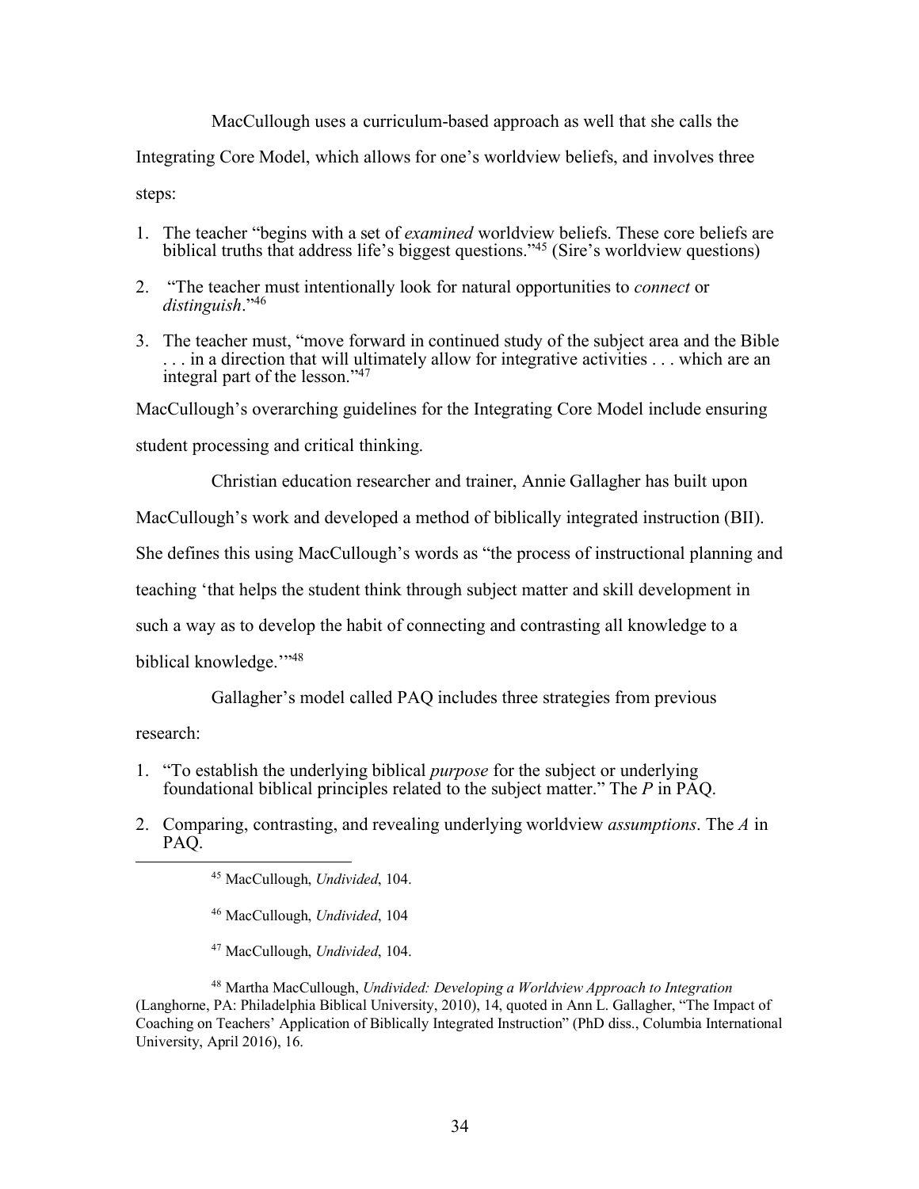MacCullough uses a curriculum-based approach as well that she calls the Integrating Core Model, which allows for one's worldview beliefs, and involves three steps:

1. The teacher "begins with a set of *examined* worldview beliefs. These core beliefs are biblical truths that address life's biggest questions."[45] (Sire's worldview questions)

2. "The teacher must intentionally look for natural opportunities to *connect* or *distinguish*."[46]

3. The teacher must, "move forward in continued study of the subject area and the Bible . . . in a direction that will ultimately allow for integrative activities . . . which are an integral part of the lesson."[47]

MacCullough's overarching guidelines for the Integrating Core Model include ensuring student processing and critical thinking.

Christian education researcher and trainer, Annie Gallagher has built upon MacCullough's work and developed a method of biblically integrated instruction (BII). She defines this using MacCullough's words as "the process of instructional planning and teaching 'that helps the student think through subject matter and skill development in such a way as to develop the habit of connecting and contrasting all knowledge to a biblical knowledge.'"[48]

Gallagher's model called PAQ includes three strategies from previous research:

1. "To establish the underlying biblical *purpose* for the subject or underlying foundational biblical principles related to the subject matter." The *P* in PAQ.

2. Comparing, contrasting, and revealing underlying worldview *assumptions*. The *A* in PAQ.

---

[45] MacCullough, *Undivided*, 104.

[46] MacCullough, *Undivided*, 104

[47] MacCullough, *Undivided*, 104.

[48] Martha MacCullough, *Undivided: Developing a Worldview Approach to Integration* (Langhorne, PA: Philadelphia Biblical University, 2010), 14, quoted in Ann L. Gallagher, "The Impact of Coaching on Teachers' Application of Biblically Integrated Instruction" (PhD diss., Columbia International University, April 2016), 16.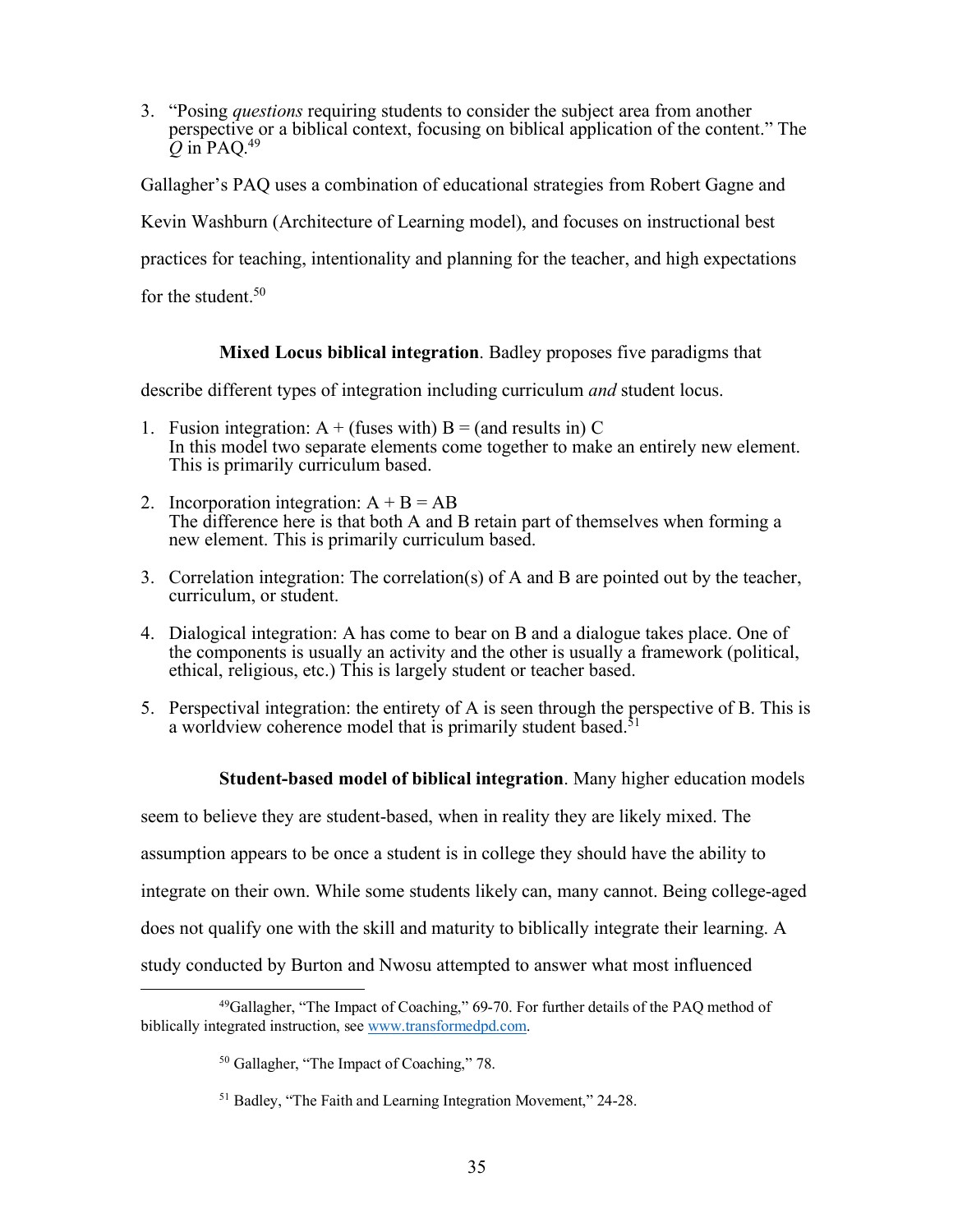3. "Posing *questions* requiring students to consider the subject area from another perspective or a biblical context, focusing on biblical application of the content." The *Q* in PAQ.[49]

Gallagher's PAQ uses a combination of educational strategies from Robert Gagne and Kevin Washburn (Architecture of Learning model), and focuses on instructional best practices for teaching, intentionality and planning for the teacher, and high expectations for the student.[50]

**Mixed Locus biblical integration**. Badley proposes five paradigms that describe different types of integration including curriculum *and* student locus.

1. Fusion integration: A + (fuses with) B = (and results in) C
   In this model two separate elements come together to make an entirely new element. This is primarily curriculum based.

2. Incorporation integration: A + B = AB
   The difference here is that both A and B retain part of themselves when forming a new element. This is primarily curriculum based.

3. Correlation integration: The correlation(s) of A and B are pointed out by the teacher, curriculum, or student.

4. Dialogical integration: A has come to bear on B and a dialogue takes place. One of the components is usually an activity and the other is usually a framework (political, ethical, religious, etc.) This is largely student or teacher based.

5. Perspectival integration: the entirety of A is seen through the perspective of B. This is a worldview coherence model that is primarily student based.[51]

**Student-based model of biblical integration**. Many higher education models seem to believe they are student-based, when in reality they are likely mixed. The assumption appears to be once a student is in college they should have the ability to integrate on their own. While some students likely can, many cannot. Being college-aged does not qualify one with the skill and maturity to biblically integrate their learning. A study conducted by Burton and Nwosu attempted to answer what most influenced

---

[49] Gallagher, "The Impact of Coaching," 69-70. For further details of the PAQ method of biblically integrated instruction, see www.transformedpd.com.

[50] Gallagher, "The Impact of Coaching," 78.

[51] Badley, "The Faith and Learning Integration Movement," 24-28.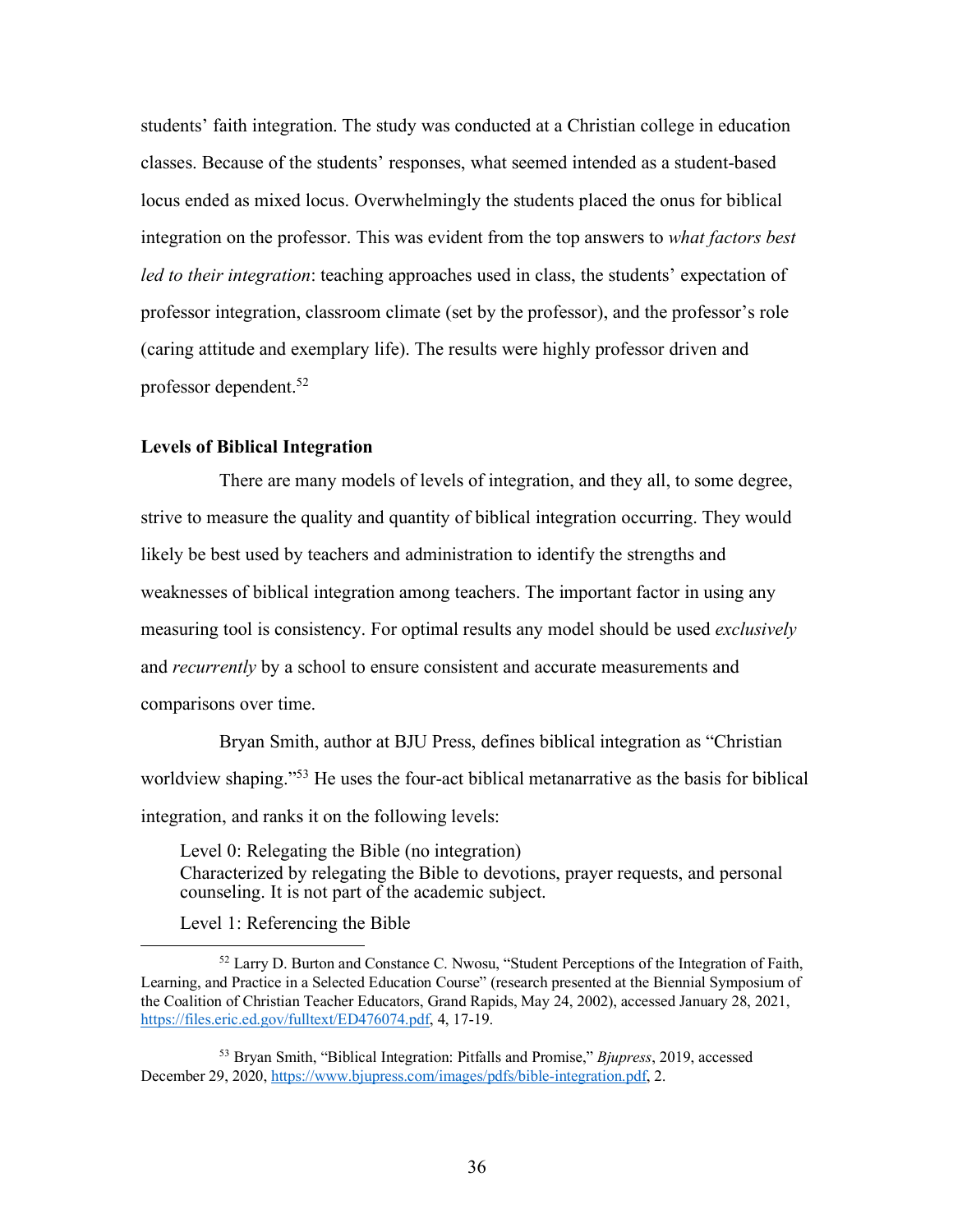students' faith integration. The study was conducted at a Christian college in education classes. Because of the students' responses, what seemed intended as a student-based locus ended as mixed locus. Overwhelmingly the students placed the onus for biblical integration on the professor. This was evident from the top answers to *what factors best led to their integration*: teaching approaches used in class, the students' expectation of professor integration, classroom climate (set by the professor), and the professor's role (caring attitude and exemplary life). The results were highly professor driven and professor dependent.[52]

**Levels of Biblical Integration**

There are many models of levels of integration, and they all, to some degree, strive to measure the quality and quantity of biblical integration occurring. They would likely be best used by teachers and administration to identify the strengths and weaknesses of biblical integration among teachers. The important factor in using any measuring tool is consistency. For optimal results any model should be used *exclusively* and *recurrently* by a school to ensure consistent and accurate measurements and comparisons over time.

Bryan Smith, author at BJU Press, defines biblical integration as "Christian worldview shaping."[53] He uses the four-act biblical metanarrative as the basis for biblical integration, and ranks it on the following levels:

> Level 0: Relegating the Bible (no integration)
> Characterized by relegating the Bible to devotions, prayer requests, and personal counseling. It is not part of the academic subject.
>
> Level 1: Referencing the Bible

---

[52] Larry D. Burton and Constance C. Nwosu, "Student Perceptions of the Integration of Faith, Learning, and Practice in a Selected Education Course" (research presented at the Biennial Symposium of the Coalition of Christian Teacher Educators, Grand Rapids, May 24, 2002), accessed January 28, 2021, https://files.eric.ed.gov/fulltext/ED476074.pdf, 4, 17-19.

[53] Bryan Smith, "Biblical Integration: Pitfalls and Promise," *Bjupress*, 2019, accessed December 29, 2020, https://www.bjupress.com/images/pdfs/bible-integration.pdf, 2.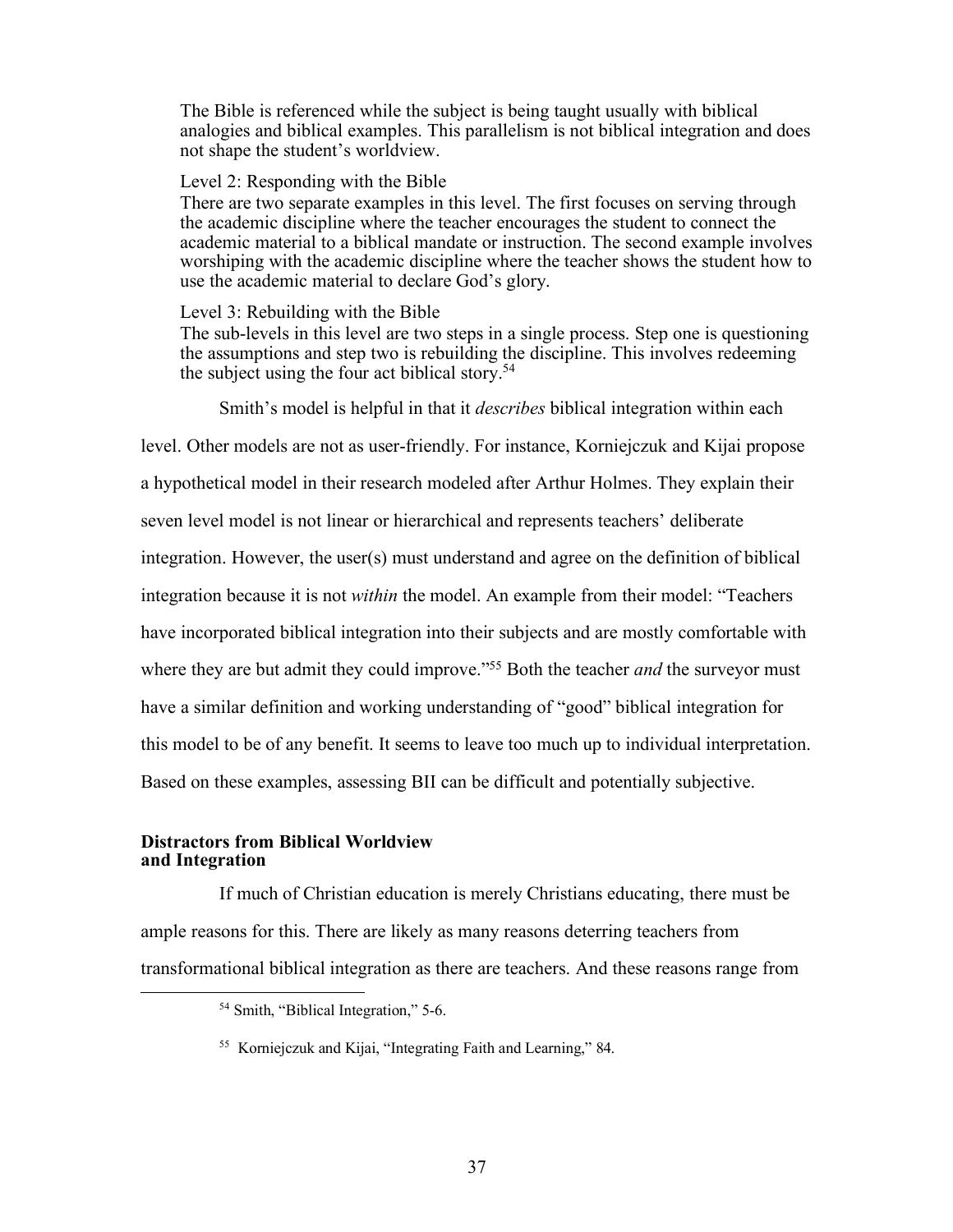> The Bible is referenced while the subject is being taught usually with biblical analogies and biblical examples. This parallelism is not biblical integration and does not shape the student's worldview.
>
> Level 2: Responding with the Bible
> There are two separate examples in this level. The first focuses on serving through the academic discipline where the teacher encourages the student to connect the academic material to a biblical mandate or instruction. The second example involves worshiping with the academic discipline where the teacher shows the student how to use the academic material to declare God's glory.
>
> Level 3: Rebuilding with the Bible
> The sub-levels in this level are two steps in a single process. Step one is questioning the assumptions and step two is rebuilding the discipline. This involves redeeming the subject using the four act biblical story.[54]

Smith's model is helpful in that it *describes* biblical integration within each level. Other models are not as user-friendly. For instance, Korniejczuk and Kijai propose a hypothetical model in their research modeled after Arthur Holmes. They explain their seven level model is not linear or hierarchical and represents teachers' deliberate integration. However, the user(s) must understand and agree on the definition of biblical integration because it is not *within* the model. An example from their model: "Teachers have incorporated biblical integration into their subjects and are mostly comfortable with where they are but admit they could improve."[55] Both the teacher *and* the surveyor must have a similar definition and working understanding of "good" biblical integration for this model to be of any benefit. It seems to leave too much up to individual interpretation. Based on these examples, assessing BII can be difficult and potentially subjective.

**Distractors from Biblical Worldview and Integration**

If much of Christian education is merely Christians educating, there must be ample reasons for this. There are likely as many reasons deterring teachers from transformational biblical integration as there are teachers. And these reasons range from

---

[54] Smith, "Biblical Integration," 5-6.

[55] Korniejczuk and Kijai, "Integrating Faith and Learning," 84.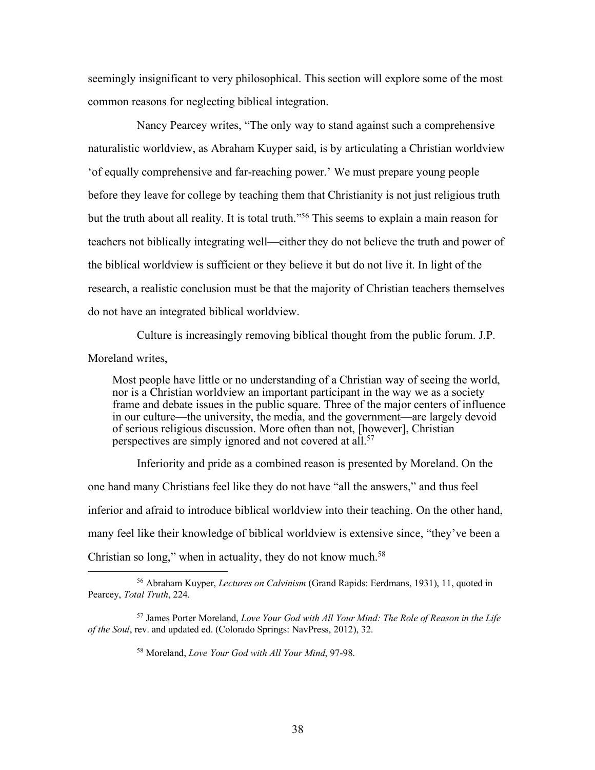seemingly insignificant to very philosophical. This section will explore some of the most common reasons for neglecting biblical integration.

Nancy Pearcey writes, "The only way to stand against such a comprehensive naturalistic worldview, as Abraham Kuyper said, is by articulating a Christian worldview 'of equally comprehensive and far-reaching power.' We must prepare young people before they leave for college by teaching them that Christianity is not just religious truth but the truth about all reality. It is total truth."[56] This seems to explain a main reason for teachers not biblically integrating well—either they do not believe the truth and power of the biblical worldview is sufficient or they believe it but do not live it. In light of the research, a realistic conclusion must be that the majority of Christian teachers themselves do not have an integrated biblical worldview.

Culture is increasingly removing biblical thought from the public forum. J.P. Moreland writes,

> Most people have little or no understanding of a Christian way of seeing the world, nor is a Christian worldview an important participant in the way we as a society frame and debate issues in the public square. Three of the major centers of influence in our culture—the university, the media, and the government—are largely devoid of serious religious discussion. More often than not, [however], Christian perspectives are simply ignored and not covered at all.[57]

Inferiority and pride as a combined reason is presented by Moreland. On the one hand many Christians feel like they do not have "all the answers," and thus feel inferior and afraid to introduce biblical worldview into their teaching. On the other hand, many feel like their knowledge of biblical worldview is extensive since, "they've been a Christian so long," when in actuality, they do not know much.[58]

---

[56] Abraham Kuyper, *Lectures on Calvinism* (Grand Rapids: Eerdmans, 1931), 11, quoted in Pearcey, *Total Truth*, 224.

[57] James Porter Moreland, *Love Your God with All Your Mind: The Role of Reason in the Life of the Soul*, rev. and updated ed. (Colorado Springs: NavPress, 2012), 32.

[58] Moreland, *Love Your God with All Your Mind*, 97-98.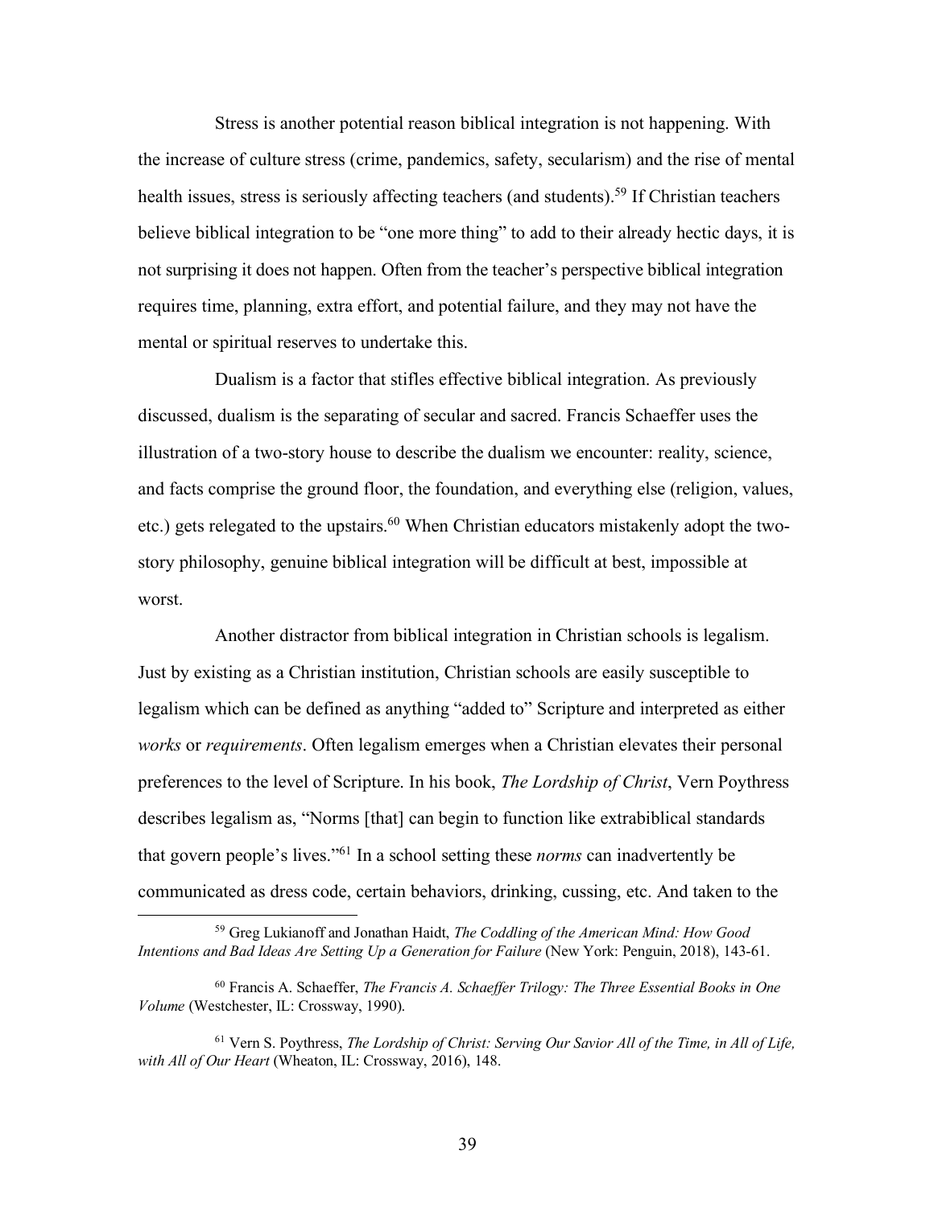Stress is another potential reason biblical integration is not happening. With the increase of culture stress (crime, pandemics, safety, secularism) and the rise of mental health issues, stress is seriously affecting teachers (and students).[59] If Christian teachers believe biblical integration to be "one more thing" to add to their already hectic days, it is not surprising it does not happen. Often from the teacher's perspective biblical integration requires time, planning, extra effort, and potential failure, and they may not have the mental or spiritual reserves to undertake this.

Dualism is a factor that stifles effective biblical integration. As previously discussed, dualism is the separating of secular and sacred. Francis Schaeffer uses the illustration of a two-story house to describe the dualism we encounter: reality, science, and facts comprise the ground floor, the foundation, and everything else (religion, values, etc.) gets relegated to the upstairs.[60] When Christian educators mistakenly adopt the two-story philosophy, genuine biblical integration will be difficult at best, impossible at worst.

Another distractor from biblical integration in Christian schools is legalism. Just by existing as a Christian institution, Christian schools are easily susceptible to legalism which can be defined as anything "added to" Scripture and interpreted as either *works* or *requirements*. Often legalism emerges when a Christian elevates their personal preferences to the level of Scripture. In his book, *The Lordship of Christ*, Vern Poythress describes legalism as, "Norms [that] can begin to function like extrabiblical standards that govern people's lives."[61] In a school setting these *norms* can inadvertently be communicated as dress code, certain behaviors, drinking, cussing, etc. And taken to the

---

[59] Greg Lukianoff and Jonathan Haidt, *The Coddling of the American Mind: How Good Intentions and Bad Ideas Are Setting Up a Generation for Failure* (New York: Penguin, 2018), 143-61.

[60] Francis A. Schaeffer, *The Francis A. Schaeffer Trilogy: The Three Essential Books in One Volume* (Westchester, IL: Crossway, 1990).

[61] Vern S. Poythress, *The Lordship of Christ: Serving Our Savior All of the Time, in All of Life, with All of Our Heart* (Wheaton, IL: Crossway, 2016), 148.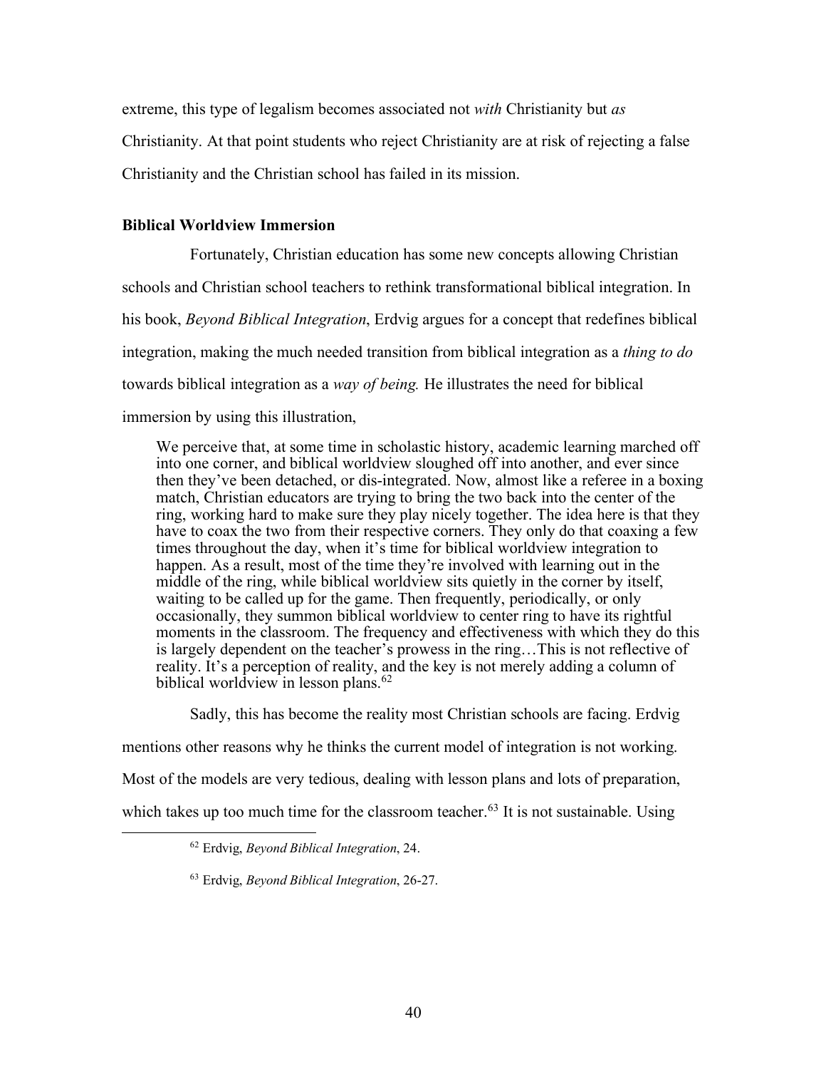extreme, this type of legalism becomes associated not *with* Christianity but *as* Christianity. At that point students who reject Christianity are at risk of rejecting a false Christianity and the Christian school has failed in its mission.

### Biblical Worldview Immersion

Fortunately, Christian education has some new concepts allowing Christian schools and Christian school teachers to rethink transformational biblical integration. In his book, *Beyond Biblical Integration*, Erdvig argues for a concept that redefines biblical integration, making the much needed transition from biblical integration as a *thing to do* towards biblical integration as a *way of being.* He illustrates the need for biblical immersion by using this illustration,

> We perceive that, at some time in scholastic history, academic learning marched off into one corner, and biblical worldview sloughed off into another, and ever since then they've been detached, or dis-integrated. Now, almost like a referee in a boxing match, Christian educators are trying to bring the two back into the center of the ring, working hard to make sure they play nicely together. The idea here is that they have to coax the two from their respective corners. They only do that coaxing a few times throughout the day, when it's time for biblical worldview integration to happen. As a result, most of the time they're involved with learning out in the middle of the ring, while biblical worldview sits quietly in the corner by itself, waiting to be called up for the game. Then frequently, periodically, or only occasionally, they summon biblical worldview to center ring to have its rightful moments in the classroom. The frequency and effectiveness with which they do this is largely dependent on the teacher's prowess in the ring…This is not reflective of reality. It's a perception of reality, and the key is not merely adding a column of biblical worldview in lesson plans.[62]

Sadly, this has become the reality most Christian schools are facing. Erdvig mentions other reasons why he thinks the current model of integration is not working. Most of the models are very tedious, dealing with lesson plans and lots of preparation, which takes up too much time for the classroom teacher.[63] It is not sustainable. Using

---

[62] Erdvig, *Beyond Biblical Integration*, 24.

[63] Erdvig, *Beyond Biblical Integration*, 26-27.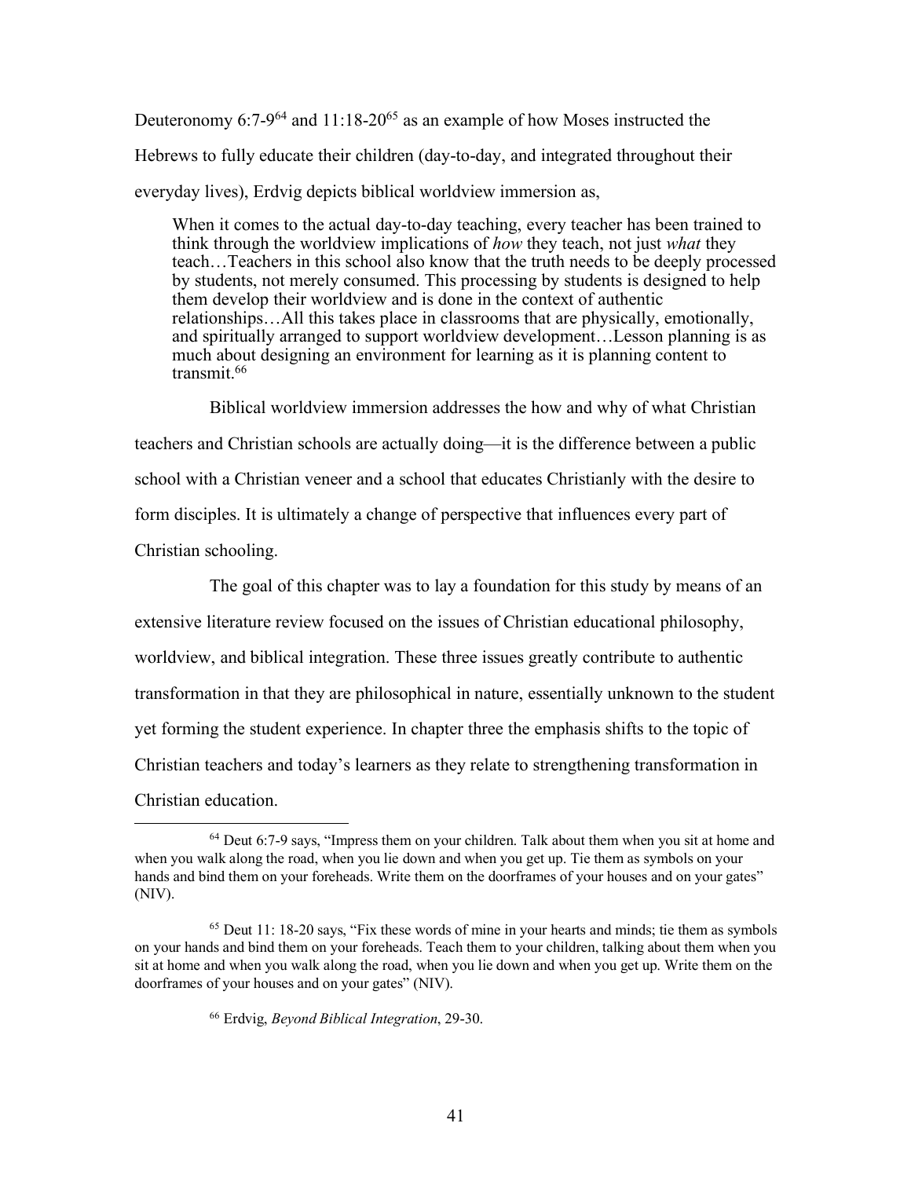Deuteronomy 6:7-9[64] and 11:18-20[65] as an example of how Moses instructed the Hebrews to fully educate their children (day-to-day, and integrated throughout their everyday lives), Erdvig depicts biblical worldview immersion as,

> When it comes to the actual day-to-day teaching, every teacher has been trained to think through the worldview implications of *how* they teach, not just *what* they teach…Teachers in this school also know that the truth needs to be deeply processed by students, not merely consumed. This processing by students is designed to help them develop their worldview and is done in the context of authentic relationships…All this takes place in classrooms that are physically, emotionally, and spiritually arranged to support worldview development…Lesson planning is as much about designing an environment for learning as it is planning content to transmit.[66]

Biblical worldview immersion addresses the how and why of what Christian teachers and Christian schools are actually doing—it is the difference between a public school with a Christian veneer and a school that educates Christianly with the desire to form disciples. It is ultimately a change of perspective that influences every part of Christian schooling.

The goal of this chapter was to lay a foundation for this study by means of an extensive literature review focused on the issues of Christian educational philosophy, worldview, and biblical integration. These three issues greatly contribute to authentic transformation in that they are philosophical in nature, essentially unknown to the student yet forming the student experience. In chapter three the emphasis shifts to the topic of Christian teachers and today's learners as they relate to strengthening transformation in Christian education.

---

[64] Deut 6:7-9 says, "Impress them on your children. Talk about them when you sit at home and when you walk along the road, when you lie down and when you get up. Tie them as symbols on your hands and bind them on your foreheads. Write them on the doorframes of your houses and on your gates" (NIV).

[65] Deut 11: 18-20 says, "Fix these words of mine in your hearts and minds; tie them as symbols on your hands and bind them on your foreheads. Teach them to your children, talking about them when you sit at home and when you walk along the road, when you lie down and when you get up. Write them on the doorframes of your houses and on your gates" (NIV).

[66] Erdvig, *Beyond Biblical Integration*, 29-30.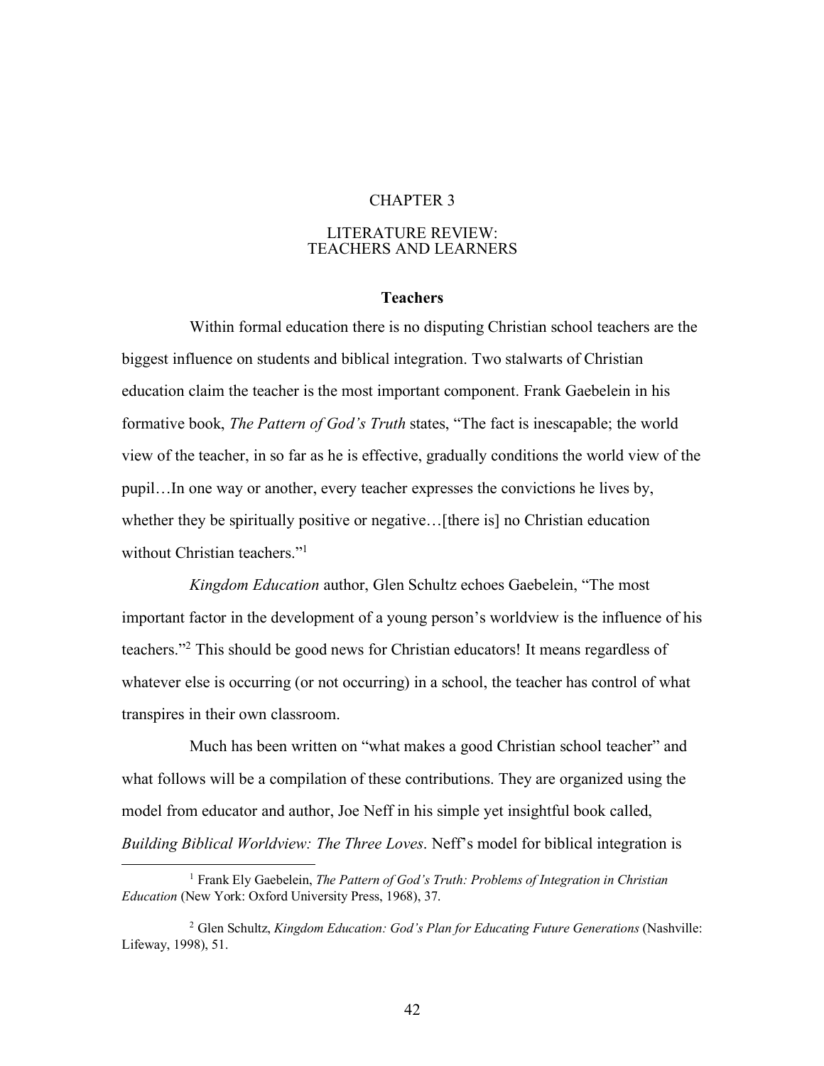# CHAPTER 3

# LITERATURE REVIEW: TEACHERS AND LEARNERS

## Teachers

Within formal education there is no disputing Christian school teachers are the biggest influence on students and biblical integration. Two stalwarts of Christian education claim the teacher is the most important component. Frank Gaebelein in his formative book, *The Pattern of God's Truth* states, "The fact is inescapable; the world view of the teacher, in so far as he is effective, gradually conditions the world view of the pupil…In one way or another, every teacher expresses the convictions he lives by, whether they be spiritually positive or negative…[there is] no Christian education without Christian teachers."[1]

*Kingdom Education* author, Glen Schultz echoes Gaebelein, "The most important factor in the development of a young person's worldview is the influence of his teachers."[2] This should be good news for Christian educators! It means regardless of whatever else is occurring (or not occurring) in a school, the teacher has control of what transpires in their own classroom.

Much has been written on "what makes a good Christian school teacher" and what follows will be a compilation of these contributions. They are organized using the model from educator and author, Joe Neff in his simple yet insightful book called, *Building Biblical Worldview: The Three Loves*. Neff's model for biblical integration is

---

[1] Frank Ely Gaebelein, *The Pattern of God's Truth: Problems of Integration in Christian Education* (New York: Oxford University Press, 1968), 37.

[2] Glen Schultz, *Kingdom Education: God's Plan for Educating Future Generations* (Nashville: Lifeway, 1998), 51.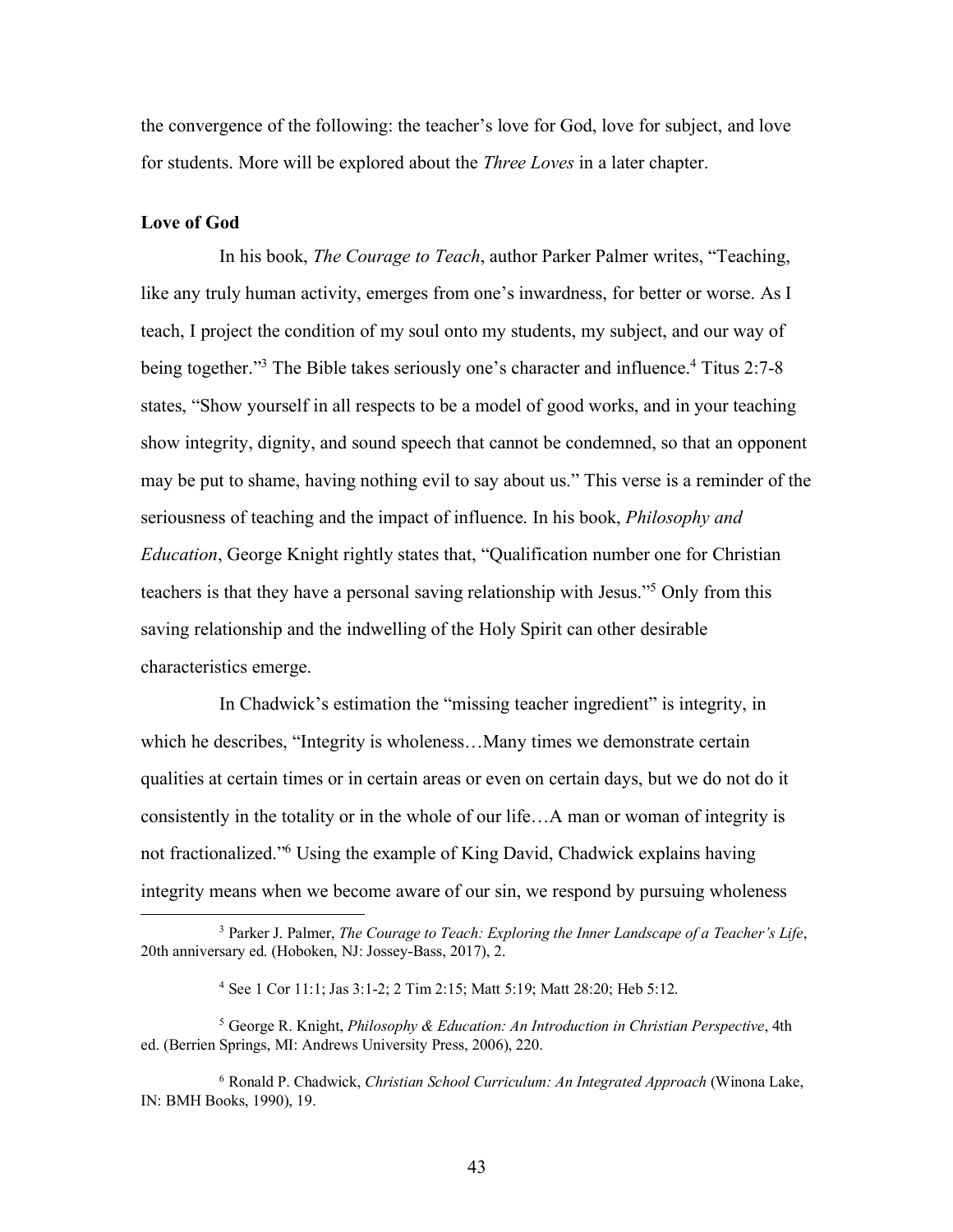the convergence of the following: the teacher's love for God, love for subject, and love for students. More will be explored about the *Three Loves* in a later chapter.

**Love of God**

In his book, *The Courage to Teach*, author Parker Palmer writes, "Teaching, like any truly human activity, emerges from one's inwardness, for better or worse. As I teach, I project the condition of my soul onto my students, my subject, and our way of being together."[3] The Bible takes seriously one's character and influence.[4] Titus 2:7-8 states, "Show yourself in all respects to be a model of good works, and in your teaching show integrity, dignity, and sound speech that cannot be condemned, so that an opponent may be put to shame, having nothing evil to say about us." This verse is a reminder of the seriousness of teaching and the impact of influence. In his book, *Philosophy and Education*, George Knight rightly states that, "Qualification number one for Christian teachers is that they have a personal saving relationship with Jesus."[5] Only from this saving relationship and the indwelling of the Holy Spirit can other desirable characteristics emerge.

In Chadwick's estimation the "missing teacher ingredient" is integrity, in which he describes, "Integrity is wholeness…Many times we demonstrate certain qualities at certain times or in certain areas or even on certain days, but we do not do it consistently in the totality or in the whole of our life…A man or woman of integrity is not fractionalized."[6] Using the example of King David, Chadwick explains having integrity means when we become aware of our sin, we respond by pursuing wholeness

---

[3] Parker J. Palmer, *The Courage to Teach: Exploring the Inner Landscape of a Teacher's Life*, 20th anniversary ed. (Hoboken, NJ: Jossey-Bass, 2017), 2.

[4] See 1 Cor 11:1; Jas 3:1-2; 2 Tim 2:15; Matt 5:19; Matt 28:20; Heb 5:12.

[5] George R. Knight, *Philosophy & Education: An Introduction in Christian Perspective*, 4th ed. (Berrien Springs, MI: Andrews University Press, 2006), 220.

[6] Ronald P. Chadwick, *Christian School Curriculum: An Integrated Approach* (Winona Lake, IN: BMH Books, 1990), 19.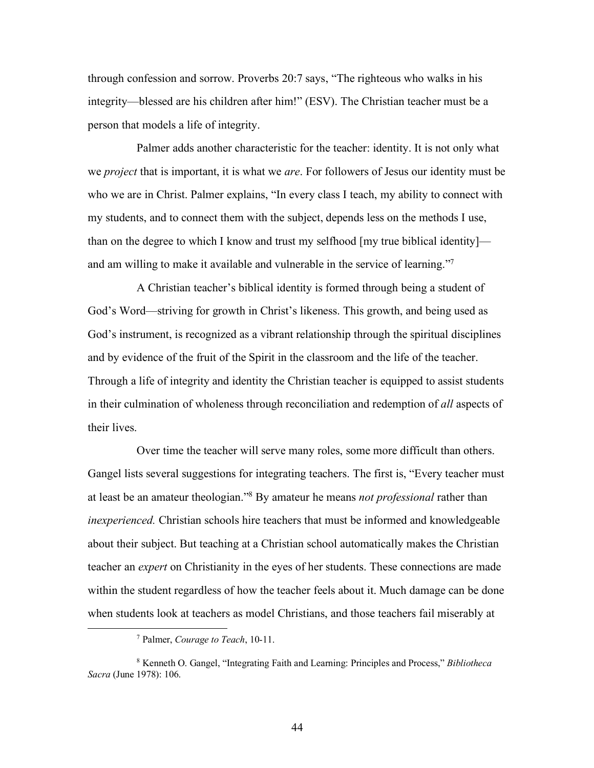through confession and sorrow. Proverbs 20:7 says, "The righteous who walks in his integrity—blessed are his children after him!" (ESV). The Christian teacher must be a person that models a life of integrity.

Palmer adds another characteristic for the teacher: identity. It is not only what we *project* that is important, it is what we *are*. For followers of Jesus our identity must be who we are in Christ. Palmer explains, "In every class I teach, my ability to connect with my students, and to connect them with the subject, depends less on the methods I use, than on the degree to which I know and trust my selfhood [my true biblical identity]—and am willing to make it available and vulnerable in the service of learning."[7]

A Christian teacher's biblical identity is formed through being a student of God's Word—striving for growth in Christ's likeness. This growth, and being used as God's instrument, is recognized as a vibrant relationship through the spiritual disciplines and by evidence of the fruit of the Spirit in the classroom and the life of the teacher. Through a life of integrity and identity the Christian teacher is equipped to assist students in their culmination of wholeness through reconciliation and redemption of *all* aspects of their lives.

Over time the teacher will serve many roles, some more difficult than others. Gangel lists several suggestions for integrating teachers. The first is, "Every teacher must at least be an amateur theologian."[8] By amateur he means *not professional* rather than *inexperienced.* Christian schools hire teachers that must be informed and knowledgeable about their subject. But teaching at a Christian school automatically makes the Christian teacher an *expert* on Christianity in the eyes of her students. These connections are made within the student regardless of how the teacher feels about it. Much damage can be done when students look at teachers as model Christians, and those teachers fail miserably at

---

[7] Palmer, *Courage to Teach*, 10-11.

[8] Kenneth O. Gangel, "Integrating Faith and Learning: Principles and Process," *Bibliotheca Sacra* (June 1978): 106.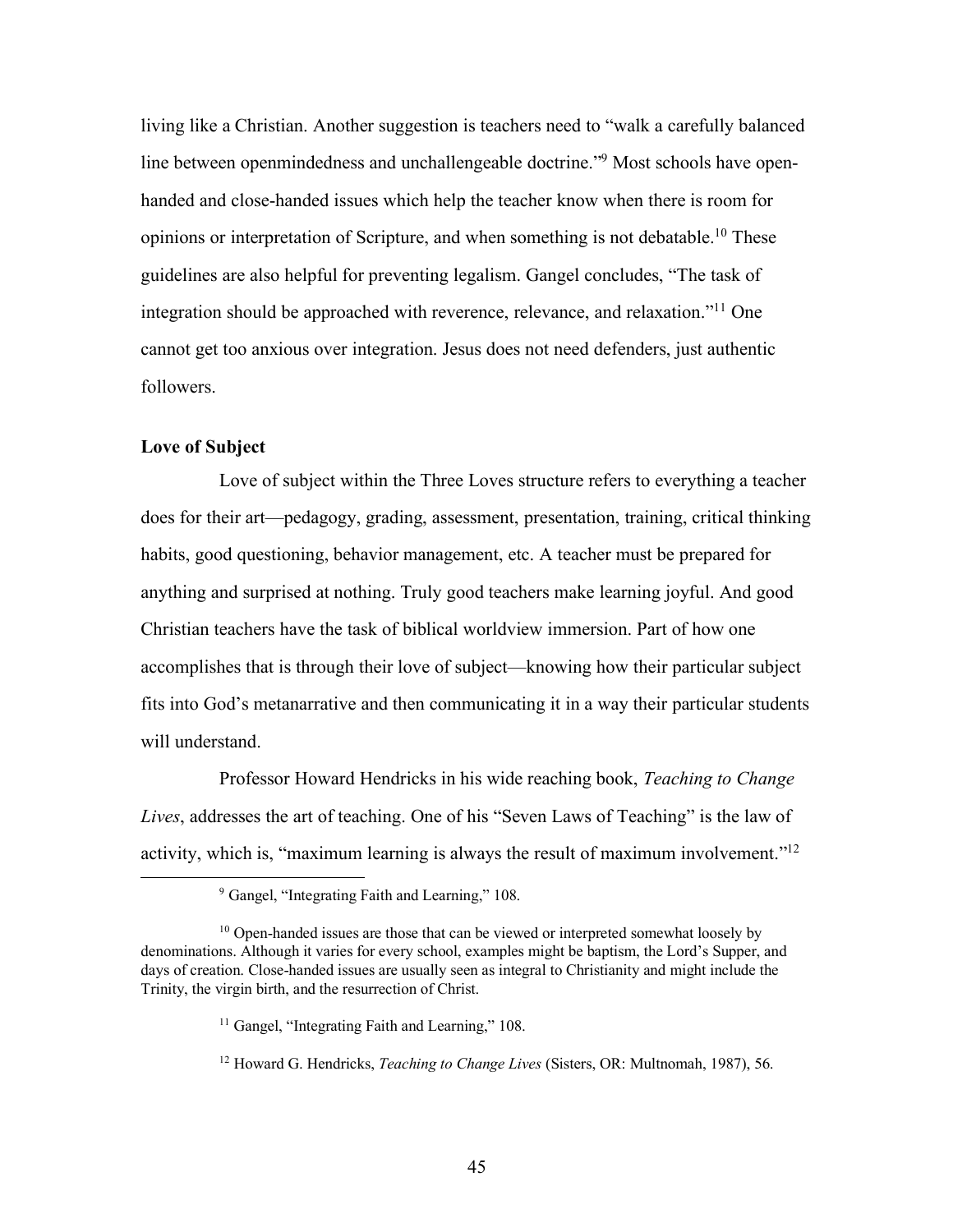living like a Christian. Another suggestion is teachers need to "walk a carefully balanced line between openmindedness and unchallengeable doctrine."[9] Most schools have open-handed and close-handed issues which help the teacher know when there is room for opinions or interpretation of Scripture, and when something is not debatable.[10] These guidelines are also helpful for preventing legalism. Gangel concludes, "The task of integration should be approached with reverence, relevance, and relaxation."[11] One cannot get too anxious over integration. Jesus does not need defenders, just authentic followers.

**Love of Subject**

Love of subject within the Three Loves structure refers to everything a teacher does for their art—pedagogy, grading, assessment, presentation, training, critical thinking habits, good questioning, behavior management, etc. A teacher must be prepared for anything and surprised at nothing. Truly good teachers make learning joyful. And good Christian teachers have the task of biblical worldview immersion. Part of how one accomplishes that is through their love of subject—knowing how their particular subject fits into God's metanarrative and then communicating it in a way their particular students will understand.

Professor Howard Hendricks in his wide reaching book, *Teaching to Change Lives*, addresses the art of teaching. One of his "Seven Laws of Teaching" is the law of activity, which is, "maximum learning is always the result of maximum involvement."[12]

---

[9] Gangel, "Integrating Faith and Learning," 108.

[10] Open-handed issues are those that can be viewed or interpreted somewhat loosely by denominations. Although it varies for every school, examples might be baptism, the Lord's Supper, and days of creation. Close-handed issues are usually seen as integral to Christianity and might include the Trinity, the virgin birth, and the resurrection of Christ.

[11] Gangel, "Integrating Faith and Learning," 108.

[12] Howard G. Hendricks, *Teaching to Change Lives* (Sisters, OR: Multnomah, 1987), 56.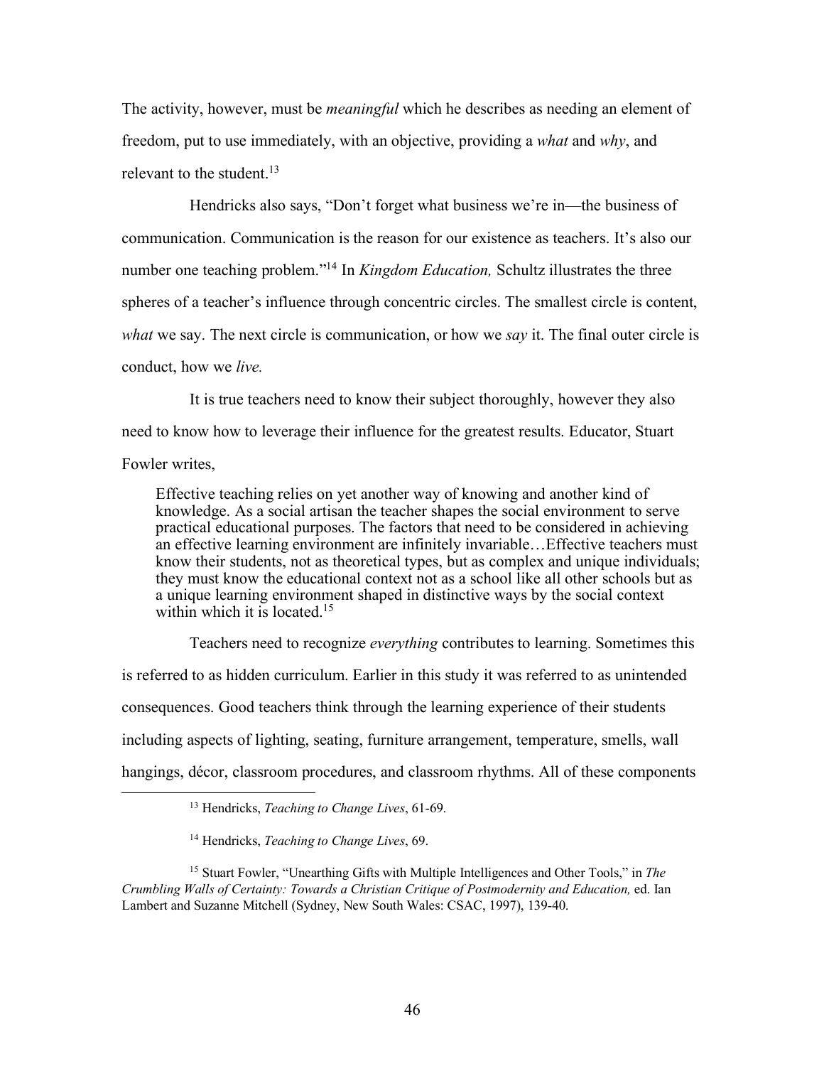The activity, however, must be *meaningful* which he describes as needing an element of freedom, put to use immediately, with an objective, providing a *what* and *why*, and relevant to the student.[13]

Hendricks also says, "Don't forget what business we're in—the business of communication. Communication is the reason for our existence as teachers. It's also our number one teaching problem."[14] In *Kingdom Education,* Schultz illustrates the three spheres of a teacher's influence through concentric circles. The smallest circle is content, *what* we say. The next circle is communication, or how we *say* it. The final outer circle is conduct, how we *live.*

It is true teachers need to know their subject thoroughly, however they also need to know how to leverage their influence for the greatest results. Educator, Stuart Fowler writes,

> Effective teaching relies on yet another way of knowing and another kind of knowledge. As a social artisan the teacher shapes the social environment to serve practical educational purposes. The factors that need to be considered in achieving an effective learning environment are infinitely invariable…Effective teachers must know their students, not as theoretical types, but as complex and unique individuals; they must know the educational context not as a school like all other schools but as a unique learning environment shaped in distinctive ways by the social context within which it is located.[15]

Teachers need to recognize *everything* contributes to learning. Sometimes this is referred to as hidden curriculum. Earlier in this study it was referred to as unintended consequences. Good teachers think through the learning experience of their students including aspects of lighting, seating, furniture arrangement, temperature, smells, wall hangings, décor, classroom procedures, and classroom rhythms. All of these components

---

[13] Hendricks, *Teaching to Change Lives*, 61-69.

[14] Hendricks, *Teaching to Change Lives*, 69.

[15] Stuart Fowler, "Unearthing Gifts with Multiple Intelligences and Other Tools," in *The Crumbling Walls of Certainty: Towards a Christian Critique of Postmodernity and Education,* ed. Ian Lambert and Suzanne Mitchell (Sydney, New South Wales: CSAC, 1997), 139-40.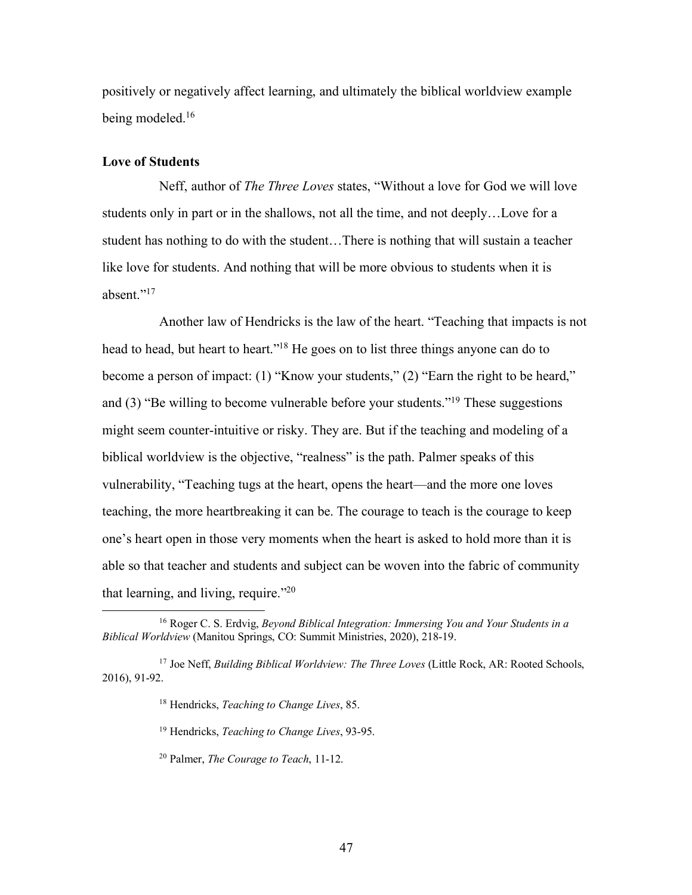positively or negatively affect learning, and ultimately the biblical worldview example being modeled.[16]

### Love of Students

Neff, author of *The Three Loves* states, "Without a love for God we will love students only in part or in the shallows, not all the time, and not deeply…Love for a student has nothing to do with the student…There is nothing that will sustain a teacher like love for students. And nothing that will be more obvious to students when it is absent."[17]

Another law of Hendricks is the law of the heart. "Teaching that impacts is not head to head, but heart to heart."[18] He goes on to list three things anyone can do to become a person of impact: (1) "Know your students," (2) "Earn the right to be heard," and (3) "Be willing to become vulnerable before your students."[19] These suggestions might seem counter-intuitive or risky. They are. But if the teaching and modeling of a biblical worldview is the objective, "realness" is the path. Palmer speaks of this vulnerability, "Teaching tugs at the heart, opens the heart—and the more one loves teaching, the more heartbreaking it can be. The courage to teach is the courage to keep one's heart open in those very moments when the heart is asked to hold more than it is able so that teacher and students and subject can be woven into the fabric of community that learning, and living, require."[20]

---

[16] Roger C. S. Erdvig, *Beyond Biblical Integration: Immersing You and Your Students in a Biblical Worldview* (Manitou Springs, CO: Summit Ministries, 2020), 218-19.

[17] Joe Neff, *Building Biblical Worldview: The Three Loves* (Little Rock, AR: Rooted Schools, 2016), 91-92.

[18] Hendricks, *Teaching to Change Lives*, 85.

[19] Hendricks, *Teaching to Change Lives*, 93-95.

[20] Palmer, *The Courage to Teach*, 11-12.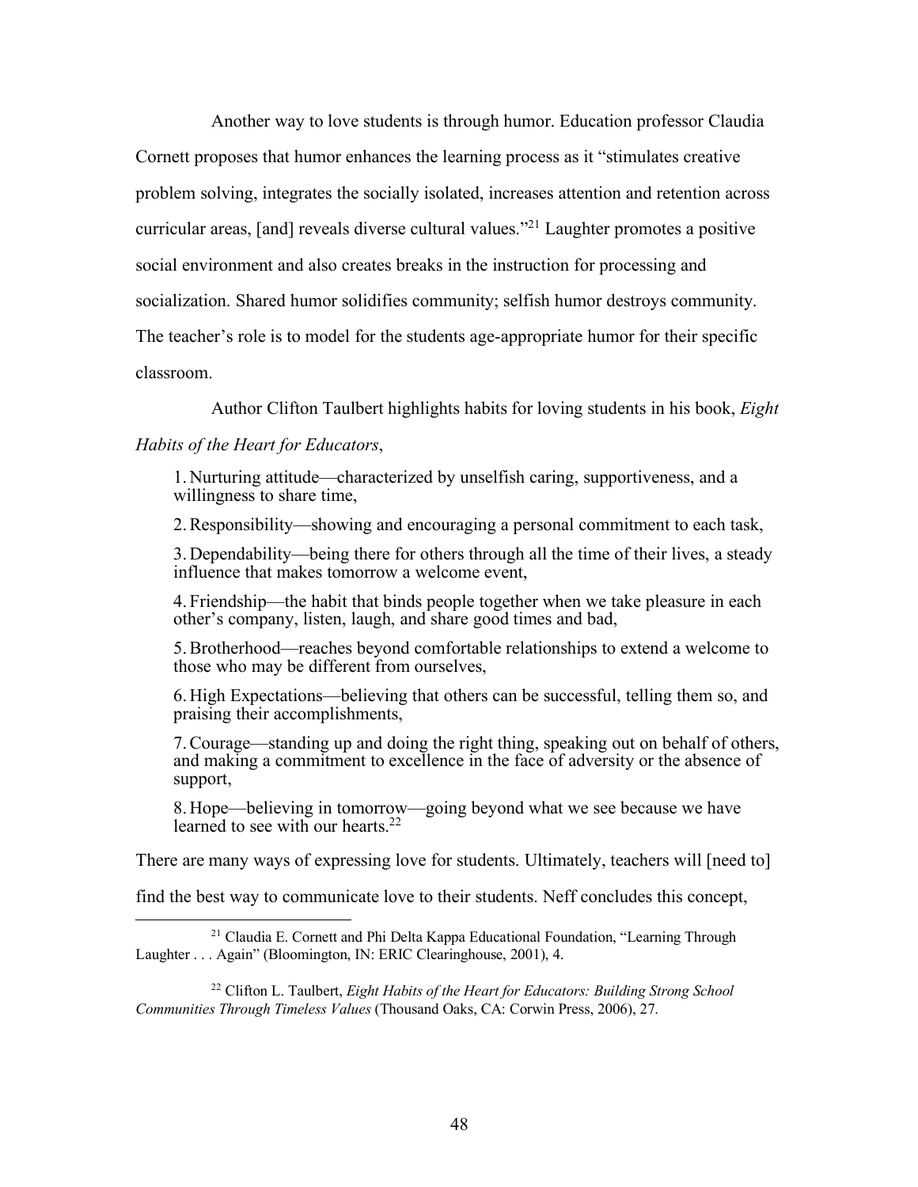Another way to love students is through humor. Education professor Claudia Cornett proposes that humor enhances the learning process as it "stimulates creative problem solving, integrates the socially isolated, increases attention and retention across curricular areas, [and] reveals diverse cultural values."[21] Laughter promotes a positive social environment and also creates breaks in the instruction for processing and socialization. Shared humor solidifies community; selfish humor destroys community. The teacher's role is to model for the students age-appropriate humor for their specific classroom.

Author Clifton Taulbert highlights habits for loving students in his book, *Eight Habits of the Heart for Educators*,

> 1. Nurturing attitude—characterized by unselfish caring, supportiveness, and a willingness to share time,
>
> 2. Responsibility—showing and encouraging a personal commitment to each task,
>
> 3. Dependability—being there for others through all the time of their lives, a steady influence that makes tomorrow a welcome event,
>
> 4. Friendship—the habit that binds people together when we take pleasure in each other's company, listen, laugh, and share good times and bad,
>
> 5. Brotherhood—reaches beyond comfortable relationships to extend a welcome to those who may be different from ourselves,
>
> 6. High Expectations—believing that others can be successful, telling them so, and praising their accomplishments,
>
> 7. Courage—standing up and doing the right thing, speaking out on behalf of others, and making a commitment to excellence in the face of adversity or the absence of support,
>
> 8. Hope—believing in tomorrow—going beyond what we see because we have learned to see with our hearts.[22]

There are many ways of expressing love for students. Ultimately, teachers will [need to] find the best way to communicate love to their students. Neff concludes this concept,

---

[21] Claudia E. Cornett and Phi Delta Kappa Educational Foundation, "Learning Through Laughter . . . Again" (Bloomington, IN: ERIC Clearinghouse, 2001), 4.

[22] Clifton L. Taulbert, *Eight Habits of the Heart for Educators: Building Strong School Communities Through Timeless Values* (Thousand Oaks, CA: Corwin Press, 2006), 27.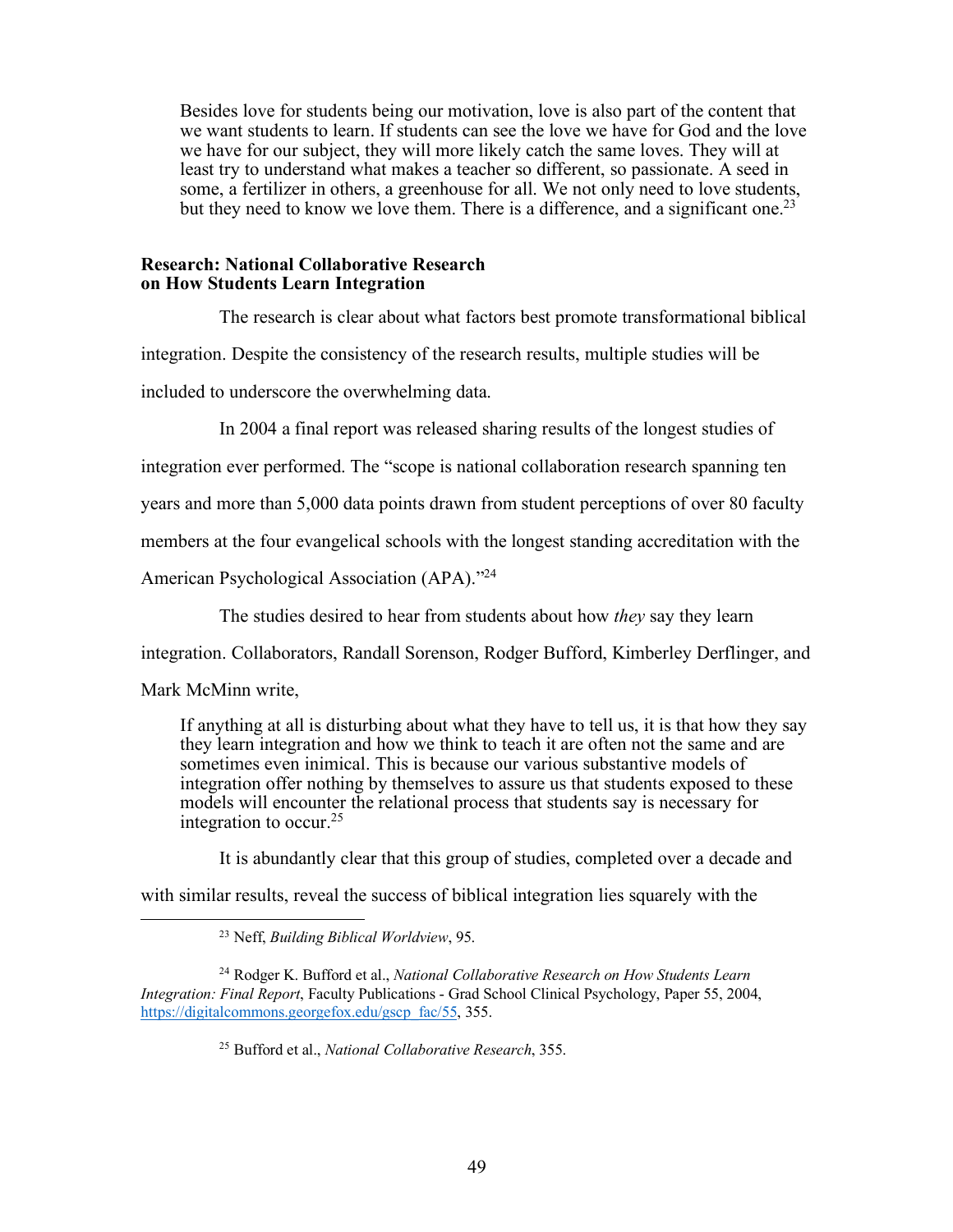> Besides love for students being our motivation, love is also part of the content that we want students to learn. If students can see the love we have for God and the love we have for our subject, they will more likely catch the same loves. They will at least try to understand what makes a teacher so different, so passionate. A seed in some, a fertilizer in others, a greenhouse for all. We not only need to love students, but they need to know we love them. There is a difference, and a significant one.[23]

**Research: National Collaborative Research on How Students Learn Integration**

The research is clear about what factors best promote transformational biblical integration. Despite the consistency of the research results, multiple studies will be included to underscore the overwhelming data.

In 2004 a final report was released sharing results of the longest studies of integration ever performed. The "scope is national collaboration research spanning ten years and more than 5,000 data points drawn from student perceptions of over 80 faculty members at the four evangelical schools with the longest standing accreditation with the American Psychological Association (APA)."[24]

The studies desired to hear from students about how *they* say they learn integration. Collaborators, Randall Sorenson, Rodger Bufford, Kimberley Derflinger, and Mark McMinn write,

> If anything at all is disturbing about what they have to tell us, it is that how they say they learn integration and how we think to teach it are often not the same and are sometimes even inimical. This is because our various substantive models of integration offer nothing by themselves to assure us that students exposed to these models will encounter the relational process that students say is necessary for integration to occur.[25]

It is abundantly clear that this group of studies, completed over a decade and with similar results, reveal the success of biblical integration lies squarely with the

---

[23] Neff, *Building Biblical Worldview*, 95.

[24] Rodger K. Bufford et al., *National Collaborative Research on How Students Learn Integration: Final Report*, Faculty Publications - Grad School Clinical Psychology, Paper 55, 2004, https://digitalcommons.georgefox.edu/gscp_fac/55, 355.

[25] Bufford et al., *National Collaborative Research*, 355.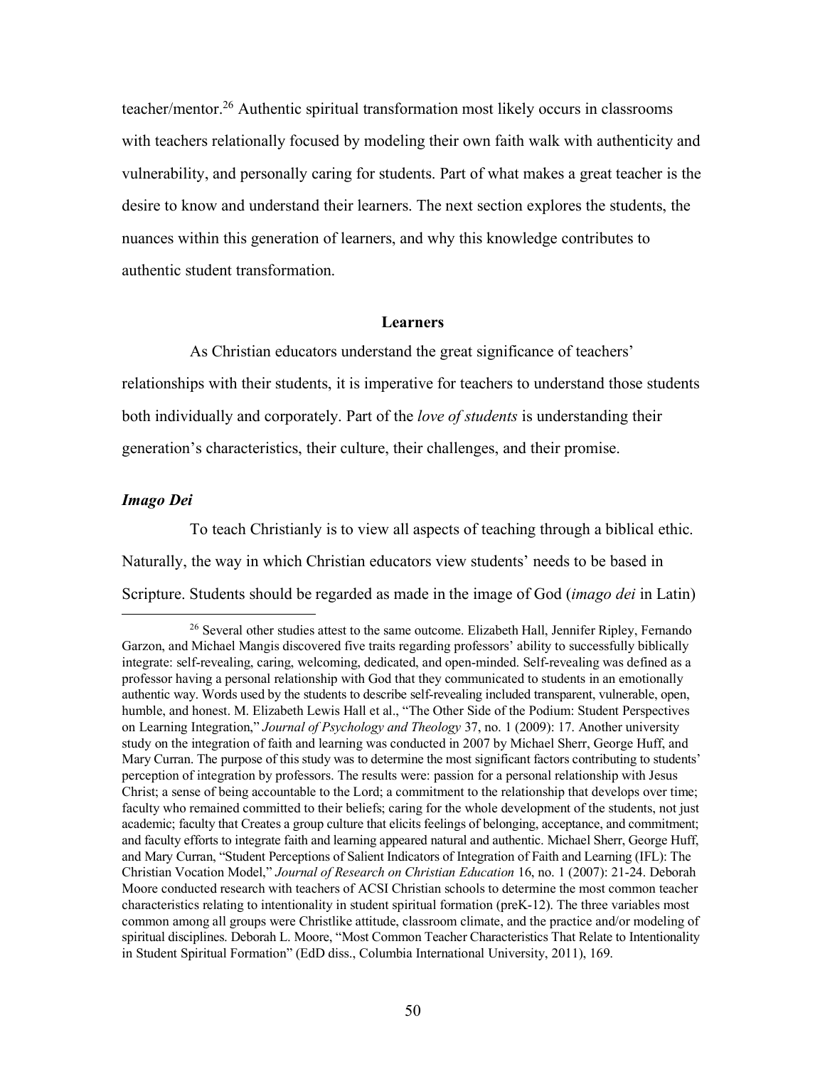teacher/mentor.[26] Authentic spiritual transformation most likely occurs in classrooms with teachers relationally focused by modeling their own faith walk with authenticity and vulnerability, and personally caring for students. Part of what makes a great teacher is the desire to know and understand their learners. The next section explores the students, the nuances within this generation of learners, and why this knowledge contributes to authentic student transformation.

## Learners

As Christian educators understand the great significance of teachers' relationships with their students, it is imperative for teachers to understand those students both individually and corporately. Part of the *love of students* is understanding their generation's characteristics, their culture, their challenges, and their promise.

### *Imago Dei*

To teach Christianly is to view all aspects of teaching through a biblical ethic. Naturally, the way in which Christian educators view students' needs to be based in Scripture. Students should be regarded as made in the image of God (*imago dei* in Latin)

---

[26] Several other studies attest to the same outcome. Elizabeth Hall, Jennifer Ripley, Fernando Garzon, and Michael Mangis discovered five traits regarding professors' ability to successfully biblically integrate: self-revealing, caring, welcoming, dedicated, and open-minded. Self-revealing was defined as a professor having a personal relationship with God that they communicated to students in an emotionally authentic way. Words used by the students to describe self-revealing included transparent, vulnerable, open, humble, and honest. M. Elizabeth Lewis Hall et al., "The Other Side of the Podium: Student Perspectives on Learning Integration," *Journal of Psychology and Theology* 37, no. 1 (2009): 17. Another university study on the integration of faith and learning was conducted in 2007 by Michael Sherr, George Huff, and Mary Curran. The purpose of this study was to determine the most significant factors contributing to students' perception of integration by professors. The results were: passion for a personal relationship with Jesus Christ; a sense of being accountable to the Lord; a commitment to the relationship that develops over time; faculty who remained committed to their beliefs; caring for the whole development of the students, not just academic; faculty that Creates a group culture that elicits feelings of belonging, acceptance, and commitment; and faculty efforts to integrate faith and learning appeared natural and authentic. Michael Sherr, George Huff, and Mary Curran, "Student Perceptions of Salient Indicators of Integration of Faith and Learning (IFL): The Christian Vocation Model," *Journal of Research on Christian Education* 16, no. 1 (2007): 21-24. Deborah Moore conducted research with teachers of ACSI Christian schools to determine the most common teacher characteristics relating to intentionality in student spiritual formation (preK-12). The three variables most common among all groups were Christlike attitude, classroom climate, and the practice and/or modeling of spiritual disciplines. Deborah L. Moore, "Most Common Teacher Characteristics That Relate to Intentionality in Student Spiritual Formation" (EdD diss., Columbia International University, 2011), 169.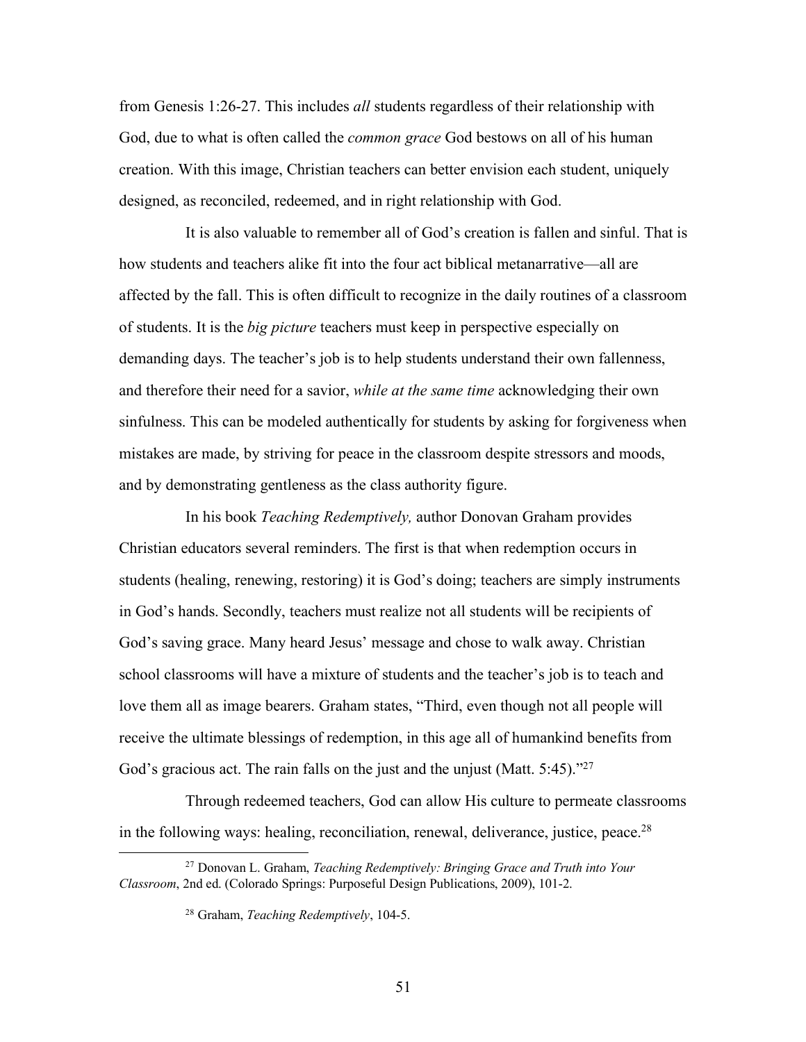from Genesis 1:26-27. This includes *all* students regardless of their relationship with God, due to what is often called the *common grace* God bestows on all of his human creation. With this image, Christian teachers can better envision each student, uniquely designed, as reconciled, redeemed, and in right relationship with God.

It is also valuable to remember all of God's creation is fallen and sinful. That is how students and teachers alike fit into the four act biblical metanarrative—all are affected by the fall. This is often difficult to recognize in the daily routines of a classroom of students. It is the *big picture* teachers must keep in perspective especially on demanding days. The teacher's job is to help students understand their own fallenness, and therefore their need for a savior, *while at the same time* acknowledging their own sinfulness. This can be modeled authentically for students by asking for forgiveness when mistakes are made, by striving for peace in the classroom despite stressors and moods, and by demonstrating gentleness as the class authority figure.

In his book *Teaching Redemptively,* author Donovan Graham provides Christian educators several reminders. The first is that when redemption occurs in students (healing, renewing, restoring) it is God's doing; teachers are simply instruments in God's hands. Secondly, teachers must realize not all students will be recipients of God's saving grace. Many heard Jesus' message and chose to walk away. Christian school classrooms will have a mixture of students and the teacher's job is to teach and love them all as image bearers. Graham states, "Third, even though not all people will receive the ultimate blessings of redemption, in this age all of humankind benefits from God's gracious act. The rain falls on the just and the unjust (Matt. 5:45)."[27]

Through redeemed teachers, God can allow His culture to permeate classrooms in the following ways: healing, reconciliation, renewal, deliverance, justice, peace.[28]

---

[27] Donovan L. Graham, *Teaching Redemptively: Bringing Grace and Truth into Your Classroom*, 2nd ed. (Colorado Springs: Purposeful Design Publications, 2009), 101-2.

[28] Graham, *Teaching Redemptively*, 104-5.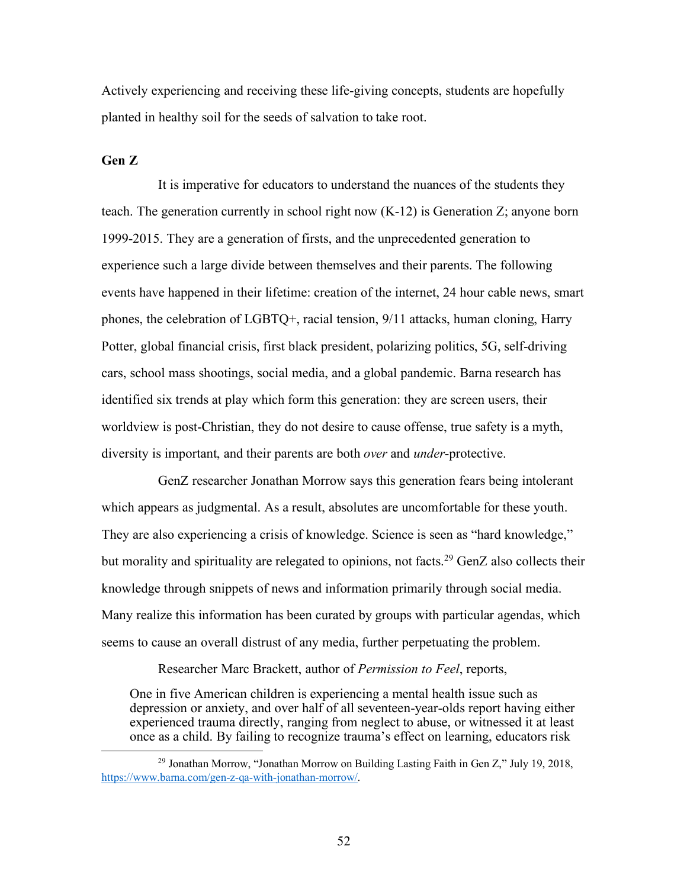Actively experiencing and receiving these life-giving concepts, students are hopefully planted in healthy soil for the seeds of salvation to take root.

**Gen Z**

It is imperative for educators to understand the nuances of the students they teach. The generation currently in school right now (K-12) is Generation Z; anyone born 1999-2015. They are a generation of firsts, and the unprecedented generation to experience such a large divide between themselves and their parents. The following events have happened in their lifetime: creation of the internet, 24 hour cable news, smart phones, the celebration of LGBTQ+, racial tension, 9/11 attacks, human cloning, Harry Potter, global financial crisis, first black president, polarizing politics, 5G, self-driving cars, school mass shootings, social media, and a global pandemic. Barna research has identified six trends at play which form this generation: they are screen users, their worldview is post-Christian, they do not desire to cause offense, true safety is a myth, diversity is important, and their parents are both *over* and *under*-protective.

GenZ researcher Jonathan Morrow says this generation fears being intolerant which appears as judgmental. As a result, absolutes are uncomfortable for these youth. They are also experiencing a crisis of knowledge. Science is seen as "hard knowledge," but morality and spirituality are relegated to opinions, not facts.[29] GenZ also collects their knowledge through snippets of news and information primarily through social media. Many realize this information has been curated by groups with particular agendas, which seems to cause an overall distrust of any media, further perpetuating the problem.

Researcher Marc Brackett, author of *Permission to Feel*, reports,

> One in five American children is experiencing a mental health issue such as depression or anxiety, and over half of all seventeen-year-olds report having either experienced trauma directly, ranging from neglect to abuse, or witnessed it at least once as a child. By failing to recognize trauma's effect on learning, educators risk

---

[29] Jonathan Morrow, "Jonathan Morrow on Building Lasting Faith in Gen Z," July 19, 2018, https://www.barna.com/gen-z-qa-with-jonathan-morrow/.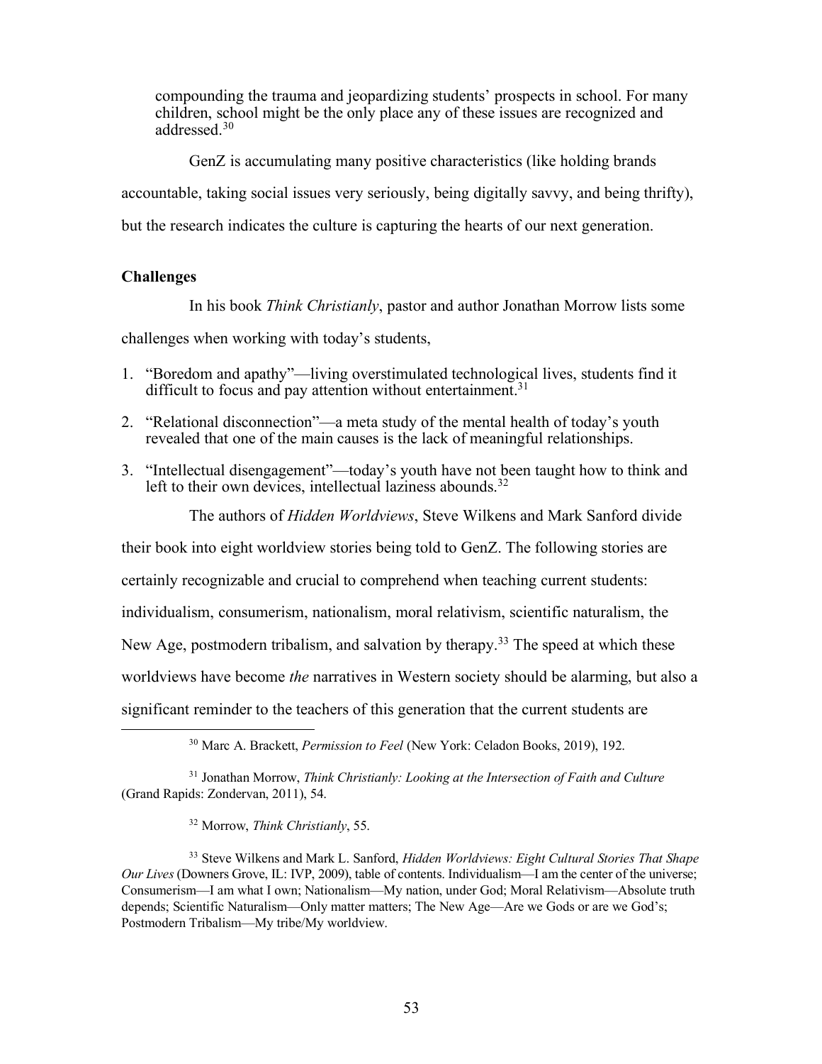compounding the trauma and jeopardizing students' prospects in school. For many children, school might be the only place any of these issues are recognized and addressed.[30]

GenZ is accumulating many positive characteristics (like holding brands accountable, taking social issues very seriously, being digitally savvy, and being thrifty), but the research indicates the culture is capturing the hearts of our next generation.

**Challenges**

In his book *Think Christianly*, pastor and author Jonathan Morrow lists some challenges when working with today's students,

1. "Boredom and apathy"—living overstimulated technological lives, students find it difficult to focus and pay attention without entertainment.[31]
2. "Relational disconnection"—a meta study of the mental health of today's youth revealed that one of the main causes is the lack of meaningful relationships.
3. "Intellectual disengagement"—today's youth have not been taught how to think and left to their own devices, intellectual laziness abounds.[32]

The authors of *Hidden Worldviews*, Steve Wilkens and Mark Sanford divide their book into eight worldview stories being told to GenZ. The following stories are certainly recognizable and crucial to comprehend when teaching current students: individualism, consumerism, nationalism, moral relativism, scientific naturalism, the New Age, postmodern tribalism, and salvation by therapy.[33] The speed at which these worldviews have become *the* narratives in Western society should be alarming, but also a significant reminder to the teachers of this generation that the current students are

---

[30] Marc A. Brackett, *Permission to Feel* (New York: Celadon Books, 2019), 192.

[31] Jonathan Morrow, *Think Christianly: Looking at the Intersection of Faith and Culture* (Grand Rapids: Zondervan, 2011), 54.

[32] Morrow, *Think Christianly*, 55.

[33] Steve Wilkens and Mark L. Sanford, *Hidden Worldviews: Eight Cultural Stories That Shape Our Lives* (Downers Grove, IL: IVP, 2009), table of contents. Individualism—I am the center of the universe; Consumerism—I am what I own; Nationalism—My nation, under God; Moral Relativism—Absolute truth depends; Scientific Naturalism—Only matter matters; The New Age—Are we Gods or are we God's; Postmodern Tribalism—My tribe/My worldview.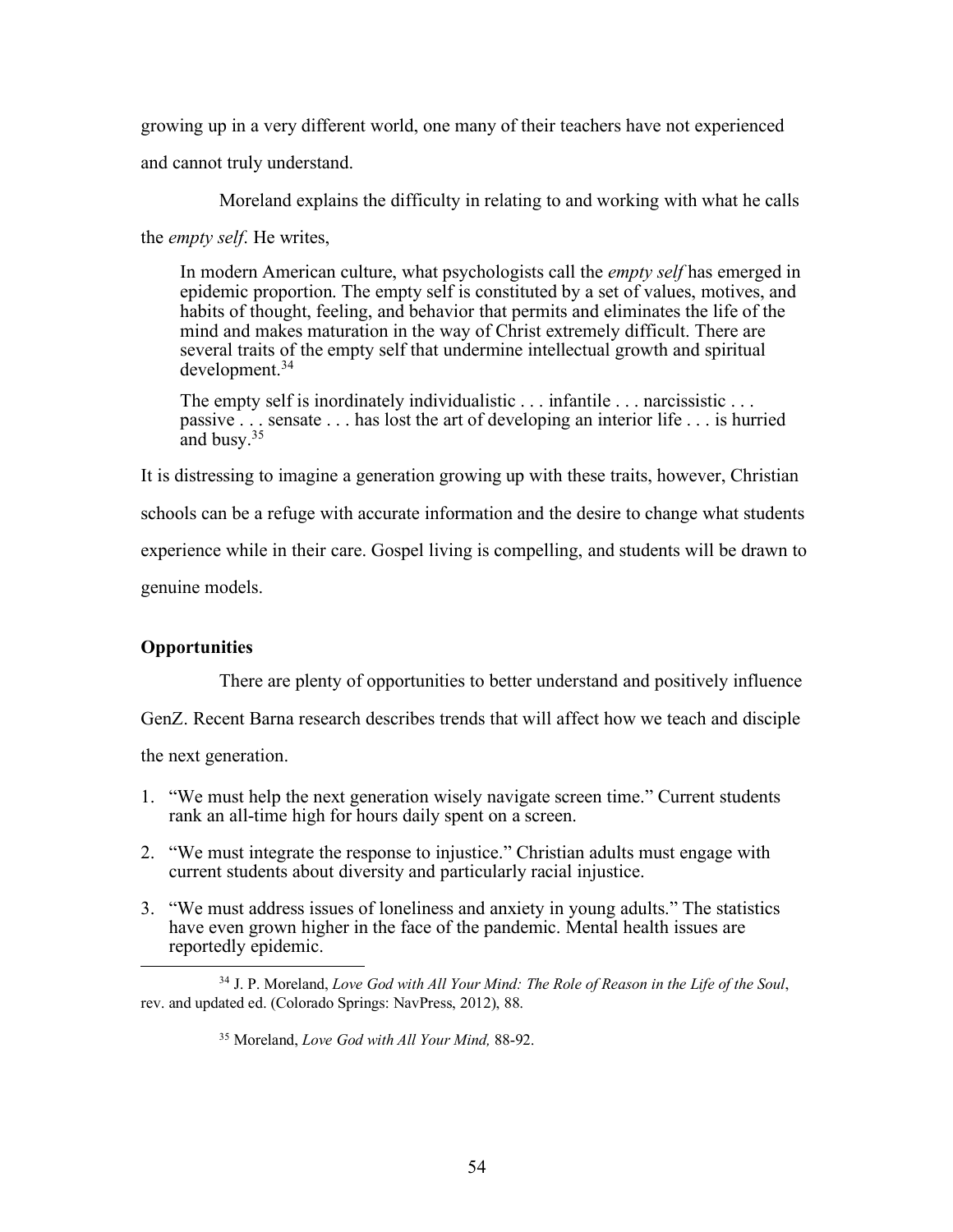growing up in a very different world, one many of their teachers have not experienced and cannot truly understand.

Moreland explains the difficulty in relating to and working with what he calls the *empty self*. He writes,

> In modern American culture, what psychologists call the *empty self* has emerged in epidemic proportion. The empty self is constituted by a set of values, motives, and habits of thought, feeling, and behavior that permits and eliminates the life of the mind and makes maturation in the way of Christ extremely difficult. There are several traits of the empty self that undermine intellectual growth and spiritual development.[34]
>
> The empty self is inordinately individualistic . . . infantile . . . narcissistic . . . passive . . . sensate . . . has lost the art of developing an interior life . . . is hurried and busy.[35]

It is distressing to imagine a generation growing up with these traits, however, Christian schools can be a refuge with accurate information and the desire to change what students experience while in their care. Gospel living is compelling, and students will be drawn to genuine models.

**Opportunities**

There are plenty of opportunities to better understand and positively influence GenZ. Recent Barna research describes trends that will affect how we teach and disciple the next generation.

1. "We must help the next generation wisely navigate screen time." Current students rank an all-time high for hours daily spent on a screen.
2. "We must integrate the response to injustice." Christian adults must engage with current students about diversity and particularly racial injustice.
3. "We must address issues of loneliness and anxiety in young adults." The statistics have even grown higher in the face of the pandemic. Mental health issues are reportedly epidemic.

---

[34] J. P. Moreland, *Love God with All Your Mind: The Role of Reason in the Life of the Soul*, rev. and updated ed. (Colorado Springs: NavPress, 2012), 88.

[35] Moreland, *Love God with All Your Mind,* 88-92.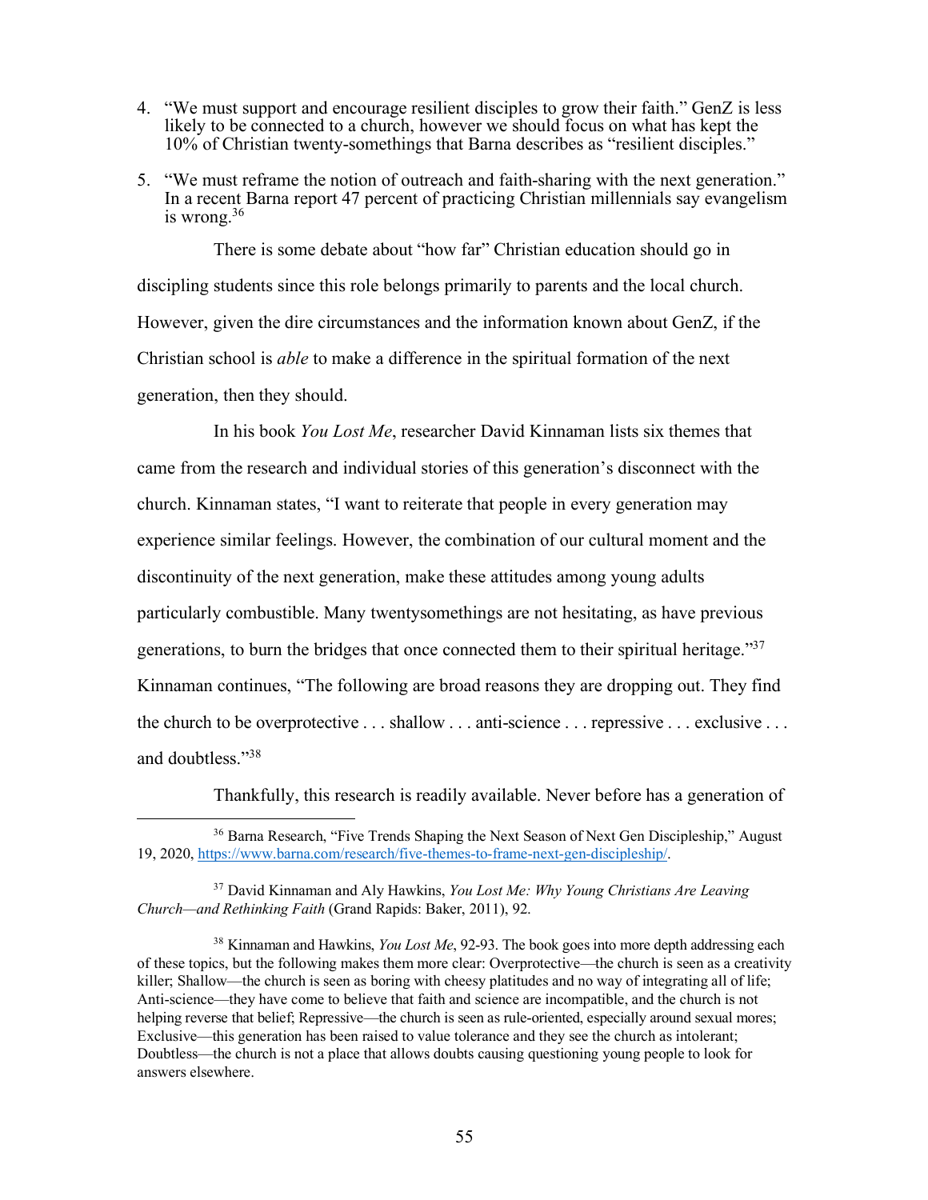4. "We must support and encourage resilient disciples to grow their faith." GenZ is less likely to be connected to a church, however we should focus on what has kept the 10% of Christian twenty-somethings that Barna describes as "resilient disciples."

5. "We must reframe the notion of outreach and faith-sharing with the next generation." In a recent Barna report 47 percent of practicing Christian millennials say evangelism is wrong.[36]

There is some debate about "how far" Christian education should go in discipling students since this role belongs primarily to parents and the local church. However, given the dire circumstances and the information known about GenZ, if the Christian school is *able* to make a difference in the spiritual formation of the next generation, then they should.

In his book *You Lost Me*, researcher David Kinnaman lists six themes that came from the research and individual stories of this generation's disconnect with the church. Kinnaman states, "I want to reiterate that people in every generation may experience similar feelings. However, the combination of our cultural moment and the discontinuity of the next generation, make these attitudes among young adults particularly combustible. Many twentysomethings are not hesitating, as have previous generations, to burn the bridges that once connected them to their spiritual heritage."[37] Kinnaman continues, "The following are broad reasons they are dropping out. They find the church to be overprotective . . . shallow . . . anti-science . . . repressive . . . exclusive . . . and doubtless."[38]

Thankfully, this research is readily available. Never before has a generation of

---

[36] Barna Research, "Five Trends Shaping the Next Season of Next Gen Discipleship," August 19, 2020, https://www.barna.com/research/five-themes-to-frame-next-gen-discipleship/.

[37] David Kinnaman and Aly Hawkins, *You Lost Me: Why Young Christians Are Leaving Church—and Rethinking Faith* (Grand Rapids: Baker, 2011), 92.

[38] Kinnaman and Hawkins, *You Lost Me*, 92-93. The book goes into more depth addressing each of these topics, but the following makes them more clear: Overprotective—the church is seen as a creativity killer; Shallow—the church is seen as boring with cheesy platitudes and no way of integrating all of life; Anti-science—they have come to believe that faith and science are incompatible, and the church is not helping reverse that belief; Repressive—the church is seen as rule-oriented, especially around sexual mores; Exclusive—this generation has been raised to value tolerance and they see the church as intolerant; Doubtless—the church is not a place that allows doubts causing questioning young people to look for answers elsewhere.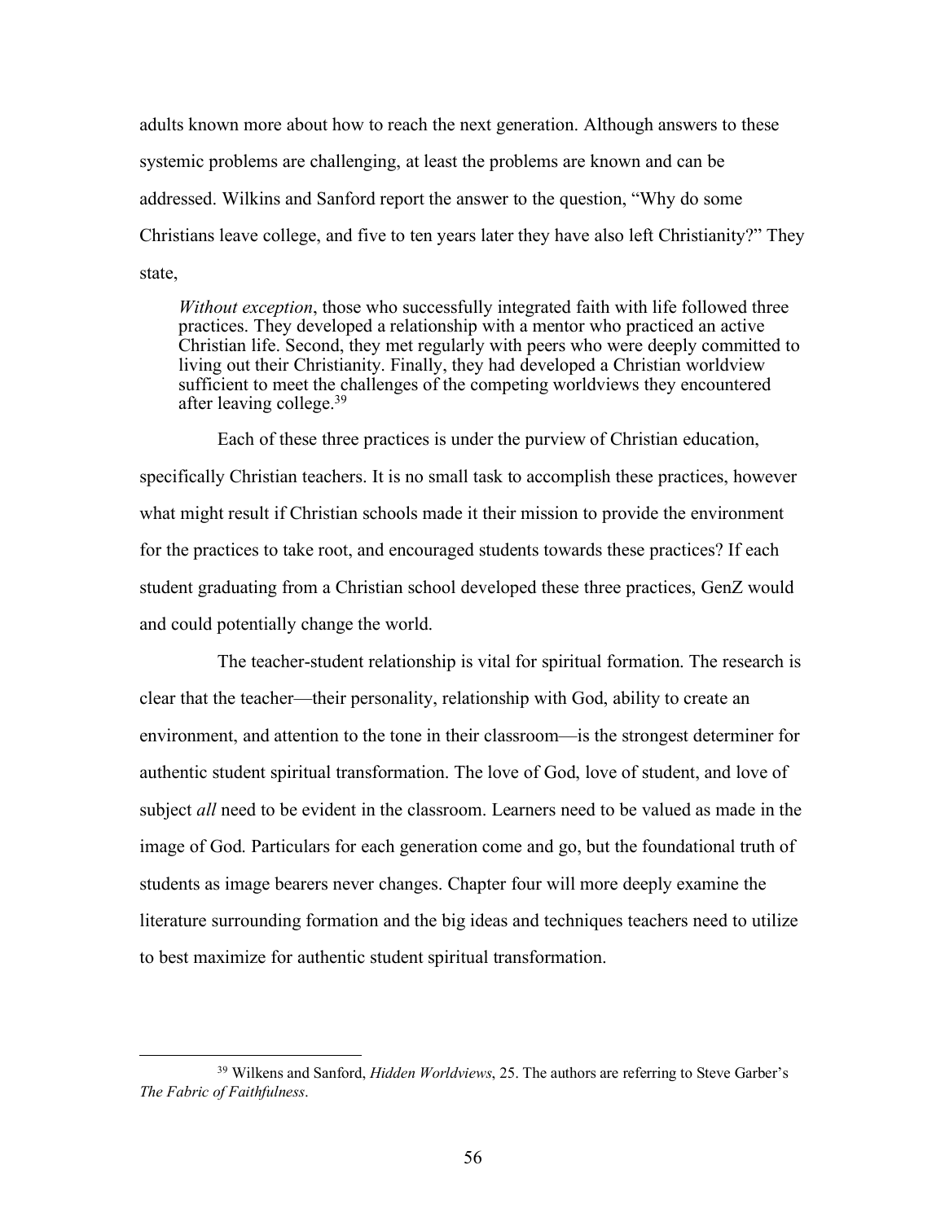adults known more about how to reach the next generation. Although answers to these systemic problems are challenging, at least the problems are known and can be addressed. Wilkins and Sanford report the answer to the question, "Why do some Christians leave college, and five to ten years later they have also left Christianity?" They state,

> *Without exception*, those who successfully integrated faith with life followed three practices. They developed a relationship with a mentor who practiced an active Christian life. Second, they met regularly with peers who were deeply committed to living out their Christianity. Finally, they had developed a Christian worldview sufficient to meet the challenges of the competing worldviews they encountered after leaving college.[39]

Each of these three practices is under the purview of Christian education, specifically Christian teachers. It is no small task to accomplish these practices, however what might result if Christian schools made it their mission to provide the environment for the practices to take root, and encouraged students towards these practices? If each student graduating from a Christian school developed these three practices, GenZ would and could potentially change the world.

The teacher-student relationship is vital for spiritual formation. The research is clear that the teacher—their personality, relationship with God, ability to create an environment, and attention to the tone in their classroom—is the strongest determiner for authentic student spiritual transformation. The love of God, love of student, and love of subject *all* need to be evident in the classroom. Learners need to be valued as made in the image of God. Particulars for each generation come and go, but the foundational truth of students as image bearers never changes. Chapter four will more deeply examine the literature surrounding formation and the big ideas and techniques teachers need to utilize to best maximize for authentic student spiritual transformation.

---

[39] Wilkens and Sanford, *Hidden Worldviews*, 25. The authors are referring to Steve Garber's *The Fabric of Faithfulness*.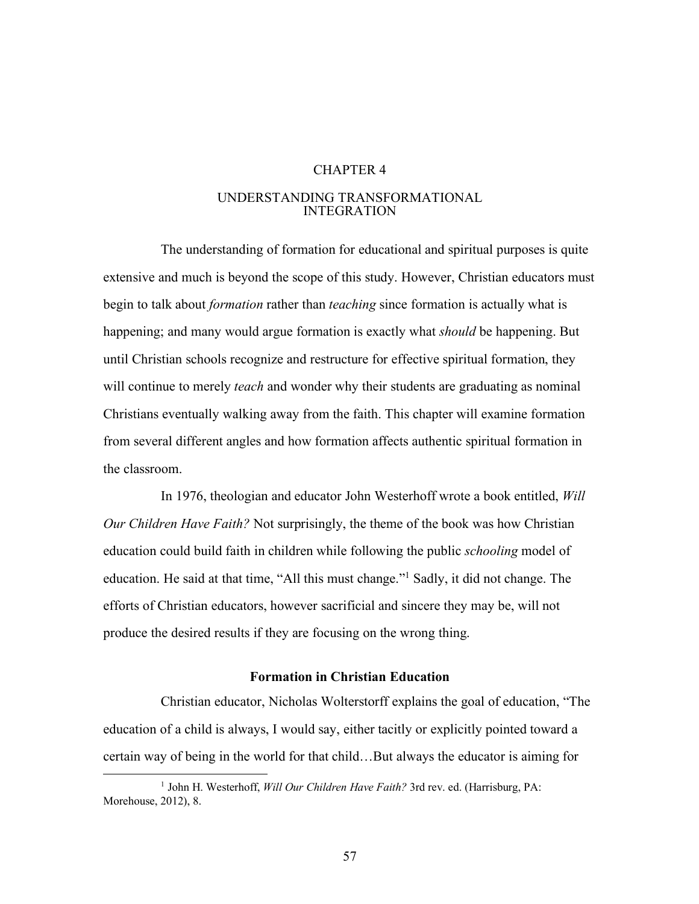# CHAPTER 4

# UNDERSTANDING TRANSFORMATIONAL INTEGRATION

The understanding of formation for educational and spiritual purposes is quite extensive and much is beyond the scope of this study. However, Christian educators must begin to talk about *formation* rather than *teaching* since formation is actually what is happening; and many would argue formation is exactly what *should* be happening. But until Christian schools recognize and restructure for effective spiritual formation, they will continue to merely *teach* and wonder why their students are graduating as nominal Christians eventually walking away from the faith. This chapter will examine formation from several different angles and how formation affects authentic spiritual formation in the classroom.

In 1976, theologian and educator John Westerhoff wrote a book entitled, *Will Our Children Have Faith?* Not surprisingly, the theme of the book was how Christian education could build faith in children while following the public *schooling* model of education. He said at that time, "All this must change."[1] Sadly, it did not change. The efforts of Christian educators, however sacrificial and sincere they may be, will not produce the desired results if they are focusing on the wrong thing.

## Formation in Christian Education

Christian educator, Nicholas Wolterstorff explains the goal of education, "The education of a child is always, I would say, either tacitly or explicitly pointed toward a certain way of being in the world for that child…But always the educator is aiming for

[1] John H. Westerhoff, *Will Our Children Have Faith?* 3rd rev. ed. (Harrisburg, PA: Morehouse, 2012), 8.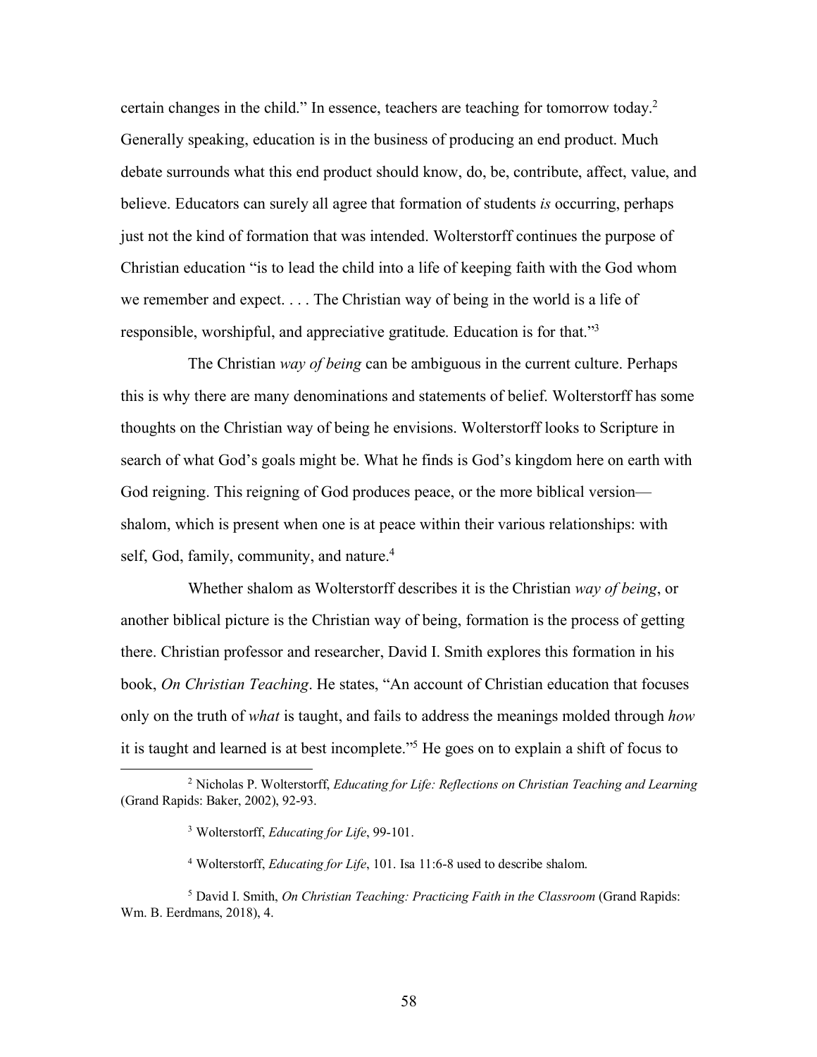certain changes in the child." In essence, teachers are teaching for tomorrow today.[2] Generally speaking, education is in the business of producing an end product. Much debate surrounds what this end product should know, do, be, contribute, affect, value, and believe. Educators can surely all agree that formation of students *is* occurring, perhaps just not the kind of formation that was intended. Wolterstorff continues the purpose of Christian education "is to lead the child into a life of keeping faith with the God whom we remember and expect. . . . The Christian way of being in the world is a life of responsible, worshipful, and appreciative gratitude. Education is for that."[3]

The Christian *way of being* can be ambiguous in the current culture. Perhaps this is why there are many denominations and statements of belief. Wolterstorff has some thoughts on the Christian way of being he envisions. Wolterstorff looks to Scripture in search of what God's goals might be. What he finds is God's kingdom here on earth with God reigning. This reigning of God produces peace, or the more biblical version—shalom, which is present when one is at peace within their various relationships: with self, God, family, community, and nature.[4]

Whether shalom as Wolterstorff describes it is the Christian *way of being*, or another biblical picture is the Christian way of being, formation is the process of getting there. Christian professor and researcher, David I. Smith explores this formation in his book, *On Christian Teaching*. He states, "An account of Christian education that focuses only on the truth of *what* is taught, and fails to address the meanings molded through *how* it is taught and learned is at best incomplete."[5] He goes on to explain a shift of focus to

---

[2] Nicholas P. Wolterstorff, *Educating for Life: Reflections on Christian Teaching and Learning* (Grand Rapids: Baker, 2002), 92-93.

[3] Wolterstorff, *Educating for Life*, 99-101.

[4] Wolterstorff, *Educating for Life*, 101. Isa 11:6-8 used to describe shalom.

[5] David I. Smith, *On Christian Teaching: Practicing Faith in the Classroom* (Grand Rapids: Wm. B. Eerdmans, 2018), 4.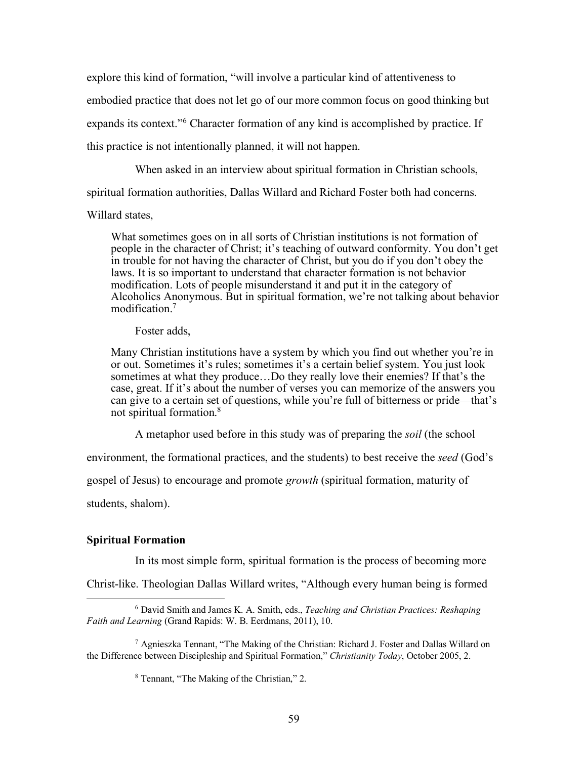explore this kind of formation, "will involve a particular kind of attentiveness to embodied practice that does not let go of our more common focus on good thinking but expands its context."[6] Character formation of any kind is accomplished by practice. If this practice is not intentionally planned, it will not happen.

When asked in an interview about spiritual formation in Christian schools, spiritual formation authorities, Dallas Willard and Richard Foster both had concerns. Willard states,

> What sometimes goes on in all sorts of Christian institutions is not formation of people in the character of Christ; it's teaching of outward conformity. You don't get in trouble for not having the character of Christ, but you do if you don't obey the laws. It is so important to understand that character formation is not behavior modification. Lots of people misunderstand it and put it in the category of Alcoholics Anonymous. But in spiritual formation, we're not talking about behavior modification.[7]

Foster adds,

> Many Christian institutions have a system by which you find out whether you're in or out. Sometimes it's rules; sometimes it's a certain belief system. You just look sometimes at what they produce…Do they really love their enemies? If that's the case, great. If it's about the number of verses you can memorize of the answers you can give to a certain set of questions, while you're full of bitterness or pride—that's not spiritual formation.[8]

A metaphor used before in this study was of preparing the *soil* (the school environment, the formational practices, and the students) to best receive the *seed* (God's gospel of Jesus) to encourage and promote *growth* (spiritual formation, maturity of students, shalom).

### Spiritual Formation

In its most simple form, spiritual formation is the process of becoming more Christ-like. Theologian Dallas Willard writes, "Although every human being is formed

---

[6] David Smith and James K. A. Smith, eds., *Teaching and Christian Practices: Reshaping Faith and Learning* (Grand Rapids: W. B. Eerdmans, 2011), 10.

[7] Agnieszka Tennant, "The Making of the Christian: Richard J. Foster and Dallas Willard on the Difference between Discipleship and Spiritual Formation," *Christianity Today*, October 2005, 2.

[8] Tennant, "The Making of the Christian," 2.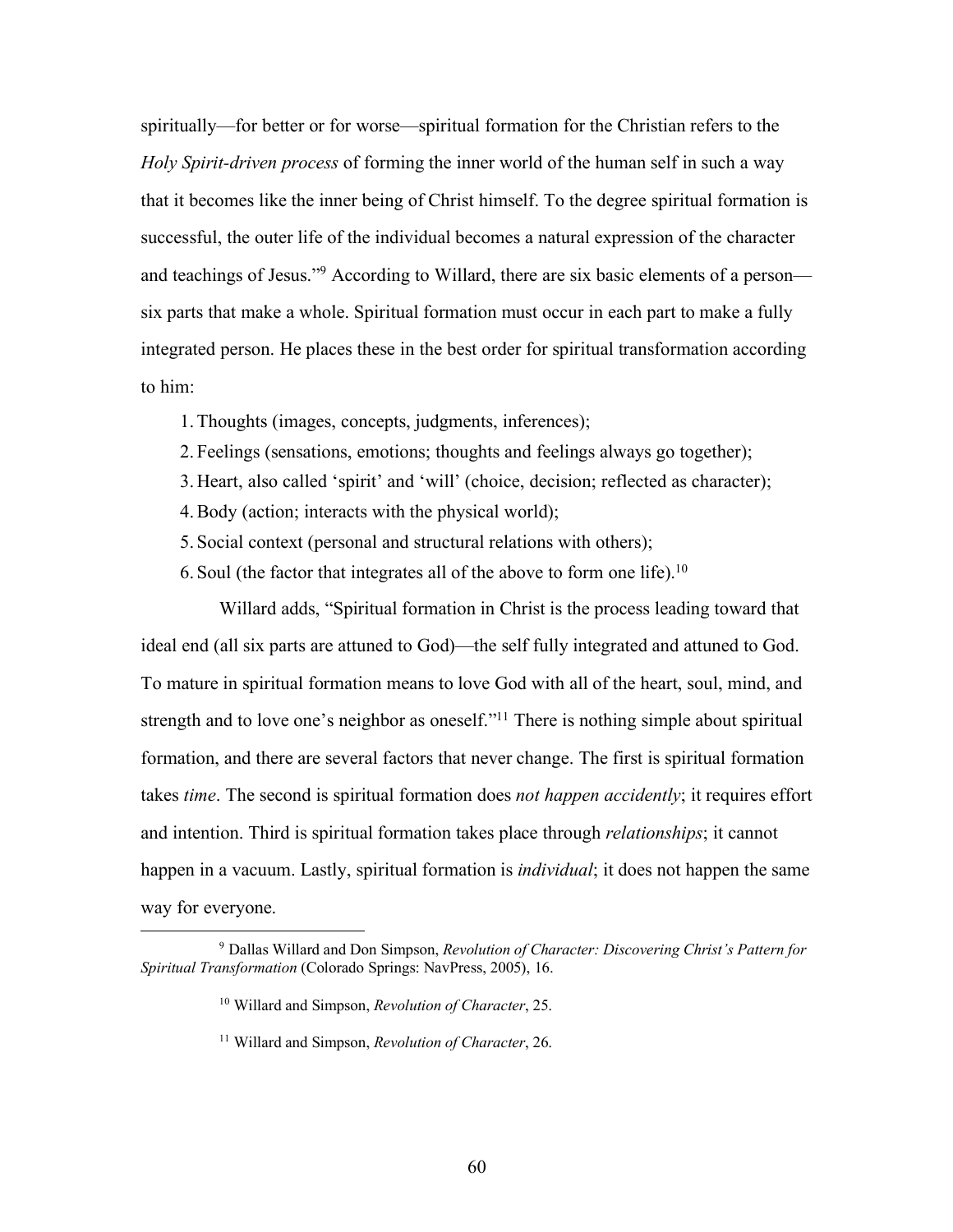spiritually—for better or for worse—spiritual formation for the Christian refers to the *Holy Spirit-driven process* of forming the inner world of the human self in such a way that it becomes like the inner being of Christ himself. To the degree spiritual formation is successful, the outer life of the individual becomes a natural expression of the character and teachings of Jesus."[9] According to Willard, there are six basic elements of a person—six parts that make a whole. Spiritual formation must occur in each part to make a fully integrated person. He places these in the best order for spiritual transformation according to him:

1. Thoughts (images, concepts, judgments, inferences);
2. Feelings (sensations, emotions; thoughts and feelings always go together);
3. Heart, also called 'spirit' and 'will' (choice, decision; reflected as character);
4. Body (action; interacts with the physical world);
5. Social context (personal and structural relations with others);
6. Soul (the factor that integrates all of the above to form one life).[10]

Willard adds, "Spiritual formation in Christ is the process leading toward that ideal end (all six parts are attuned to God)—the self fully integrated and attuned to God. To mature in spiritual formation means to love God with all of the heart, soul, mind, and strength and to love one's neighbor as oneself."[11] There is nothing simple about spiritual formation, and there are several factors that never change. The first is spiritual formation takes *time*. The second is spiritual formation does *not happen accidently*; it requires effort and intention. Third is spiritual formation takes place through *relationships*; it cannot happen in a vacuum. Lastly, spiritual formation is *individual*; it does not happen the same way for everyone.

---

[9] Dallas Willard and Don Simpson, *Revolution of Character: Discovering Christ's Pattern for Spiritual Transformation* (Colorado Springs: NavPress, 2005), 16.

[10] Willard and Simpson, *Revolution of Character*, 25.

[11] Willard and Simpson, *Revolution of Character*, 26.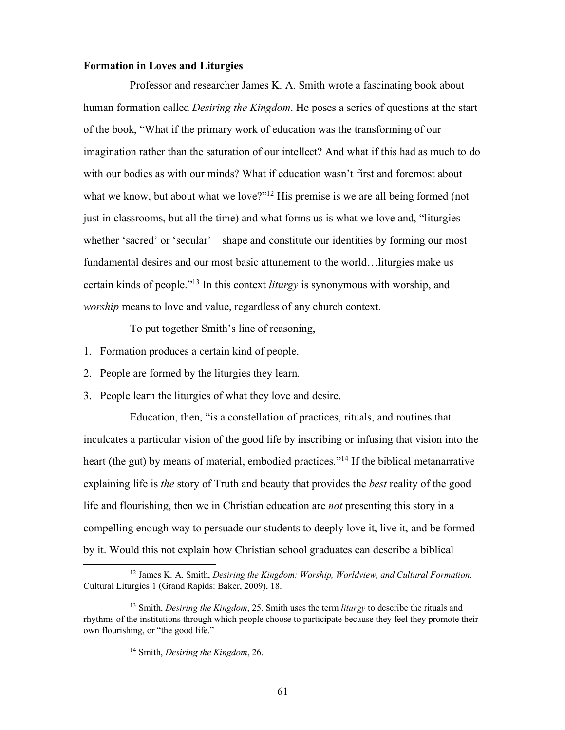**Formation in Loves and Liturgies**

Professor and researcher James K. A. Smith wrote a fascinating book about human formation called *Desiring the Kingdom*. He poses a series of questions at the start of the book, "What if the primary work of education was the transforming of our imagination rather than the saturation of our intellect? And what if this had as much to do with our bodies as with our minds? What if education wasn't first and foremost about what we know, but about what we love?"[12] His premise is we are all being formed (not just in classrooms, but all the time) and what forms us is what we love and, "liturgies—whether 'sacred' or 'secular'—shape and constitute our identities by forming our most fundamental desires and our most basic attunement to the world…liturgies make us certain kinds of people."[13] In this context *liturgy* is synonymous with worship, and *worship* means to love and value, regardless of any church context.

To put together Smith's line of reasoning,

1. Formation produces a certain kind of people.
2. People are formed by the liturgies they learn.
3. People learn the liturgies of what they love and desire.

Education, then, "is a constellation of practices, rituals, and routines that inculcates a particular vision of the good life by inscribing or infusing that vision into the heart (the gut) by means of material, embodied practices."[14] If the biblical metanarrative explaining life is *the* story of Truth and beauty that provides the *best* reality of the good life and flourishing, then we in Christian education are *not* presenting this story in a compelling enough way to persuade our students to deeply love it, live it, and be formed by it. Would this not explain how Christian school graduates can describe a biblical

---

[12] James K. A. Smith, *Desiring the Kingdom: Worship, Worldview, and Cultural Formation*, Cultural Liturgies 1 (Grand Rapids: Baker, 2009), 18.

[13] Smith, *Desiring the Kingdom*, 25. Smith uses the term *liturgy* to describe the rituals and rhythms of the institutions through which people choose to participate because they feel they promote their own flourishing, or "the good life."

[14] Smith, *Desiring the Kingdom*, 26.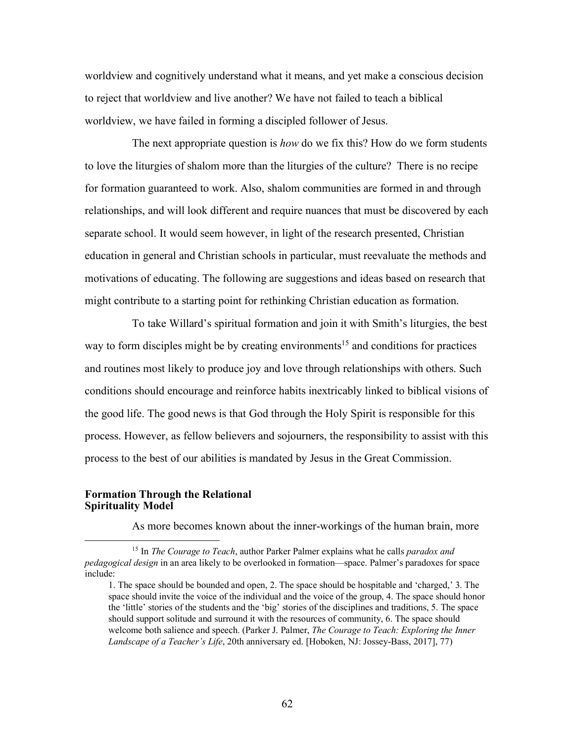worldview and cognitively understand what it means, and yet make a conscious decision to reject that worldview and live another? We have not failed to teach a biblical worldview, we have failed in forming a discipled follower of Jesus.

The next appropriate question is *how* do we fix this? How do we form students to love the liturgies of shalom more than the liturgies of the culture? There is no recipe for formation guaranteed to work. Also, shalom communities are formed in and through relationships, and will look different and require nuances that must be discovered by each separate school. It would seem however, in light of the research presented, Christian education in general and Christian schools in particular, must reevaluate the methods and motivations of educating. The following are suggestions and ideas based on research that might contribute to a starting point for rethinking Christian education as formation.

To take Willard's spiritual formation and join it with Smith's liturgies, the best way to form disciples might be by creating environments[15] and conditions for practices and routines most likely to produce joy and love through relationships with others. Such conditions should encourage and reinforce habits inextricably linked to biblical visions of the good life. The good news is that God through the Holy Spirit is responsible for this process. However, as fellow believers and sojourners, the responsibility to assist with this process to the best of our abilities is mandated by Jesus in the Great Commission.

### Formation Through the Relational Spirituality Model

As more becomes known about the inner-workings of the human brain, more

---

[15] In *The Courage to Teach*, author Parker Palmer explains what he calls *paradox and pedagogical design* in an area likely to be overlooked in formation—space. Palmer's paradoxes for space include:

> 1. The space should be bounded and open, 2. The space should be hospitable and 'charged,' 3. The space should invite the voice of the individual and the voice of the group, 4. The space should honor the 'little' stories of the students and the 'big' stories of the disciplines and traditions, 5. The space should support solitude and surround it with the resources of community, 6. The space should welcome both salience and speech. (Parker J. Palmer, *The Courage to Teach: Exploring the Inner Landscape of a Teacher's Life*, 20th anniversary ed. [Hoboken, NJ: Jossey-Bass, 2017], 77)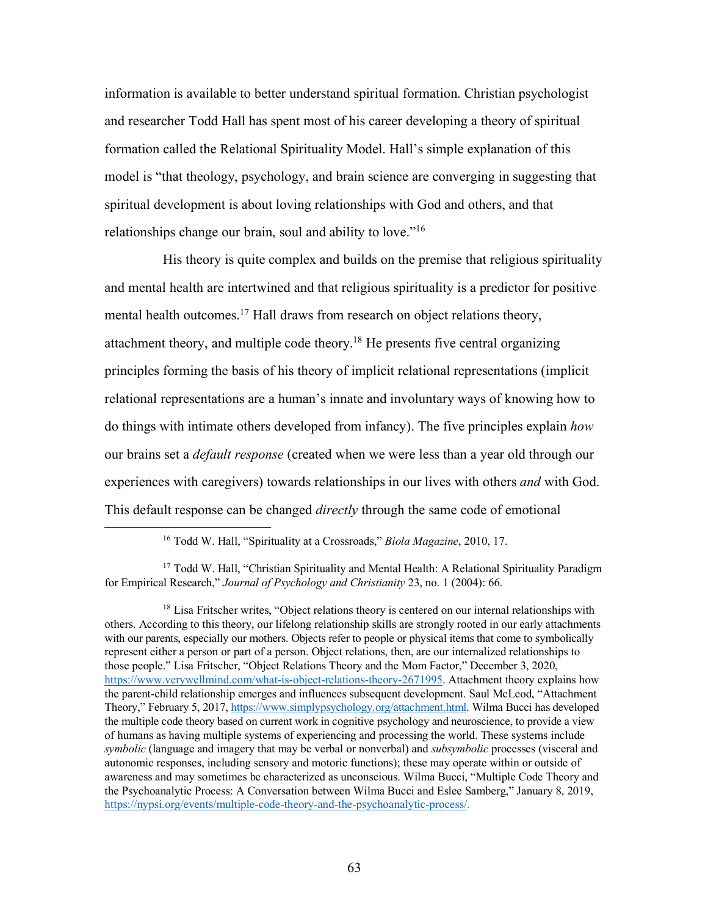information is available to better understand spiritual formation. Christian psychologist and researcher Todd Hall has spent most of his career developing a theory of spiritual formation called the Relational Spirituality Model. Hall's simple explanation of this model is "that theology, psychology, and brain science are converging in suggesting that spiritual development is about loving relationships with God and others, and that relationships change our brain, soul and ability to love."[16]

His theory is quite complex and builds on the premise that religious spirituality and mental health are intertwined and that religious spirituality is a predictor for positive mental health outcomes.[17] Hall draws from research on object relations theory, attachment theory, and multiple code theory.[18] He presents five central organizing principles forming the basis of his theory of implicit relational representations (implicit relational representations are a human's innate and involuntary ways of knowing how to do things with intimate others developed from infancy). The five principles explain *how* our brains set a *default response* (created when we were less than a year old through our experiences with caregivers) towards relationships in our lives with others *and* with God. This default response can be changed *directly* through the same code of emotional

---

[16] Todd W. Hall, "Spirituality at a Crossroads," *Biola Magazine*, 2010, 17.

[17] Todd W. Hall, "Christian Spirituality and Mental Health: A Relational Spirituality Paradigm for Empirical Research," *Journal of Psychology and Christianity* 23, no. 1 (2004): 66.

[18] Lisa Fritscher writes, "Object relations theory is centered on our internal relationships with others. According to this theory, our lifelong relationship skills are strongly rooted in our early attachments with our parents, especially our mothers. Objects refer to people or physical items that come to symbolically represent either a person or part of a person. Object relations, then, are our internalized relationships to those people." Lisa Fritscher, "Object Relations Theory and the Mom Factor," December 3, 2020, https://www.verywellmind.com/what-is-object-relations-theory-2671995. Attachment theory explains how the parent-child relationship emerges and influences subsequent development. Saul McLeod, "Attachment Theory," February 5, 2017, https://www.simplypsychology.org/attachment.html. Wilma Bucci has developed the multiple code theory based on current work in cognitive psychology and neuroscience, to provide a view of humans as having multiple systems of experiencing and processing the world. These systems include *symbolic* (language and imagery that may be verbal or nonverbal) and *subsymbolic* processes (visceral and autonomic responses, including sensory and motoric functions); these may operate within or outside of awareness and may sometimes be characterized as unconscious. Wilma Bucci, "Multiple Code Theory and the Psychoanalytic Process: A Conversation between Wilma Bucci and Eslee Samberg," January 8, 2019, https://nypsi.org/events/multiple-code-theory-and-the-psychoanalytic-process/.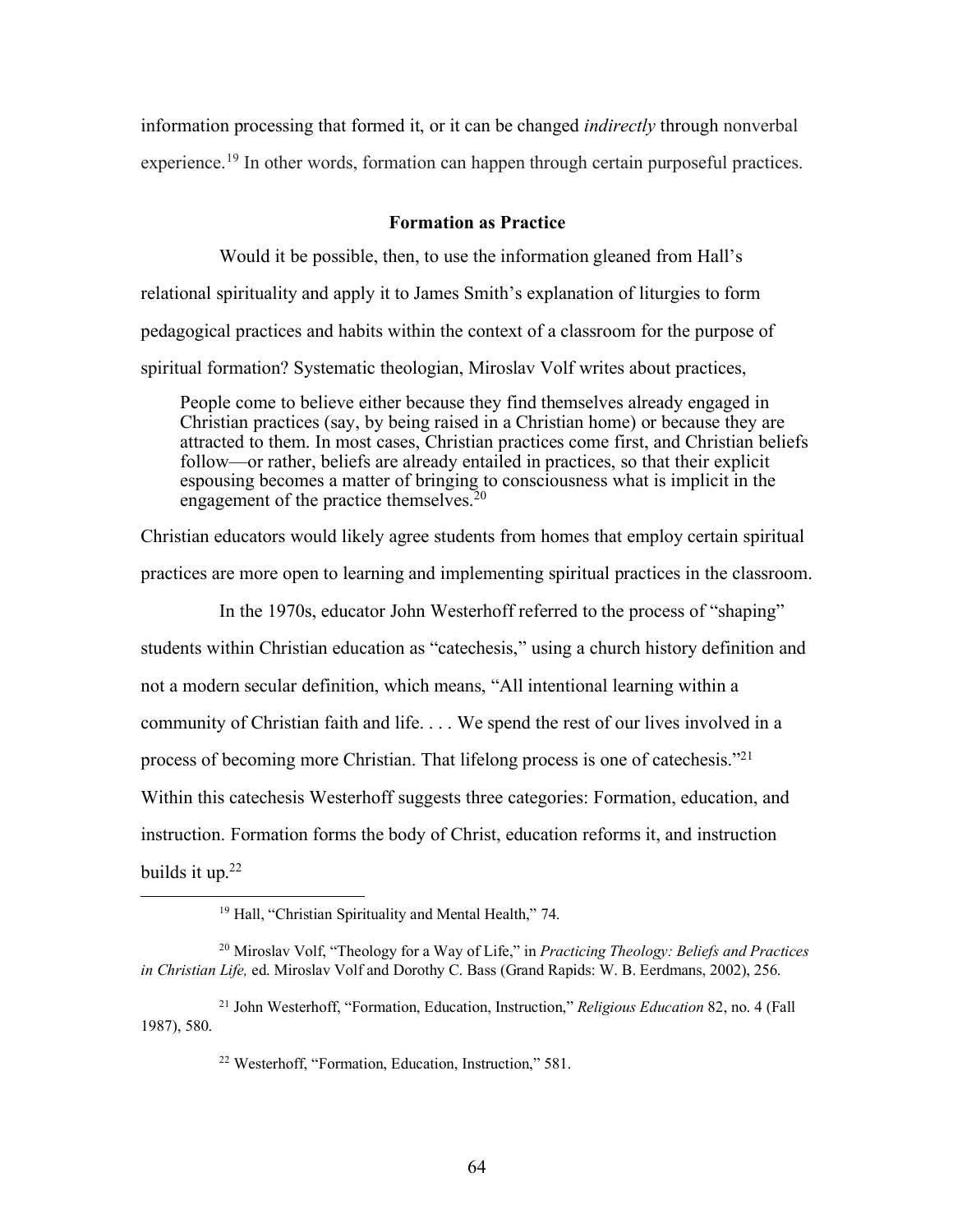information processing that formed it, or it can be changed *indirectly* through nonverbal experience.[19] In other words, formation can happen through certain purposeful practices.

### Formation as Practice

Would it be possible, then, to use the information gleaned from Hall's relational spirituality and apply it to James Smith's explanation of liturgies to form pedagogical practices and habits within the context of a classroom for the purpose of spiritual formation? Systematic theologian, Miroslav Volf writes about practices,

> People come to believe either because they find themselves already engaged in Christian practices (say, by being raised in a Christian home) or because they are attracted to them. In most cases, Christian practices come first, and Christian beliefs follow—or rather, beliefs are already entailed in practices, so that their explicit espousing becomes a matter of bringing to consciousness what is implicit in the engagement of the practice themselves.[20]

Christian educators would likely agree students from homes that employ certain spiritual practices are more open to learning and implementing spiritual practices in the classroom.

In the 1970s, educator John Westerhoff referred to the process of "shaping" students within Christian education as "catechesis," using a church history definition and not a modern secular definition, which means, "All intentional learning within a community of Christian faith and life. . . . We spend the rest of our lives involved in a process of becoming more Christian. That lifelong process is one of catechesis."[21] Within this catechesis Westerhoff suggests three categories: Formation, education, and instruction. Formation forms the body of Christ, education reforms it, and instruction builds it up.[22]

---

[19] Hall, "Christian Spirituality and Mental Health," 74.

[20] Miroslav Volf, "Theology for a Way of Life," in *Practicing Theology: Beliefs and Practices in Christian Life,* ed. Miroslav Volf and Dorothy C. Bass (Grand Rapids: W. B. Eerdmans, 2002), 256.

[21] John Westerhoff, "Formation, Education, Instruction," *Religious Education* 82, no. 4 (Fall 1987), 580.

[22] Westerhoff, "Formation, Education, Instruction," 581.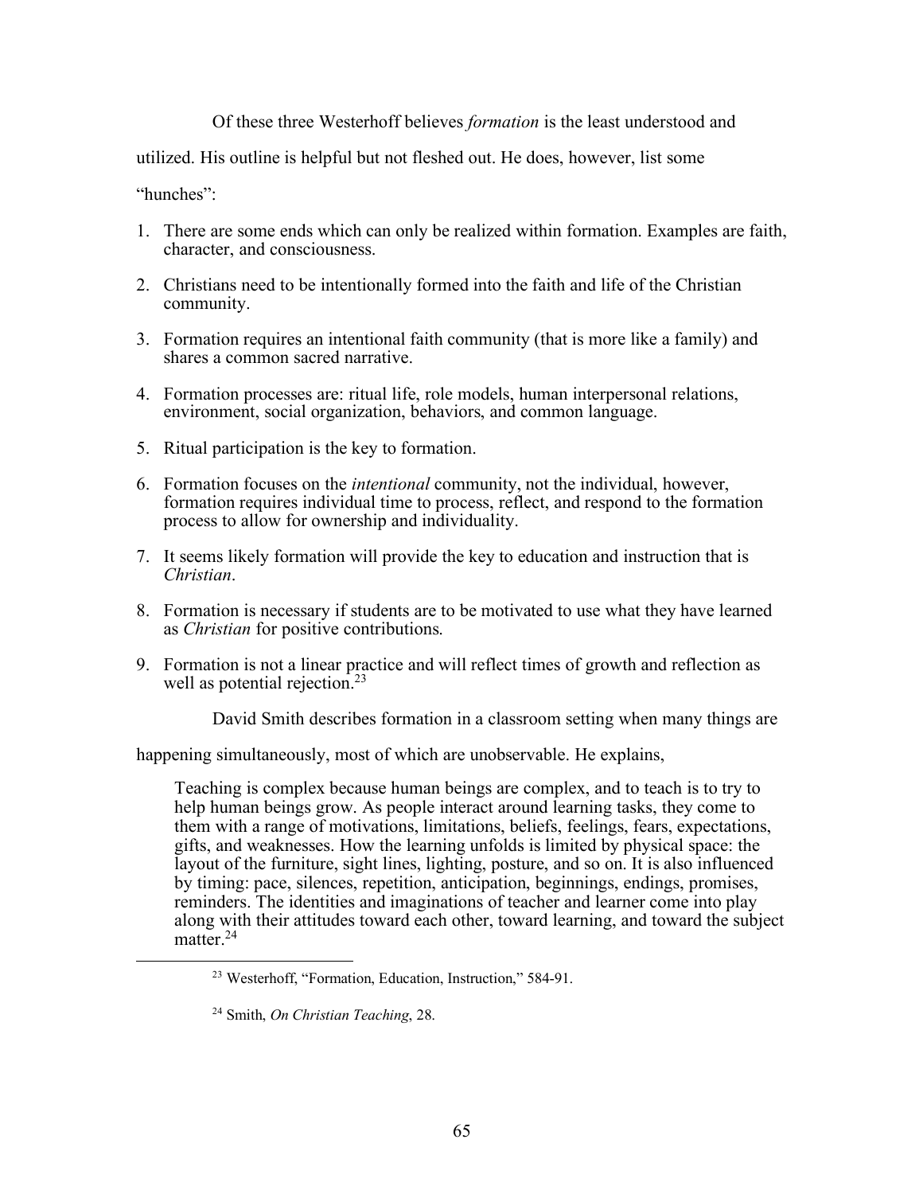Of these three Westerhoff believes *formation* is the least understood and utilized. His outline is helpful but not fleshed out. He does, however, list some "hunches":

1. There are some ends which can only be realized within formation. Examples are faith, character, and consciousness.
2. Christians need to be intentionally formed into the faith and life of the Christian community.
3. Formation requires an intentional faith community (that is more like a family) and shares a common sacred narrative.
4. Formation processes are: ritual life, role models, human interpersonal relations, environment, social organization, behaviors, and common language.
5. Ritual participation is the key to formation.
6. Formation focuses on the *intentional* community, not the individual, however, formation requires individual time to process, reflect, and respond to the formation process to allow for ownership and individuality.
7. It seems likely formation will provide the key to education and instruction that is *Christian*.
8. Formation is necessary if students are to be motivated to use what they have learned as *Christian* for positive contributions.
9. Formation is not a linear practice and will reflect times of growth and reflection as well as potential rejection.[23]

David Smith describes formation in a classroom setting when many things are happening simultaneously, most of which are unobservable. He explains,

> Teaching is complex because human beings are complex, and to teach is to try to help human beings grow. As people interact around learning tasks, they come to them with a range of motivations, limitations, beliefs, feelings, fears, expectations, gifts, and weaknesses. How the learning unfolds is limited by physical space: the layout of the furniture, sight lines, lighting, posture, and so on. It is also influenced by timing: pace, silences, repetition, anticipation, beginnings, endings, promises, reminders. The identities and imaginations of teacher and learner come into play along with their attitudes toward each other, toward learning, and toward the subject matter.[24]

---

[23] Westerhoff, "Formation, Education, Instruction," 584-91.

[24] Smith, *On Christian Teaching*, 28.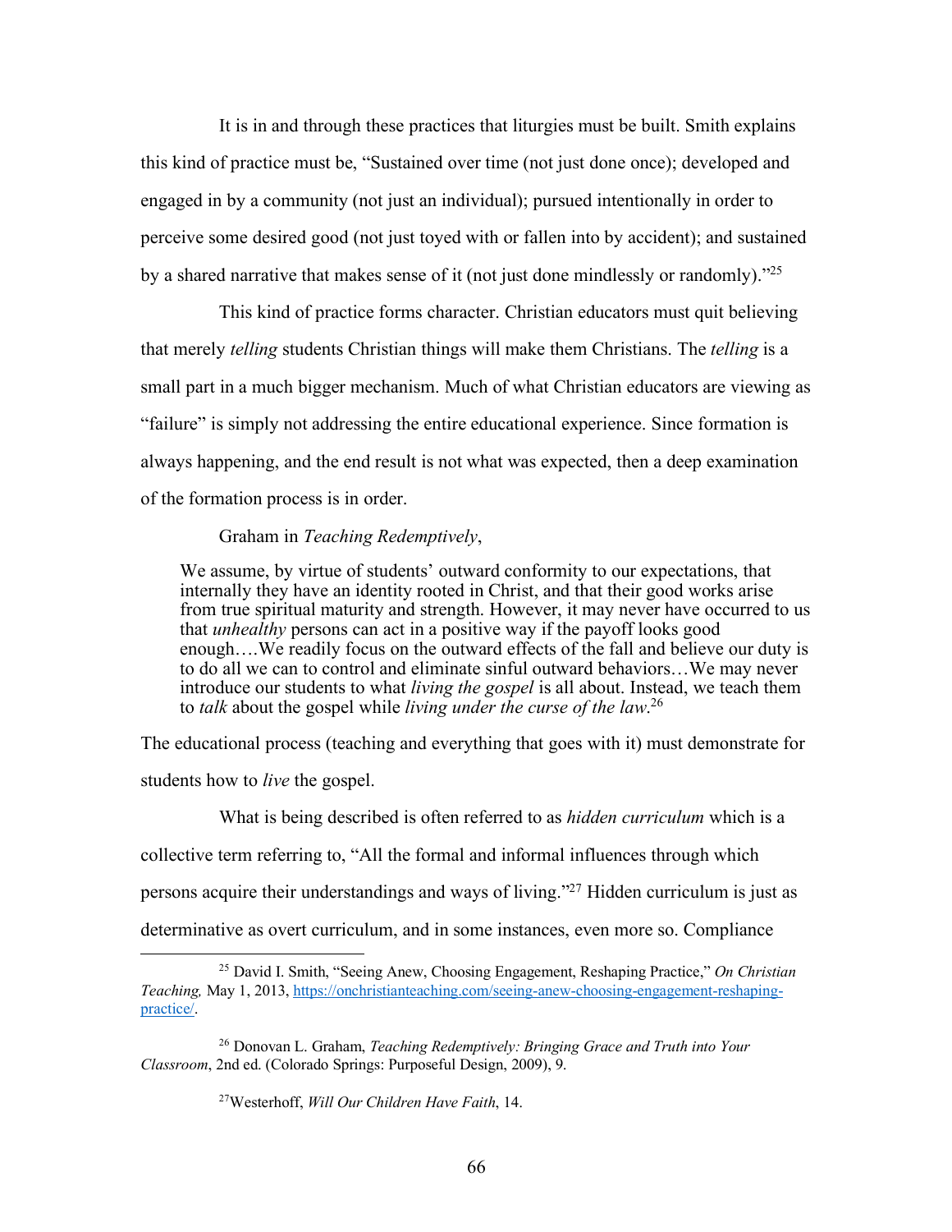It is in and through these practices that liturgies must be built. Smith explains this kind of practice must be, "Sustained over time (not just done once); developed and engaged in by a community (not just an individual); pursued intentionally in order to perceive some desired good (not just toyed with or fallen into by accident); and sustained by a shared narrative that makes sense of it (not just done mindlessly or randomly)."[25]

This kind of practice forms character. Christian educators must quit believing that merely *telling* students Christian things will make them Christians. The *telling* is a small part in a much bigger mechanism. Much of what Christian educators are viewing as "failure" is simply not addressing the entire educational experience. Since formation is always happening, and the end result is not what was expected, then a deep examination of the formation process is in order.

Graham in *Teaching Redemptively*,

> We assume, by virtue of students' outward conformity to our expectations, that internally they have an identity rooted in Christ, and that their good works arise from true spiritual maturity and strength. However, it may never have occurred to us that *unhealthy* persons can act in a positive way if the payoff looks good enough….We readily focus on the outward effects of the fall and believe our duty is to do all we can to control and eliminate sinful outward behaviors…We may never introduce our students to what *living the gospel* is all about. Instead, we teach them to *talk* about the gospel while *living under the curse of the law*.[26]

The educational process (teaching and everything that goes with it) must demonstrate for students how to *live* the gospel.

What is being described is often referred to as *hidden curriculum* which is a collective term referring to, "All the formal and informal influences through which persons acquire their understandings and ways of living."[27] Hidden curriculum is just as determinative as overt curriculum, and in some instances, even more so. Compliance

---

[25] David I. Smith, "Seeing Anew, Choosing Engagement, Reshaping Practice," *On Christian Teaching,* May 1, 2013, https://onchristianteaching.com/seeing-anew-choosing-engagement-reshaping-practice/.

[26] Donovan L. Graham, *Teaching Redemptively: Bringing Grace and Truth into Your Classroom*, 2nd ed. (Colorado Springs: Purposeful Design, 2009), 9.

[27] Westerhoff, *Will Our Children Have Faith*, 14.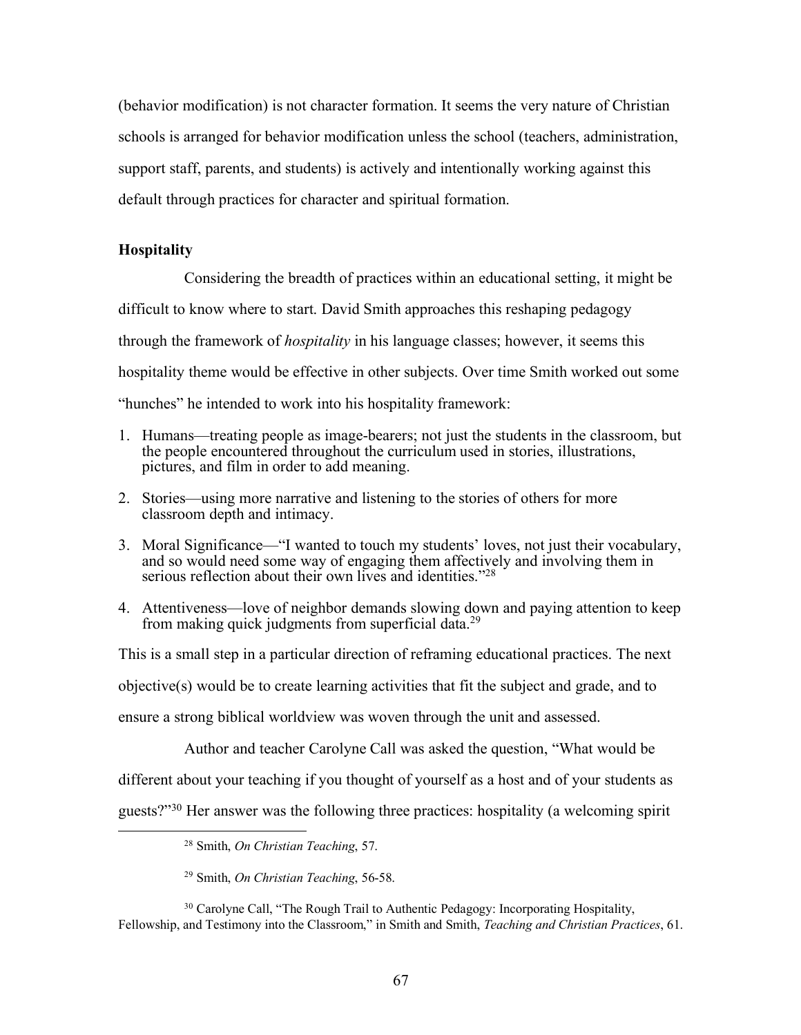(behavior modification) is not character formation. It seems the very nature of Christian schools is arranged for behavior modification unless the school (teachers, administration, support staff, parents, and students) is actively and intentionally working against this default through practices for character and spiritual formation.

### Hospitality

Considering the breadth of practices within an educational setting, it might be difficult to know where to start. David Smith approaches this reshaping pedagogy through the framework of *hospitality* in his language classes; however, it seems this hospitality theme would be effective in other subjects. Over time Smith worked out some "hunches" he intended to work into his hospitality framework:

1. Humans—treating people as image-bearers; not just the students in the classroom, but the people encountered throughout the curriculum used in stories, illustrations, pictures, and film in order to add meaning.
2. Stories—using more narrative and listening to the stories of others for more classroom depth and intimacy.
3. Moral Significance—"I wanted to touch my students' loves, not just their vocabulary, and so would need some way of engaging them affectively and involving them in serious reflection about their own lives and identities."[28]
4. Attentiveness—love of neighbor demands slowing down and paying attention to keep from making quick judgments from superficial data.[29]

This is a small step in a particular direction of reframing educational practices. The next objective(s) would be to create learning activities that fit the subject and grade, and to ensure a strong biblical worldview was woven through the unit and assessed.

Author and teacher Carolyne Call was asked the question, "What would be different about your teaching if you thought of yourself as a host and of your students as guests?"[30] Her answer was the following three practices: hospitality (a welcoming spirit

[28] Smith, *On Christian Teaching*, 57.

[29] Smith, *On Christian Teaching*, 56-58.

[30] Carolyne Call, "The Rough Trail to Authentic Pedagogy: Incorporating Hospitality, Fellowship, and Testimony into the Classroom," in Smith and Smith, *Teaching and Christian Practices*, 61.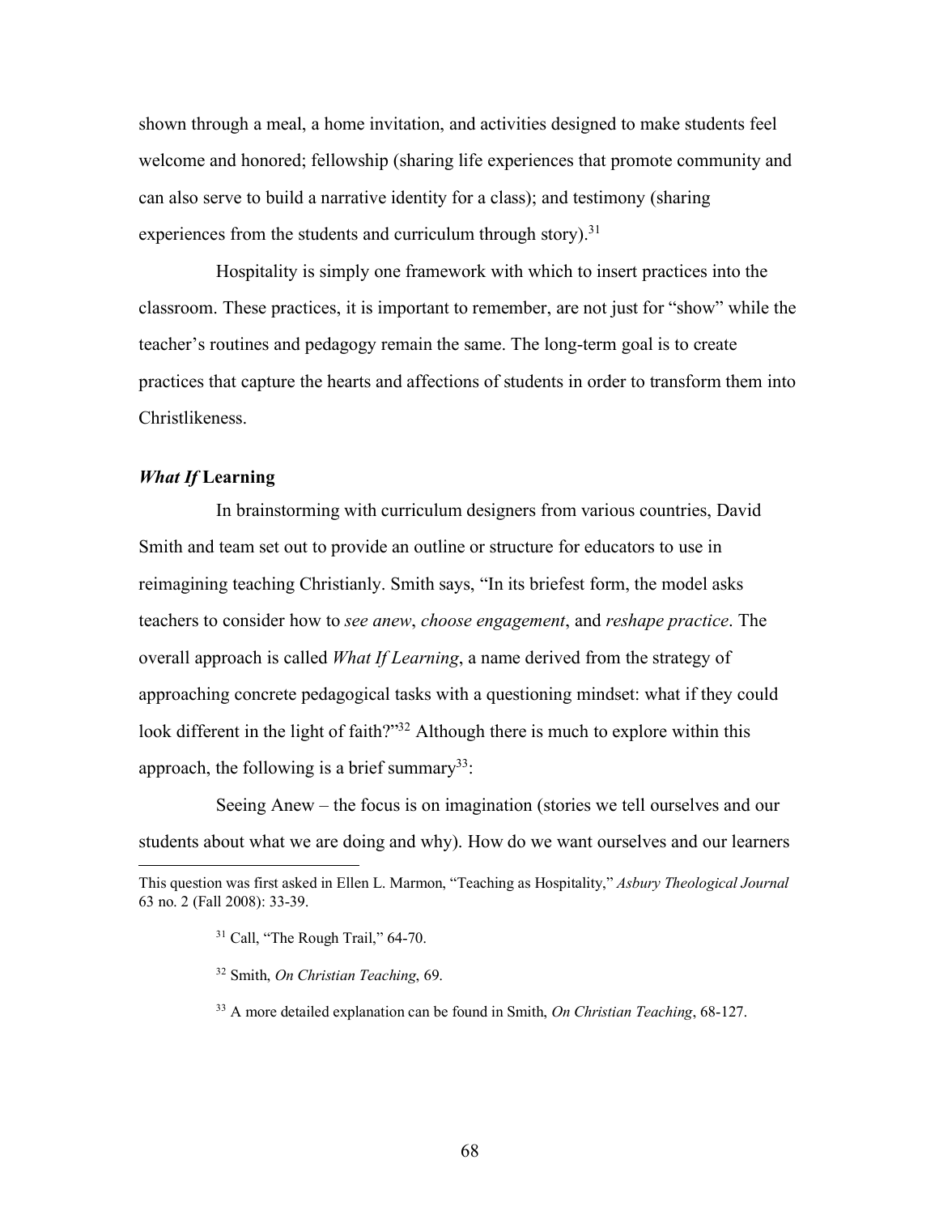shown through a meal, a home invitation, and activities designed to make students feel welcome and honored; fellowship (sharing life experiences that promote community and can also serve to build a narrative identity for a class); and testimony (sharing experiences from the students and curriculum through story).[31]

Hospitality is simply one framework with which to insert practices into the classroom. These practices, it is important to remember, are not just for "show" while the teacher's routines and pedagogy remain the same. The long-term goal is to create practices that capture the hearts and affections of students in order to transform them into Christlikeness.

### ***What If* Learning**

In brainstorming with curriculum designers from various countries, David Smith and team set out to provide an outline or structure for educators to use in reimagining teaching Christianly. Smith says, "In its briefest form, the model asks teachers to consider how to *see anew*, *choose engagement*, and *reshape practice*. The overall approach is called *What If Learning*, a name derived from the strategy of approaching concrete pedagogical tasks with a questioning mindset: what if they could look different in the light of faith?"[32] Although there is much to explore within this approach, the following is a brief summary[33]:

Seeing Anew – the focus is on imagination (stories we tell ourselves and our students about what we are doing and why). How do we want ourselves and our learners

---

This question was first asked in Ellen L. Marmon, "Teaching as Hospitality," *Asbury Theological Journal* 63 no. 2 (Fall 2008): 33-39.

[31] Call, "The Rough Trail," 64-70.

[32] Smith, *On Christian Teaching*, 69.

[33] A more detailed explanation can be found in Smith, *On Christian Teaching*, 68-127.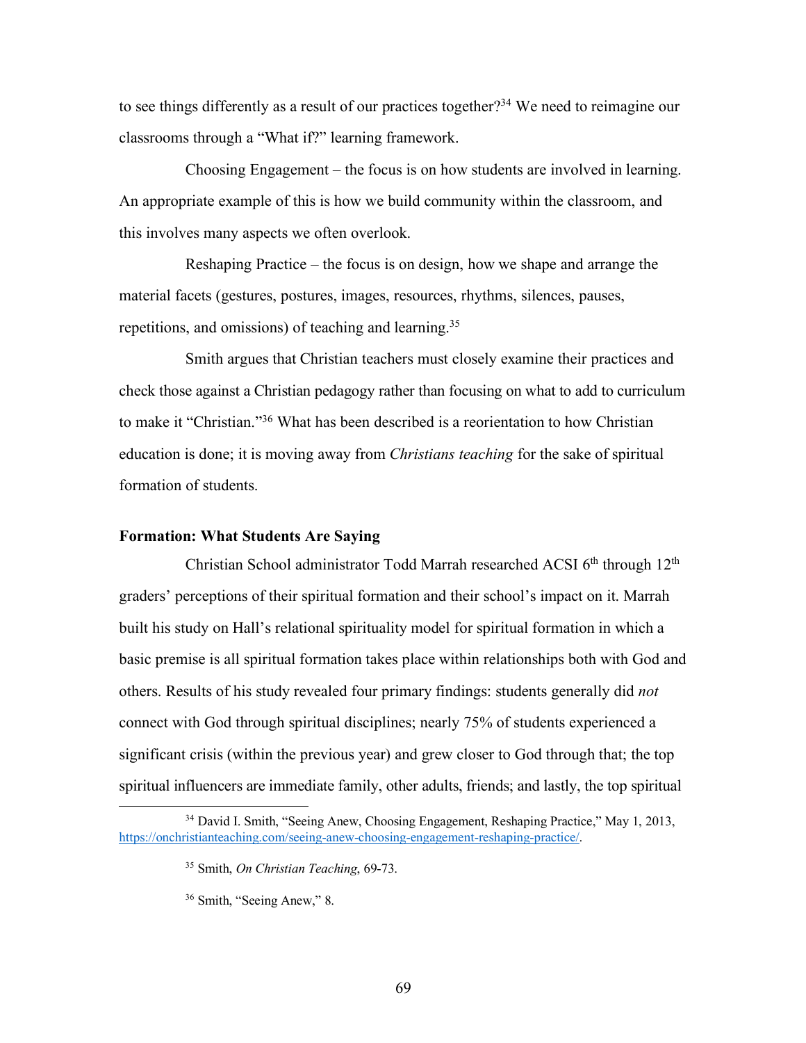to see things differently as a result of our practices together?[34] We need to reimagine our classrooms through a "What if?" learning framework.

Choosing Engagement – the focus is on how students are involved in learning. An appropriate example of this is how we build community within the classroom, and this involves many aspects we often overlook.

Reshaping Practice – the focus is on design, how we shape and arrange the material facets (gestures, postures, images, resources, rhythms, silences, pauses, repetitions, and omissions) of teaching and learning.[35]

Smith argues that Christian teachers must closely examine their practices and check those against a Christian pedagogy rather than focusing on what to add to curriculum to make it "Christian."[36] What has been described is a reorientation to how Christian education is done; it is moving away from *Christians teaching* for the sake of spiritual formation of students.

### Formation: What Students Are Saying

Christian School administrator Todd Marrah researched ACSI 6th through 12th graders' perceptions of their spiritual formation and their school's impact on it. Marrah built his study on Hall's relational spirituality model for spiritual formation in which a basic premise is all spiritual formation takes place within relationships both with God and others. Results of his study revealed four primary findings: students generally did *not* connect with God through spiritual disciplines; nearly 75% of students experienced a significant crisis (within the previous year) and grew closer to God through that; the top spiritual influencers are immediate family, other adults, friends; and lastly, the top spiritual

---

[34] David I. Smith, "Seeing Anew, Choosing Engagement, Reshaping Practice," May 1, 2013, https://onchristianteaching.com/seeing-anew-choosing-engagement-reshaping-practice/.

[35] Smith, *On Christian Teaching*, 69-73.

[36] Smith, "Seeing Anew," 8.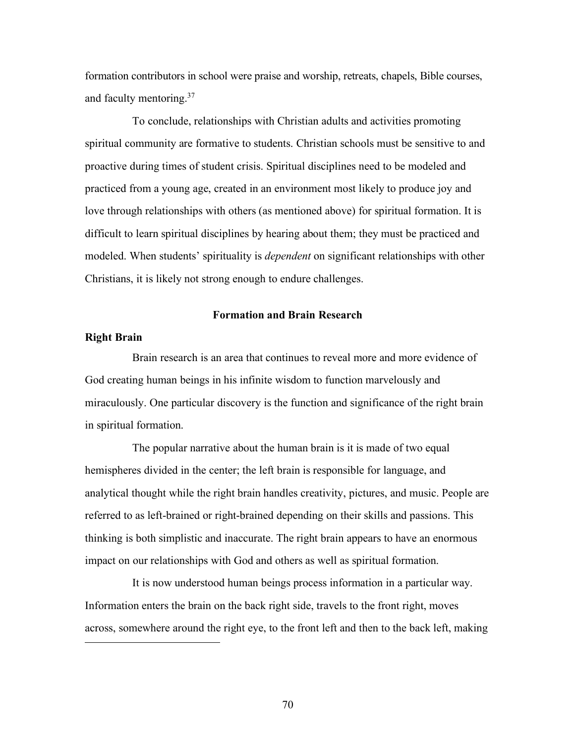formation contributors in school were praise and worship, retreats, chapels, Bible courses, and faculty mentoring.[37]

To conclude, relationships with Christian adults and activities promoting spiritual community are formative to students. Christian schools must be sensitive to and proactive during times of student crisis. Spiritual disciplines need to be modeled and practiced from a young age, created in an environment most likely to produce joy and love through relationships with others (as mentioned above) for spiritual formation. It is difficult to learn spiritual disciplines by hearing about them; they must be practiced and modeled. When students' spirituality is *dependent* on significant relationships with other Christians, it is likely not strong enough to endure challenges.

## Formation and Brain Research

### Right Brain

Brain research is an area that continues to reveal more and more evidence of God creating human beings in his infinite wisdom to function marvelously and miraculously. One particular discovery is the function and significance of the right brain in spiritual formation.

The popular narrative about the human brain is it is made of two equal hemispheres divided in the center; the left brain is responsible for language, and analytical thought while the right brain handles creativity, pictures, and music. People are referred to as left-brained or right-brained depending on their skills and passions. This thinking is both simplistic and inaccurate. The right brain appears to have an enormous impact on our relationships with God and others as well as spiritual formation.

It is now understood human beings process information in a particular way. Information enters the brain on the back right side, travels to the front right, moves across, somewhere around the right eye, to the front left and then to the back left, making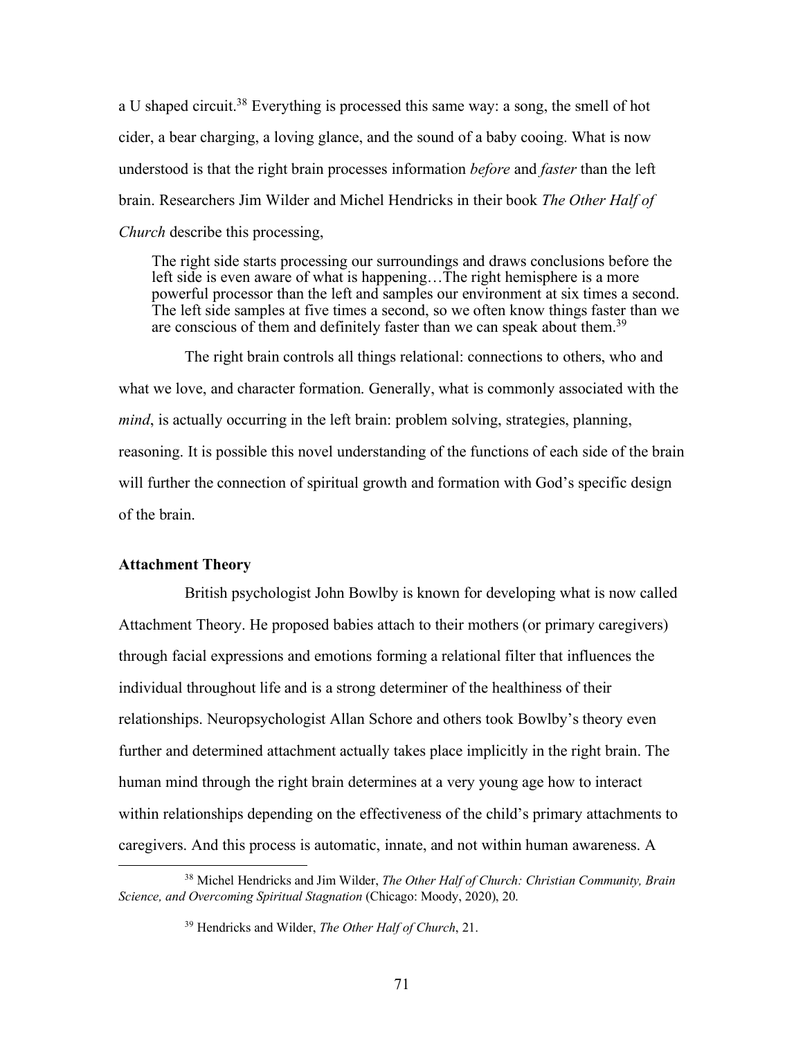a U shaped circuit.[38] Everything is processed this same way: a song, the smell of hot cider, a bear charging, a loving glance, and the sound of a baby cooing. What is now understood is that the right brain processes information *before* and *faster* than the left brain. Researchers Jim Wilder and Michel Hendricks in their book *The Other Half of Church* describe this processing,

> The right side starts processing our surroundings and draws conclusions before the left side is even aware of what is happening…The right hemisphere is a more powerful processor than the left and samples our environment at six times a second. The left side samples at five times a second, so we often know things faster than we are conscious of them and definitely faster than we can speak about them.[39]

The right brain controls all things relational: connections to others, who and what we love, and character formation. Generally, what is commonly associated with the *mind*, is actually occurring in the left brain: problem solving, strategies, planning, reasoning. It is possible this novel understanding of the functions of each side of the brain will further the connection of spiritual growth and formation with God's specific design of the brain.

### Attachment Theory

British psychologist John Bowlby is known for developing what is now called Attachment Theory. He proposed babies attach to their mothers (or primary caregivers) through facial expressions and emotions forming a relational filter that influences the individual throughout life and is a strong determiner of the healthiness of their relationships. Neuropsychologist Allan Schore and others took Bowlby's theory even further and determined attachment actually takes place implicitly in the right brain. The human mind through the right brain determines at a very young age how to interact within relationships depending on the effectiveness of the child's primary attachments to caregivers. And this process is automatic, innate, and not within human awareness. A

---

[38] Michel Hendricks and Jim Wilder, *The Other Half of Church: Christian Community, Brain Science, and Overcoming Spiritual Stagnation* (Chicago: Moody, 2020), 20.

[39] Hendricks and Wilder, *The Other Half of Church*, 21.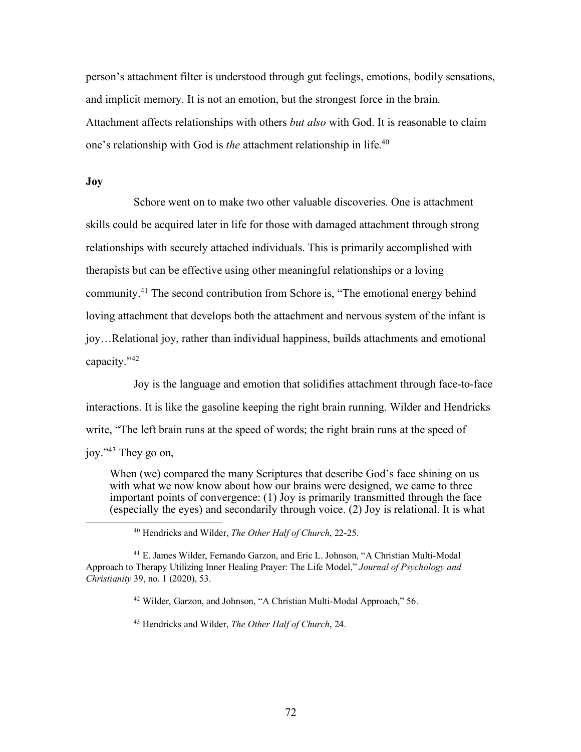person's attachment filter is understood through gut feelings, emotions, bodily sensations, and implicit memory. It is not an emotion, but the strongest force in the brain. Attachment affects relationships with others *but also* with God. It is reasonable to claim one's relationship with God is *the* attachment relationship in life.[40]

**Joy**

Schore went on to make two other valuable discoveries. One is attachment skills could be acquired later in life for those with damaged attachment through strong relationships with securely attached individuals. This is primarily accomplished with therapists but can be effective using other meaningful relationships or a loving community.[41] The second contribution from Schore is, "The emotional energy behind loving attachment that develops both the attachment and nervous system of the infant is joy…Relational joy, rather than individual happiness, builds attachments and emotional capacity."[42]

Joy is the language and emotion that solidifies attachment through face-to-face interactions. It is like the gasoline keeping the right brain running. Wilder and Hendricks write, "The left brain runs at the speed of words; the right brain runs at the speed of joy."[43] They go on,

> When (we) compared the many Scriptures that describe God's face shining on us with what we now know about how our brains were designed, we came to three important points of convergence: (1) Joy is primarily transmitted through the face (especially the eyes) and secondarily through voice. (2) Joy is relational. It is what

---

[40] Hendricks and Wilder, *The Other Half of Church*, 22-25.

[41] E. James Wilder, Fernando Garzon, and Eric L. Johnson, "A Christian Multi-Modal Approach to Therapy Utilizing Inner Healing Prayer: The Life Model," *Journal of Psychology and Christianity* 39, no. 1 (2020), 53.

[42] Wilder, Garzon, and Johnson, "A Christian Multi-Modal Approach," 56.

[43] Hendricks and Wilder, *The Other Half of Church*, 24.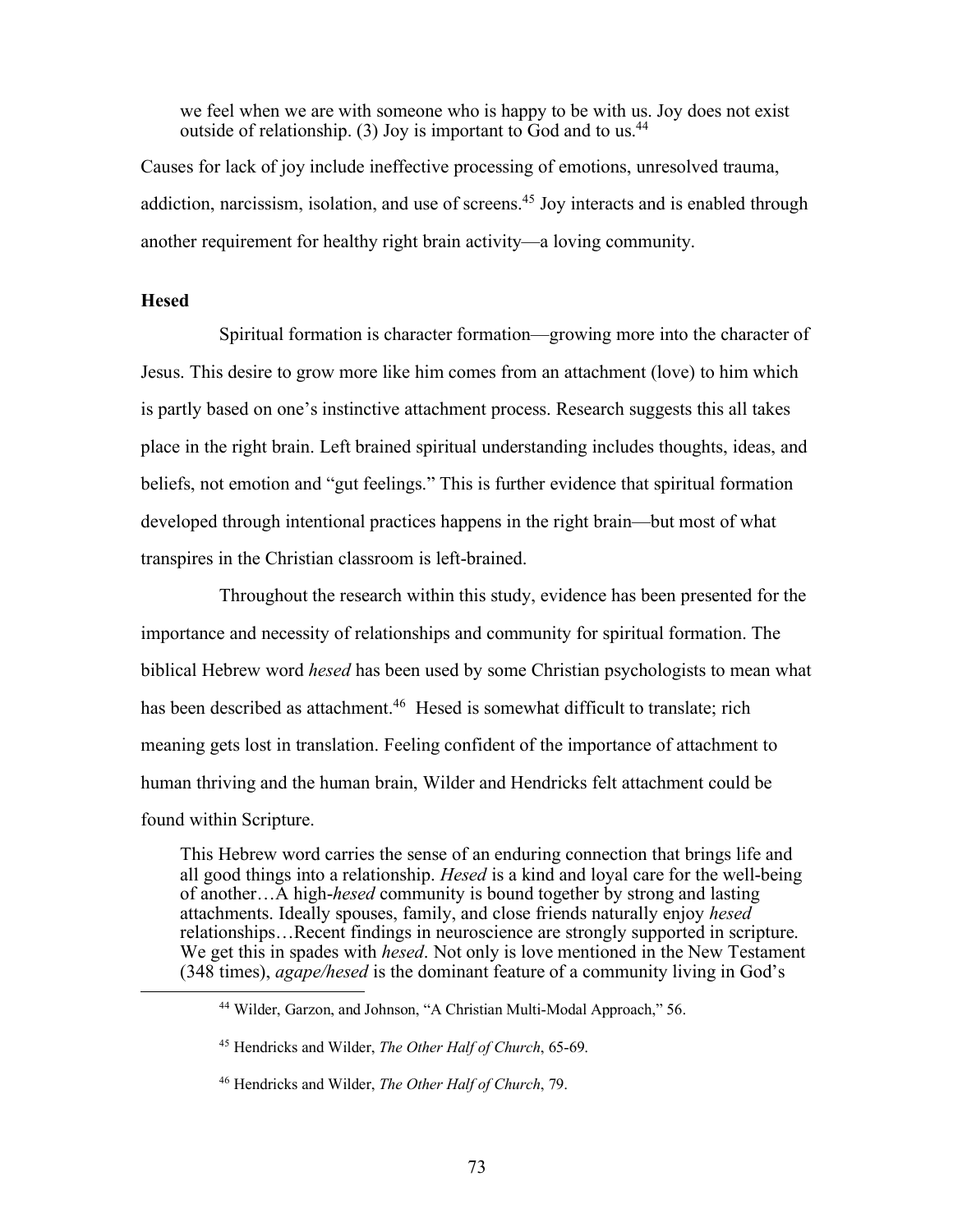> we feel when we are with someone who is happy to be with us. Joy does not exist outside of relationship. (3) Joy is important to God and to us.[44]

Causes for lack of joy include ineffective processing of emotions, unresolved trauma, addiction, narcissism, isolation, and use of screens.[45] Joy interacts and is enabled through another requirement for healthy right brain activity—a loving community.

### Hesed

Spiritual formation is character formation—growing more into the character of Jesus. This desire to grow more like him comes from an attachment (love) to him which is partly based on one's instinctive attachment process. Research suggests this all takes place in the right brain. Left brained spiritual understanding includes thoughts, ideas, and beliefs, not emotion and "gut feelings." This is further evidence that spiritual formation developed through intentional practices happens in the right brain—but most of what transpires in the Christian classroom is left-brained.

Throughout the research within this study, evidence has been presented for the importance and necessity of relationships and community for spiritual formation. The biblical Hebrew word *hesed* has been used by some Christian psychologists to mean what has been described as attachment.[46] Hesed is somewhat difficult to translate; rich meaning gets lost in translation. Feeling confident of the importance of attachment to human thriving and the human brain, Wilder and Hendricks felt attachment could be found within Scripture.

> This Hebrew word carries the sense of an enduring connection that brings life and all good things into a relationship. *Hesed* is a kind and loyal care for the well-being of another…A high-*hesed* community is bound together by strong and lasting attachments. Ideally spouses, family, and close friends naturally enjoy *hesed* relationships…Recent findings in neuroscience are strongly supported in scripture. We get this in spades with *hesed*. Not only is love mentioned in the New Testament (348 times), *agape/hesed* is the dominant feature of a community living in God's

---

[44] Wilder, Garzon, and Johnson, "A Christian Multi-Modal Approach," 56.

[45] Hendricks and Wilder, *The Other Half of Church*, 65-69.

[46] Hendricks and Wilder, *The Other Half of Church*, 79.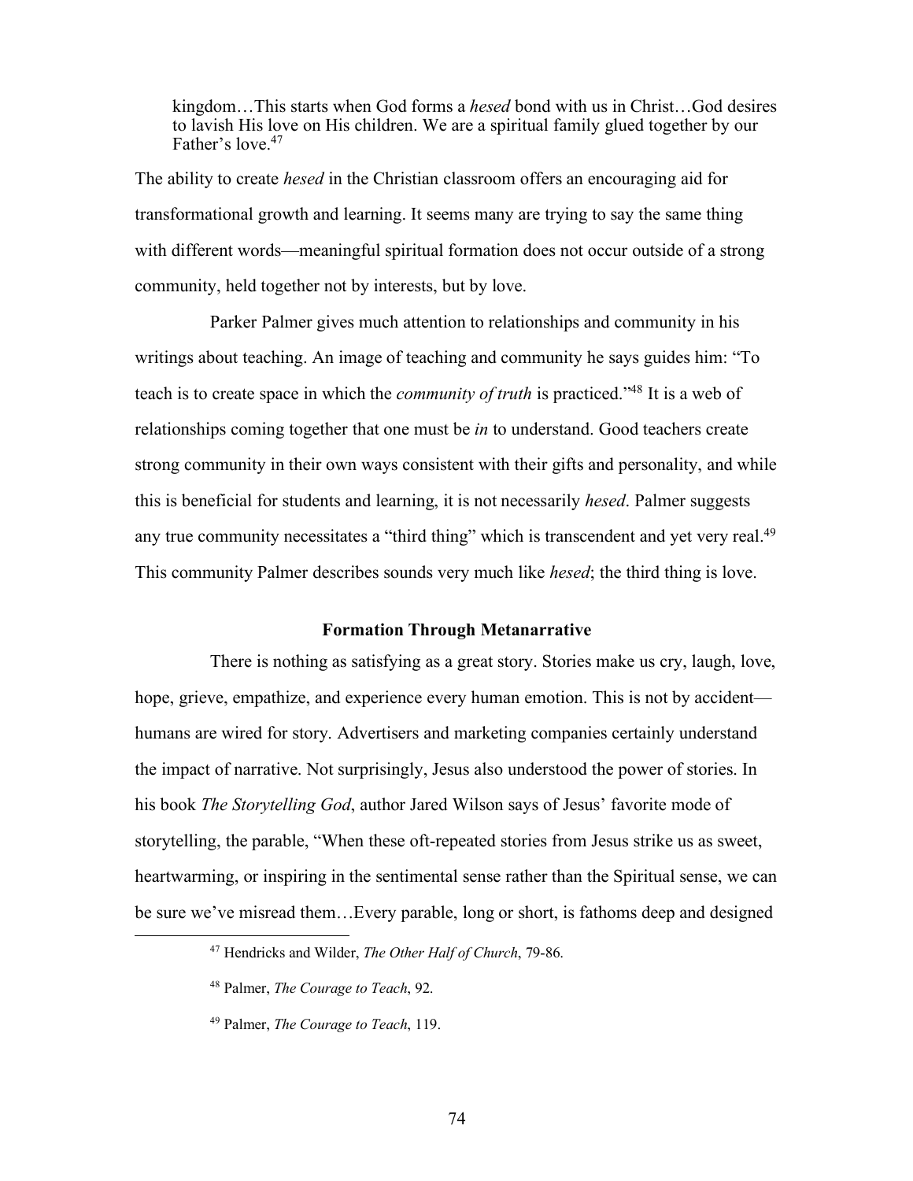> kingdom…This starts when God forms a *hesed* bond with us in Christ…God desires to lavish His love on His children. We are a spiritual family glued together by our Father's love.[47]

The ability to create *hesed* in the Christian classroom offers an encouraging aid for transformational growth and learning. It seems many are trying to say the same thing with different words—meaningful spiritual formation does not occur outside of a strong community, held together not by interests, but by love.

Parker Palmer gives much attention to relationships and community in his writings about teaching. An image of teaching and community he says guides him: "To teach is to create space in which the *community of truth* is practiced."[48] It is a web of relationships coming together that one must be *in* to understand. Good teachers create strong community in their own ways consistent with their gifts and personality, and while this is beneficial for students and learning, it is not necessarily *hesed*. Palmer suggests any true community necessitates a "third thing" which is transcendent and yet very real.[49] This community Palmer describes sounds very much like *hesed*; the third thing is love.

### Formation Through Metanarrative

There is nothing as satisfying as a great story. Stories make us cry, laugh, love, hope, grieve, empathize, and experience every human emotion. This is not by accident—humans are wired for story. Advertisers and marketing companies certainly understand the impact of narrative. Not surprisingly, Jesus also understood the power of stories. In his book *The Storytelling God*, author Jared Wilson says of Jesus' favorite mode of storytelling, the parable, "When these oft-repeated stories from Jesus strike us as sweet, heartwarming, or inspiring in the sentimental sense rather than the Spiritual sense, we can be sure we've misread them…Every parable, long or short, is fathoms deep and designed

---

[47] Hendricks and Wilder, *The Other Half of Church*, 79-86.

[48] Palmer, *The Courage to Teach*, 92.

[49] Palmer, *The Courage to Teach*, 119.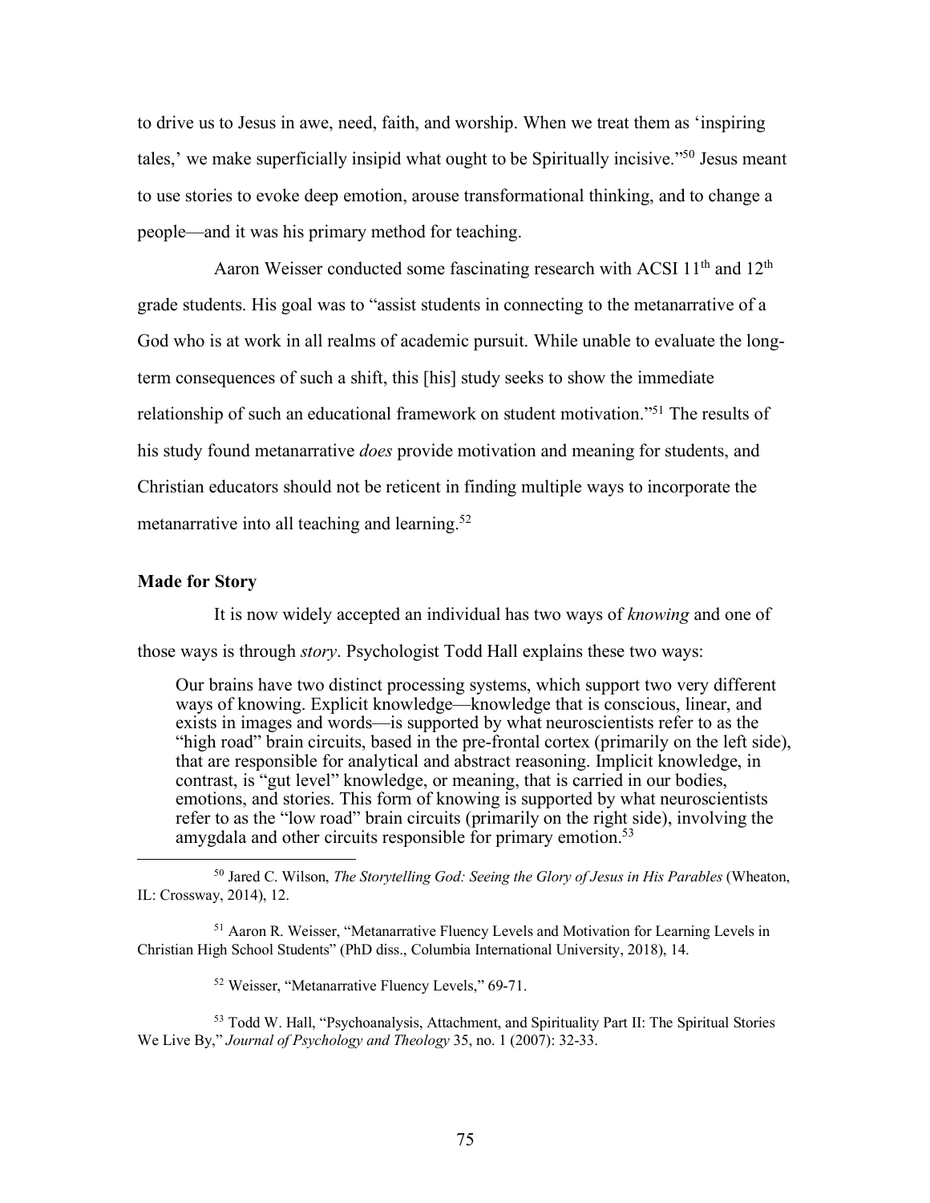to drive us to Jesus in awe, need, faith, and worship. When we treat them as 'inspiring tales,' we make superficially insipid what ought to be Spiritually incisive."[50] Jesus meant to use stories to evoke deep emotion, arouse transformational thinking, and to change a people—and it was his primary method for teaching.

Aaron Weisser conducted some fascinating research with ACSI 11th and 12th grade students. His goal was to "assist students in connecting to the metanarrative of a God who is at work in all realms of academic pursuit. While unable to evaluate the long-term consequences of such a shift, this [his] study seeks to show the immediate relationship of such an educational framework on student motivation."[51] The results of his study found metanarrative *does* provide motivation and meaning for students, and Christian educators should not be reticent in finding multiple ways to incorporate the metanarrative into all teaching and learning.[52]

**Made for Story**

It is now widely accepted an individual has two ways of *knowing* and one of those ways is through *story*. Psychologist Todd Hall explains these two ways:

> Our brains have two distinct processing systems, which support two very different ways of knowing. Explicit knowledge—knowledge that is conscious, linear, and exists in images and words—is supported by what neuroscientists refer to as the "high road" brain circuits, based in the pre-frontal cortex (primarily on the left side), that are responsible for analytical and abstract reasoning. Implicit knowledge, in contrast, is "gut level" knowledge, or meaning, that is carried in our bodies, emotions, and stories. This form of knowing is supported by what neuroscientists refer to as the "low road" brain circuits (primarily on the right side), involving the amygdala and other circuits responsible for primary emotion.[53]

---

[50] Jared C. Wilson, *The Storytelling God: Seeing the Glory of Jesus in His Parables* (Wheaton, IL: Crossway, 2014), 12.

[51] Aaron R. Weisser, "Metanarrative Fluency Levels and Motivation for Learning Levels in Christian High School Students" (PhD diss., Columbia International University, 2018), 14.

[52] Weisser, "Metanarrative Fluency Levels," 69-71.

[53] Todd W. Hall, "Psychoanalysis, Attachment, and Spirituality Part II: The Spiritual Stories We Live By," *Journal of Psychology and Theology* 35, no. 1 (2007): 32-33.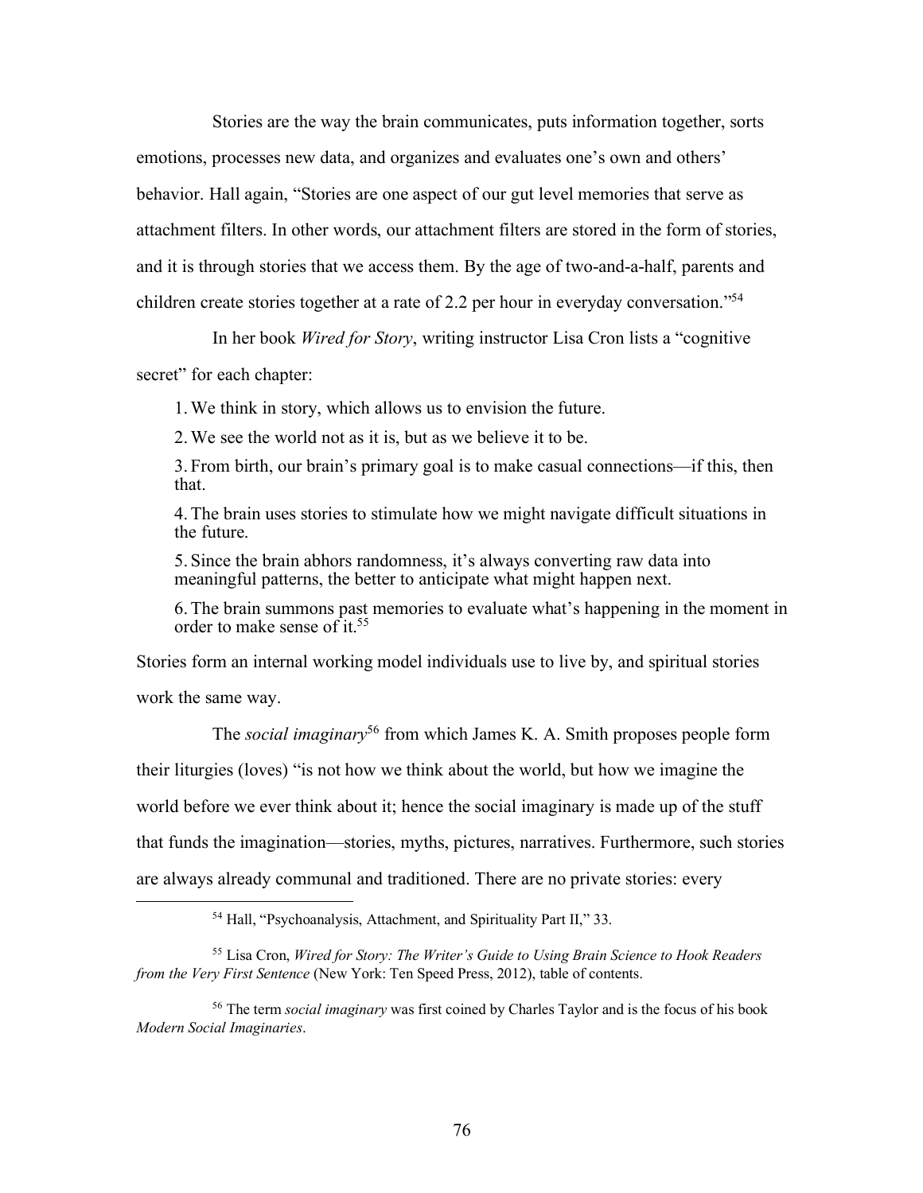Stories are the way the brain communicates, puts information together, sorts emotions, processes new data, and organizes and evaluates one's own and others' behavior. Hall again, "Stories are one aspect of our gut level memories that serve as attachment filters. In other words, our attachment filters are stored in the form of stories, and it is through stories that we access them. By the age of two-and-a-half, parents and children create stories together at a rate of 2.2 per hour in everyday conversation."[54]

In her book *Wired for Story*, writing instructor Lisa Cron lists a "cognitive secret" for each chapter:

> 1. We think in story, which allows us to envision the future.
>
> 2. We see the world not as it is, but as we believe it to be.
>
> 3. From birth, our brain's primary goal is to make casual connections—if this, then that.
>
> 4. The brain uses stories to stimulate how we might navigate difficult situations in the future.
>
> 5. Since the brain abhors randomness, it's always converting raw data into meaningful patterns, the better to anticipate what might happen next.
>
> 6. The brain summons past memories to evaluate what's happening in the moment in order to make sense of it.[55]

Stories form an internal working model individuals use to live by, and spiritual stories work the same way.

The *social imaginary*[56] from which James K. A. Smith proposes people form their liturgies (loves) "is not how we think about the world, but how we imagine the world before we ever think about it; hence the social imaginary is made up of the stuff that funds the imagination—stories, myths, pictures, narratives. Furthermore, such stories are always already communal and traditioned. There are no private stories: every

---

[54] Hall, "Psychoanalysis, Attachment, and Spirituality Part II," 33.

[55] Lisa Cron, *Wired for Story: The Writer's Guide to Using Brain Science to Hook Readers from the Very First Sentence* (New York: Ten Speed Press, 2012), table of contents.

[56] The term *social imaginary* was first coined by Charles Taylor and is the focus of his book *Modern Social Imaginaries*.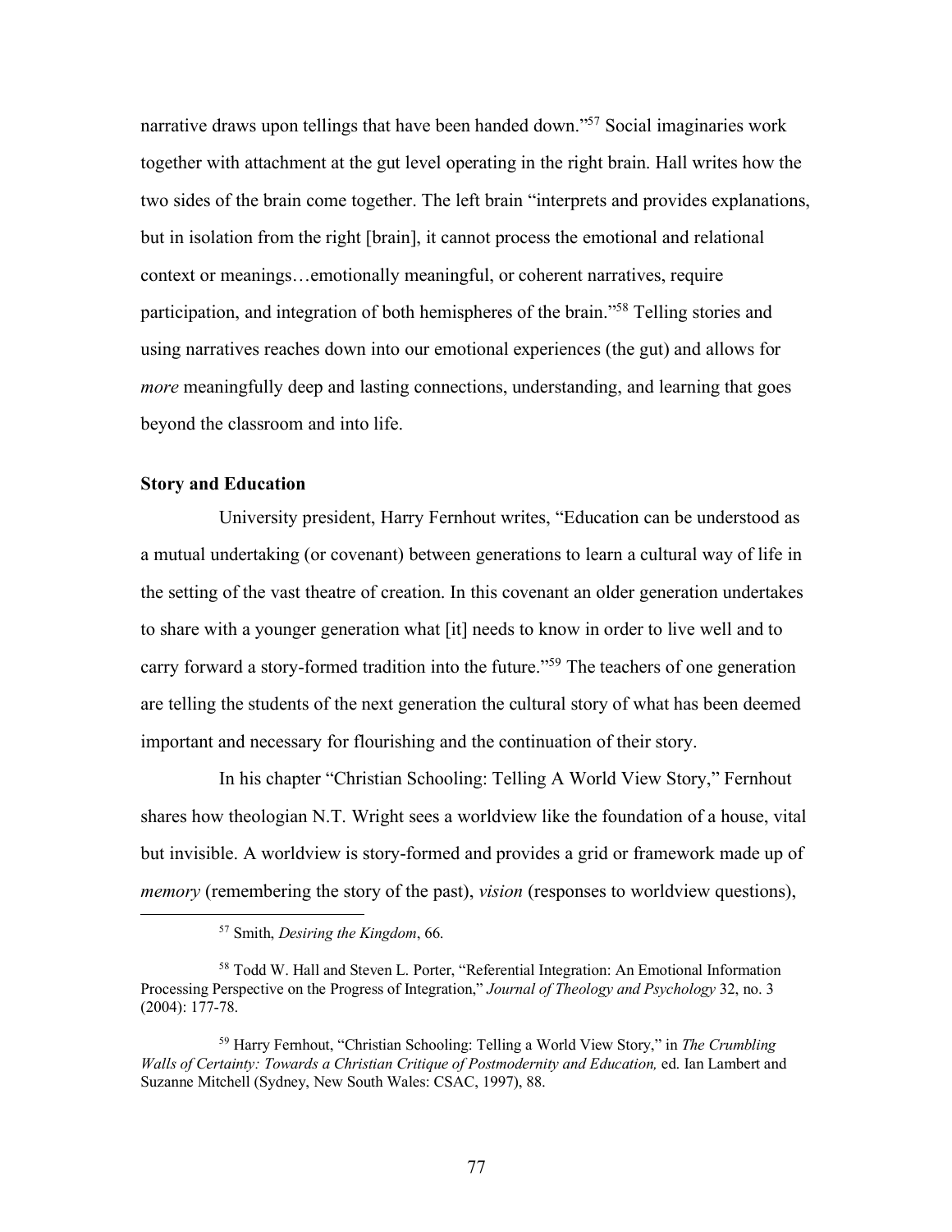narrative draws upon tellings that have been handed down."[57] Social imaginaries work together with attachment at the gut level operating in the right brain. Hall writes how the two sides of the brain come together. The left brain "interprets and provides explanations, but in isolation from the right [brain], it cannot process the emotional and relational context or meanings…emotionally meaningful, or coherent narratives, require participation, and integration of both hemispheres of the brain."[58] Telling stories and using narratives reaches down into our emotional experiences (the gut) and allows for *more* meaningfully deep and lasting connections, understanding, and learning that goes beyond the classroom and into life.

**Story and Education**

University president, Harry Fernhout writes, "Education can be understood as a mutual undertaking (or covenant) between generations to learn a cultural way of life in the setting of the vast theatre of creation. In this covenant an older generation undertakes to share with a younger generation what [it] needs to know in order to live well and to carry forward a story-formed tradition into the future."[59] The teachers of one generation are telling the students of the next generation the cultural story of what has been deemed important and necessary for flourishing and the continuation of their story.

In his chapter "Christian Schooling: Telling A World View Story," Fernhout shares how theologian N.T. Wright sees a worldview like the foundation of a house, vital but invisible. A worldview is story-formed and provides a grid or framework made up of *memory* (remembering the story of the past), *vision* (responses to worldview questions),

---

[57] Smith, *Desiring the Kingdom*, 66.

[58] Todd W. Hall and Steven L. Porter, "Referential Integration: An Emotional Information Processing Perspective on the Progress of Integration," *Journal of Theology and Psychology* 32, no. 3 (2004): 177-78.

[59] Harry Fernhout, "Christian Schooling: Telling a World View Story," in *The Crumbling Walls of Certainty: Towards a Christian Critique of Postmodernity and Education,* ed. Ian Lambert and Suzanne Mitchell (Sydney, New South Wales: CSAC, 1997), 88.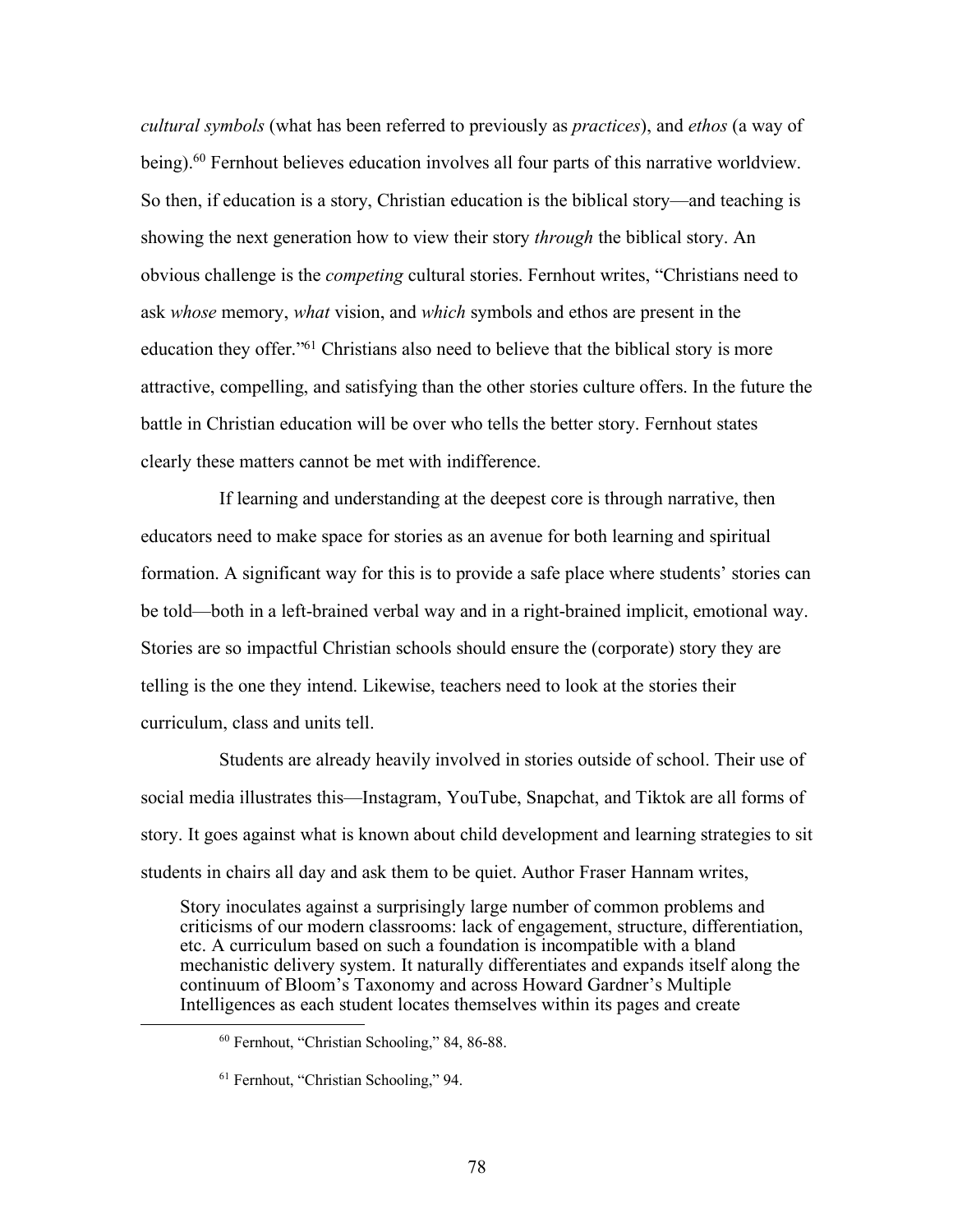*cultural symbols* (what has been referred to previously as *practices*), and *ethos* (a way of being).[60] Fernhout believes education involves all four parts of this narrative worldview. So then, if education is a story, Christian education is the biblical story—and teaching is showing the next generation how to view their story *through* the biblical story. An obvious challenge is the *competing* cultural stories. Fernhout writes, "Christians need to ask *whose* memory, *what* vision, and *which* symbols and ethos are present in the education they offer."[61] Christians also need to believe that the biblical story is more attractive, compelling, and satisfying than the other stories culture offers. In the future the battle in Christian education will be over who tells the better story. Fernhout states clearly these matters cannot be met with indifference.

If learning and understanding at the deepest core is through narrative, then educators need to make space for stories as an avenue for both learning and spiritual formation. A significant way for this is to provide a safe place where students' stories can be told—both in a left-brained verbal way and in a right-brained implicit, emotional way. Stories are so impactful Christian schools should ensure the (corporate) story they are telling is the one they intend. Likewise, teachers need to look at the stories their curriculum, class and units tell.

Students are already heavily involved in stories outside of school. Their use of social media illustrates this—Instagram, YouTube, Snapchat, and Tiktok are all forms of story. It goes against what is known about child development and learning strategies to sit students in chairs all day and ask them to be quiet. Author Fraser Hannam writes,

> Story inoculates against a surprisingly large number of common problems and criticisms of our modern classrooms: lack of engagement, structure, differentiation, etc. A curriculum based on such a foundation is incompatible with a bland mechanistic delivery system. It naturally differentiates and expands itself along the continuum of Bloom's Taxonomy and across Howard Gardner's Multiple Intelligences as each student locates themselves within its pages and create

---

[60] Fernhout, "Christian Schooling," 84, 86-88.

[61] Fernhout, "Christian Schooling," 94.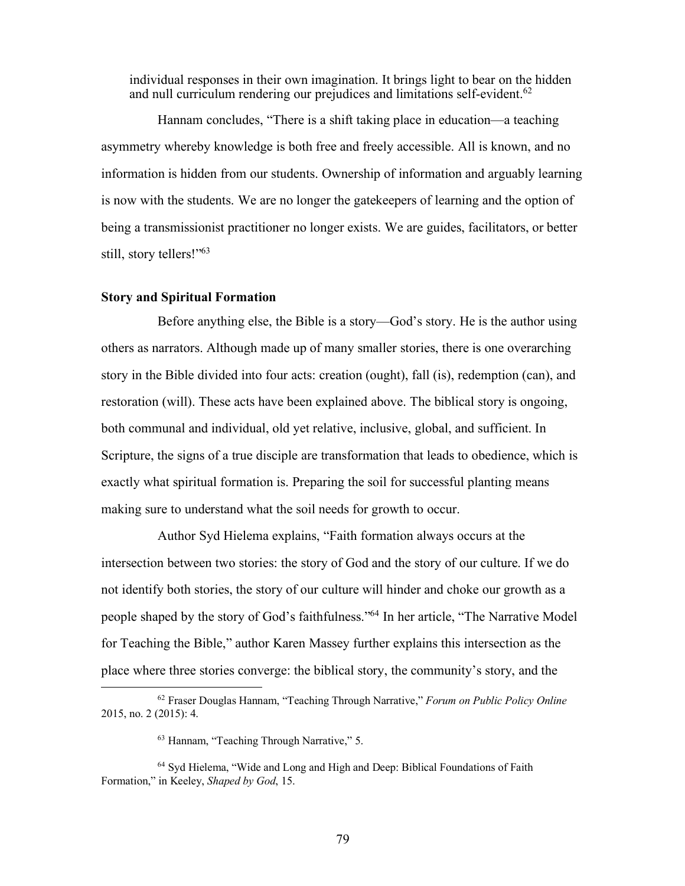individual responses in their own imagination. It brings light to bear on the hidden and null curriculum rendering our prejudices and limitations self-evident.[62]

Hannam concludes, "There is a shift taking place in education—a teaching asymmetry whereby knowledge is both free and freely accessible. All is known, and no information is hidden from our students. Ownership of information and arguably learning is now with the students. We are no longer the gatekeepers of learning and the option of being a transmissionist practitioner no longer exists. We are guides, facilitators, or better still, story tellers!"[63]

**Story and Spiritual Formation**

Before anything else, the Bible is a story—God's story. He is the author using others as narrators. Although made up of many smaller stories, there is one overarching story in the Bible divided into four acts: creation (ought), fall (is), redemption (can), and restoration (will). These acts have been explained above. The biblical story is ongoing, both communal and individual, old yet relative, inclusive, global, and sufficient. In Scripture, the signs of a true disciple are transformation that leads to obedience, which is exactly what spiritual formation is. Preparing the soil for successful planting means making sure to understand what the soil needs for growth to occur.

Author Syd Hielema explains, "Faith formation always occurs at the intersection between two stories: the story of God and the story of our culture. If we do not identify both stories, the story of our culture will hinder and choke our growth as a people shaped by the story of God's faithfulness."[64] In her article, "The Narrative Model for Teaching the Bible," author Karen Massey further explains this intersection as the place where three stories converge: the biblical story, the community's story, and the

[62] Fraser Douglas Hannam, "Teaching Through Narrative," *Forum on Public Policy Online* 2015, no. 2 (2015): 4.

[63] Hannam, "Teaching Through Narrative," 5.

[64] Syd Hielema, "Wide and Long and High and Deep: Biblical Foundations of Faith Formation," in Keeley, *Shaped by God*, 15.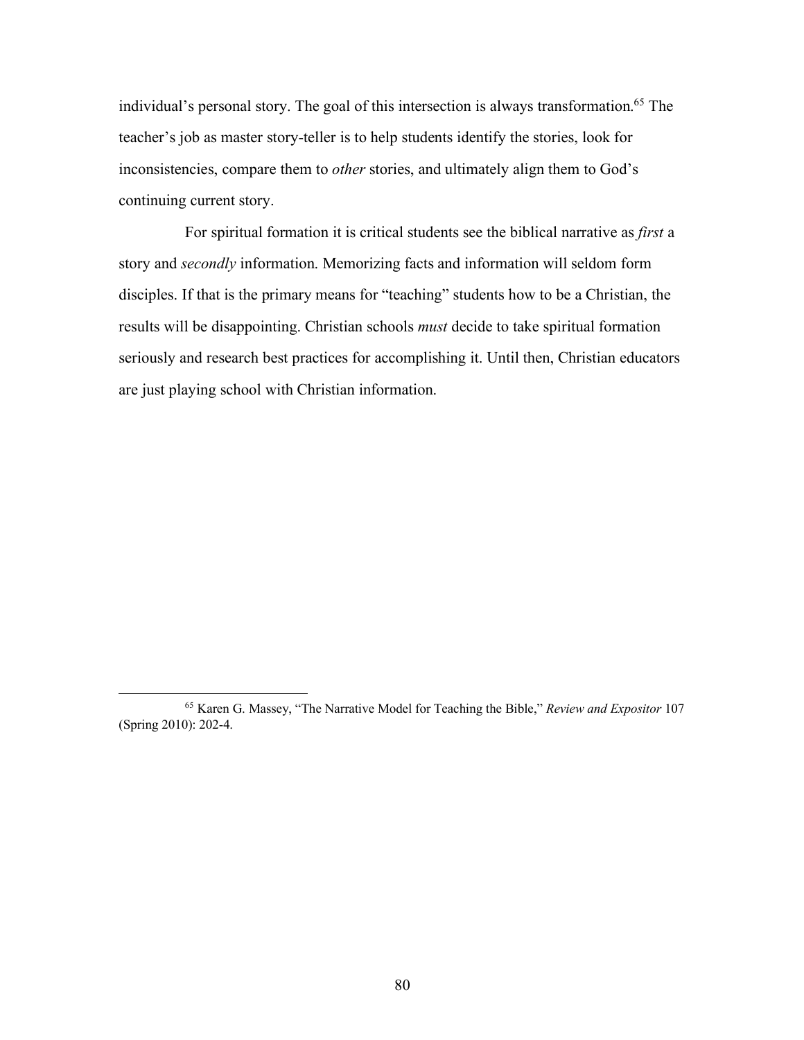individual's personal story. The goal of this intersection is always transformation.[65] The teacher's job as master story-teller is to help students identify the stories, look for inconsistencies, compare them to *other* stories, and ultimately align them to God's continuing current story.

For spiritual formation it is critical students see the biblical narrative as *first* a story and *secondly* information. Memorizing facts and information will seldom form disciples. If that is the primary means for "teaching" students how to be a Christian, the results will be disappointing. Christian schools *must* decide to take spiritual formation seriously and research best practices for accomplishing it. Until then, Christian educators are just playing school with Christian information.

---

[65] Karen G. Massey, "The Narrative Model for Teaching the Bible," *Review and Expositor* 107 (Spring 2010): 202-4.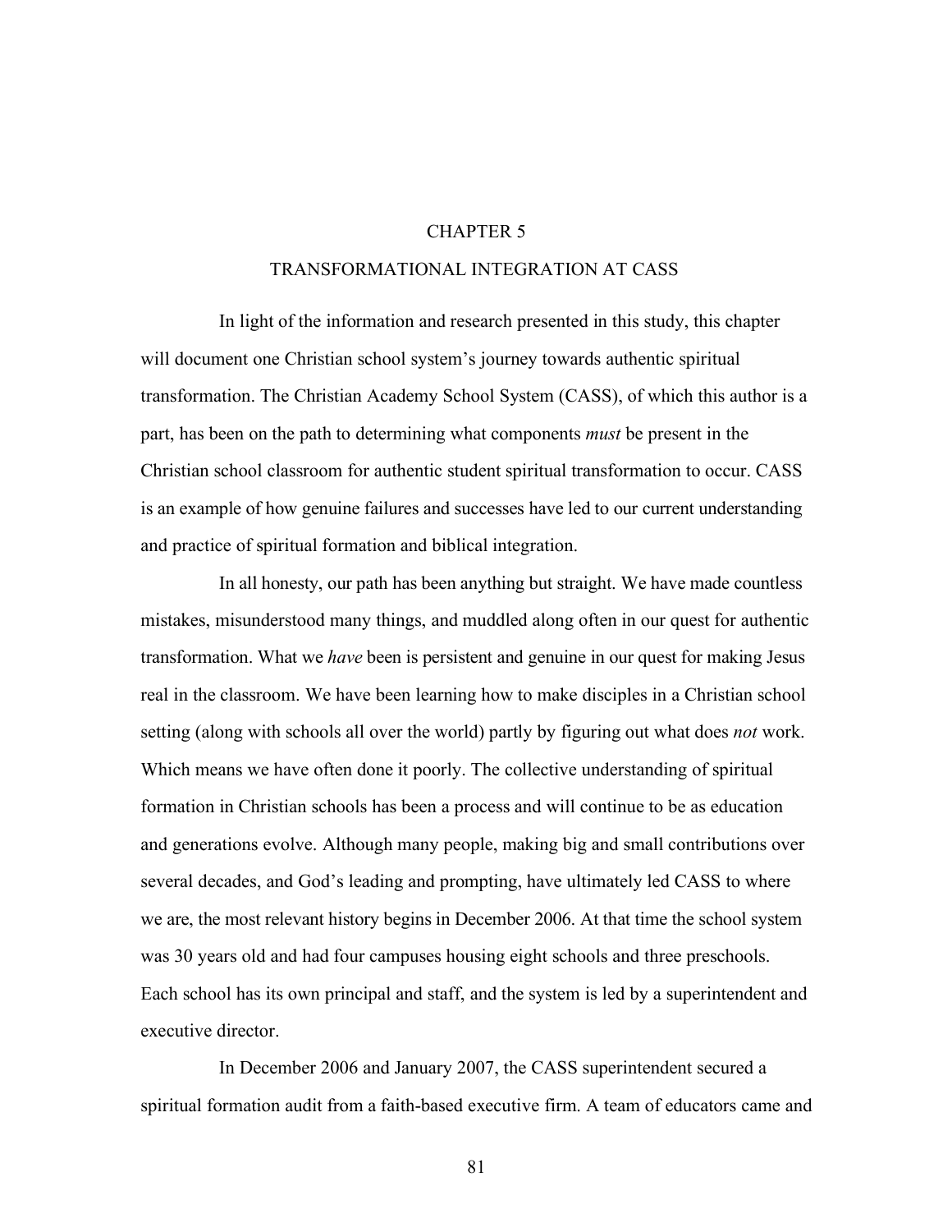# CHAPTER 5

# TRANSFORMATIONAL INTEGRATION AT CASS

In light of the information and research presented in this study, this chapter will document one Christian school system's journey towards authentic spiritual transformation. The Christian Academy School System (CASS), of which this author is a part, has been on the path to determining what components *must* be present in the Christian school classroom for authentic student spiritual transformation to occur. CASS is an example of how genuine failures and successes have led to our current understanding and practice of spiritual formation and biblical integration.

In all honesty, our path has been anything but straight. We have made countless mistakes, misunderstood many things, and muddled along often in our quest for authentic transformation. What we *have* been is persistent and genuine in our quest for making Jesus real in the classroom. We have been learning how to make disciples in a Christian school setting (along with schools all over the world) partly by figuring out what does *not* work. Which means we have often done it poorly. The collective understanding of spiritual formation in Christian schools has been a process and will continue to be as education and generations evolve. Although many people, making big and small contributions over several decades, and God's leading and prompting, have ultimately led CASS to where we are, the most relevant history begins in December 2006. At that time the school system was 30 years old and had four campuses housing eight schools and three preschools. Each school has its own principal and staff, and the system is led by a superintendent and executive director.

In December 2006 and January 2007, the CASS superintendent secured a spiritual formation audit from a faith-based executive firm. A team of educators came and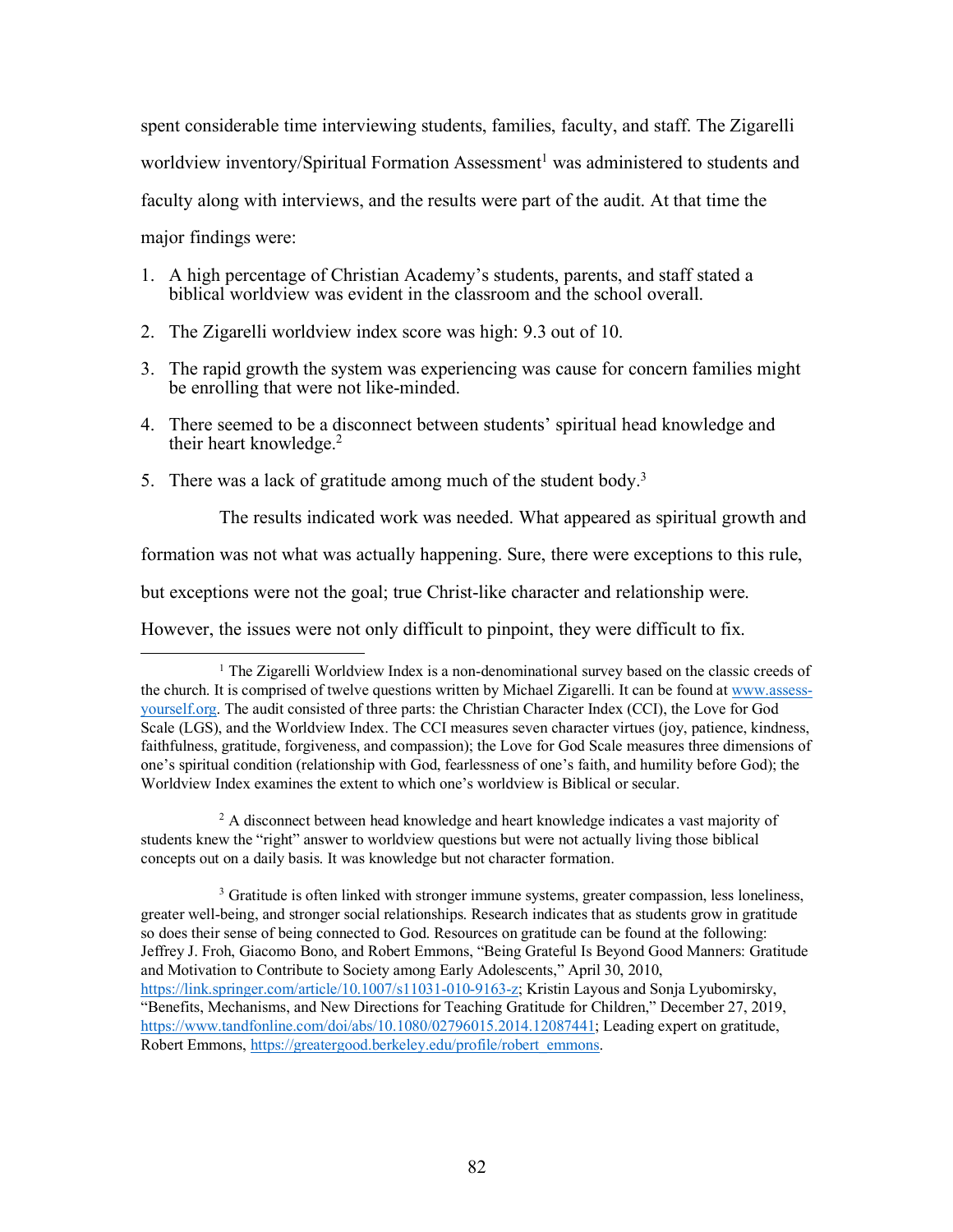spent considerable time interviewing students, families, faculty, and staff. The Zigarelli worldview inventory/Spiritual Formation Assessment[1] was administered to students and faculty along with interviews, and the results were part of the audit. At that time the major findings were:

1. A high percentage of Christian Academy's students, parents, and staff stated a biblical worldview was evident in the classroom and the school overall.
2. The Zigarelli worldview index score was high: 9.3 out of 10.
3. The rapid growth the system was experiencing was cause for concern families might be enrolling that were not like-minded.
4. There seemed to be a disconnect between students' spiritual head knowledge and their heart knowledge.[2]
5. There was a lack of gratitude among much of the student body.[3]

The results indicated work was needed. What appeared as spiritual growth and formation was not what was actually happening. Sure, there were exceptions to this rule, but exceptions were not the goal; true Christ-like character and relationship were. However, the issues were not only difficult to pinpoint, they were difficult to fix.

---

[1] The Zigarelli Worldview Index is a non-denominational survey based on the classic creeds of the church. It is comprised of twelve questions written by Michael Zigarelli. It can be found at www.assess-yourself.org. The audit consisted of three parts: the Christian Character Index (CCI), the Love for God Scale (LGS), and the Worldview Index. The CCI measures seven character virtues (joy, patience, kindness, faithfulness, gratitude, forgiveness, and compassion); the Love for God Scale measures three dimensions of one's spiritual condition (relationship with God, fearlessness of one's faith, and humility before God); the Worldview Index examines the extent to which one's worldview is Biblical or secular.

[2] A disconnect between head knowledge and heart knowledge indicates a vast majority of students knew the "right" answer to worldview questions but were not actually living those biblical concepts out on a daily basis. It was knowledge but not character formation.

[3] Gratitude is often linked with stronger immune systems, greater compassion, less loneliness, greater well-being, and stronger social relationships. Research indicates that as students grow in gratitude so does their sense of being connected to God. Resources on gratitude can be found at the following: Jeffrey J. Froh, Giacomo Bono, and Robert Emmons, "Being Grateful Is Beyond Good Manners: Gratitude and Motivation to Contribute to Society among Early Adolescents," April 30, 2010, https://link.springer.com/article/10.1007/s11031-010-9163-z; Kristin Layous and Sonja Lyubomirsky, "Benefits, Mechanisms, and New Directions for Teaching Gratitude for Children," December 27, 2019, https://www.tandfonline.com/doi/abs/10.1080/02796015.2014.12087441; Leading expert on gratitude, Robert Emmons, https://greatergood.berkeley.edu/profile/robert_emmons.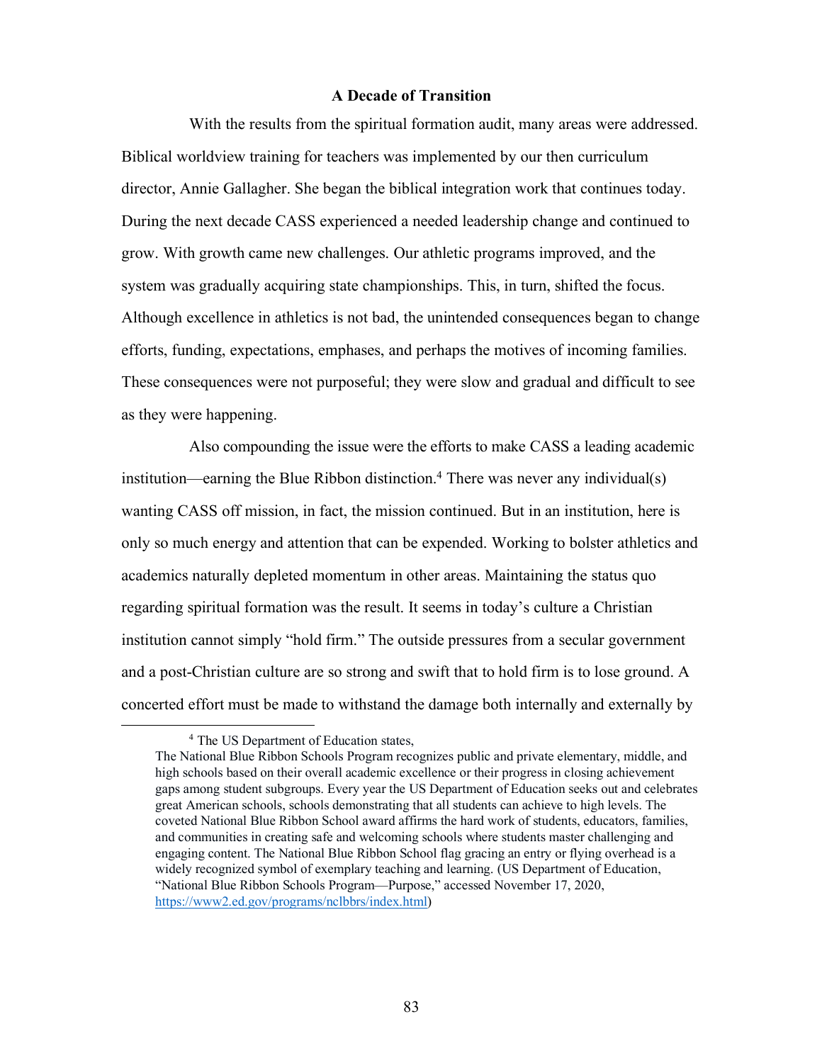## A Decade of Transition

With the results from the spiritual formation audit, many areas were addressed. Biblical worldview training for teachers was implemented by our then curriculum director, Annie Gallagher. She began the biblical integration work that continues today. During the next decade CASS experienced a needed leadership change and continued to grow. With growth came new challenges. Our athletic programs improved, and the system was gradually acquiring state championships. This, in turn, shifted the focus. Although excellence in athletics is not bad, the unintended consequences began to change efforts, funding, expectations, emphases, and perhaps the motives of incoming families. These consequences were not purposeful; they were slow and gradual and difficult to see as they were happening.

Also compounding the issue were the efforts to make CASS a leading academic institution—earning the Blue Ribbon distinction.[4] There was never any individual(s) wanting CASS off mission, in fact, the mission continued. But in an institution, here is only so much energy and attention that can be expended. Working to bolster athletics and academics naturally depleted momentum in other areas. Maintaining the status quo regarding spiritual formation was the result. It seems in today's culture a Christian institution cannot simply "hold firm." The outside pressures from a secular government and a post-Christian culture are so strong and swift that to hold firm is to lose ground. A concerted effort must be made to withstand the damage both internally and externally by

---

[4] The US Department of Education states,

The National Blue Ribbon Schools Program recognizes public and private elementary, middle, and high schools based on their overall academic excellence or their progress in closing achievement gaps among student subgroups. Every year the US Department of Education seeks out and celebrates great American schools, schools demonstrating that all students can achieve to high levels. The coveted National Blue Ribbon School award affirms the hard work of students, educators, families, and communities in creating safe and welcoming schools where students master challenging and engaging content. The National Blue Ribbon School flag gracing an entry or flying overhead is a widely recognized symbol of exemplary teaching and learning. (US Department of Education, "National Blue Ribbon Schools Program—Purpose," accessed November 17, 2020, https://www2.ed.gov/programs/nclbbrs/index.html)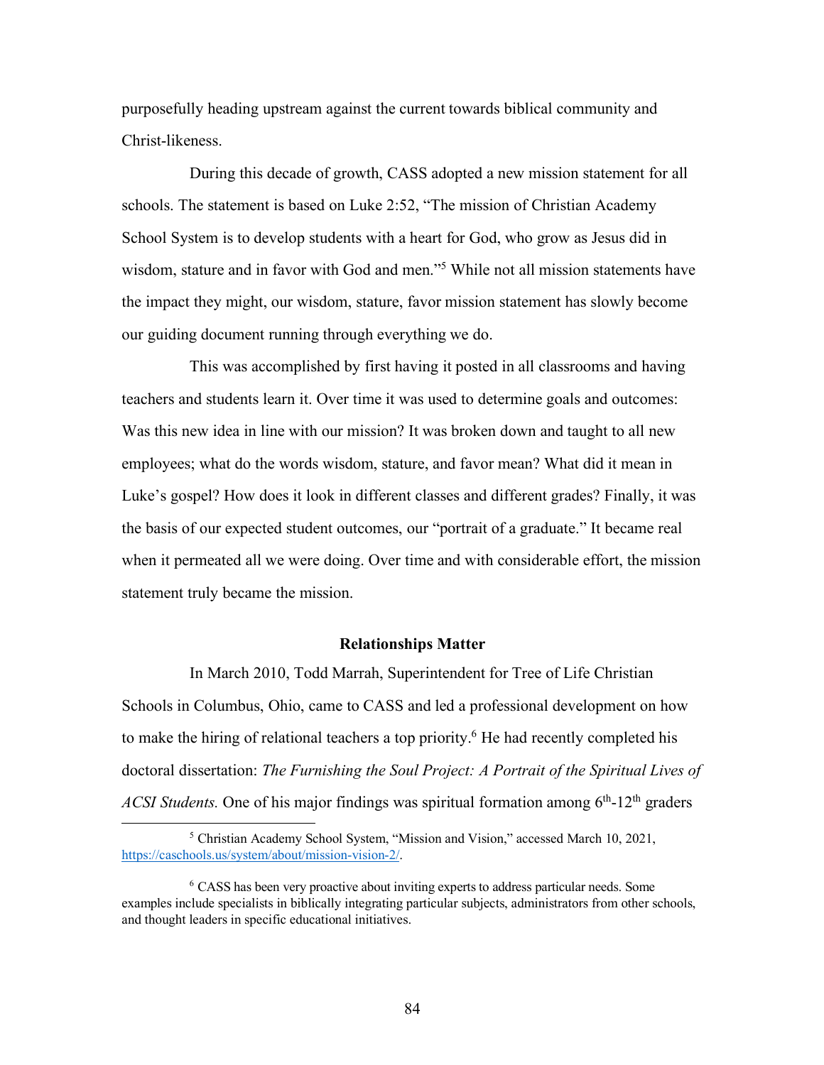purposefully heading upstream against the current towards biblical community and Christ-likeness.

During this decade of growth, CASS adopted a new mission statement for all schools. The statement is based on Luke 2:52, "The mission of Christian Academy School System is to develop students with a heart for God, who grow as Jesus did in wisdom, stature and in favor with God and men."[5] While not all mission statements have the impact they might, our wisdom, stature, favor mission statement has slowly become our guiding document running through everything we do.

This was accomplished by first having it posted in all classrooms and having teachers and students learn it. Over time it was used to determine goals and outcomes: Was this new idea in line with our mission? It was broken down and taught to all new employees; what do the words wisdom, stature, and favor mean? What did it mean in Luke's gospel? How does it look in different classes and different grades? Finally, it was the basis of our expected student outcomes, our "portrait of a graduate." It became real when it permeated all we were doing. Over time and with considerable effort, the mission statement truly became the mission.

**Relationships Matter**

In March 2010, Todd Marrah, Superintendent for Tree of Life Christian Schools in Columbus, Ohio, came to CASS and led a professional development on how to make the hiring of relational teachers a top priority.[6] He had recently completed his doctoral dissertation: *The Furnishing the Soul Project: A Portrait of the Spiritual Lives of ACSI Students.* One of his major findings was spiritual formation among 6th-12th graders

---

[5] Christian Academy School System, "Mission and Vision," accessed March 10, 2021, https://caschools.us/system/about/mission-vision-2/.

[6] CASS has been very proactive about inviting experts to address particular needs. Some examples include specialists in biblically integrating particular subjects, administrators from other schools, and thought leaders in specific educational initiatives.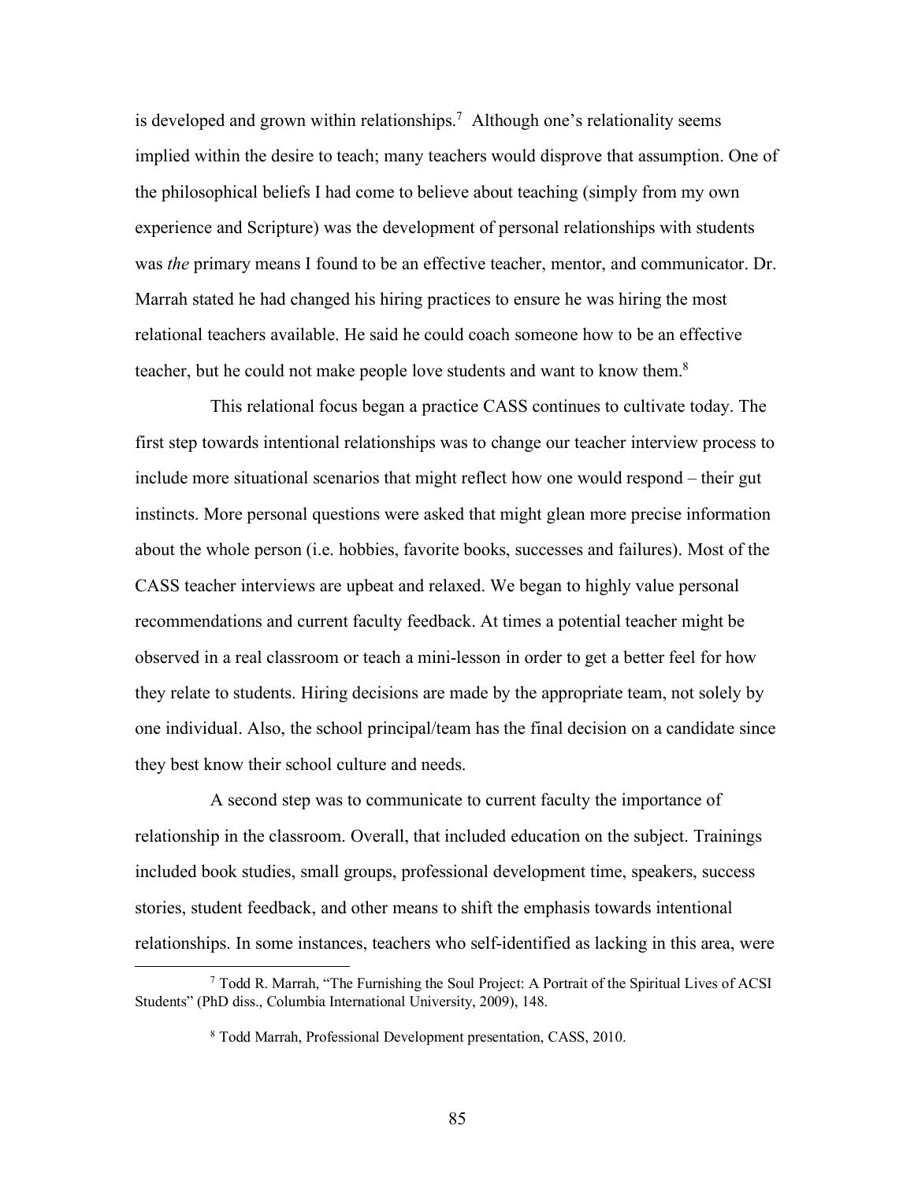is developed and grown within relationships.[7] Although one's relationality seems implied within the desire to teach; many teachers would disprove that assumption. One of the philosophical beliefs I had come to believe about teaching (simply from my own experience and Scripture) was the development of personal relationships with students was *the* primary means I found to be an effective teacher, mentor, and communicator. Dr. Marrah stated he had changed his hiring practices to ensure he was hiring the most relational teachers available. He said he could coach someone how to be an effective teacher, but he could not make people love students and want to know them.[8]

This relational focus began a practice CASS continues to cultivate today. The first step towards intentional relationships was to change our teacher interview process to include more situational scenarios that might reflect how one would respond – their gut instincts. More personal questions were asked that might glean more precise information about the whole person (i.e. hobbies, favorite books, successes and failures). Most of the CASS teacher interviews are upbeat and relaxed. We began to highly value personal recommendations and current faculty feedback. At times a potential teacher might be observed in a real classroom or teach a mini-lesson in order to get a better feel for how they relate to students. Hiring decisions are made by the appropriate team, not solely by one individual. Also, the school principal/team has the final decision on a candidate since they best know their school culture and needs.

A second step was to communicate to current faculty the importance of relationship in the classroom. Overall, that included education on the subject. Trainings included book studies, small groups, professional development time, speakers, success stories, student feedback, and other means to shift the emphasis towards intentional relationships. In some instances, teachers who self-identified as lacking in this area, were

---

[7] Todd R. Marrah, "The Furnishing the Soul Project: A Portrait of the Spiritual Lives of ACSI Students" (PhD diss., Columbia International University, 2009), 148.

[8] Todd Marrah, Professional Development presentation, CASS, 2010.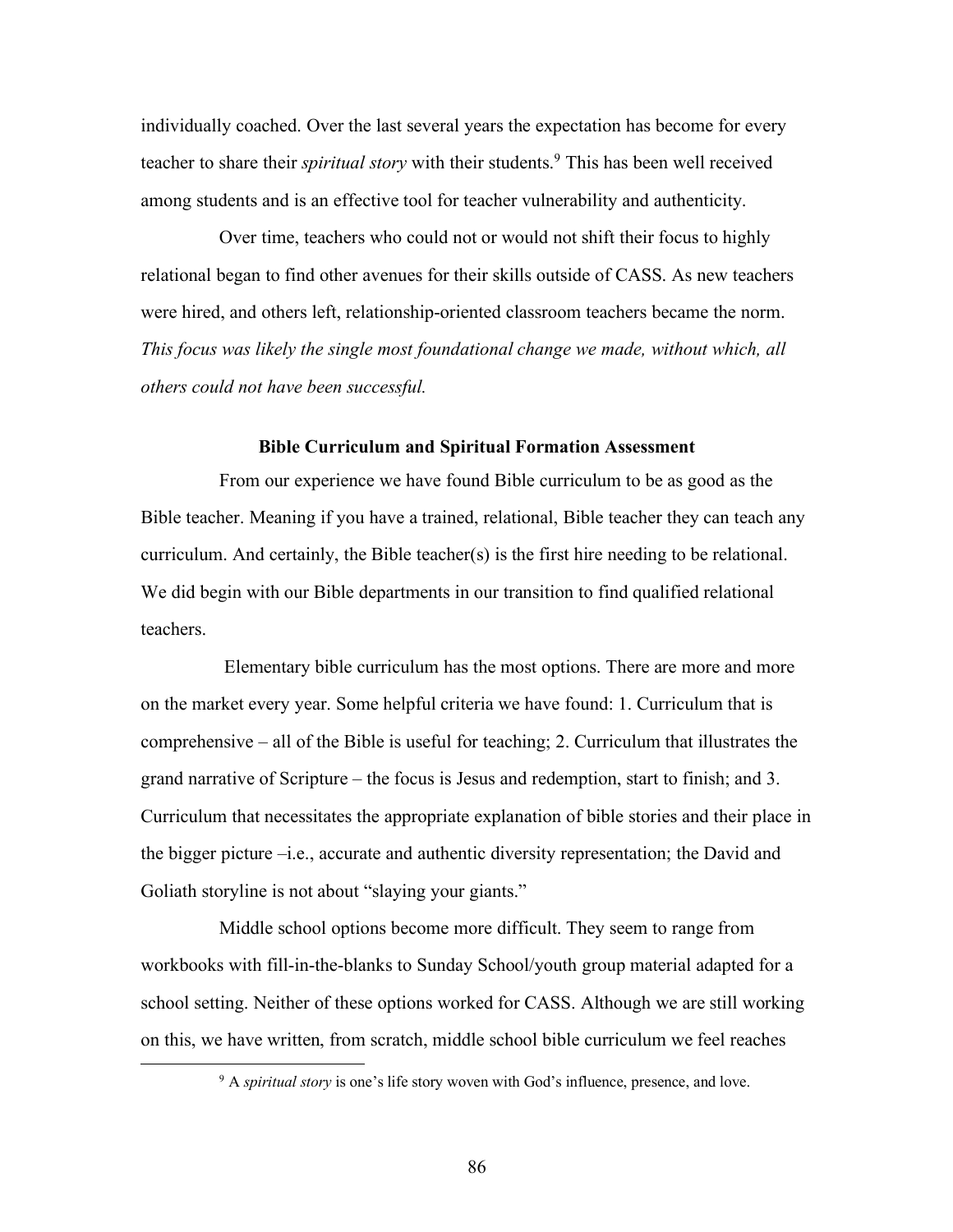individually coached. Over the last several years the expectation has become for every teacher to share their *spiritual story* with their students.[9] This has been well received among students and is an effective tool for teacher vulnerability and authenticity.

Over time, teachers who could not or would not shift their focus to highly relational began to find other avenues for their skills outside of CASS. As new teachers were hired, and others left, relationship-oriented classroom teachers became the norm. *This focus was likely the single most foundational change we made, without which, all others could not have been successful.*

### Bible Curriculum and Spiritual Formation Assessment

From our experience we have found Bible curriculum to be as good as the Bible teacher. Meaning if you have a trained, relational, Bible teacher they can teach any curriculum. And certainly, the Bible teacher(s) is the first hire needing to be relational. We did begin with our Bible departments in our transition to find qualified relational teachers.

Elementary bible curriculum has the most options. There are more and more on the market every year. Some helpful criteria we have found: 1. Curriculum that is comprehensive – all of the Bible is useful for teaching; 2. Curriculum that illustrates the grand narrative of Scripture – the focus is Jesus and redemption, start to finish; and 3. Curriculum that necessitates the appropriate explanation of bible stories and their place in the bigger picture –i.e., accurate and authentic diversity representation; the David and Goliath storyline is not about "slaying your giants."

Middle school options become more difficult. They seem to range from workbooks with fill-in-the-blanks to Sunday School/youth group material adapted for a school setting. Neither of these options worked for CASS. Although we are still working on this, we have written, from scratch, middle school bible curriculum we feel reaches

[9] A *spiritual story* is one's life story woven with God's influence, presence, and love.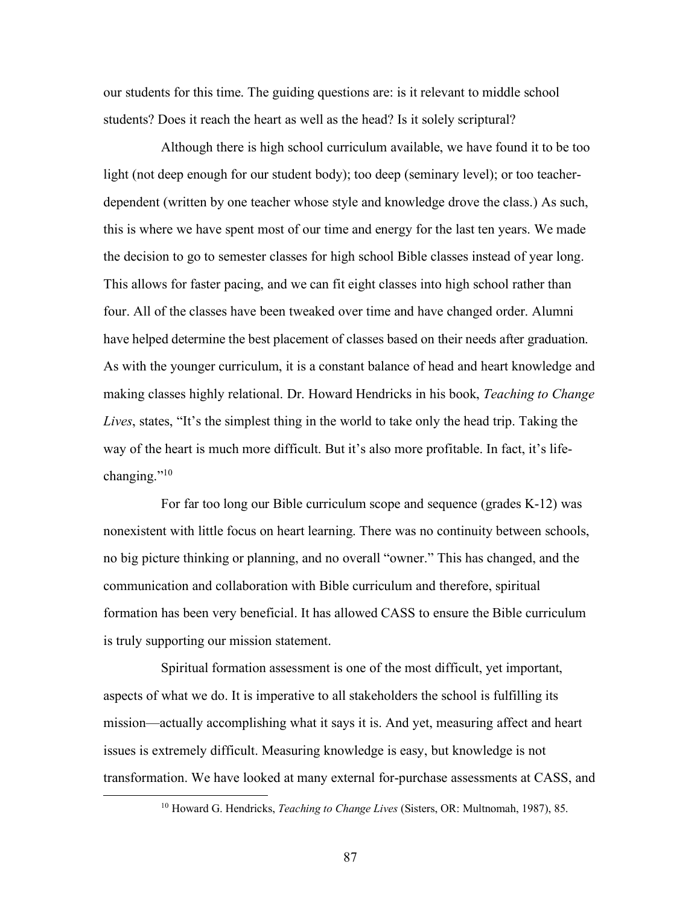our students for this time. The guiding questions are: is it relevant to middle school students? Does it reach the heart as well as the head? Is it solely scriptural?

Although there is high school curriculum available, we have found it to be too light (not deep enough for our student body); too deep (seminary level); or too teacher-dependent (written by one teacher whose style and knowledge drove the class.) As such, this is where we have spent most of our time and energy for the last ten years. We made the decision to go to semester classes for high school Bible classes instead of year long. This allows for faster pacing, and we can fit eight classes into high school rather than four. All of the classes have been tweaked over time and have changed order. Alumni have helped determine the best placement of classes based on their needs after graduation. As with the younger curriculum, it is a constant balance of head and heart knowledge and making classes highly relational. Dr. Howard Hendricks in his book, *Teaching to Change Lives*, states, "It's the simplest thing in the world to take only the head trip. Taking the way of the heart is much more difficult. But it's also more profitable. In fact, it's life-changing."[10]

For far too long our Bible curriculum scope and sequence (grades K-12) was nonexistent with little focus on heart learning. There was no continuity between schools, no big picture thinking or planning, and no overall "owner." This has changed, and the communication and collaboration with Bible curriculum and therefore, spiritual formation has been very beneficial. It has allowed CASS to ensure the Bible curriculum is truly supporting our mission statement.

Spiritual formation assessment is one of the most difficult, yet important, aspects of what we do. It is imperative to all stakeholders the school is fulfilling its mission—actually accomplishing what it says it is. And yet, measuring affect and heart issues is extremely difficult. Measuring knowledge is easy, but knowledge is not transformation. We have looked at many external for-purchase assessments at CASS, and

---

[10] Howard G. Hendricks, *Teaching to Change Lives* (Sisters, OR: Multnomah, 1987), 85.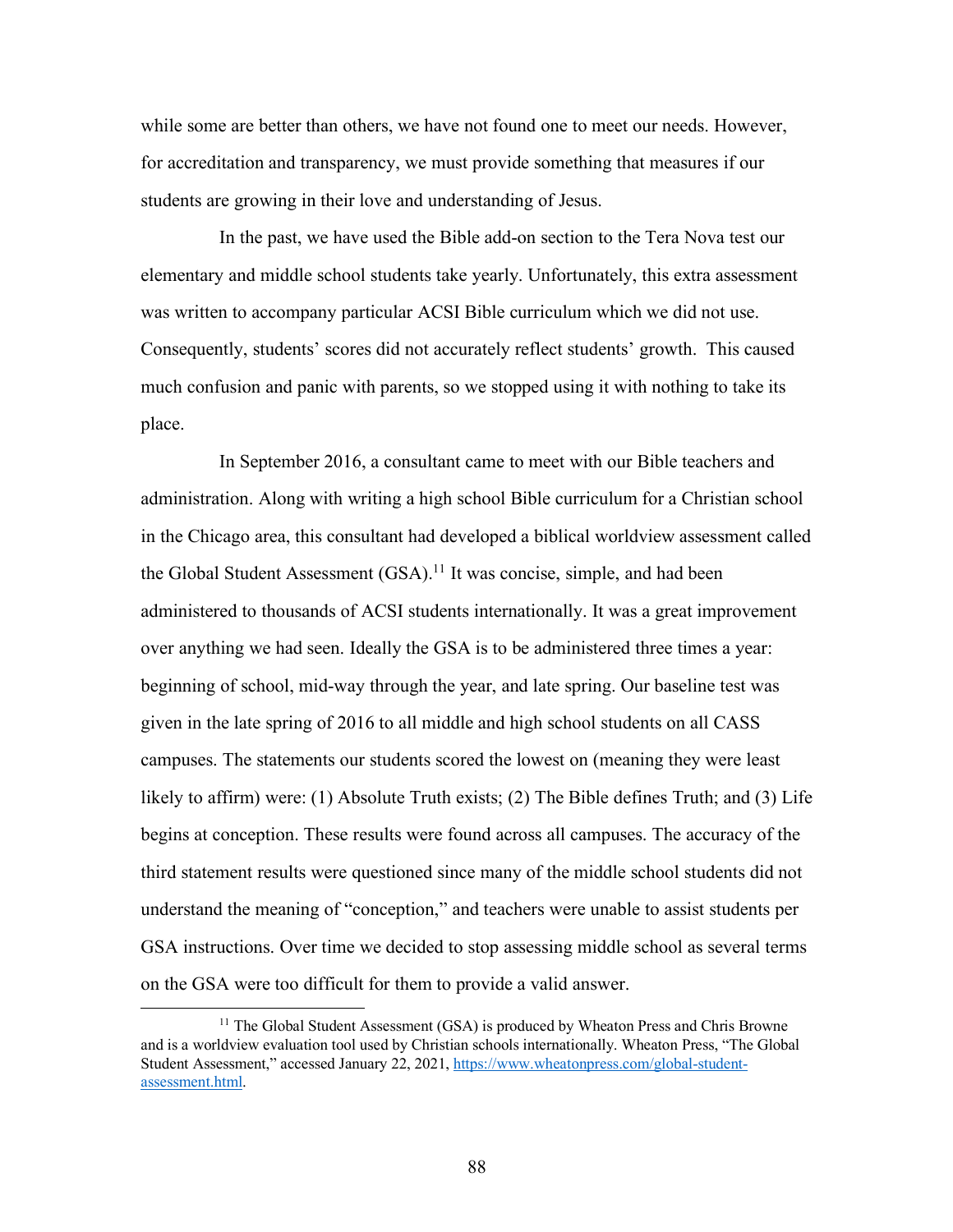while some are better than others, we have not found one to meet our needs. However, for accreditation and transparency, we must provide something that measures if our students are growing in their love and understanding of Jesus.

In the past, we have used the Bible add-on section to the Tera Nova test our elementary and middle school students take yearly. Unfortunately, this extra assessment was written to accompany particular ACSI Bible curriculum which we did not use. Consequently, students' scores did not accurately reflect students' growth. This caused much confusion and panic with parents, so we stopped using it with nothing to take its place.

In September 2016, a consultant came to meet with our Bible teachers and administration. Along with writing a high school Bible curriculum for a Christian school in the Chicago area, this consultant had developed a biblical worldview assessment called the Global Student Assessment (GSA).[11] It was concise, simple, and had been administered to thousands of ACSI students internationally. It was a great improvement over anything we had seen. Ideally the GSA is to be administered three times a year: beginning of school, mid-way through the year, and late spring. Our baseline test was given in the late spring of 2016 to all middle and high school students on all CASS campuses. The statements our students scored the lowest on (meaning they were least likely to affirm) were: (1) Absolute Truth exists; (2) The Bible defines Truth; and (3) Life begins at conception. These results were found across all campuses. The accuracy of the third statement results were questioned since many of the middle school students did not understand the meaning of "conception," and teachers were unable to assist students per GSA instructions. Over time we decided to stop assessing middle school as several terms on the GSA were too difficult for them to provide a valid answer.

---

[11] The Global Student Assessment (GSA) is produced by Wheaton Press and Chris Browne and is a worldview evaluation tool used by Christian schools internationally. Wheaton Press, "The Global Student Assessment," accessed January 22, 2021, https://www.wheatonpress.com/global-student-assessment.html.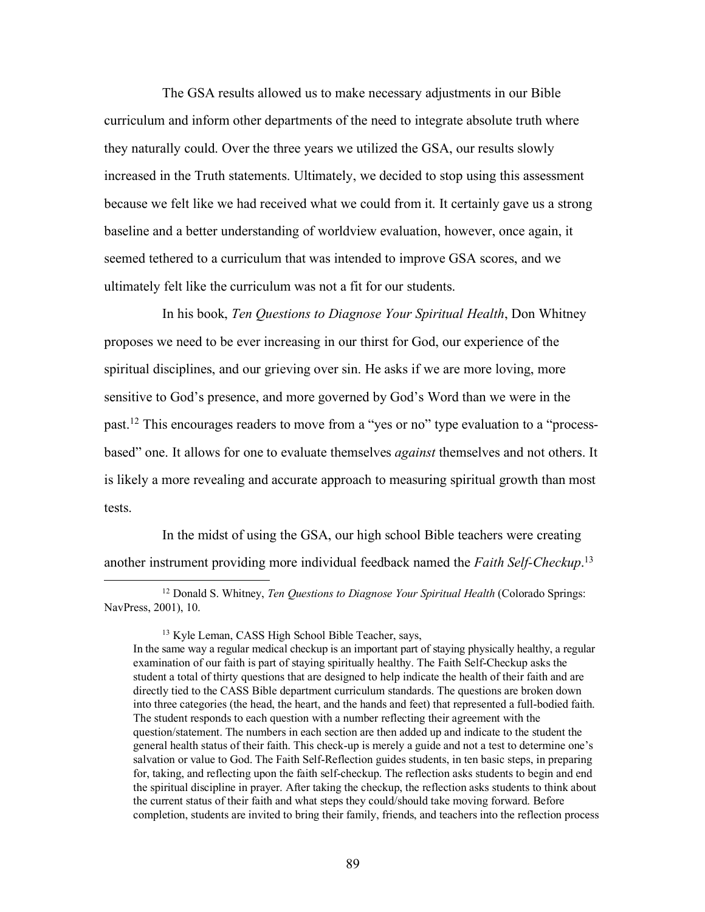The GSA results allowed us to make necessary adjustments in our Bible curriculum and inform other departments of the need to integrate absolute truth where they naturally could. Over the three years we utilized the GSA, our results slowly increased in the Truth statements. Ultimately, we decided to stop using this assessment because we felt like we had received what we could from it. It certainly gave us a strong baseline and a better understanding of worldview evaluation, however, once again, it seemed tethered to a curriculum that was intended to improve GSA scores, and we ultimately felt like the curriculum was not a fit for our students.

In his book, *Ten Questions to Diagnose Your Spiritual Health*, Don Whitney proposes we need to be ever increasing in our thirst for God, our experience of the spiritual disciplines, and our grieving over sin. He asks if we are more loving, more sensitive to God's presence, and more governed by God's Word than we were in the past.[12] This encourages readers to move from a "yes or no" type evaluation to a "process-based" one. It allows for one to evaluate themselves *against* themselves and not others. It is likely a more revealing and accurate approach to measuring spiritual growth than most tests.

In the midst of using the GSA, our high school Bible teachers were creating another instrument providing more individual feedback named the *Faith Self-Checkup*.[13]

---

[12] Donald S. Whitney, *Ten Questions to Diagnose Your Spiritual Health* (Colorado Springs: NavPress, 2001), 10.

[13] Kyle Leman, CASS High School Bible Teacher, says,

> In the same way a regular medical checkup is an important part of staying physically healthy, a regular examination of our faith is part of staying spiritually healthy. The Faith Self-Checkup asks the student a total of thirty questions that are designed to help indicate the health of their faith and are directly tied to the CASS Bible department curriculum standards. The questions are broken down into three categories (the head, the heart, and the hands and feet) that represented a full-bodied faith. The student responds to each question with a number reflecting their agreement with the question/statement. The numbers in each section are then added up and indicate to the student the general health status of their faith. This check-up is merely a guide and not a test to determine one's salvation or value to God. The Faith Self-Reflection guides students, in ten basic steps, in preparing for, taking, and reflecting upon the faith self-checkup. The reflection asks students to begin and end the spiritual discipline in prayer. After taking the checkup, the reflection asks students to think about the current status of their faith and what steps they could/should take moving forward. Before completion, students are invited to bring their family, friends, and teachers into the reflection process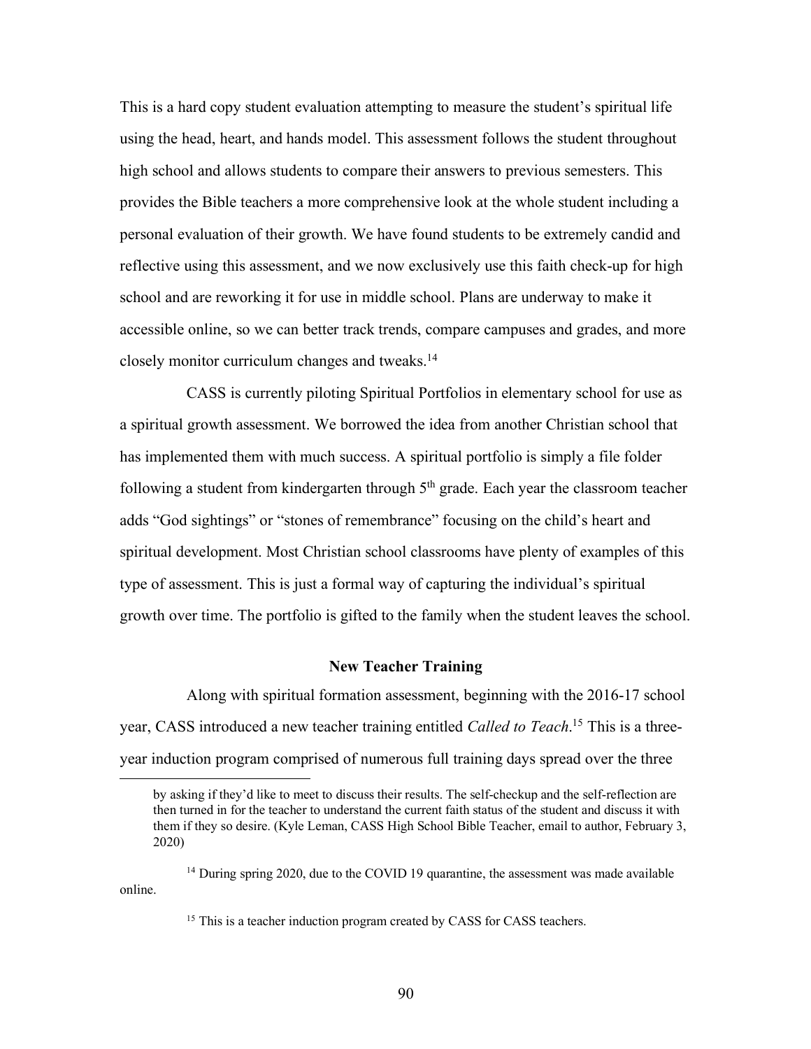This is a hard copy student evaluation attempting to measure the student's spiritual life using the head, heart, and hands model. This assessment follows the student throughout high school and allows students to compare their answers to previous semesters. This provides the Bible teachers a more comprehensive look at the whole student including a personal evaluation of their growth. We have found students to be extremely candid and reflective using this assessment, and we now exclusively use this faith check-up for high school and are reworking it for use in middle school. Plans are underway to make it accessible online, so we can better track trends, compare campuses and grades, and more closely monitor curriculum changes and tweaks.[14]

CASS is currently piloting Spiritual Portfolios in elementary school for use as a spiritual growth assessment. We borrowed the idea from another Christian school that has implemented them with much success. A spiritual portfolio is simply a file folder following a student from kindergarten through 5th grade. Each year the classroom teacher adds "God sightings" or "stones of remembrance" focusing on the child's heart and spiritual development. Most Christian school classrooms have plenty of examples of this type of assessment. This is just a formal way of capturing the individual's spiritual growth over time. The portfolio is gifted to the family when the student leaves the school.

### New Teacher Training

Along with spiritual formation assessment, beginning with the 2016-17 school year, CASS introduced a new teacher training entitled *Called to Teach*.[15] This is a three-year induction program comprised of numerous full training days spread over the three

---

by asking if they'd like to meet to discuss their results. The self-checkup and the self-reflection are then turned in for the teacher to understand the current faith status of the student and discuss it with them if they so desire. (Kyle Leman, CASS High School Bible Teacher, email to author, February 3, 2020)

[14] During spring 2020, due to the COVID 19 quarantine, the assessment was made available online.

[15] This is a teacher induction program created by CASS for CASS teachers.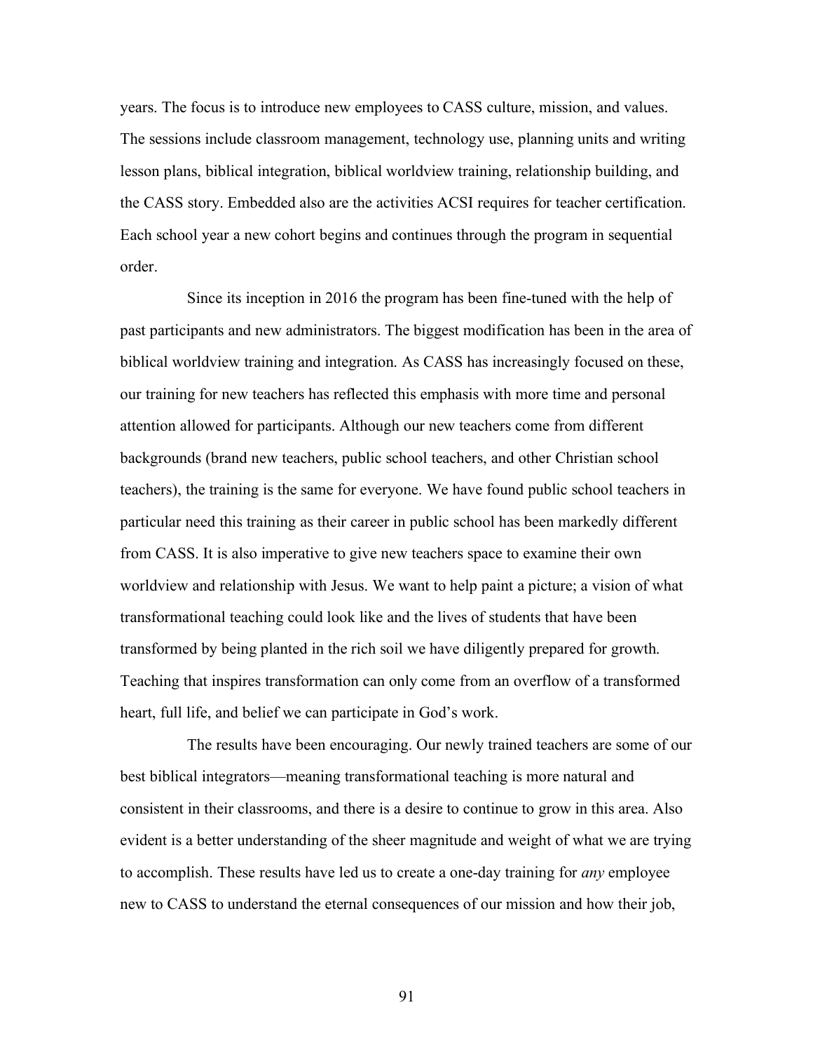years. The focus is to introduce new employees to CASS culture, mission, and values. The sessions include classroom management, technology use, planning units and writing lesson plans, biblical integration, biblical worldview training, relationship building, and the CASS story. Embedded also are the activities ACSI requires for teacher certification. Each school year a new cohort begins and continues through the program in sequential order.

Since its inception in 2016 the program has been fine-tuned with the help of past participants and new administrators. The biggest modification has been in the area of biblical worldview training and integration. As CASS has increasingly focused on these, our training for new teachers has reflected this emphasis with more time and personal attention allowed for participants. Although our new teachers come from different backgrounds (brand new teachers, public school teachers, and other Christian school teachers), the training is the same for everyone. We have found public school teachers in particular need this training as their career in public school has been markedly different from CASS. It is also imperative to give new teachers space to examine their own worldview and relationship with Jesus. We want to help paint a picture; a vision of what transformational teaching could look like and the lives of students that have been transformed by being planted in the rich soil we have diligently prepared for growth. Teaching that inspires transformation can only come from an overflow of a transformed heart, full life, and belief we can participate in God's work.

The results have been encouraging. Our newly trained teachers are some of our best biblical integrators—meaning transformational teaching is more natural and consistent in their classrooms, and there is a desire to continue to grow in this area. Also evident is a better understanding of the sheer magnitude and weight of what we are trying to accomplish. These results have led us to create a one-day training for *any* employee new to CASS to understand the eternal consequences of our mission and how their job,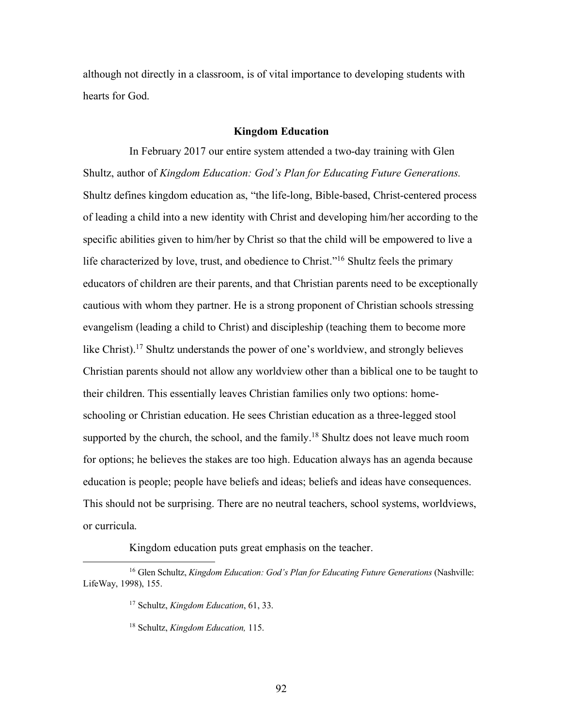although not directly in a classroom, is of vital importance to developing students with hearts for God.

### Kingdom Education

In February 2017 our entire system attended a two-day training with Glen Shultz, author of *Kingdom Education: God's Plan for Educating Future Generations.* Shultz defines kingdom education as, "the life-long, Bible-based, Christ-centered process of leading a child into a new identity with Christ and developing him/her according to the specific abilities given to him/her by Christ so that the child will be empowered to live a life characterized by love, trust, and obedience to Christ."[16] Shultz feels the primary educators of children are their parents, and that Christian parents need to be exceptionally cautious with whom they partner. He is a strong proponent of Christian schools stressing evangelism (leading a child to Christ) and discipleship (teaching them to become more like Christ).[17] Shultz understands the power of one's worldview, and strongly believes Christian parents should not allow any worldview other than a biblical one to be taught to their children. This essentially leaves Christian families only two options: home-schooling or Christian education. He sees Christian education as a three-legged stool supported by the church, the school, and the family.[18] Shultz does not leave much room for options; he believes the stakes are too high. Education always has an agenda because education is people; people have beliefs and ideas; beliefs and ideas have consequences. This should not be surprising. There are no neutral teachers, school systems, worldviews, or curricula.

Kingdom education puts great emphasis on the teacher.

---

[16] Glen Schultz, *Kingdom Education: God's Plan for Educating Future Generations* (Nashville: LifeWay, 1998), 155.

[17] Schultz, *Kingdom Education*, 61, 33.

[18] Schultz, *Kingdom Education,* 115.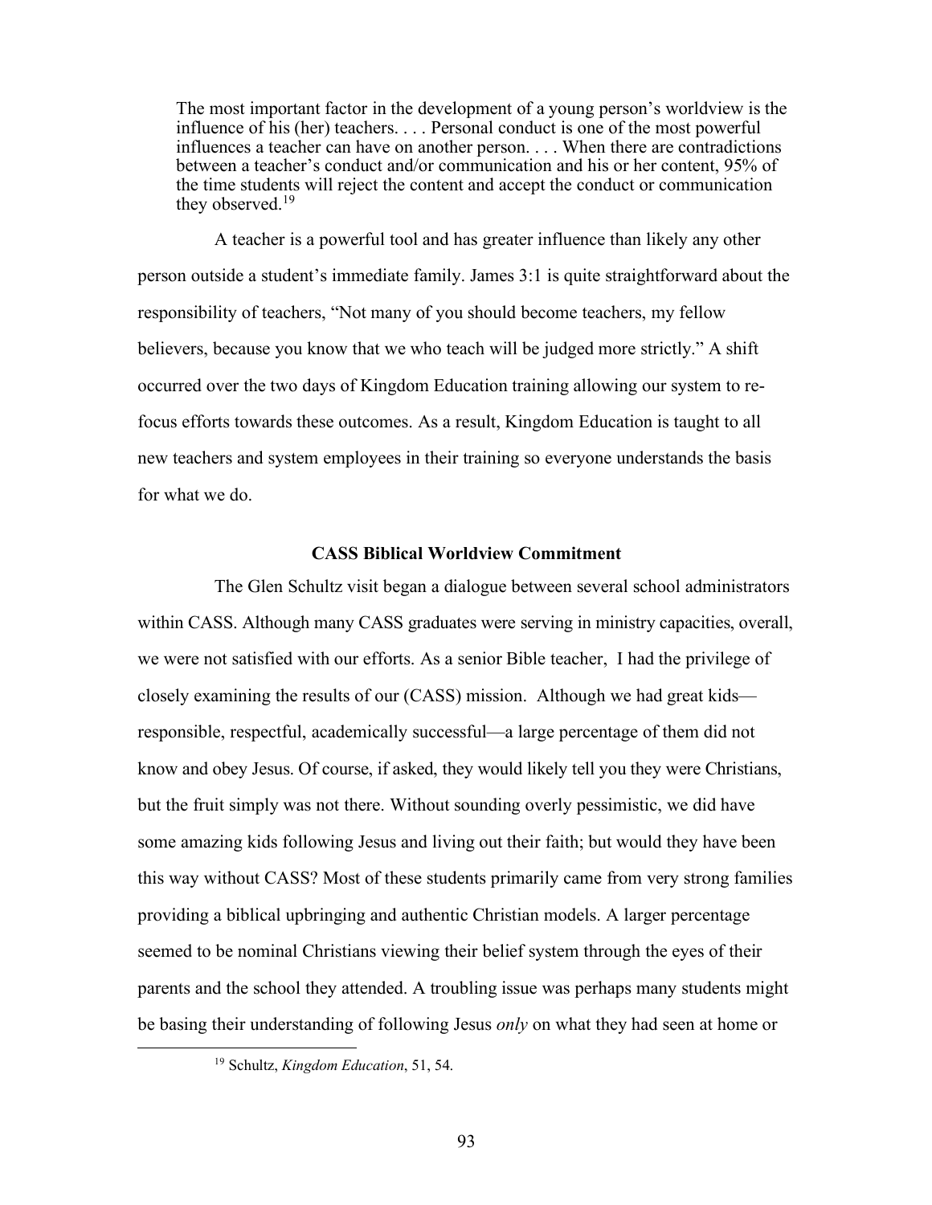> The most important factor in the development of a young person's worldview is the influence of his (her) teachers. . . . Personal conduct is one of the most powerful influences a teacher can have on another person. . . . When there are contradictions between a teacher's conduct and/or communication and his or her content, 95% of the time students will reject the content and accept the conduct or communication they observed.[19]

A teacher is a powerful tool and has greater influence than likely any other person outside a student's immediate family. James 3:1 is quite straightforward about the responsibility of teachers, "Not many of you should become teachers, my fellow believers, because you know that we who teach will be judged more strictly." A shift occurred over the two days of Kingdom Education training allowing our system to re-focus efforts towards these outcomes. As a result, Kingdom Education is taught to all new teachers and system employees in their training so everyone understands the basis for what we do.

### CASS Biblical Worldview Commitment

The Glen Schultz visit began a dialogue between several school administrators within CASS. Although many CASS graduates were serving in ministry capacities, overall, we were not satisfied with our efforts. As a senior Bible teacher, I had the privilege of closely examining the results of our (CASS) mission. Although we had great kids—responsible, respectful, academically successful—a large percentage of them did not know and obey Jesus. Of course, if asked, they would likely tell you they were Christians, but the fruit simply was not there. Without sounding overly pessimistic, we did have some amazing kids following Jesus and living out their faith; but would they have been this way without CASS? Most of these students primarily came from very strong families providing a biblical upbringing and authentic Christian models. A larger percentage seemed to be nominal Christians viewing their belief system through the eyes of their parents and the school they attended. A troubling issue was perhaps many students might be basing their understanding of following Jesus *only* on what they had seen at home or

[19] Schultz, *Kingdom Education*, 51, 54.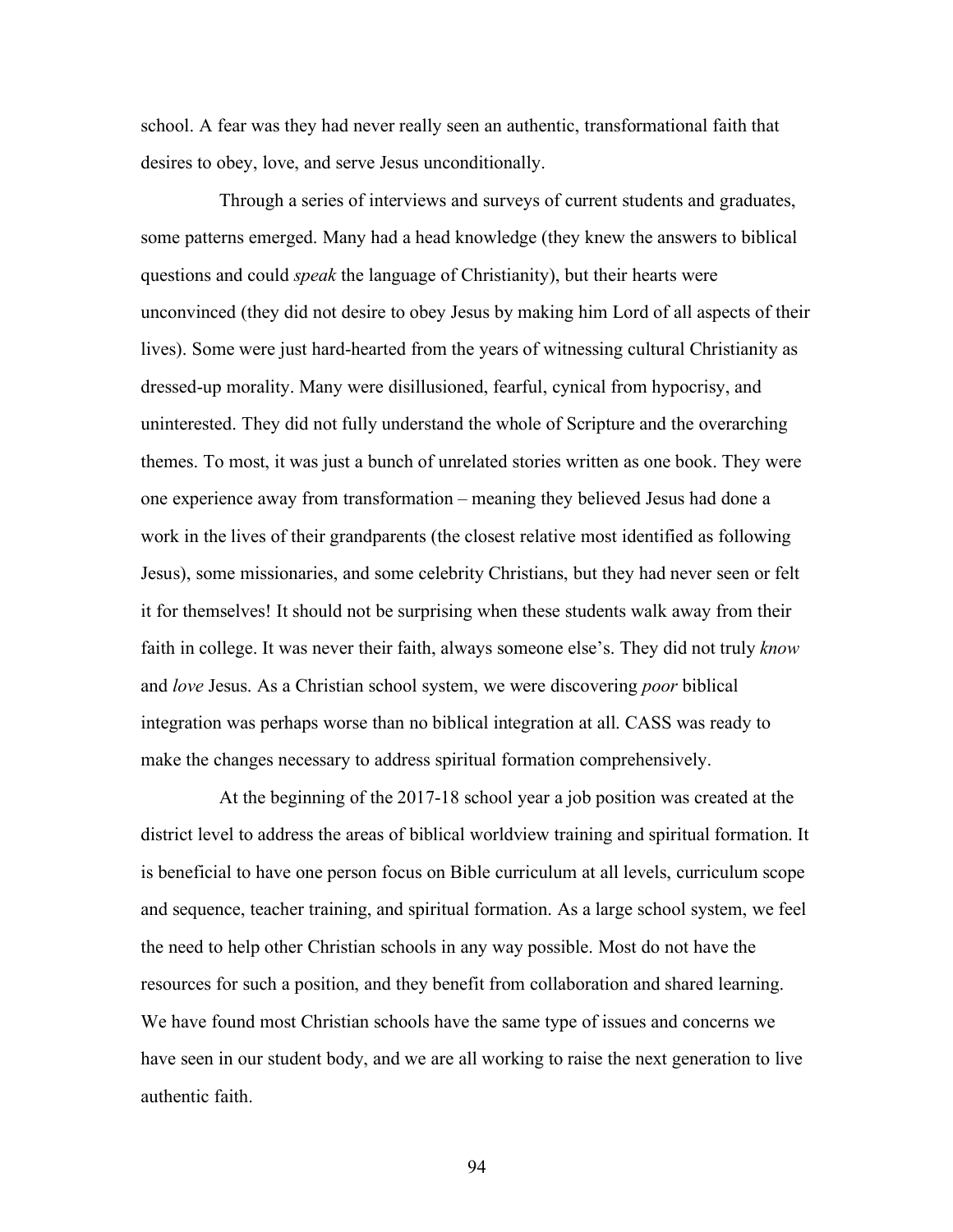school. A fear was they had never really seen an authentic, transformational faith that desires to obey, love, and serve Jesus unconditionally.

Through a series of interviews and surveys of current students and graduates, some patterns emerged. Many had a head knowledge (they knew the answers to biblical questions and could *speak* the language of Christianity), but their hearts were unconvinced (they did not desire to obey Jesus by making him Lord of all aspects of their lives). Some were just hard-hearted from the years of witnessing cultural Christianity as dressed-up morality. Many were disillusioned, fearful, cynical from hypocrisy, and uninterested. They did not fully understand the whole of Scripture and the overarching themes. To most, it was just a bunch of unrelated stories written as one book. They were one experience away from transformation – meaning they believed Jesus had done a work in the lives of their grandparents (the closest relative most identified as following Jesus), some missionaries, and some celebrity Christians, but they had never seen or felt it for themselves! It should not be surprising when these students walk away from their faith in college. It was never their faith, always someone else's. They did not truly *know* and *love* Jesus. As a Christian school system, we were discovering *poor* biblical integration was perhaps worse than no biblical integration at all. CASS was ready to make the changes necessary to address spiritual formation comprehensively.

At the beginning of the 2017-18 school year a job position was created at the district level to address the areas of biblical worldview training and spiritual formation. It is beneficial to have one person focus on Bible curriculum at all levels, curriculum scope and sequence, teacher training, and spiritual formation. As a large school system, we feel the need to help other Christian schools in any way possible. Most do not have the resources for such a position, and they benefit from collaboration and shared learning. We have found most Christian schools have the same type of issues and concerns we have seen in our student body, and we are all working to raise the next generation to live authentic faith.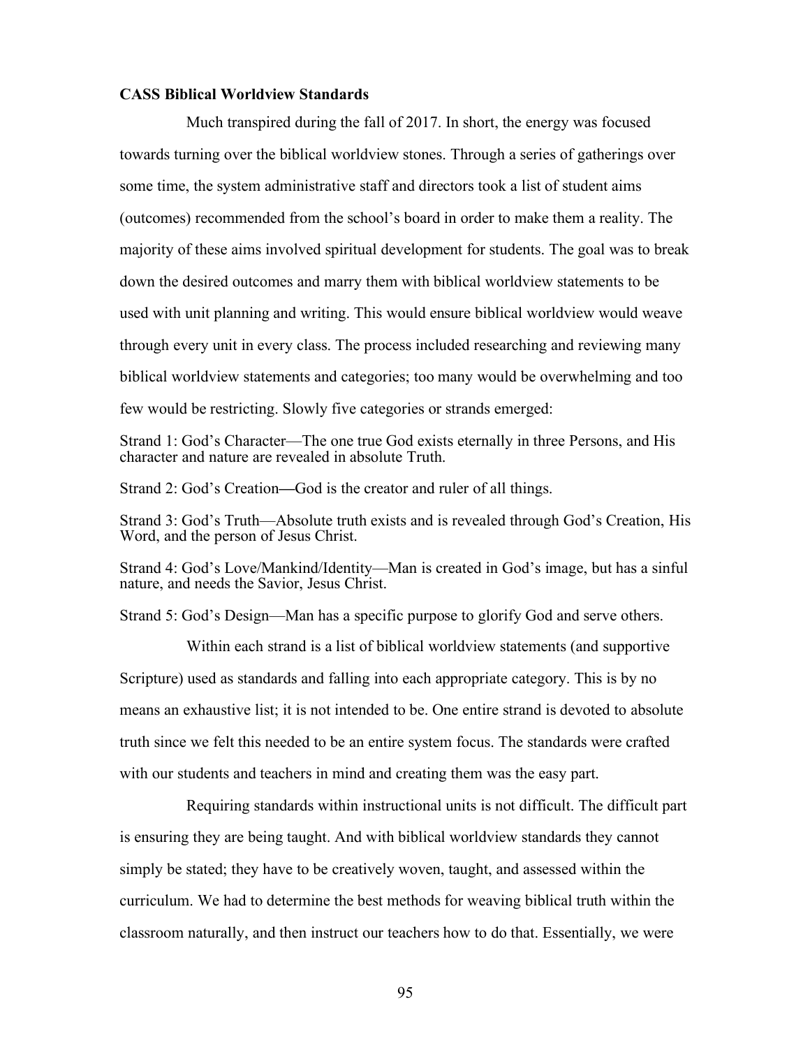**CASS Biblical Worldview Standards**

Much transpired during the fall of 2017. In short, the energy was focused towards turning over the biblical worldview stones. Through a series of gatherings over some time, the system administrative staff and directors took a list of student aims (outcomes) recommended from the school's board in order to make them a reality. The majority of these aims involved spiritual development for students. The goal was to break down the desired outcomes and marry them with biblical worldview statements to be used with unit planning and writing. This would ensure biblical worldview would weave through every unit in every class. The process included researching and reviewing many biblical worldview statements and categories; too many would be overwhelming and too few would be restricting. Slowly five categories or strands emerged:

Strand 1: God's Character—The one true God exists eternally in three Persons, and His character and nature are revealed in absolute Truth.

Strand 2: God's Creation—God is the creator and ruler of all things.

Strand 3: God's Truth—Absolute truth exists and is revealed through God's Creation, His Word, and the person of Jesus Christ.

Strand 4: God's Love/Mankind/Identity—Man is created in God's image, but has a sinful nature, and needs the Savior, Jesus Christ.

Strand 5: God's Design—Man has a specific purpose to glorify God and serve others.

Within each strand is a list of biblical worldview statements (and supportive Scripture) used as standards and falling into each appropriate category. This is by no means an exhaustive list; it is not intended to be. One entire strand is devoted to absolute truth since we felt this needed to be an entire system focus. The standards were crafted with our students and teachers in mind and creating them was the easy part.

Requiring standards within instructional units is not difficult. The difficult part is ensuring they are being taught. And with biblical worldview standards they cannot simply be stated; they have to be creatively woven, taught, and assessed within the curriculum. We had to determine the best methods for weaving biblical truth within the classroom naturally, and then instruct our teachers how to do that. Essentially, we were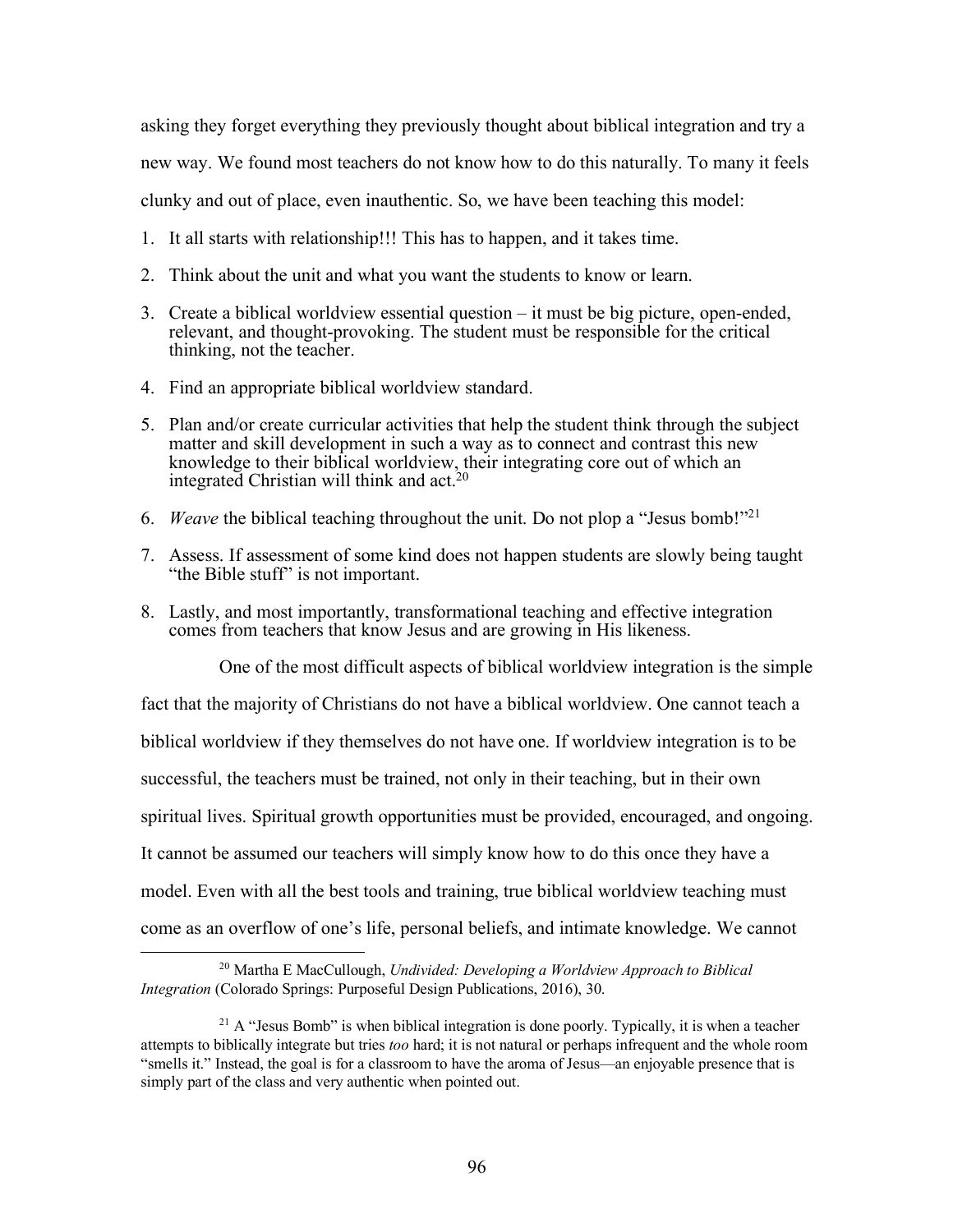asking they forget everything they previously thought about biblical integration and try a new way. We found most teachers do not know how to do this naturally. To many it feels clunky and out of place, even inauthentic. So, we have been teaching this model:

1. It all starts with relationship!!! This has to happen, and it takes time.
2. Think about the unit and what you want the students to know or learn.
3. Create a biblical worldview essential question – it must be big picture, open-ended, relevant, and thought-provoking. The student must be responsible for the critical thinking, not the teacher.
4. Find an appropriate biblical worldview standard.
5. Plan and/or create curricular activities that help the student think through the subject matter and skill development in such a way as to connect and contrast this new knowledge to their biblical worldview, their integrating core out of which an integrated Christian will think and act.[20]
6. *Weave* the biblical teaching throughout the unit. Do not plop a "Jesus bomb!"[21]
7. Assess. If assessment of some kind does not happen students are slowly being taught "the Bible stuff" is not important.
8. Lastly, and most importantly, transformational teaching and effective integration comes from teachers that know Jesus and are growing in His likeness.

One of the most difficult aspects of biblical worldview integration is the simple fact that the majority of Christians do not have a biblical worldview. One cannot teach a biblical worldview if they themselves do not have one. If worldview integration is to be successful, the teachers must be trained, not only in their teaching, but in their own spiritual lives. Spiritual growth opportunities must be provided, encouraged, and ongoing. It cannot be assumed our teachers will simply know how to do this once they have a model. Even with all the best tools and training, true biblical worldview teaching must come as an overflow of one's life, personal beliefs, and intimate knowledge. We cannot

---

[20] Martha E MacCullough, *Undivided: Developing a Worldview Approach to Biblical Integration* (Colorado Springs: Purposeful Design Publications, 2016), 30.

[21] A "Jesus Bomb" is when biblical integration is done poorly. Typically, it is when a teacher attempts to biblically integrate but tries *too* hard; it is not natural or perhaps infrequent and the whole room "smells it." Instead, the goal is for a classroom to have the aroma of Jesus—an enjoyable presence that is simply part of the class and very authentic when pointed out.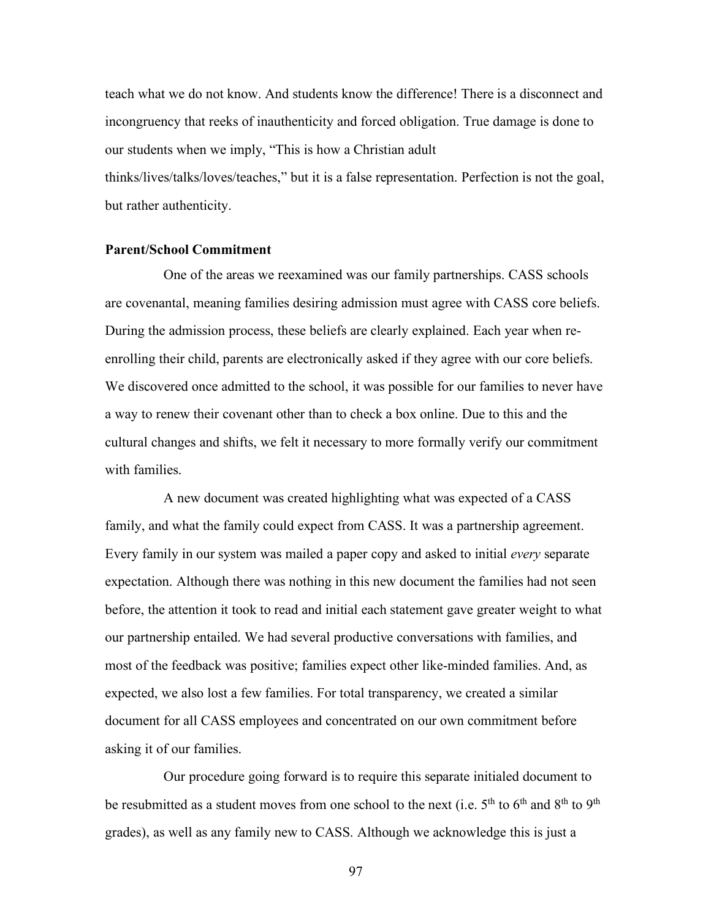teach what we do not know. And students know the difference! There is a disconnect and incongruency that reeks of inauthenticity and forced obligation. True damage is done to our students when we imply, "This is how a Christian adult thinks/lives/talks/loves/teaches," but it is a false representation. Perfection is not the goal, but rather authenticity.

**Parent/School Commitment**

One of the areas we reexamined was our family partnerships. CASS schools are covenantal, meaning families desiring admission must agree with CASS core beliefs. During the admission process, these beliefs are clearly explained. Each year when re-enrolling their child, parents are electronically asked if they agree with our core beliefs. We discovered once admitted to the school, it was possible for our families to never have a way to renew their covenant other than to check a box online. Due to this and the cultural changes and shifts, we felt it necessary to more formally verify our commitment with families.

A new document was created highlighting what was expected of a CASS family, and what the family could expect from CASS. It was a partnership agreement. Every family in our system was mailed a paper copy and asked to initial *every* separate expectation. Although there was nothing in this new document the families had not seen before, the attention it took to read and initial each statement gave greater weight to what our partnership entailed. We had several productive conversations with families, and most of the feedback was positive; families expect other like-minded families. And, as expected, we also lost a few families. For total transparency, we created a similar document for all CASS employees and concentrated on our own commitment before asking it of our families.

Our procedure going forward is to require this separate initialed document to be resubmitted as a student moves from one school to the next (i.e. 5th to 6th and 8th to 9th grades), as well as any family new to CASS. Although we acknowledge this is just a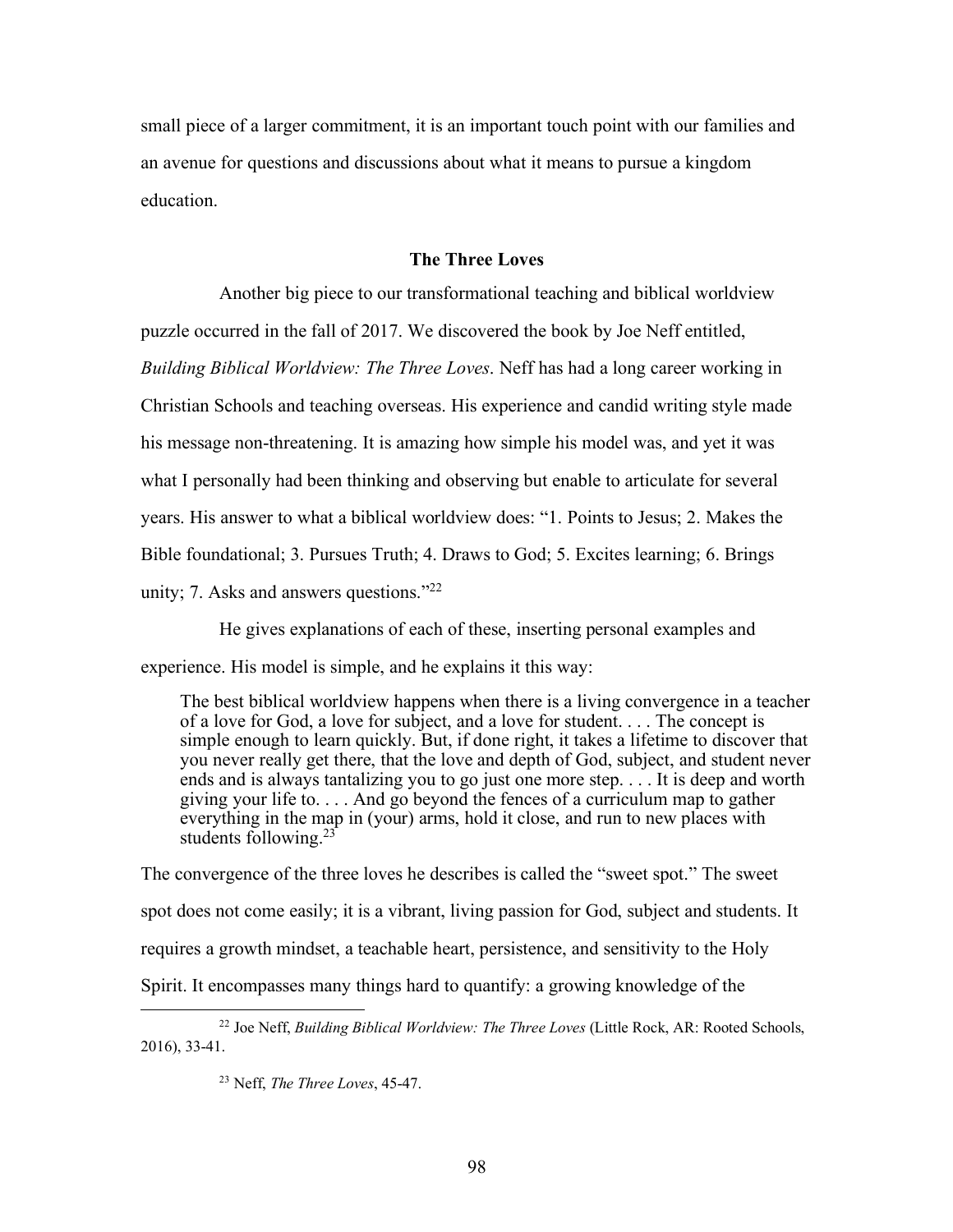small piece of a larger commitment, it is an important touch point with our families and an avenue for questions and discussions about what it means to pursue a kingdom education.

## The Three Loves

Another big piece to our transformational teaching and biblical worldview puzzle occurred in the fall of 2017. We discovered the book by Joe Neff entitled, *Building Biblical Worldview: The Three Loves*. Neff has had a long career working in Christian Schools and teaching overseas. His experience and candid writing style made his message non-threatening. It is amazing how simple his model was, and yet it was what I personally had been thinking and observing but enable to articulate for several years. His answer to what a biblical worldview does: "1. Points to Jesus; 2. Makes the Bible foundational; 3. Pursues Truth; 4. Draws to God; 5. Excites learning; 6. Brings unity; 7. Asks and answers questions."[22]

He gives explanations of each of these, inserting personal examples and experience. His model is simple, and he explains it this way:

> The best biblical worldview happens when there is a living convergence in a teacher of a love for God, a love for subject, and a love for student. . . . The concept is simple enough to learn quickly. But, if done right, it takes a lifetime to discover that you never really get there, that the love and depth of God, subject, and student never ends and is always tantalizing you to go just one more step. . . . It is deep and worth giving your life to. . . . And go beyond the fences of a curriculum map to gather everything in the map in (your) arms, hold it close, and run to new places with students following.[23]

The convergence of the three loves he describes is called the "sweet spot." The sweet spot does not come easily; it is a vibrant, living passion for God, subject and students. It requires a growth mindset, a teachable heart, persistence, and sensitivity to the Holy Spirit. It encompasses many things hard to quantify: a growing knowledge of the

---

[22] Joe Neff, *Building Biblical Worldview: The Three Loves* (Little Rock, AR: Rooted Schools, 2016), 33-41.

[23] Neff, *The Three Loves*, 45-47.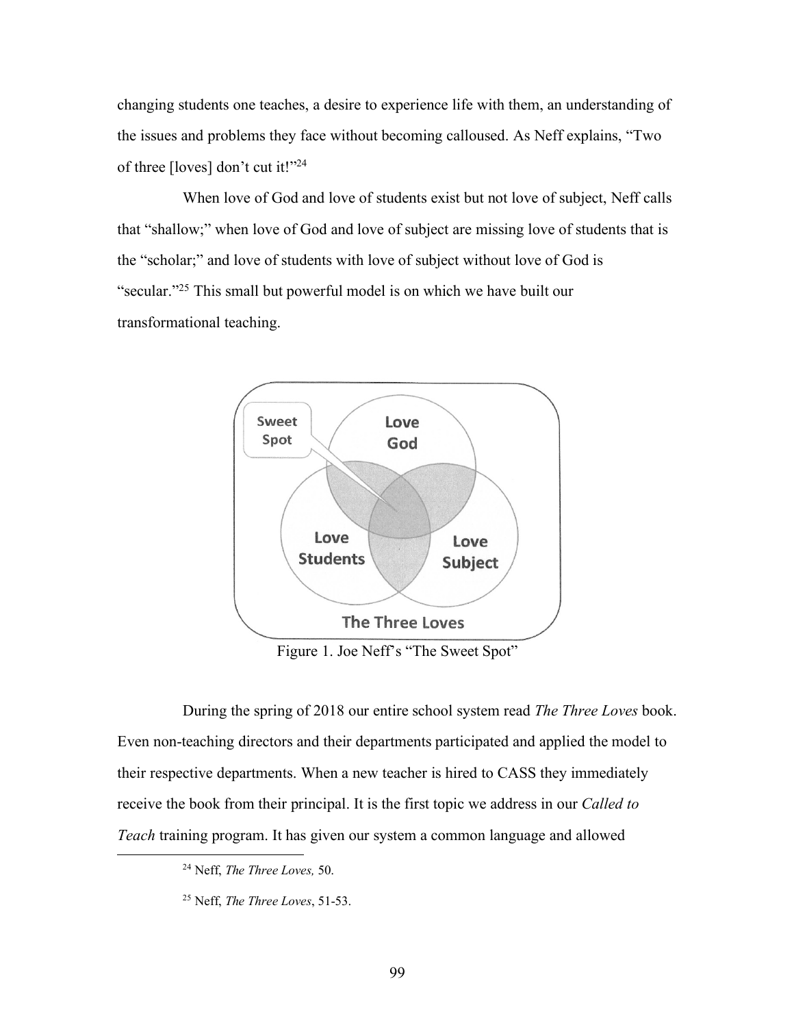changing students one teaches, a desire to experience life with them, an understanding of the issues and problems they face without becoming calloused. As Neff explains, “Two of three [loves] don’t cut it!”[24]

When love of God and love of students exist but not love of subject, Neff calls that “shallow;” when love of God and love of subject are missing love of students that is the “scholar;” and love of students with love of subject without love of God is “secular.”[25] This small but powerful model is on which we have built our transformational teaching.

Figure 1. Joe Neff’s “The Sweet Spot”

During the spring of 2018 our entire school system read *The Three Loves* book. Even non-teaching directors and their departments participated and applied the model to their respective departments. When a new teacher is hired to CASS they immediately receive the book from their principal. It is the first topic we address in our *Called to Teach* training program. It has given our system a common language and allowed

[24] Neff, *The Three Loves,* 50.

[25] Neff, *The Three Loves*, 51-53.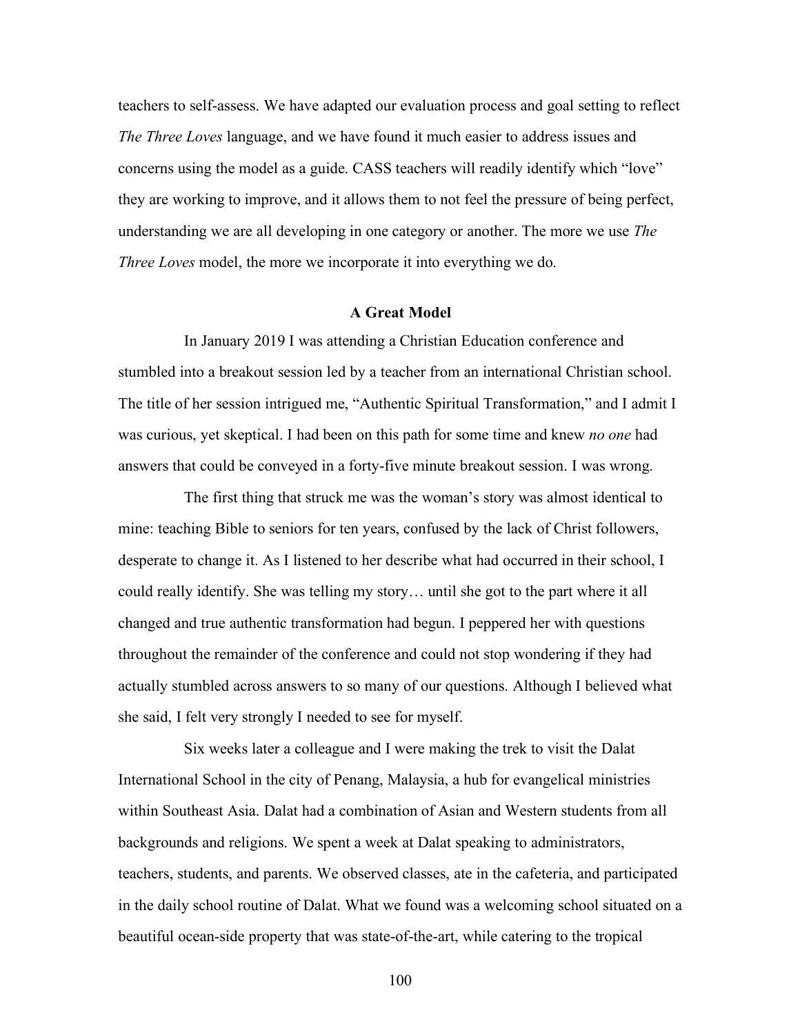teachers to self-assess. We have adapted our evaluation process and goal setting to reflect *The Three Loves* language, and we have found it much easier to address issues and concerns using the model as a guide. CASS teachers will readily identify which "love" they are working to improve, and it allows them to not feel the pressure of being perfect, understanding we are all developing in one category or another. The more we use *The Three Loves* model, the more we incorporate it into everything we do.

## A Great Model

In January 2019 I was attending a Christian Education conference and stumbled into a breakout session led by a teacher from an international Christian school. The title of her session intrigued me, "Authentic Spiritual Transformation," and I admit I was curious, yet skeptical. I had been on this path for some time and knew *no one* had answers that could be conveyed in a forty-five minute breakout session. I was wrong.

The first thing that struck me was the woman's story was almost identical to mine: teaching Bible to seniors for ten years, confused by the lack of Christ followers, desperate to change it. As I listened to her describe what had occurred in their school, I could really identify. She was telling my story… until she got to the part where it all changed and true authentic transformation had begun. I peppered her with questions throughout the remainder of the conference and could not stop wondering if they had actually stumbled across answers to so many of our questions. Although I believed what she said, I felt very strongly I needed to see for myself.

Six weeks later a colleague and I were making the trek to visit the Dalat International School in the city of Penang, Malaysia, a hub for evangelical ministries within Southeast Asia. Dalat had a combination of Asian and Western students from all backgrounds and religions. We spent a week at Dalat speaking to administrators, teachers, students, and parents. We observed classes, ate in the cafeteria, and participated in the daily school routine of Dalat. What we found was a welcoming school situated on a beautiful ocean-side property that was state-of-the-art, while catering to the tropical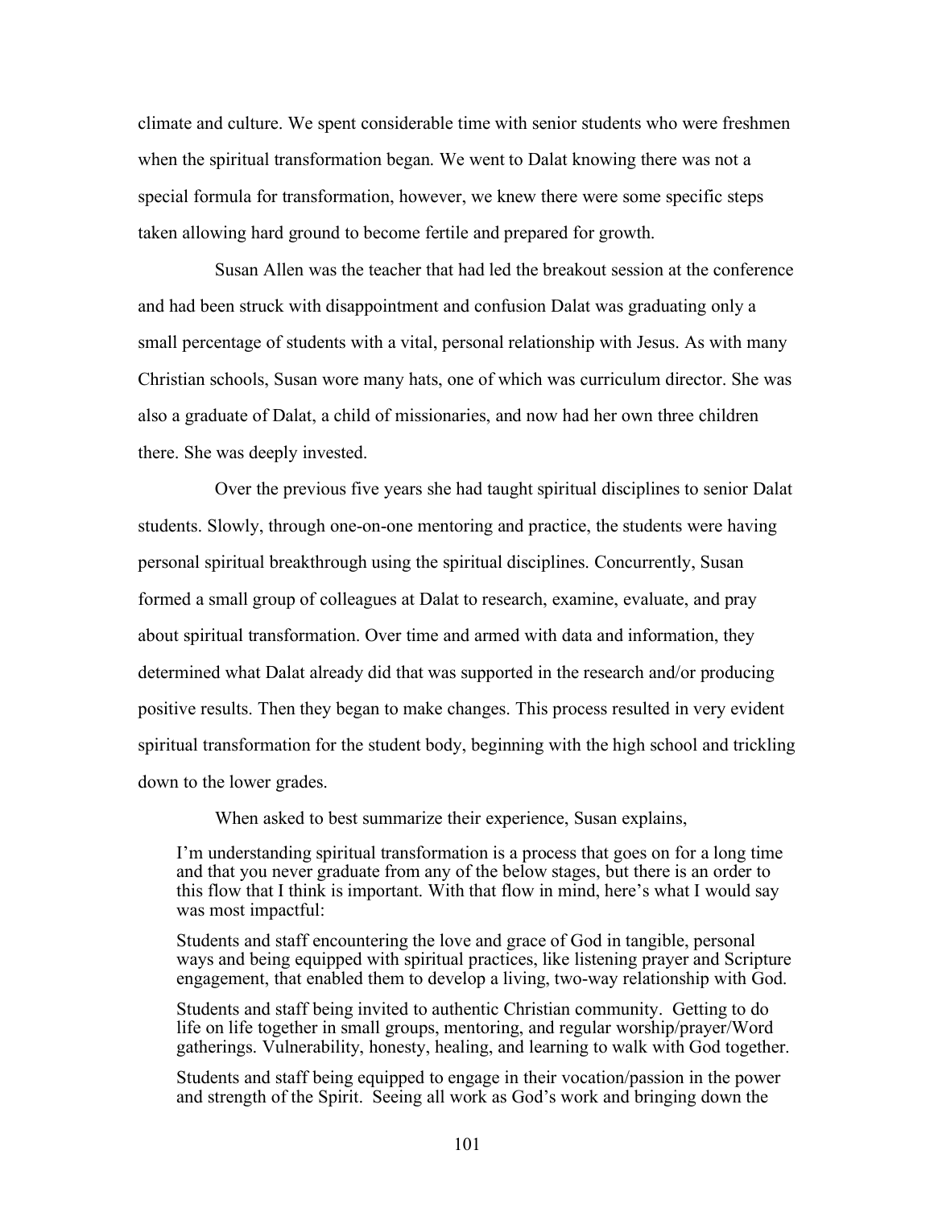climate and culture. We spent considerable time with senior students who were freshmen when the spiritual transformation began. We went to Dalat knowing there was not a special formula for transformation, however, we knew there were some specific steps taken allowing hard ground to become fertile and prepared for growth.

Susan Allen was the teacher that had led the breakout session at the conference and had been struck with disappointment and confusion Dalat was graduating only a small percentage of students with a vital, personal relationship with Jesus. As with many Christian schools, Susan wore many hats, one of which was curriculum director. She was also a graduate of Dalat, a child of missionaries, and now had her own three children there. She was deeply invested.

Over the previous five years she had taught spiritual disciplines to senior Dalat students. Slowly, through one-on-one mentoring and practice, the students were having personal spiritual breakthrough using the spiritual disciplines. Concurrently, Susan formed a small group of colleagues at Dalat to research, examine, evaluate, and pray about spiritual transformation. Over time and armed with data and information, they determined what Dalat already did that was supported in the research and/or producing positive results. Then they began to make changes. This process resulted in very evident spiritual transformation for the student body, beginning with the high school and trickling down to the lower grades.

When asked to best summarize their experience, Susan explains,

> I'm understanding spiritual transformation is a process that goes on for a long time and that you never graduate from any of the below stages, but there is an order to this flow that I think is important. With that flow in mind, here's what I would say was most impactful:
>
> Students and staff encountering the love and grace of God in tangible, personal ways and being equipped with spiritual practices, like listening prayer and Scripture engagement, that enabled them to develop a living, two-way relationship with God.
>
> Students and staff being invited to authentic Christian community. Getting to do life on life together in small groups, mentoring, and regular worship/prayer/Word gatherings. Vulnerability, honesty, healing, and learning to walk with God together.
>
> Students and staff being equipped to engage in their vocation/passion in the power and strength of the Spirit. Seeing all work as God's work and bringing down the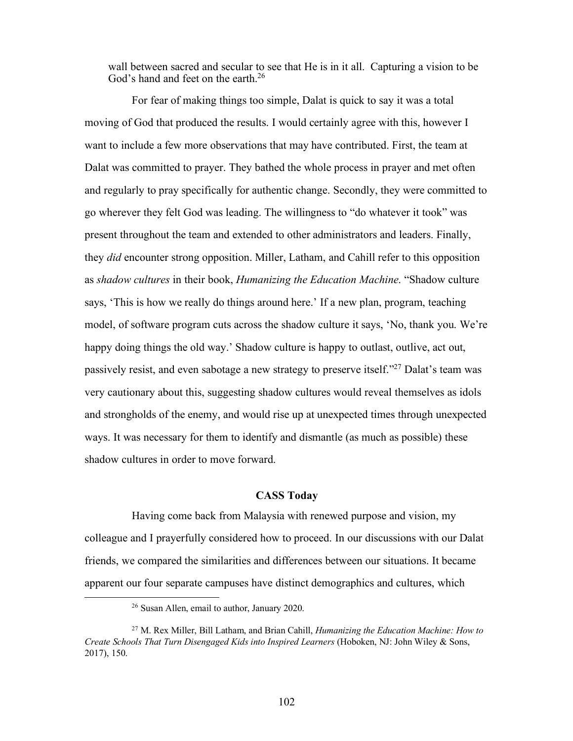wall between sacred and secular to see that He is in it all. Capturing a vision to be God's hand and feet on the earth.[26]

For fear of making things too simple, Dalat is quick to say it was a total moving of God that produced the results. I would certainly agree with this, however I want to include a few more observations that may have contributed. First, the team at Dalat was committed to prayer. They bathed the whole process in prayer and met often and regularly to pray specifically for authentic change. Secondly, they were committed to go wherever they felt God was leading. The willingness to "do whatever it took" was present throughout the team and extended to other administrators and leaders. Finally, they *did* encounter strong opposition. Miller, Latham, and Cahill refer to this opposition as *shadow cultures* in their book, *Humanizing the Education Machine*. "Shadow culture says, 'This is how we really do things around here.' If a new plan, program, teaching model, of software program cuts across the shadow culture it says, 'No, thank you. We're happy doing things the old way.' Shadow culture is happy to outlast, outlive, act out, passively resist, and even sabotage a new strategy to preserve itself."[27] Dalat's team was very cautionary about this, suggesting shadow cultures would reveal themselves as idols and strongholds of the enemy, and would rise up at unexpected times through unexpected ways. It was necessary for them to identify and dismantle (as much as possible) these shadow cultures in order to move forward.

### CASS Today

Having come back from Malaysia with renewed purpose and vision, my colleague and I prayerfully considered how to proceed. In our discussions with our Dalat friends, we compared the similarities and differences between our situations. It became apparent our four separate campuses have distinct demographics and cultures, which

---

[26] Susan Allen, email to author, January 2020.

[27] M. Rex Miller, Bill Latham, and Brian Cahill, *Humanizing the Education Machine: How to Create Schools That Turn Disengaged Kids into Inspired Learners* (Hoboken, NJ: John Wiley & Sons, 2017), 150.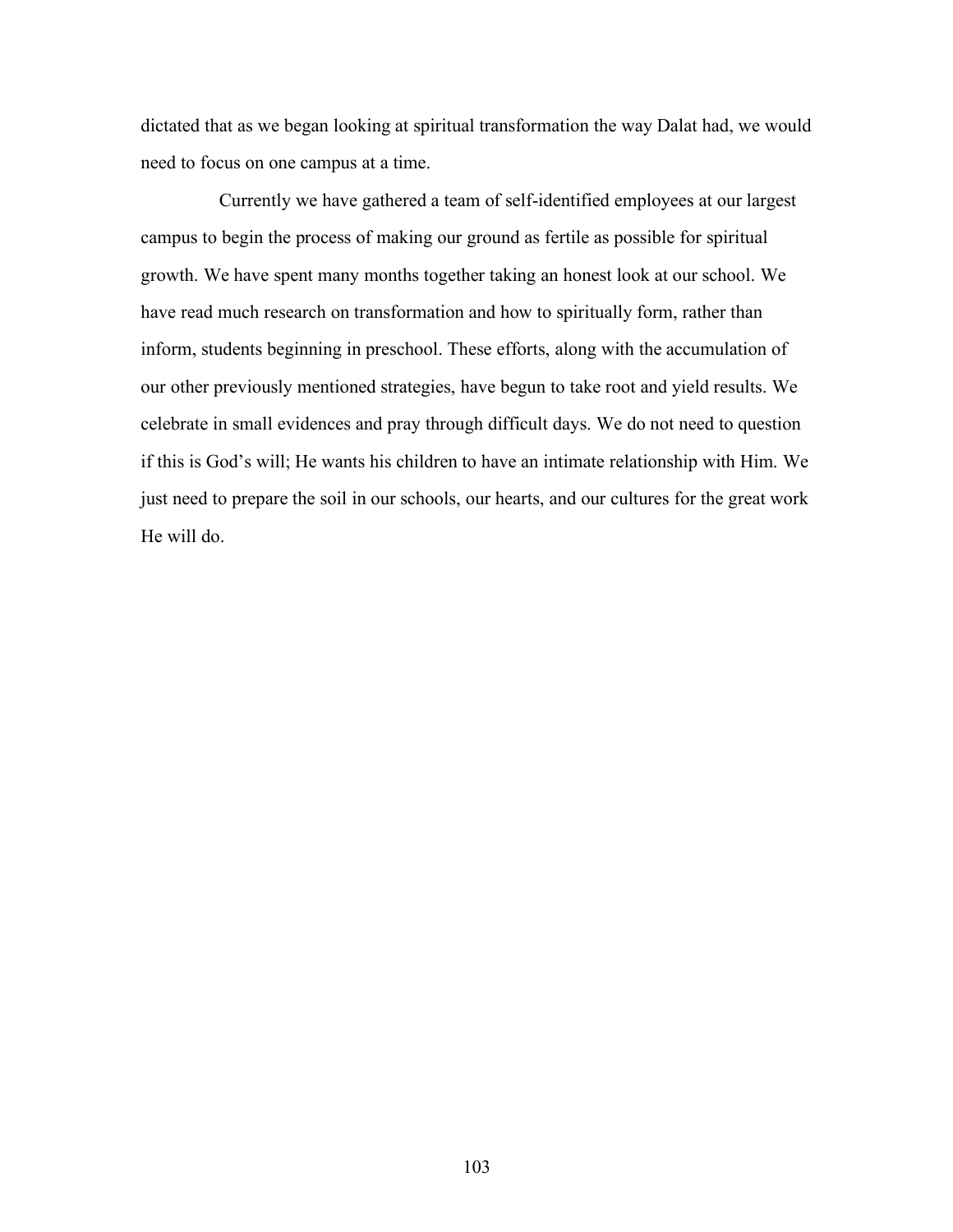dictated that as we began looking at spiritual transformation the way Dalat had, we would need to focus on one campus at a time.

Currently we have gathered a team of self-identified employees at our largest campus to begin the process of making our ground as fertile as possible for spiritual growth. We have spent many months together taking an honest look at our school. We have read much research on transformation and how to spiritually form, rather than inform, students beginning in preschool. These efforts, along with the accumulation of our other previously mentioned strategies, have begun to take root and yield results. We celebrate in small evidences and pray through difficult days. We do not need to question if this is God's will; He wants his children to have an intimate relationship with Him. We just need to prepare the soil in our schools, our hearts, and our cultures for the great work He will do.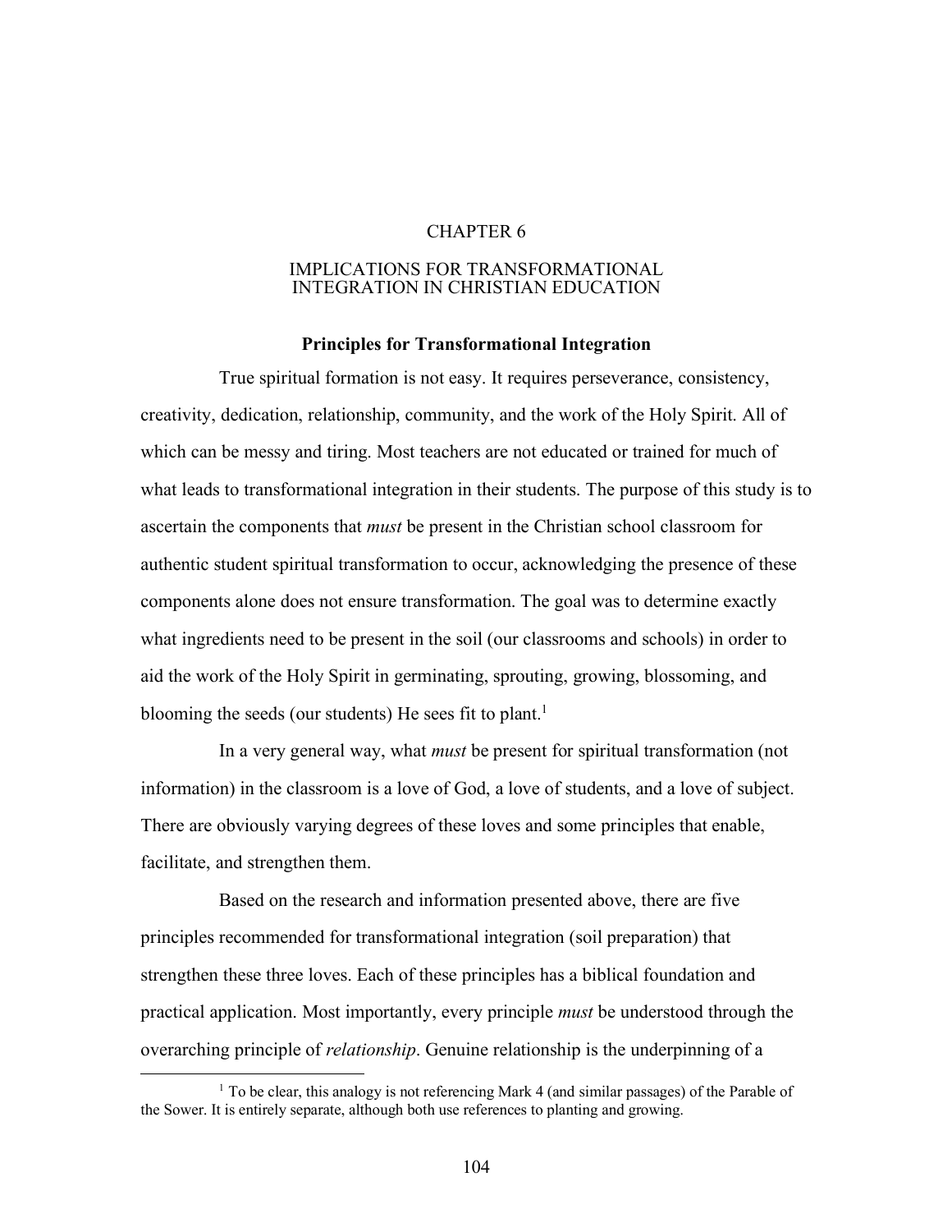# CHAPTER 6

# IMPLICATIONS FOR TRANSFORMATIONAL INTEGRATION IN CHRISTIAN EDUCATION

### Principles for Transformational Integration

True spiritual formation is not easy. It requires perseverance, consistency, creativity, dedication, relationship, community, and the work of the Holy Spirit. All of which can be messy and tiring. Most teachers are not educated or trained for much of what leads to transformational integration in their students. The purpose of this study is to ascertain the components that *must* be present in the Christian school classroom for authentic student spiritual transformation to occur, acknowledging the presence of these components alone does not ensure transformation. The goal was to determine exactly what ingredients need to be present in the soil (our classrooms and schools) in order to aid the work of the Holy Spirit in germinating, sprouting, growing, blossoming, and blooming the seeds (our students) He sees fit to plant.[1]

In a very general way, what *must* be present for spiritual transformation (not information) in the classroom is a love of God, a love of students, and a love of subject. There are obviously varying degrees of these loves and some principles that enable, facilitate, and strengthen them.

Based on the research and information presented above, there are five principles recommended for transformational integration (soil preparation) that strengthen these three loves. Each of these principles has a biblical foundation and practical application. Most importantly, every principle *must* be understood through the overarching principle of *relationship*. Genuine relationship is the underpinning of a

---

[1] To be clear, this analogy is not referencing Mark 4 (and similar passages) of the Parable of the Sower. It is entirely separate, although both use references to planting and growing.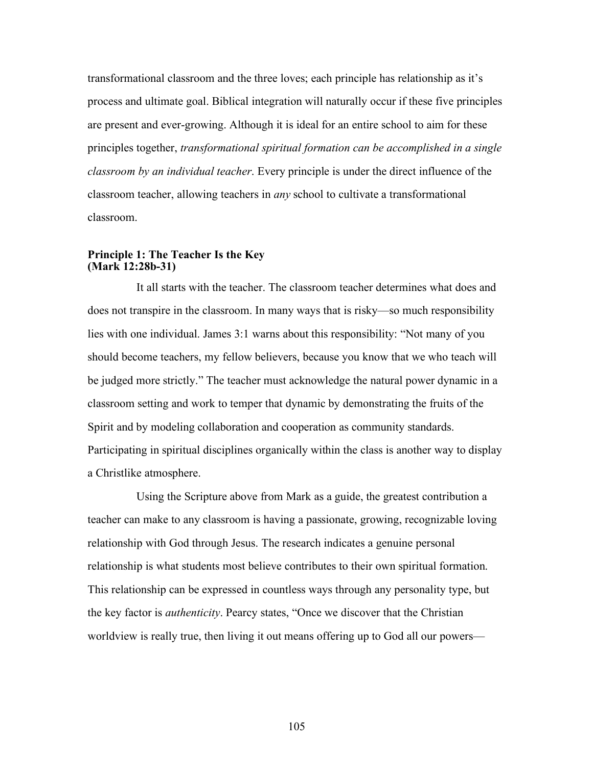transformational classroom and the three loves; each principle has relationship as it's process and ultimate goal. Biblical integration will naturally occur if these five principles are present and ever-growing. Although it is ideal for an entire school to aim for these principles together, *transformational spiritual formation can be accomplished in a single classroom by an individual teacher*. Every principle is under the direct influence of the classroom teacher, allowing teachers in *any* school to cultivate a transformational classroom.

**Principle 1: The Teacher Is the Key (Mark 12:28b-31)**

It all starts with the teacher. The classroom teacher determines what does and does not transpire in the classroom. In many ways that is risky—so much responsibility lies with one individual. James 3:1 warns about this responsibility: "Not many of you should become teachers, my fellow believers, because you know that we who teach will be judged more strictly." The teacher must acknowledge the natural power dynamic in a classroom setting and work to temper that dynamic by demonstrating the fruits of the Spirit and by modeling collaboration and cooperation as community standards. Participating in spiritual disciplines organically within the class is another way to display a Christlike atmosphere.

Using the Scripture above from Mark as a guide, the greatest contribution a teacher can make to any classroom is having a passionate, growing, recognizable loving relationship with God through Jesus. The research indicates a genuine personal relationship is what students most believe contributes to their own spiritual formation. This relationship can be expressed in countless ways through any personality type, but the key factor is *authenticity*. Pearcy states, "Once we discover that the Christian worldview is really true, then living it out means offering up to God all our powers—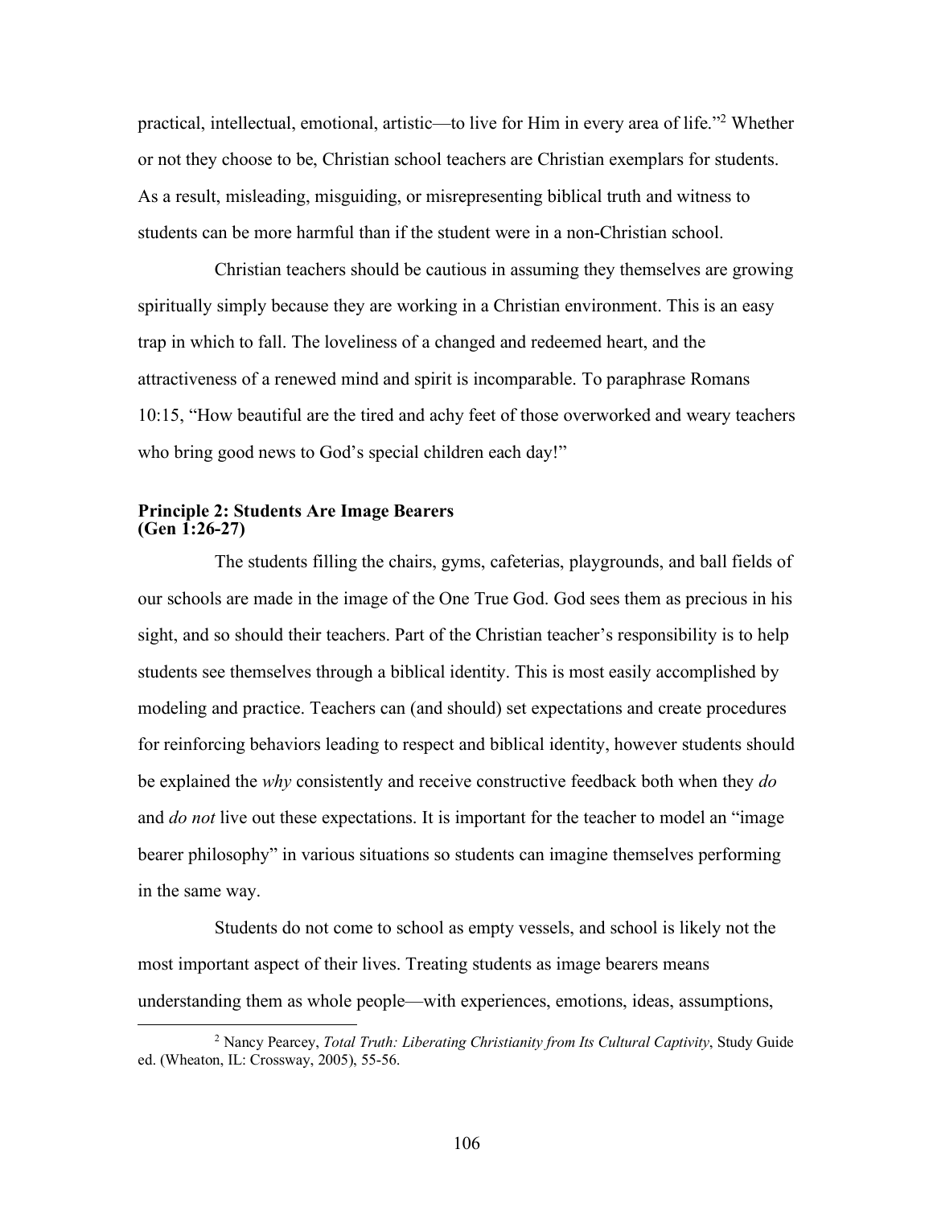practical, intellectual, emotional, artistic—to live for Him in every area of life."[2] Whether or not they choose to be, Christian school teachers are Christian exemplars for students. As a result, misleading, misguiding, or misrepresenting biblical truth and witness to students can be more harmful than if the student were in a non-Christian school.

Christian teachers should be cautious in assuming they themselves are growing spiritually simply because they are working in a Christian environment. This is an easy trap in which to fall. The loveliness of a changed and redeemed heart, and the attractiveness of a renewed mind and spirit is incomparable. To paraphrase Romans 10:15, "How beautiful are the tired and achy feet of those overworked and weary teachers who bring good news to God's special children each day!"

**Principle 2: Students Are Image Bearers (Gen 1:26-27)**

The students filling the chairs, gyms, cafeterias, playgrounds, and ball fields of our schools are made in the image of the One True God. God sees them as precious in his sight, and so should their teachers. Part of the Christian teacher's responsibility is to help students see themselves through a biblical identity. This is most easily accomplished by modeling and practice. Teachers can (and should) set expectations and create procedures for reinforcing behaviors leading to respect and biblical identity, however students should be explained the *why* consistently and receive constructive feedback both when they *do* and *do not* live out these expectations. It is important for the teacher to model an "image bearer philosophy" in various situations so students can imagine themselves performing in the same way.

Students do not come to school as empty vessels, and school is likely not the most important aspect of their lives. Treating students as image bearers means understanding them as whole people—with experiences, emotions, ideas, assumptions,

---

[2] Nancy Pearcey, *Total Truth: Liberating Christianity from Its Cultural Captivity*, Study Guide ed. (Wheaton, IL: Crossway, 2005), 55-56.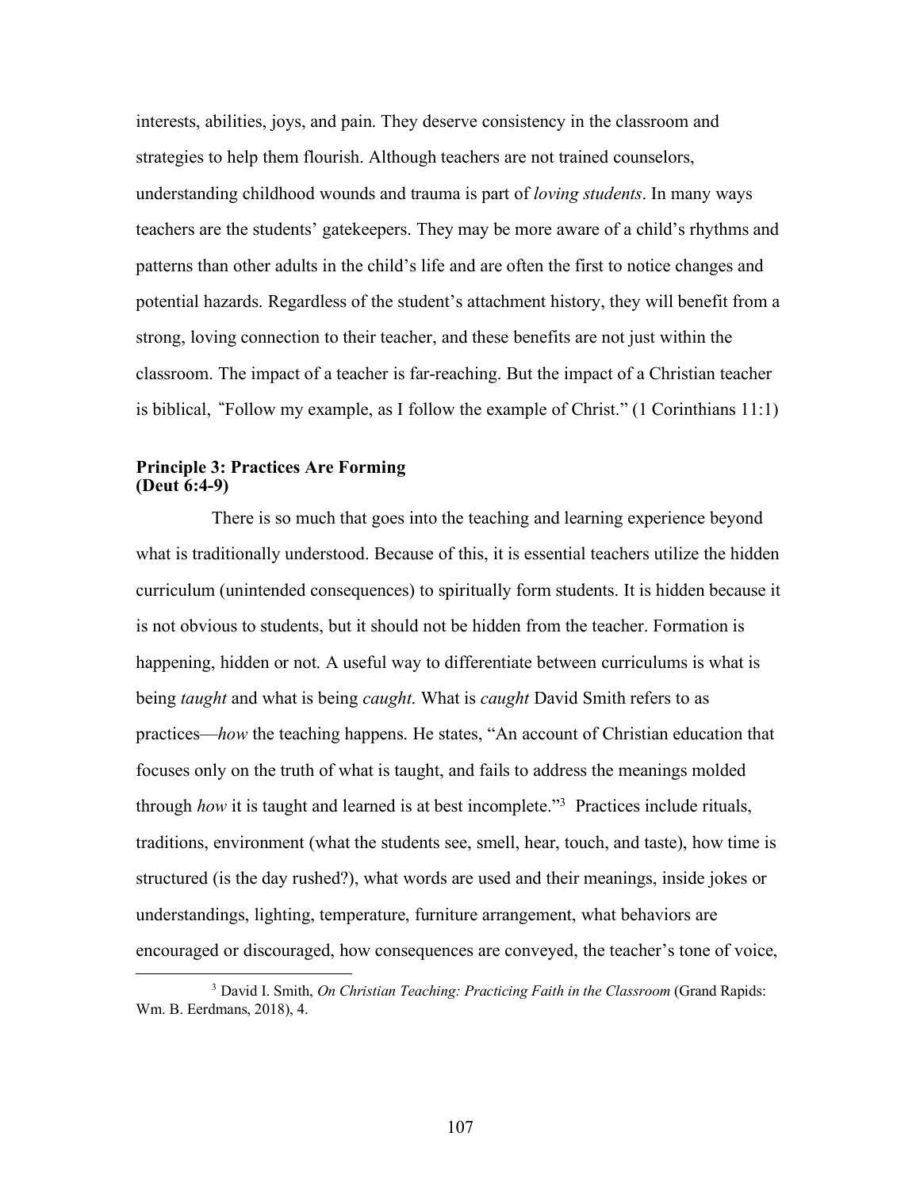interests, abilities, joys, and pain. They deserve consistency in the classroom and strategies to help them flourish. Although teachers are not trained counselors, understanding childhood wounds and trauma is part of *loving students*. In many ways teachers are the students' gatekeepers. They may be more aware of a child's rhythms and patterns than other adults in the child's life and are often the first to notice changes and potential hazards. Regardless of the student's attachment history, they will benefit from a strong, loving connection to their teacher, and these benefits are not just within the classroom. The impact of a teacher is far-reaching. But the impact of a Christian teacher is biblical, "Follow my example, as I follow the example of Christ." (1 Corinthians 11:1)

**Principle 3: Practices Are Forming**
**(Deut 6:4-9)**

There is so much that goes into the teaching and learning experience beyond what is traditionally understood. Because of this, it is essential teachers utilize the hidden curriculum (unintended consequences) to spiritually form students. It is hidden because it is not obvious to students, but it should not be hidden from the teacher. Formation is happening, hidden or not. A useful way to differentiate between curriculums is what is being *taught* and what is being *caught*. What is *caught* David Smith refers to as practices—*how* the teaching happens. He states, "An account of Christian education that focuses only on the truth of what is taught, and fails to address the meanings molded through *how* it is taught and learned is at best incomplete."[3] Practices include rituals, traditions, environment (what the students see, smell, hear, touch, and taste), how time is structured (is the day rushed?), what words are used and their meanings, inside jokes or understandings, lighting, temperature, furniture arrangement, what behaviors are encouraged or discouraged, how consequences are conveyed, the teacher's tone of voice,

[3] David I. Smith, *On Christian Teaching: Practicing Faith in the Classroom* (Grand Rapids: Wm. B. Eerdmans, 2018), 4.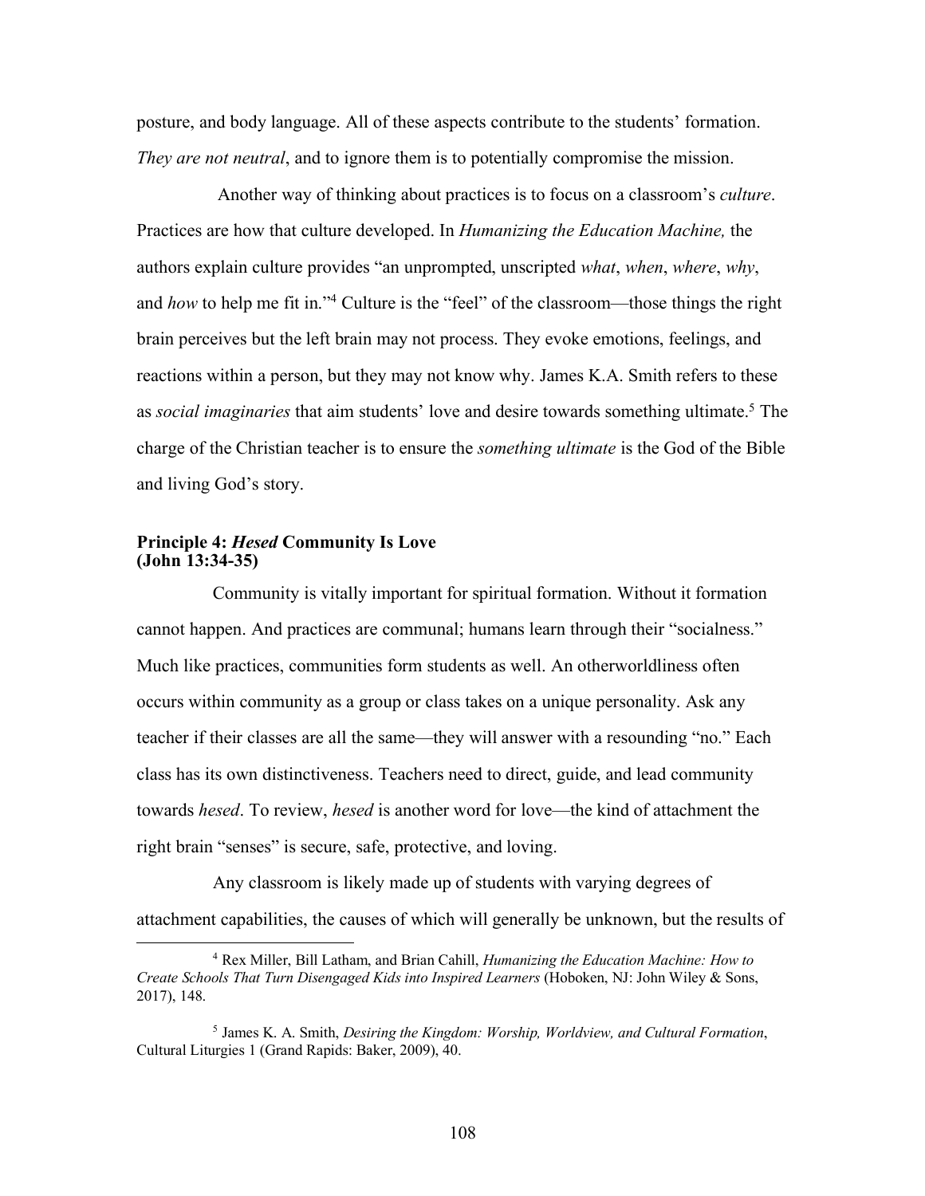posture, and body language. All of these aspects contribute to the students' formation. *They are not neutral*, and to ignore them is to potentially compromise the mission.

Another way of thinking about practices is to focus on a classroom's *culture*. Practices are how that culture developed. In *Humanizing the Education Machine,* the authors explain culture provides "an unprompted, unscripted *what*, *when*, *where*, *why*, and *how* to help me fit in."[4] Culture is the "feel" of the classroom—those things the right brain perceives but the left brain may not process. They evoke emotions, feelings, and reactions within a person, but they may not know why. James K.A. Smith refers to these as *social imaginaries* that aim students' love and desire towards something ultimate.[5] The charge of the Christian teacher is to ensure the *something ultimate* is the God of the Bible and living God's story.

### Principle 4: *Hesed* Community Is Love (John 13:34-35)

Community is vitally important for spiritual formation. Without it formation cannot happen. And practices are communal; humans learn through their "socialness." Much like practices, communities form students as well. An otherworldliness often occurs within community as a group or class takes on a unique personality. Ask any teacher if their classes are all the same—they will answer with a resounding "no." Each class has its own distinctiveness. Teachers need to direct, guide, and lead community towards *hesed*. To review, *hesed* is another word for love—the kind of attachment the right brain "senses" is secure, safe, protective, and loving.

Any classroom is likely made up of students with varying degrees of attachment capabilities, the causes of which will generally be unknown, but the results of

---

[4] Rex Miller, Bill Latham, and Brian Cahill, *Humanizing the Education Machine: How to Create Schools That Turn Disengaged Kids into Inspired Learners* (Hoboken, NJ: John Wiley & Sons, 2017), 148.

[5] James K. A. Smith, *Desiring the Kingdom: Worship, Worldview, and Cultural Formation*, Cultural Liturgies 1 (Grand Rapids: Baker, 2009), 40.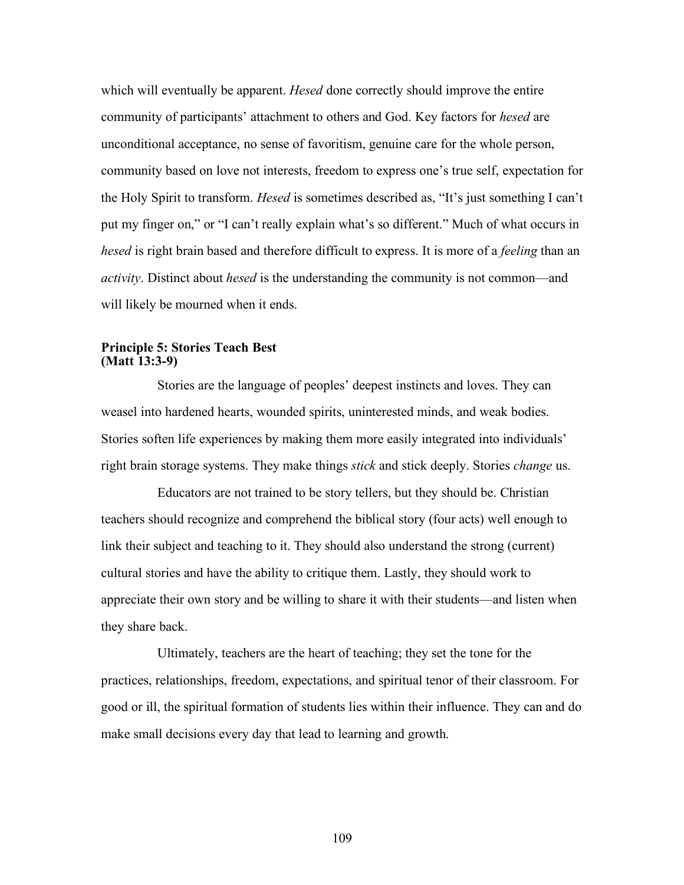which will eventually be apparent. *Hesed* done correctly should improve the entire community of participants' attachment to others and God. Key factors for *hesed* are unconditional acceptance, no sense of favoritism, genuine care for the whole person, community based on love not interests, freedom to express one's true self, expectation for the Holy Spirit to transform. *Hesed* is sometimes described as, "It's just something I can't put my finger on," or "I can't really explain what's so different." Much of what occurs in *hesed* is right brain based and therefore difficult to express. It is more of a *feeling* than an *activity*. Distinct about *hesed* is the understanding the community is not common—and will likely be mourned when it ends.

**Principle 5: Stories Teach Best**
**(Matt 13:3-9)**

Stories are the language of peoples' deepest instincts and loves. They can weasel into hardened hearts, wounded spirits, uninterested minds, and weak bodies. Stories soften life experiences by making them more easily integrated into individuals' right brain storage systems. They make things *stick* and stick deeply. Stories *change* us.

Educators are not trained to be story tellers, but they should be. Christian teachers should recognize and comprehend the biblical story (four acts) well enough to link their subject and teaching to it. They should also understand the strong (current) cultural stories and have the ability to critique them. Lastly, they should work to appreciate their own story and be willing to share it with their students—and listen when they share back.

Ultimately, teachers are the heart of teaching; they set the tone for the practices, relationships, freedom, expectations, and spiritual tenor of their classroom. For good or ill, the spiritual formation of students lies within their influence. They can and do make small decisions every day that lead to learning and growth.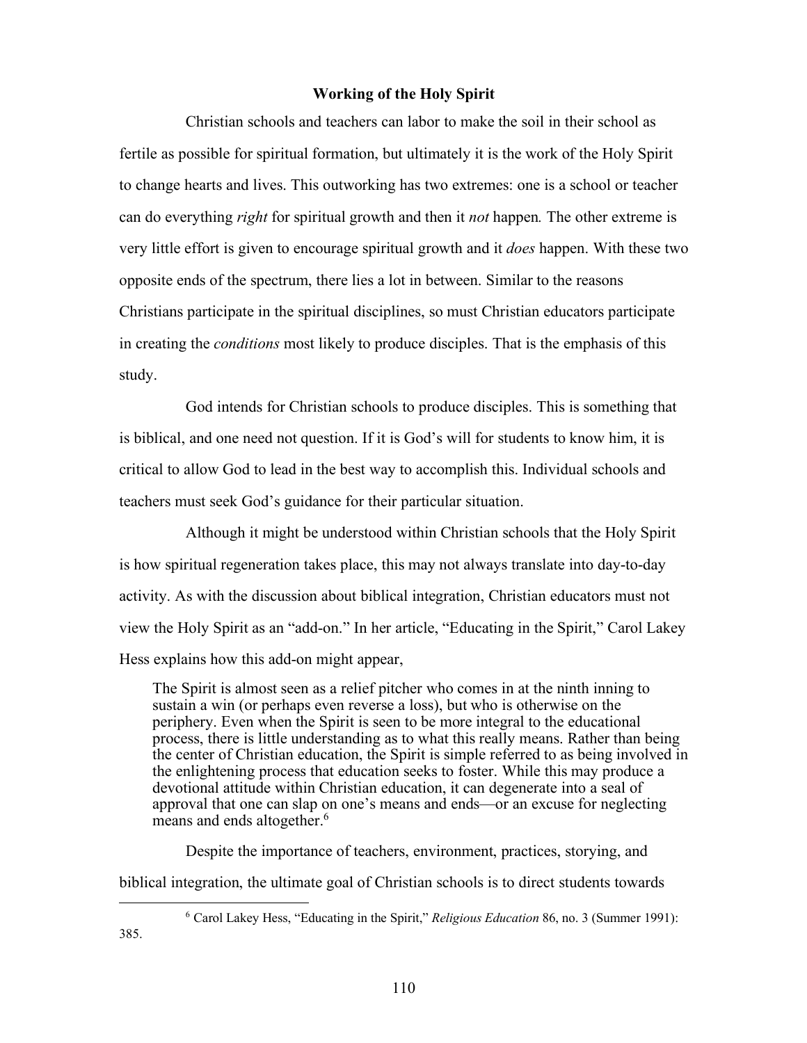### Working of the Holy Spirit

Christian schools and teachers can labor to make the soil in their school as fertile as possible for spiritual formation, but ultimately it is the work of the Holy Spirit to change hearts and lives. This outworking has two extremes: one is a school or teacher can do everything *right* for spiritual growth and then it *not* happen. The other extreme is very little effort is given to encourage spiritual growth and it *does* happen. With these two opposite ends of the spectrum, there lies a lot in between. Similar to the reasons Christians participate in the spiritual disciplines, so must Christian educators participate in creating the *conditions* most likely to produce disciples. That is the emphasis of this study.

God intends for Christian schools to produce disciples. This is something that is biblical, and one need not question. If it is God's will for students to know him, it is critical to allow God to lead in the best way to accomplish this. Individual schools and teachers must seek God's guidance for their particular situation.

Although it might be understood within Christian schools that the Holy Spirit is how spiritual regeneration takes place, this may not always translate into day-to-day activity. As with the discussion about biblical integration, Christian educators must not view the Holy Spirit as an "add-on." In her article, "Educating in the Spirit," Carol Lakey Hess explains how this add-on might appear,

> The Spirit is almost seen as a relief pitcher who comes in at the ninth inning to sustain a win (or perhaps even reverse a loss), but who is otherwise on the periphery. Even when the Spirit is seen to be more integral to the educational process, there is little understanding as to what this really means. Rather than being the center of Christian education, the Spirit is simple referred to as being involved in the enlightening process that education seeks to foster. While this may produce a devotional attitude within Christian education, it can degenerate into a seal of approval that one can slap on one's means and ends—or an excuse for neglecting means and ends altogether.[6]

Despite the importance of teachers, environment, practices, storying, and biblical integration, the ultimate goal of Christian schools is to direct students towards

---

[6] Carol Lakey Hess, "Educating in the Spirit," *Religious Education* 86, no. 3 (Summer 1991): 385.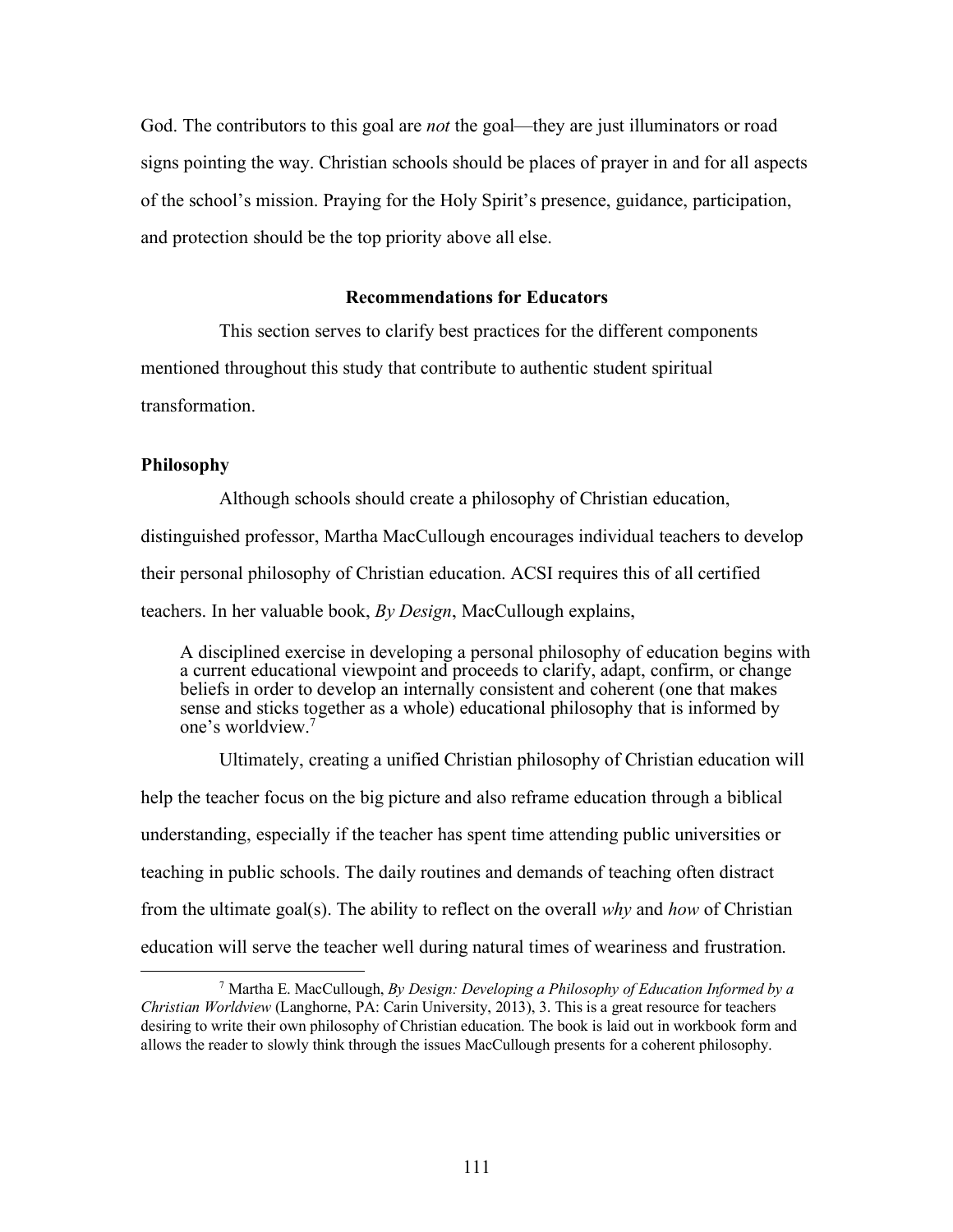God. The contributors to this goal are *not* the goal—they are just illuminators or road signs pointing the way. Christian schools should be places of prayer in and for all aspects of the school's mission. Praying for the Holy Spirit's presence, guidance, participation, and protection should be the top priority above all else.

## Recommendations for Educators

This section serves to clarify best practices for the different components mentioned throughout this study that contribute to authentic student spiritual transformation.

### Philosophy

Although schools should create a philosophy of Christian education, distinguished professor, Martha MacCullough encourages individual teachers to develop their personal philosophy of Christian education. ACSI requires this of all certified teachers. In her valuable book, *By Design*, MacCullough explains,

> A disciplined exercise in developing a personal philosophy of education begins with a current educational viewpoint and proceeds to clarify, adapt, confirm, or change beliefs in order to develop an internally consistent and coherent (one that makes sense and sticks together as a whole) educational philosophy that is informed by one's worldview.[7]

Ultimately, creating a unified Christian philosophy of Christian education will help the teacher focus on the big picture and also reframe education through a biblical understanding, especially if the teacher has spent time attending public universities or teaching in public schools. The daily routines and demands of teaching often distract from the ultimate goal(s). The ability to reflect on the overall *why* and *how* of Christian education will serve the teacher well during natural times of weariness and frustration.

---

[7] Martha E. MacCullough, *By Design: Developing a Philosophy of Education Informed by a Christian Worldview* (Langhorne, PA: Carin University, 2013), 3. This is a great resource for teachers desiring to write their own philosophy of Christian education. The book is laid out in workbook form and allows the reader to slowly think through the issues MacCullough presents for a coherent philosophy.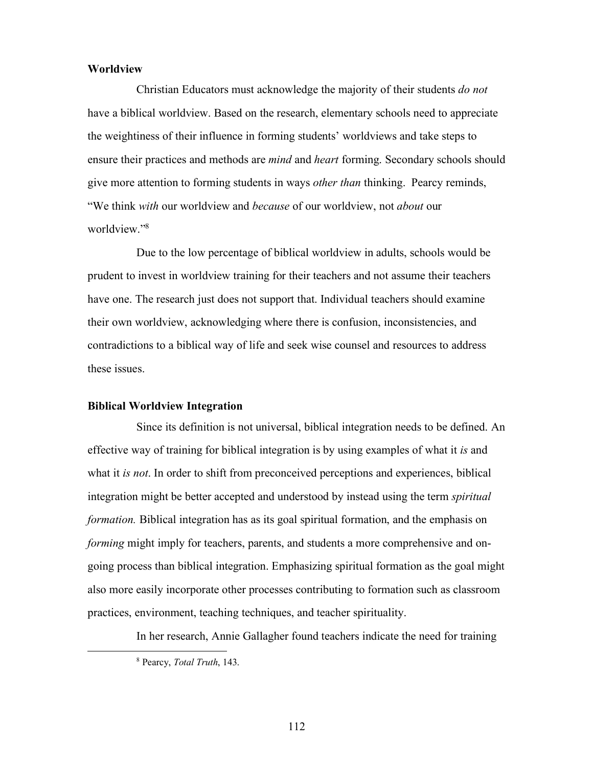### Worldview

Christian Educators must acknowledge the majority of their students *do not* have a biblical worldview. Based on the research, elementary schools need to appreciate the weightiness of their influence in forming students' worldviews and take steps to ensure their practices and methods are *mind* and *heart* forming. Secondary schools should give more attention to forming students in ways *other than* thinking. Pearcy reminds, "We think *with* our worldview and *because* of our worldview, not *about* our worldview."[8]

Due to the low percentage of biblical worldview in adults, schools would be prudent to invest in worldview training for their teachers and not assume their teachers have one. The research just does not support that. Individual teachers should examine their own worldview, acknowledging where there is confusion, inconsistencies, and contradictions to a biblical way of life and seek wise counsel and resources to address these issues.

### Biblical Worldview Integration

Since its definition is not universal, biblical integration needs to be defined. An effective way of training for biblical integration is by using examples of what it *is* and what it *is not*. In order to shift from preconceived perceptions and experiences, biblical integration might be better accepted and understood by instead using the term *spiritual formation.* Biblical integration has as its goal spiritual formation, and the emphasis on *forming* might imply for teachers, parents, and students a more comprehensive and on-going process than biblical integration. Emphasizing spiritual formation as the goal might also more easily incorporate other processes contributing to formation such as classroom practices, environment, teaching techniques, and teacher spirituality.

In her research, Annie Gallagher found teachers indicate the need for training

---

[8] Pearcy, *Total Truth*, 143.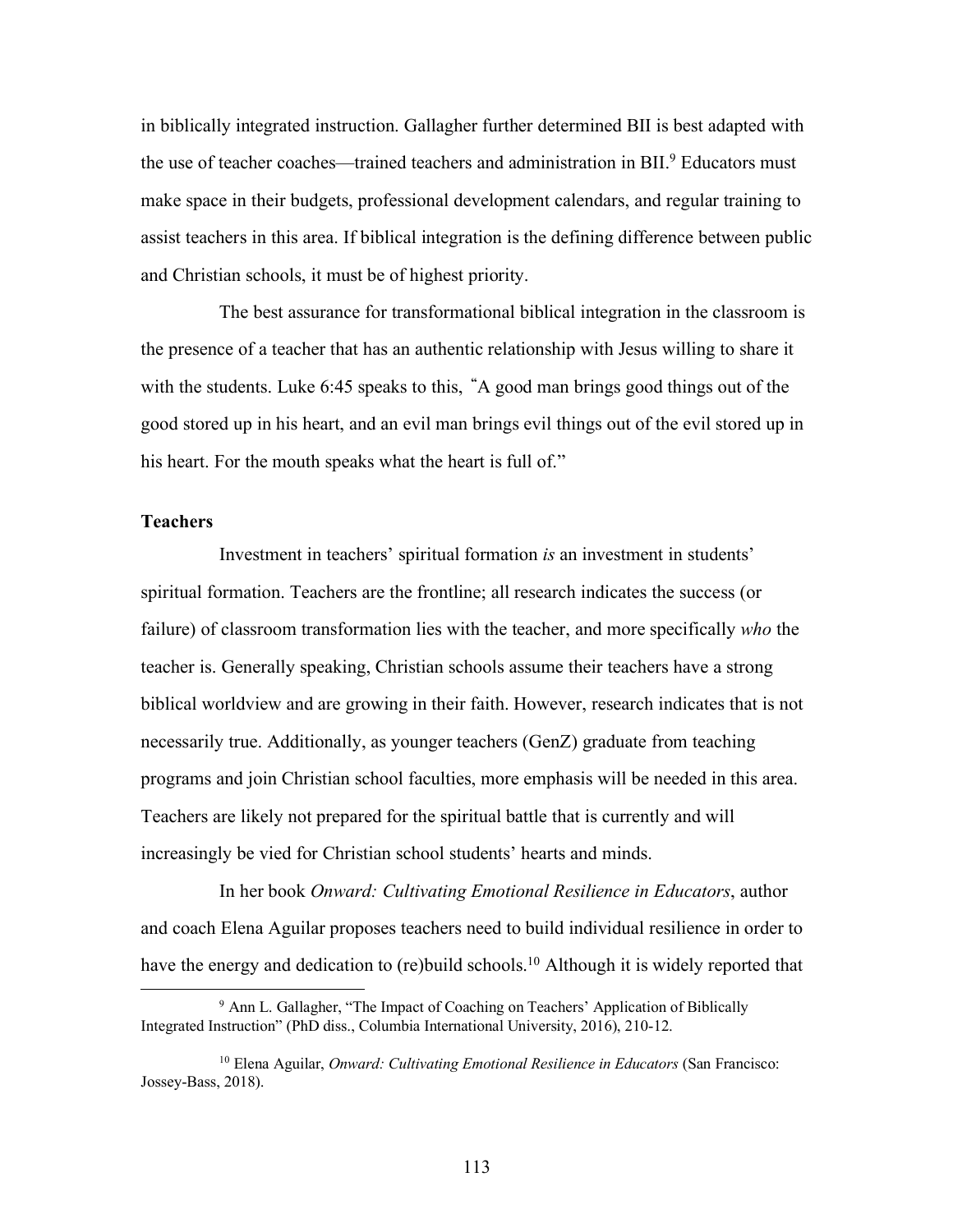in biblically integrated instruction. Gallagher further determined BII is best adapted with the use of teacher coaches—trained teachers and administration in BII.[9] Educators must make space in their budgets, professional development calendars, and regular training to assist teachers in this area. If biblical integration is the defining difference between public and Christian schools, it must be of highest priority.

The best assurance for transformational biblical integration in the classroom is the presence of a teacher that has an authentic relationship with Jesus willing to share it with the students. Luke 6:45 speaks to this, "A good man brings good things out of the good stored up in his heart, and an evil man brings evil things out of the evil stored up in his heart. For the mouth speaks what the heart is full of."

**Teachers**

Investment in teachers' spiritual formation *is* an investment in students' spiritual formation. Teachers are the frontline; all research indicates the success (or failure) of classroom transformation lies with the teacher, and more specifically *who* the teacher is. Generally speaking, Christian schools assume their teachers have a strong biblical worldview and are growing in their faith. However, research indicates that is not necessarily true. Additionally, as younger teachers (GenZ) graduate from teaching programs and join Christian school faculties, more emphasis will be needed in this area. Teachers are likely not prepared for the spiritual battle that is currently and will increasingly be vied for Christian school students' hearts and minds.

In her book *Onward: Cultivating Emotional Resilience in Educators*, author and coach Elena Aguilar proposes teachers need to build individual resilience in order to have the energy and dedication to (re)build schools.[10] Although it is widely reported that

---

[9] Ann L. Gallagher, "The Impact of Coaching on Teachers' Application of Biblically Integrated Instruction" (PhD diss., Columbia International University, 2016), 210-12.

[10] Elena Aguilar, *Onward: Cultivating Emotional Resilience in Educators* (San Francisco: Jossey-Bass, 2018).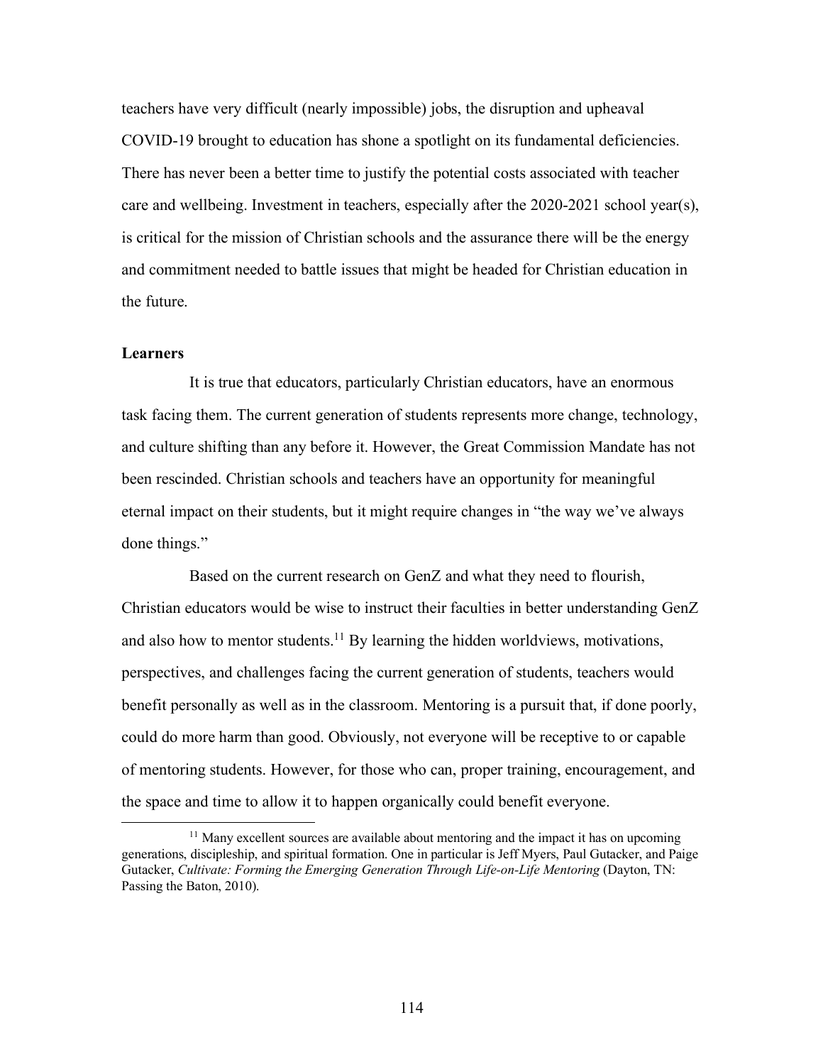teachers have very difficult (nearly impossible) jobs, the disruption and upheaval COVID-19 brought to education has shone a spotlight on its fundamental deficiencies. There has never been a better time to justify the potential costs associated with teacher care and wellbeing. Investment in teachers, especially after the 2020-2021 school year(s), is critical for the mission of Christian schools and the assurance there will be the energy and commitment needed to battle issues that might be headed for Christian education in the future.

### Learners

It is true that educators, particularly Christian educators, have an enormous task facing them. The current generation of students represents more change, technology, and culture shifting than any before it. However, the Great Commission Mandate has not been rescinded. Christian schools and teachers have an opportunity for meaningful eternal impact on their students, but it might require changes in "the way we've always done things."

Based on the current research on GenZ and what they need to flourish, Christian educators would be wise to instruct their faculties in better understanding GenZ and also how to mentor students.[11] By learning the hidden worldviews, motivations, perspectives, and challenges facing the current generation of students, teachers would benefit personally as well as in the classroom. Mentoring is a pursuit that, if done poorly, could do more harm than good. Obviously, not everyone will be receptive to or capable of mentoring students. However, for those who can, proper training, encouragement, and the space and time to allow it to happen organically could benefit everyone.

---

[11] Many excellent sources are available about mentoring and the impact it has on upcoming generations, discipleship, and spiritual formation. One in particular is Jeff Myers, Paul Gutacker, and Paige Gutacker, *Cultivate: Forming the Emerging Generation Through Life-on-Life Mentoring* (Dayton, TN: Passing the Baton, 2010).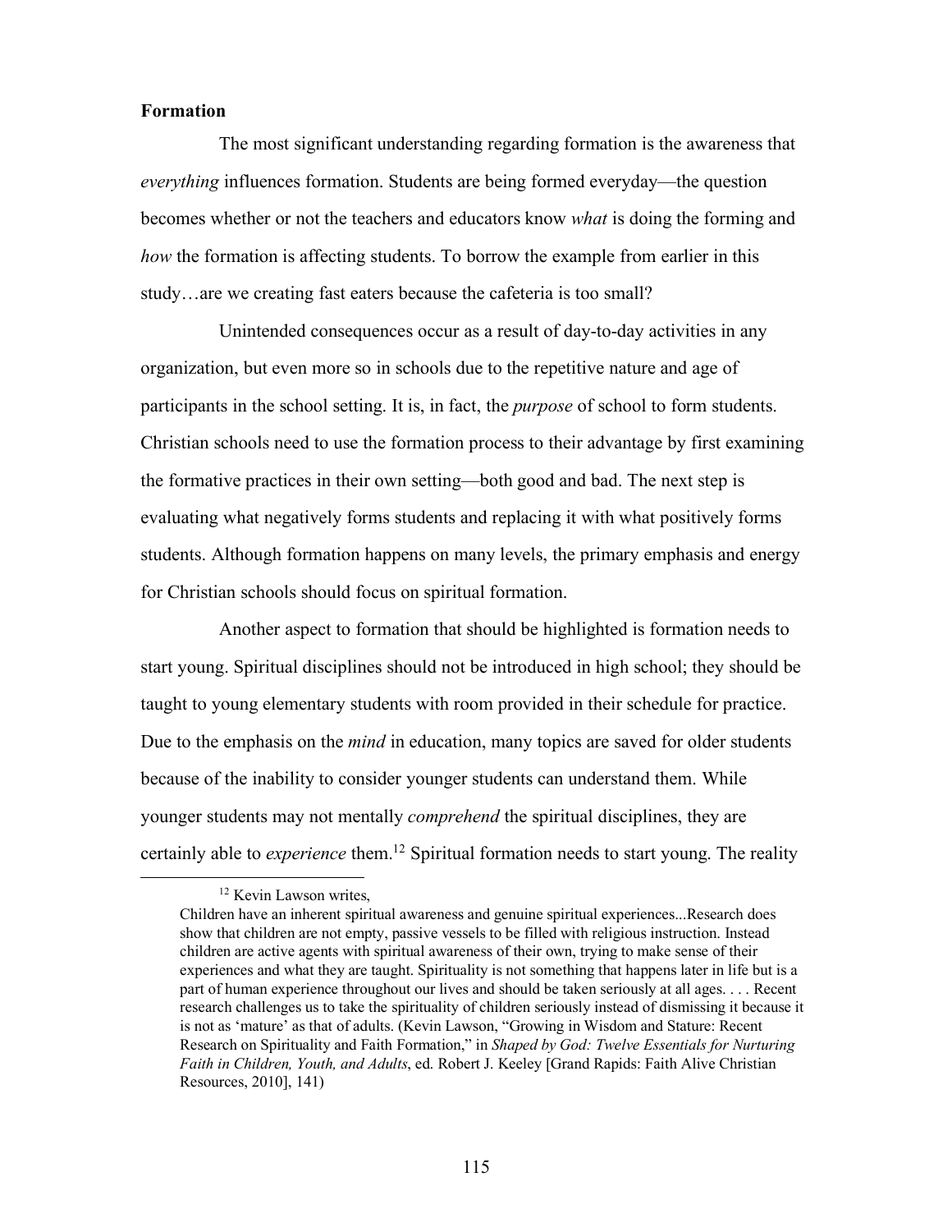**Formation**

The most significant understanding regarding formation is the awareness that *everything* influences formation. Students are being formed everyday—the question becomes whether or not the teachers and educators know *what* is doing the forming and *how* the formation is affecting students. To borrow the example from earlier in this study…are we creating fast eaters because the cafeteria is too small?

Unintended consequences occur as a result of day-to-day activities in any organization, but even more so in schools due to the repetitive nature and age of participants in the school setting. It is, in fact, the *purpose* of school to form students. Christian schools need to use the formation process to their advantage by first examining the formative practices in their own setting—both good and bad. The next step is evaluating what negatively forms students and replacing it with what positively forms students. Although formation happens on many levels, the primary emphasis and energy for Christian schools should focus on spiritual formation.

Another aspect to formation that should be highlighted is formation needs to start young. Spiritual disciplines should not be introduced in high school; they should be taught to young elementary students with room provided in their schedule for practice. Due to the emphasis on the *mind* in education, many topics are saved for older students because of the inability to consider younger students can understand them. While younger students may not mentally *comprehend* the spiritual disciplines, they are certainly able to *experience* them.[12] Spiritual formation needs to start young. The reality

---

[12] Kevin Lawson writes,

Children have an inherent spiritual awareness and genuine spiritual experiences...Research does show that children are not empty, passive vessels to be filled with religious instruction. Instead children are active agents with spiritual awareness of their own, trying to make sense of their experiences and what they are taught. Spirituality is not something that happens later in life but is a part of human experience throughout our lives and should be taken seriously at all ages. . . . Recent research challenges us to take the spirituality of children seriously instead of dismissing it because it is not as 'mature' as that of adults. (Kevin Lawson, "Growing in Wisdom and Stature: Recent Research on Spirituality and Faith Formation," in *Shaped by God: Twelve Essentials for Nurturing Faith in Children, Youth, and Adults*, ed. Robert J. Keeley [Grand Rapids: Faith Alive Christian Resources, 2010], 141)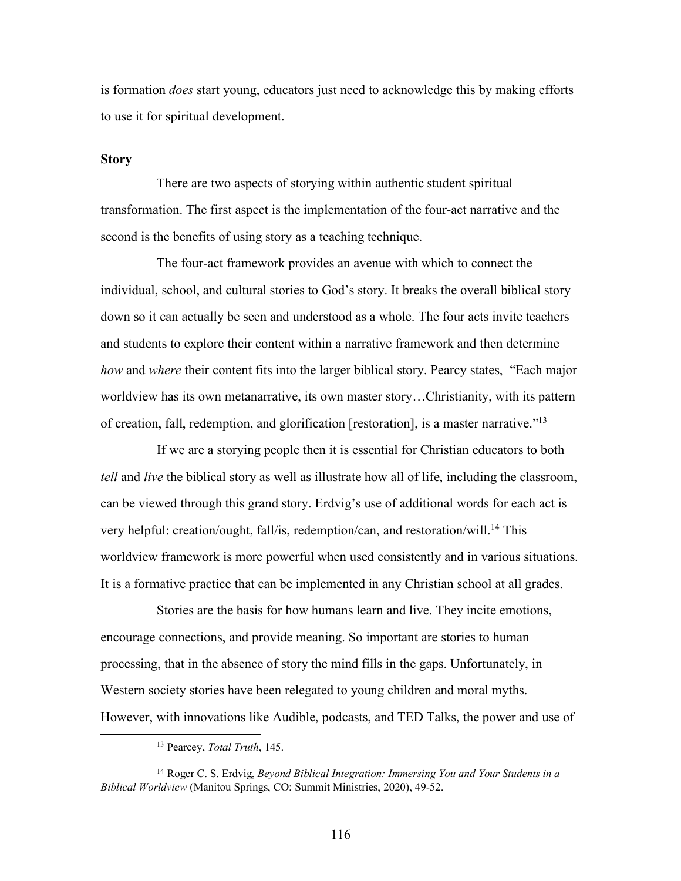is formation *does* start young, educators just need to acknowledge this by making efforts to use it for spiritual development.

**Story**

There are two aspects of storying within authentic student spiritual transformation. The first aspect is the implementation of the four-act narrative and the second is the benefits of using story as a teaching technique.

The four-act framework provides an avenue with which to connect the individual, school, and cultural stories to God's story. It breaks the overall biblical story down so it can actually be seen and understood as a whole. The four acts invite teachers and students to explore their content within a narrative framework and then determine *how* and *where* their content fits into the larger biblical story. Pearcy states, "Each major worldview has its own metanarrative, its own master story…Christianity, with its pattern of creation, fall, redemption, and glorification [restoration], is a master narrative."[13]

If we are a storying people then it is essential for Christian educators to both *tell* and *live* the biblical story as well as illustrate how all of life, including the classroom, can be viewed through this grand story. Erdvig's use of additional words for each act is very helpful: creation/ought, fall/is, redemption/can, and restoration/will.[14] This worldview framework is more powerful when used consistently and in various situations. It is a formative practice that can be implemented in any Christian school at all grades.

Stories are the basis for how humans learn and live. They incite emotions, encourage connections, and provide meaning. So important are stories to human processing, that in the absence of story the mind fills in the gaps. Unfortunately, in Western society stories have been relegated to young children and moral myths. However, with innovations like Audible, podcasts, and TED Talks, the power and use of

---

[13] Pearcey, *Total Truth*, 145.

[14] Roger C. S. Erdvig, *Beyond Biblical Integration: Immersing You and Your Students in a Biblical Worldview* (Manitou Springs, CO: Summit Ministries, 2020), 49-52.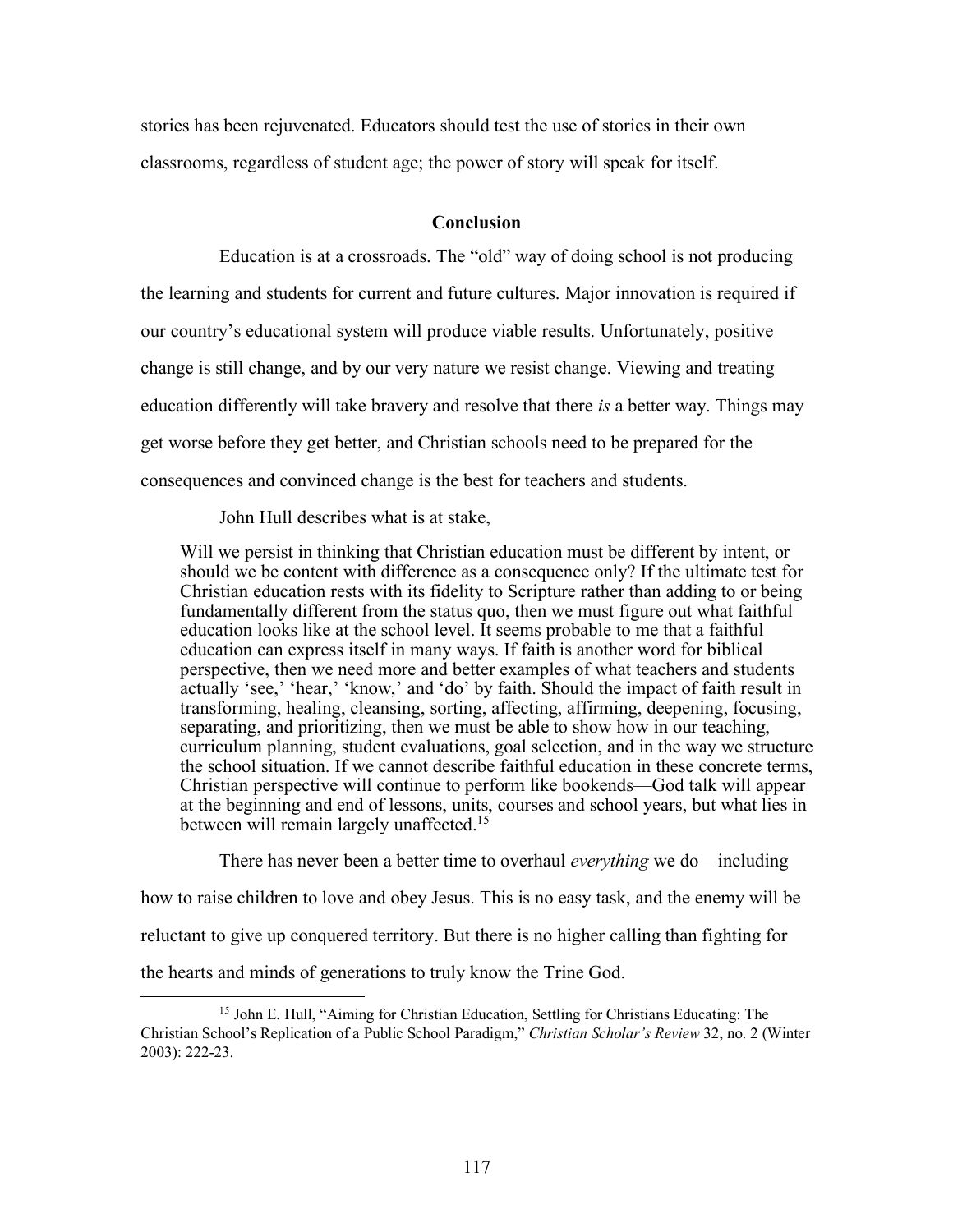stories has been rejuvenated. Educators should test the use of stories in their own classrooms, regardless of student age; the power of story will speak for itself.

## Conclusion

Education is at a crossroads. The "old" way of doing school is not producing the learning and students for current and future cultures. Major innovation is required if our country's educational system will produce viable results. Unfortunately, positive change is still change, and by our very nature we resist change. Viewing and treating education differently will take bravery and resolve that there *is* a better way. Things may get worse before they get better, and Christian schools need to be prepared for the consequences and convinced change is the best for teachers and students.

John Hull describes what is at stake,

> Will we persist in thinking that Christian education must be different by intent, or should we be content with difference as a consequence only? If the ultimate test for Christian education rests with its fidelity to Scripture rather than adding to or being fundamentally different from the status quo, then we must figure out what faithful education looks like at the school level. It seems probable to me that a faithful education can express itself in many ways. If faith is another word for biblical perspective, then we need more and better examples of what teachers and students actually 'see,' 'hear,' 'know,' and 'do' by faith. Should the impact of faith result in transforming, healing, cleansing, sorting, affecting, affirming, deepening, focusing, separating, and prioritizing, then we must be able to show how in our teaching, curriculum planning, student evaluations, goal selection, and in the way we structure the school situation. If we cannot describe faithful education in these concrete terms, Christian perspective will continue to perform like bookends—God talk will appear at the beginning and end of lessons, units, courses and school years, but what lies in between will remain largely unaffected.[15]

There has never been a better time to overhaul *everything* we do – including how to raise children to love and obey Jesus. This is no easy task, and the enemy will be reluctant to give up conquered territory. But there is no higher calling than fighting for the hearts and minds of generations to truly know the Trine God.

[15] John E. Hull, "Aiming for Christian Education, Settling for Christians Educating: The Christian School's Replication of a Public School Paradigm," *Christian Scholar's Review* 32, no. 2 (Winter 2003): 222-23.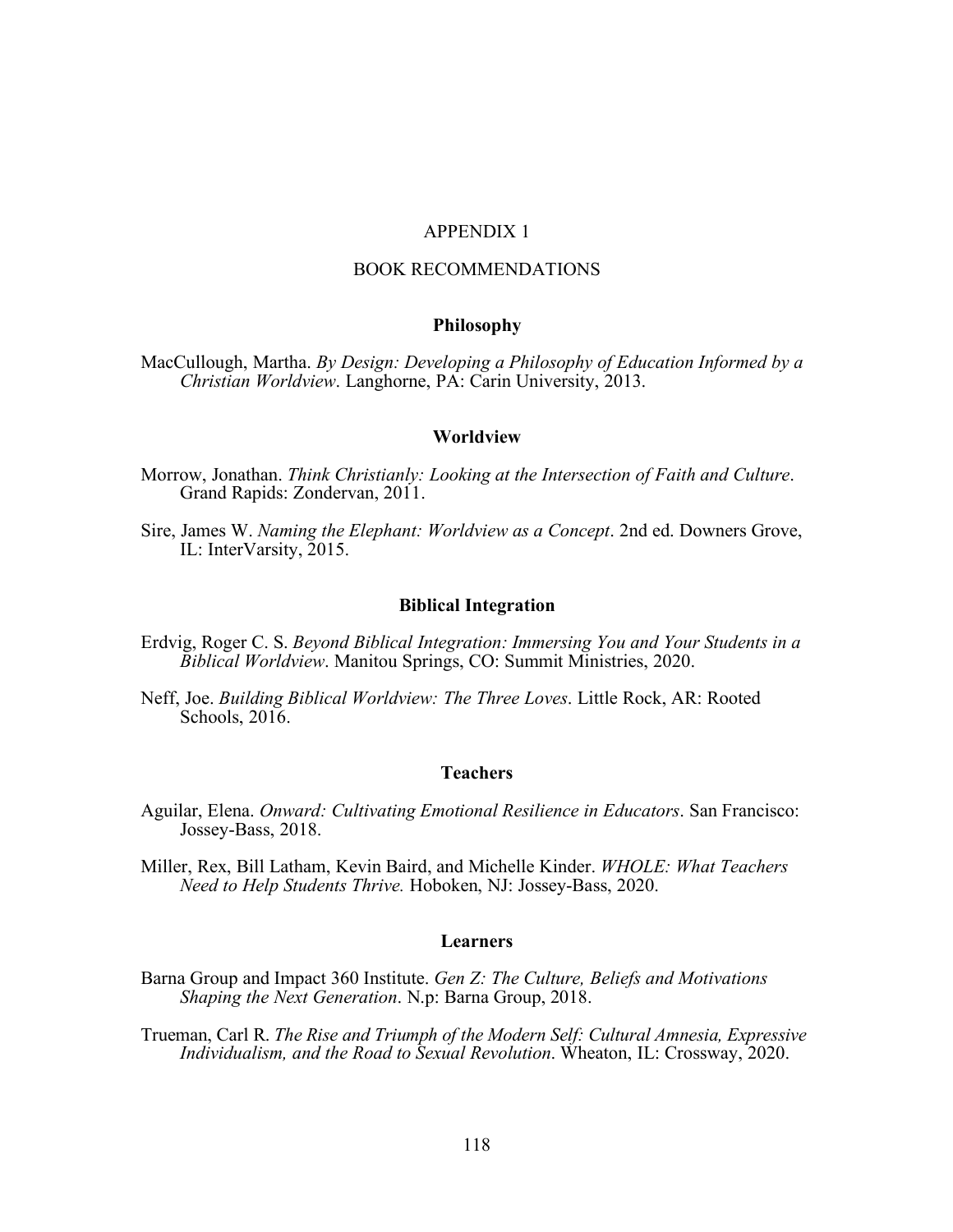# APPENDIX 1

## BOOK RECOMMENDATIONS

### Philosophy

MacCullough, Martha. *By Design: Developing a Philosophy of Education Informed by a Christian Worldview*. Langhorne, PA: Carin University, 2013.

### Worldview

Morrow, Jonathan. *Think Christianly: Looking at the Intersection of Faith and Culture*. Grand Rapids: Zondervan, 2011.

Sire, James W. *Naming the Elephant: Worldview as a Concept*. 2nd ed. Downers Grove, IL: InterVarsity, 2015.

### Biblical Integration

Erdvig, Roger C. S. *Beyond Biblical Integration: Immersing You and Your Students in a Biblical Worldview*. Manitou Springs, CO: Summit Ministries, 2020.

Neff, Joe. *Building Biblical Worldview: The Three Loves*. Little Rock, AR: Rooted Schools, 2016.

### Teachers

Aguilar, Elena. *Onward: Cultivating Emotional Resilience in Educators*. San Francisco: Jossey-Bass, 2018.

Miller, Rex, Bill Latham, Kevin Baird, and Michelle Kinder. *WHOLE: What Teachers Need to Help Students Thrive.* Hoboken, NJ: Jossey-Bass, 2020.

### Learners

Barna Group and Impact 360 Institute. *Gen Z: The Culture, Beliefs and Motivations Shaping the Next Generation*. N.p: Barna Group, 2018.

Trueman, Carl R. *The Rise and Triumph of the Modern Self: Cultural Amnesia, Expressive Individualism, and the Road to Sexual Revolution*. Wheaton, IL: Crossway, 2020.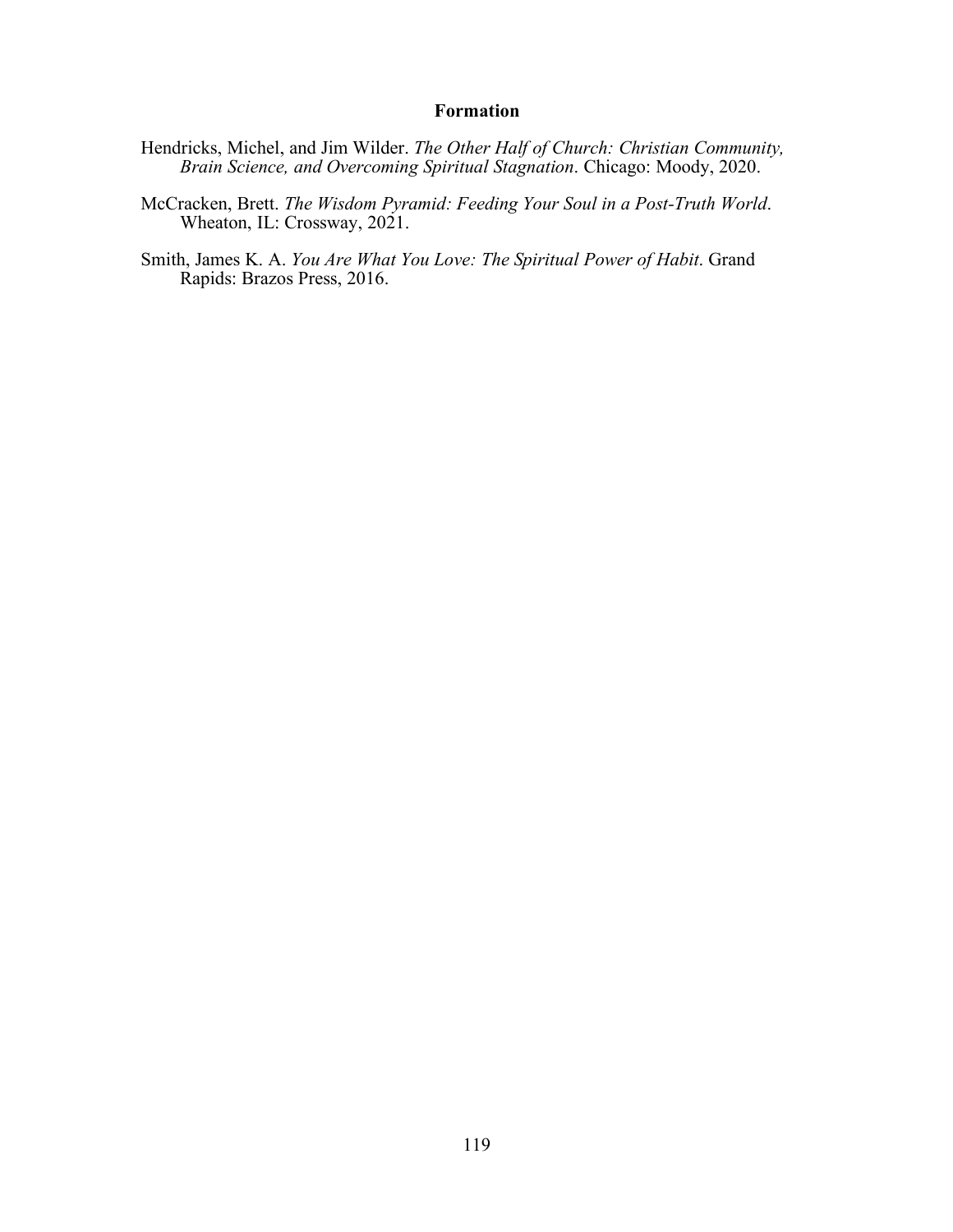## Formation

Hendricks, Michel, and Jim Wilder. *The Other Half of Church: Christian Community, Brain Science, and Overcoming Spiritual Stagnation*. Chicago: Moody, 2020.

McCracken, Brett. *The Wisdom Pyramid: Feeding Your Soul in a Post-Truth World*. Wheaton, IL: Crossway, 2021.

Smith, James K. A. *You Are What You Love: The Spiritual Power of Habit*. Grand Rapids: Brazos Press, 2016.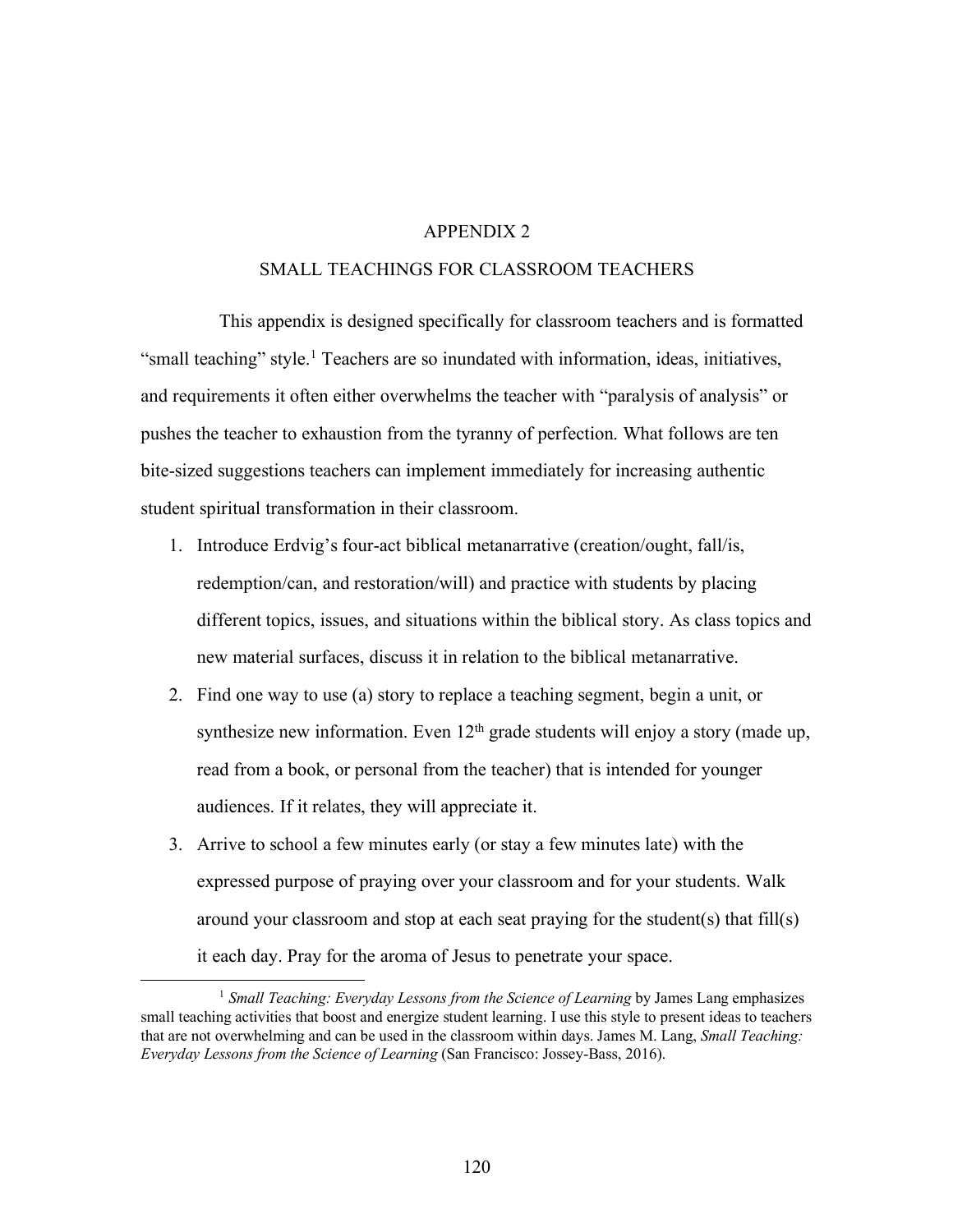# APPENDIX 2

## SMALL TEACHINGS FOR CLASSROOM TEACHERS

This appendix is designed specifically for classroom teachers and is formatted "small teaching" style.[1] Teachers are so inundated with information, ideas, initiatives, and requirements it often either overwhelms the teacher with "paralysis of analysis" or pushes the teacher to exhaustion from the tyranny of perfection. What follows are ten bite-sized suggestions teachers can implement immediately for increasing authentic student spiritual transformation in their classroom.

1. Introduce Erdvig's four-act biblical metanarrative (creation/ought, fall/is, redemption/can, and restoration/will) and practice with students by placing different topics, issues, and situations within the biblical story. As class topics and new material surfaces, discuss it in relation to the biblical metanarrative.
2. Find one way to use (a) story to replace a teaching segment, begin a unit, or synthesize new information. Even 12th grade students will enjoy a story (made up, read from a book, or personal from the teacher) that is intended for younger audiences. If it relates, they will appreciate it.
3. Arrive to school a few minutes early (or stay a few minutes late) with the expressed purpose of praying over your classroom and for your students. Walk around your classroom and stop at each seat praying for the student(s) that fill(s) it each day. Pray for the aroma of Jesus to penetrate your space.

---

[1] *Small Teaching: Everyday Lessons from the Science of Learning* by James Lang emphasizes small teaching activities that boost and energize student learning. I use this style to present ideas to teachers that are not overwhelming and can be used in the classroom within days. James M. Lang, *Small Teaching: Everyday Lessons from the Science of Learning* (San Francisco: Jossey-Bass, 2016).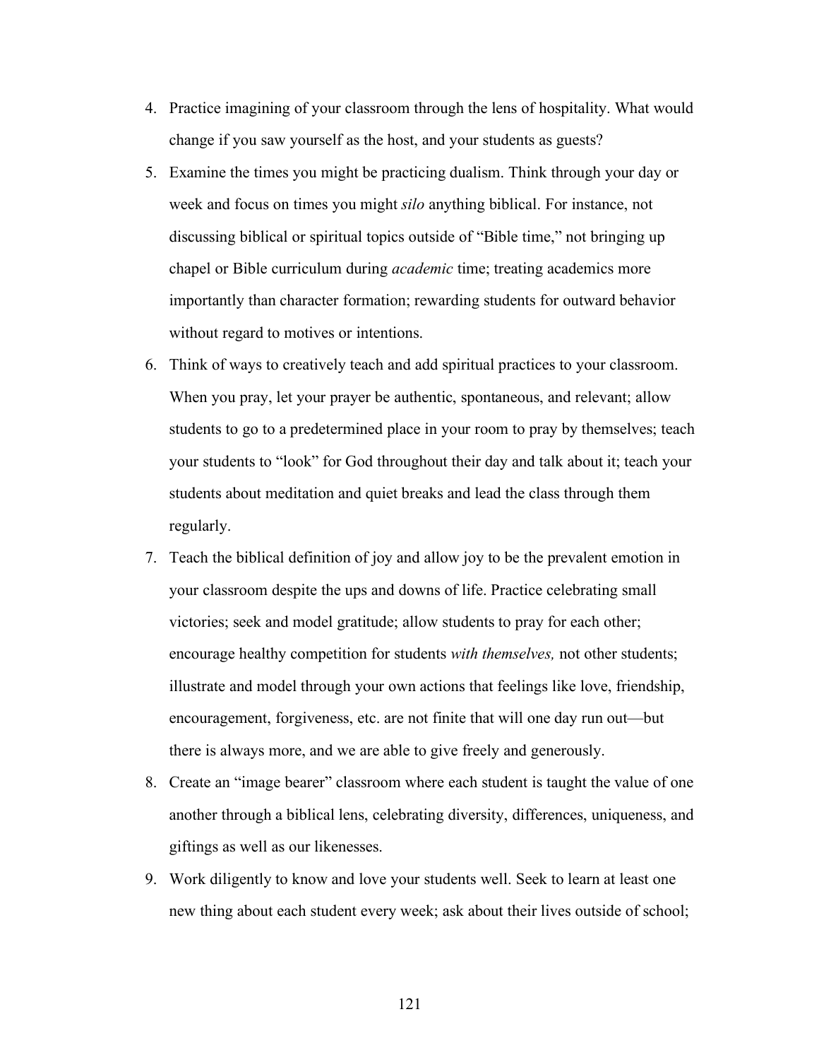4. Practice imagining of your classroom through the lens of hospitality. What would change if you saw yourself as the host, and your students as guests?
5. Examine the times you might be practicing dualism. Think through your day or week and focus on times you might *silo* anything biblical. For instance, not discussing biblical or spiritual topics outside of "Bible time," not bringing up chapel or Bible curriculum during *academic* time; treating academics more importantly than character formation; rewarding students for outward behavior without regard to motives or intentions.
6. Think of ways to creatively teach and add spiritual practices to your classroom. When you pray, let your prayer be authentic, spontaneous, and relevant; allow students to go to a predetermined place in your room to pray by themselves; teach your students to "look" for God throughout their day and talk about it; teach your students about meditation and quiet breaks and lead the class through them regularly.
7. Teach the biblical definition of joy and allow joy to be the prevalent emotion in your classroom despite the ups and downs of life. Practice celebrating small victories; seek and model gratitude; allow students to pray for each other; encourage healthy competition for students *with themselves,* not other students; illustrate and model through your own actions that feelings like love, friendship, encouragement, forgiveness, etc. are not finite that will one day run out—but there is always more, and we are able to give freely and generously.
8. Create an "image bearer" classroom where each student is taught the value of one another through a biblical lens, celebrating diversity, differences, uniqueness, and giftings as well as our likenesses.
9. Work diligently to know and love your students well. Seek to learn at least one new thing about each student every week; ask about their lives outside of school;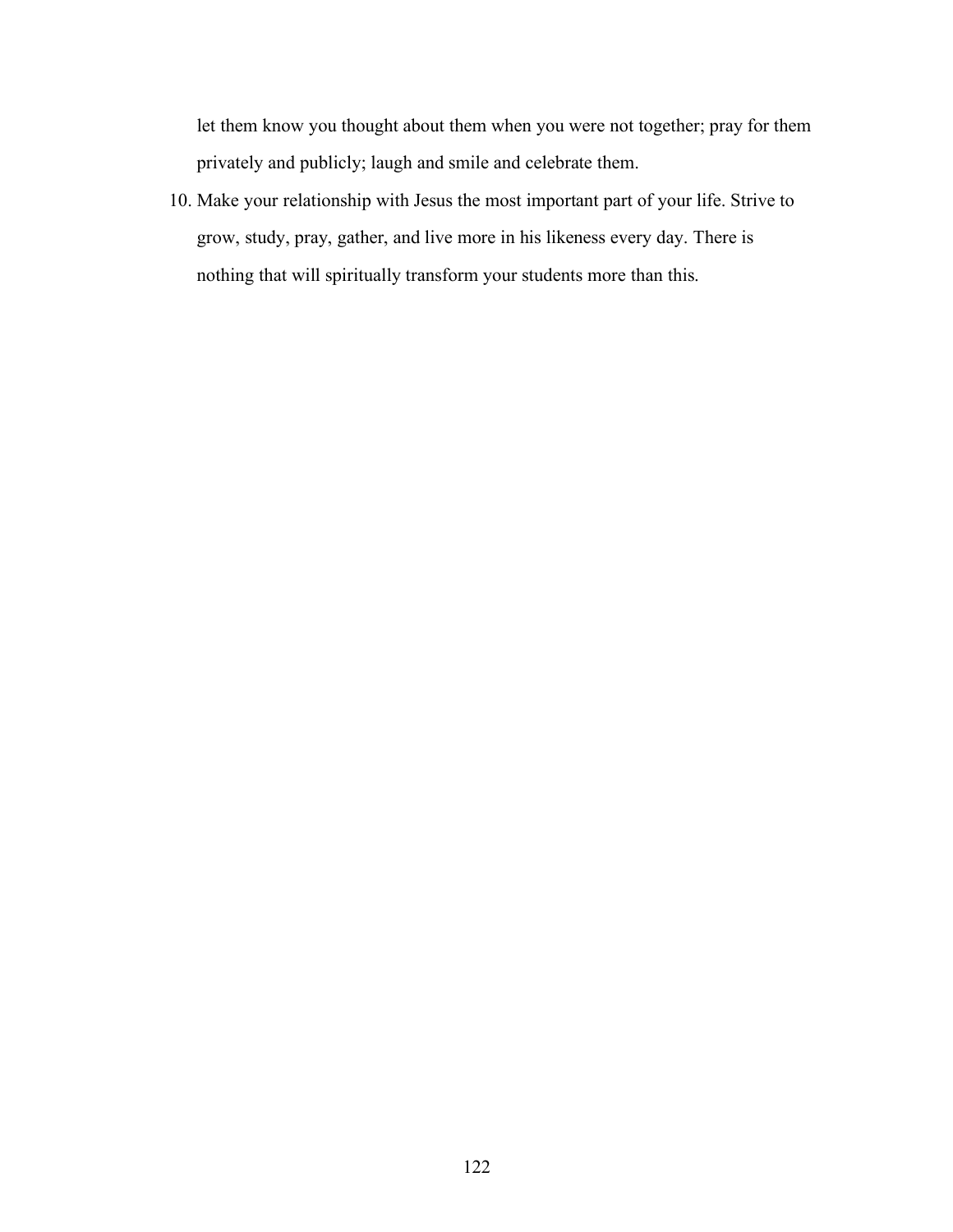let them know you thought about them when you were not together; pray for them privately and publicly; laugh and smile and celebrate them.

10. Make your relationship with Jesus the most important part of your life. Strive to grow, study, pray, gather, and live more in his likeness every day. There is nothing that will spiritually transform your students more than this.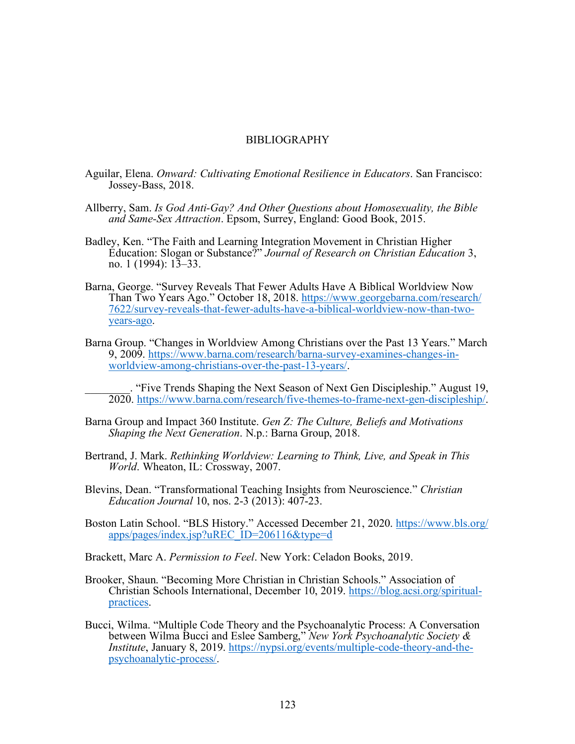# BIBLIOGRAPHY

Aguilar, Elena. *Onward: Cultivating Emotional Resilience in Educators*. San Francisco: Jossey-Bass, 2018.

Allberry, Sam. *Is God Anti-Gay? And Other Questions about Homosexuality, the Bible and Same-Sex Attraction*. Epsom, Surrey, England: Good Book, 2015.

Badley, Ken. "The Faith and Learning Integration Movement in Christian Higher Education: Slogan or Substance?" *Journal of Research on Christian Education* 3, no. 1 (1994): 13–33.

Barna, George. "Survey Reveals That Fewer Adults Have A Biblical Worldview Now Than Two Years Ago." October 18, 2018. https://www.georgebarna.com/research/7622/survey-reveals-that-fewer-adults-have-a-biblical-worldview-now-than-two-years-ago.

Barna Group. "Changes in Worldview Among Christians over the Past 13 Years." March 9, 2009. https://www.barna.com/research/barna-survey-examines-changes-in-worldview-among-christians-over-the-past-13-years/.

________. "Five Trends Shaping the Next Season of Next Gen Discipleship." August 19, 2020. https://www.barna.com/research/five-themes-to-frame-next-gen-discipleship/.

Barna Group and Impact 360 Institute. *Gen Z: The Culture, Beliefs and Motivations Shaping the Next Generation*. N.p.: Barna Group, 2018.

Bertrand, J. Mark. *Rethinking Worldview: Learning to Think, Live, and Speak in This World*. Wheaton, IL: Crossway, 2007.

Blevins, Dean. "Transformational Teaching Insights from Neuroscience." *Christian Education Journal* 10, nos. 2-3 (2013): 407-23.

Boston Latin School. "BLS History." Accessed December 21, 2020. https://www.bls.org/apps/pages/index.jsp?uREC_ID=206116&type=d

Brackett, Marc A. *Permission to Feel*. New York: Celadon Books, 2019.

Brooker, Shaun. "Becoming More Christian in Christian Schools." Association of Christian Schools International, December 10, 2019. https://blog.acsi.org/spiritual-practices.

Bucci, Wilma. "Multiple Code Theory and the Psychoanalytic Process: A Conversation between Wilma Bucci and Eslee Samberg," *New York Psychoanalytic Society & Institute*, January 8, 2019. https://nypsi.org/events/multiple-code-theory-and-the-psychoanalytic-process/.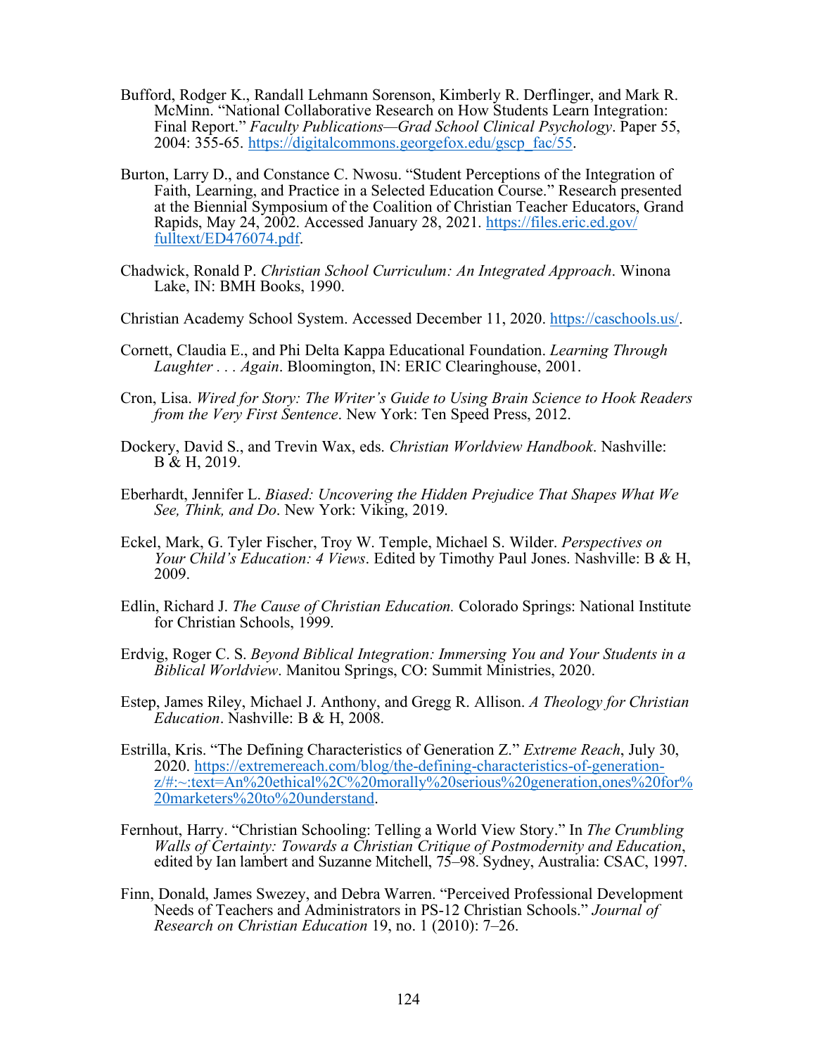Bufford, Rodger K., Randall Lehmann Sorenson, Kimberly R. Derflinger, and Mark R. McMinn. "National Collaborative Research on How Students Learn Integration: Final Report." *Faculty Publications—Grad School Clinical Psychology*. Paper 55, 2004: 355-65. https://digitalcommons.georgefox.edu/gscp_fac/55.

Burton, Larry D., and Constance C. Nwosu. "Student Perceptions of the Integration of Faith, Learning, and Practice in a Selected Education Course." Research presented at the Biennial Symposium of the Coalition of Christian Teacher Educators, Grand Rapids, May 24, 2002. Accessed January 28, 2021. https://files.eric.ed.gov/fulltext/ED476074.pdf.

Chadwick, Ronald P. *Christian School Curriculum: An Integrated Approach*. Winona Lake, IN: BMH Books, 1990.

Christian Academy School System. Accessed December 11, 2020. https://caschools.us/.

Cornett, Claudia E., and Phi Delta Kappa Educational Foundation. *Learning Through Laughter . . . Again*. Bloomington, IN: ERIC Clearinghouse, 2001.

Cron, Lisa. *Wired for Story: The Writer's Guide to Using Brain Science to Hook Readers from the Very First Sentence*. New York: Ten Speed Press, 2012.

Dockery, David S., and Trevin Wax, eds. *Christian Worldview Handbook*. Nashville: B & H, 2019.

Eberhardt, Jennifer L. *Biased: Uncovering the Hidden Prejudice That Shapes What We See, Think, and Do*. New York: Viking, 2019.

Eckel, Mark, G. Tyler Fischer, Troy W. Temple, Michael S. Wilder. *Perspectives on Your Child's Education: 4 Views*. Edited by Timothy Paul Jones. Nashville: B & H, 2009.

Edlin, Richard J. *The Cause of Christian Education.* Colorado Springs: National Institute for Christian Schools, 1999.

Erdvig, Roger C. S. *Beyond Biblical Integration: Immersing You and Your Students in a Biblical Worldview*. Manitou Springs, CO: Summit Ministries, 2020.

Estep, James Riley, Michael J. Anthony, and Gregg R. Allison. *A Theology for Christian Education*. Nashville: B & H, 2008.

Estrilla, Kris. "The Defining Characteristics of Generation Z." *Extreme Reach*, July 30, 2020. https://extremereach.com/blog/the-defining-characteristics-of-generation-z/#:~:text=An%20ethical%2C%20morally%20serious%20generation,ones%20for%20marketers%20to%20understand.

Fernhout, Harry. "Christian Schooling: Telling a World View Story." In *The Crumbling Walls of Certainty: Towards a Christian Critique of Postmodernity and Education*, edited by Ian lambert and Suzanne Mitchell, 75–98. Sydney, Australia: CSAC, 1997.

Finn, Donald, James Swezey, and Debra Warren. "Perceived Professional Development Needs of Teachers and Administrators in PS-12 Christian Schools." *Journal of Research on Christian Education* 19, no. 1 (2010): 7–26.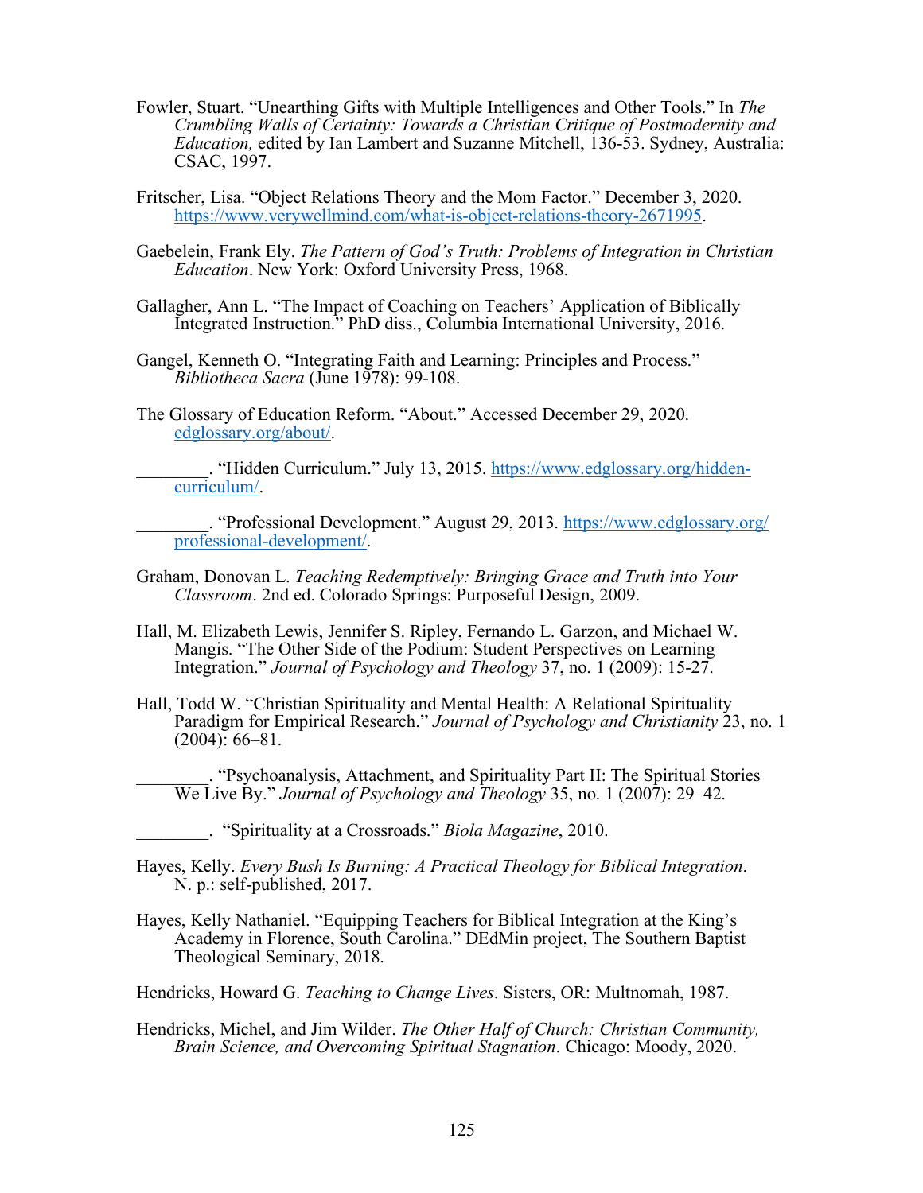Fowler, Stuart. "Unearthing Gifts with Multiple Intelligences and Other Tools." In *The Crumbling Walls of Certainty: Towards a Christian Critique of Postmodernity and Education,* edited by Ian Lambert and Suzanne Mitchell, 136-53. Sydney, Australia: CSAC, 1997.

Fritscher, Lisa. "Object Relations Theory and the Mom Factor." December 3, 2020. https://www.verywellmind.com/what-is-object-relations-theory-2671995.

Gaebelein, Frank Ely. *The Pattern of God's Truth: Problems of Integration in Christian Education*. New York: Oxford University Press, 1968.

Gallagher, Ann L. "The Impact of Coaching on Teachers' Application of Biblically Integrated Instruction." PhD diss., Columbia International University, 2016.

Gangel, Kenneth O. "Integrating Faith and Learning: Principles and Process." *Bibliotheca Sacra* (June 1978): 99-108.

The Glossary of Education Reform. "About." Accessed December 29, 2020. edglossary.org/about/.

________. "Hidden Curriculum." July 13, 2015. https://www.edglossary.org/hidden-curriculum/.

________. "Professional Development." August 29, 2013. https://www.edglossary.org/professional-development/.

Graham, Donovan L. *Teaching Redemptively: Bringing Grace and Truth into Your Classroom*. 2nd ed. Colorado Springs: Purposeful Design, 2009.

Hall, M. Elizabeth Lewis, Jennifer S. Ripley, Fernando L. Garzon, and Michael W. Mangis. "The Other Side of the Podium: Student Perspectives on Learning Integration." *Journal of Psychology and Theology* 37, no. 1 (2009): 15-27.

Hall, Todd W. "Christian Spirituality and Mental Health: A Relational Spirituality Paradigm for Empirical Research." *Journal of Psychology and Christianity* 23, no. 1 (2004): 66–81.

________. "Psychoanalysis, Attachment, and Spirituality Part II: The Spiritual Stories We Live By." *Journal of Psychology and Theology* 35, no. 1 (2007): 29–42.

________. "Spirituality at a Crossroads." *Biola Magazine*, 2010.

Hayes, Kelly. *Every Bush Is Burning: A Practical Theology for Biblical Integration*. N. p.: self-published, 2017.

Hayes, Kelly Nathaniel. "Equipping Teachers for Biblical Integration at the King's Academy in Florence, South Carolina." DEdMin project, The Southern Baptist Theological Seminary, 2018.

Hendricks, Howard G. *Teaching to Change Lives*. Sisters, OR: Multnomah, 1987.

Hendricks, Michel, and Jim Wilder. *The Other Half of Church: Christian Community, Brain Science, and Overcoming Spiritual Stagnation*. Chicago: Moody, 2020.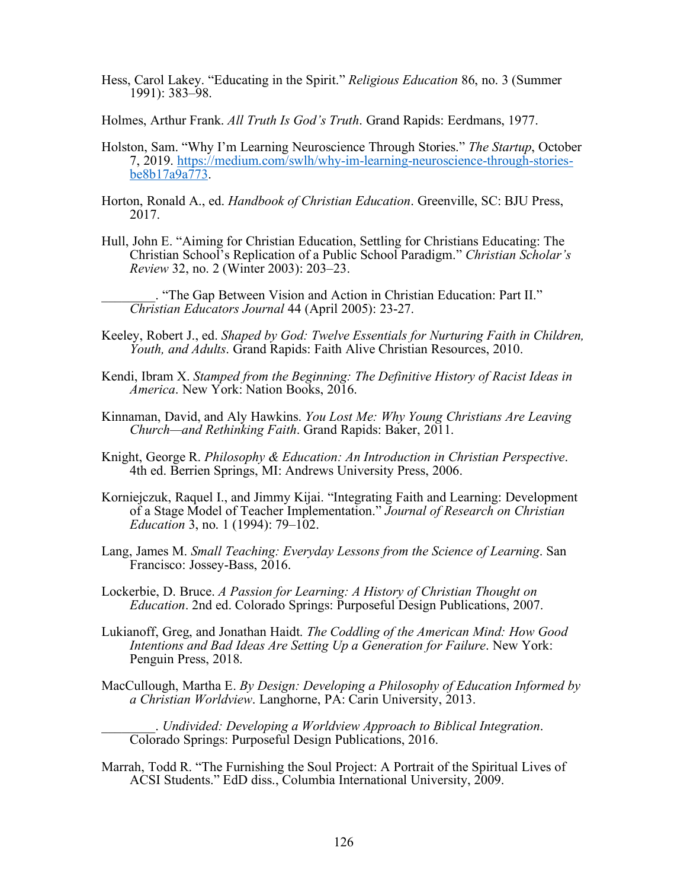Hess, Carol Lakey. "Educating in the Spirit." *Religious Education* 86, no. 3 (Summer 1991): 383–98.

Holmes, Arthur Frank. *All Truth Is God's Truth*. Grand Rapids: Eerdmans, 1977.

Holston, Sam. "Why I'm Learning Neuroscience Through Stories." *The Startup*, October 7, 2019. https://medium.com/swlh/why-im-learning-neuroscience-through-stories-be8b17a9a773.

Horton, Ronald A., ed. *Handbook of Christian Education*. Greenville, SC: BJU Press, 2017.

Hull, John E. "Aiming for Christian Education, Settling for Christians Educating: The Christian School's Replication of a Public School Paradigm." *Christian Scholar's Review* 32, no. 2 (Winter 2003): 203–23.

________. "The Gap Between Vision and Action in Christian Education: Part II." *Christian Educators Journal* 44 (April 2005): 23-27.

Keeley, Robert J., ed. *Shaped by God: Twelve Essentials for Nurturing Faith in Children, Youth, and Adults*. Grand Rapids: Faith Alive Christian Resources, 2010.

Kendi, Ibram X. *Stamped from the Beginning: The Definitive History of Racist Ideas in America*. New York: Nation Books, 2016.

Kinnaman, David, and Aly Hawkins. *You Lost Me: Why Young Christians Are Leaving Church—and Rethinking Faith*. Grand Rapids: Baker, 2011.

Knight, George R. *Philosophy & Education: An Introduction in Christian Perspective*. 4th ed. Berrien Springs, MI: Andrews University Press, 2006.

Korniejczuk, Raquel I., and Jimmy Kijai. "Integrating Faith and Learning: Development of a Stage Model of Teacher Implementation." *Journal of Research on Christian Education* 3, no. 1 (1994): 79–102.

Lang, James M. *Small Teaching: Everyday Lessons from the Science of Learning*. San Francisco: Jossey-Bass, 2016.

Lockerbie, D. Bruce. *A Passion for Learning: A History of Christian Thought on Education*. 2nd ed. Colorado Springs: Purposeful Design Publications, 2007.

Lukianoff, Greg, and Jonathan Haidt. *The Coddling of the American Mind: How Good Intentions and Bad Ideas Are Setting Up a Generation for Failure*. New York: Penguin Press, 2018.

MacCullough, Martha E. *By Design: Developing a Philosophy of Education Informed by a Christian Worldview*. Langhorne, PA: Carin University, 2013.

________. *Undivided: Developing a Worldview Approach to Biblical Integration*. Colorado Springs: Purposeful Design Publications, 2016.

Marrah, Todd R. "The Furnishing the Soul Project: A Portrait of the Spiritual Lives of ACSI Students." EdD diss., Columbia International University, 2009.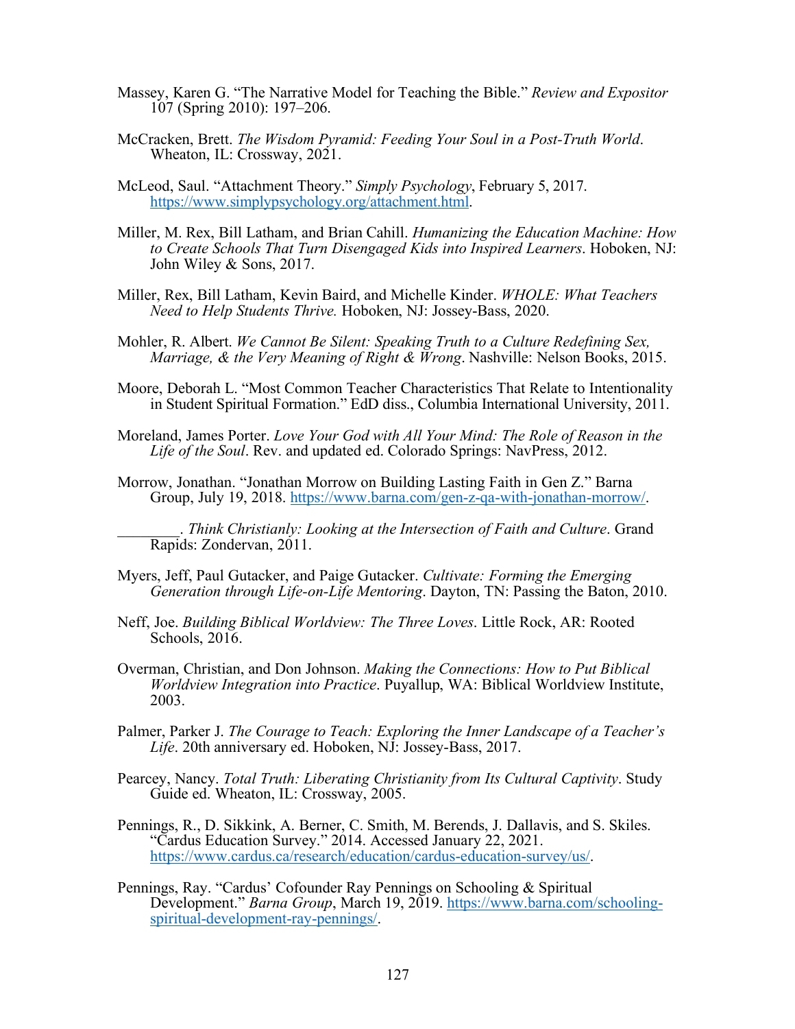Massey, Karen G. “The Narrative Model for Teaching the Bible.” *Review and Expositor* 107 (Spring 2010): 197–206.

McCracken, Brett. *The Wisdom Pyramid: Feeding Your Soul in a Post-Truth World*. Wheaton, IL: Crossway, 2021.

McLeod, Saul. “Attachment Theory.” *Simply Psychology*, February 5, 2017. https://www.simplypsychology.org/attachment.html.

Miller, M. Rex, Bill Latham, and Brian Cahill. *Humanizing the Education Machine: How to Create Schools That Turn Disengaged Kids into Inspired Learners*. Hoboken, NJ: John Wiley & Sons, 2017.

Miller, Rex, Bill Latham, Kevin Baird, and Michelle Kinder. *WHOLE: What Teachers Need to Help Students Thrive.* Hoboken, NJ: Jossey-Bass, 2020.

Mohler, R. Albert. *We Cannot Be Silent: Speaking Truth to a Culture Redefining Sex, Marriage, & the Very Meaning of Right & Wrong*. Nashville: Nelson Books, 2015.

Moore, Deborah L. “Most Common Teacher Characteristics That Relate to Intentionality in Student Spiritual Formation.” EdD diss., Columbia International University, 2011.

Moreland, James Porter. *Love Your God with All Your Mind: The Role of Reason in the Life of the Soul*. Rev. and updated ed. Colorado Springs: NavPress, 2012.

Morrow, Jonathan. “Jonathan Morrow on Building Lasting Faith in Gen Z.” Barna Group, July 19, 2018. https://www.barna.com/gen-z-qa-with-jonathan-morrow/.

________. *Think Christianly: Looking at the Intersection of Faith and Culture*. Grand Rapids: Zondervan, 2011.

Myers, Jeff, Paul Gutacker, and Paige Gutacker. *Cultivate: Forming the Emerging Generation through Life-on-Life Mentoring*. Dayton, TN: Passing the Baton, 2010.

Neff, Joe. *Building Biblical Worldview: The Three Loves*. Little Rock, AR: Rooted Schools, 2016.

Overman, Christian, and Don Johnson. *Making the Connections: How to Put Biblical Worldview Integration into Practice*. Puyallup, WA: Biblical Worldview Institute, 2003.

Palmer, Parker J. *The Courage to Teach: Exploring the Inner Landscape of a Teacher’s Life*. 20th anniversary ed. Hoboken, NJ: Jossey-Bass, 2017.

Pearcey, Nancy. *Total Truth: Liberating Christianity from Its Cultural Captivity*. Study Guide ed. Wheaton, IL: Crossway, 2005.

Pennings, R., D. Sikkink, A. Berner, C. Smith, M. Berends, J. Dallavis, and S. Skiles. “Cardus Education Survey.” 2014. Accessed January 22, 2021. https://www.cardus.ca/research/education/cardus-education-survey/us/.

Pennings, Ray. “Cardus’ Cofounder Ray Pennings on Schooling & Spiritual Development.” *Barna Group*, March 19, 2019. https://www.barna.com/schooling-spiritual-development-ray-pennings/.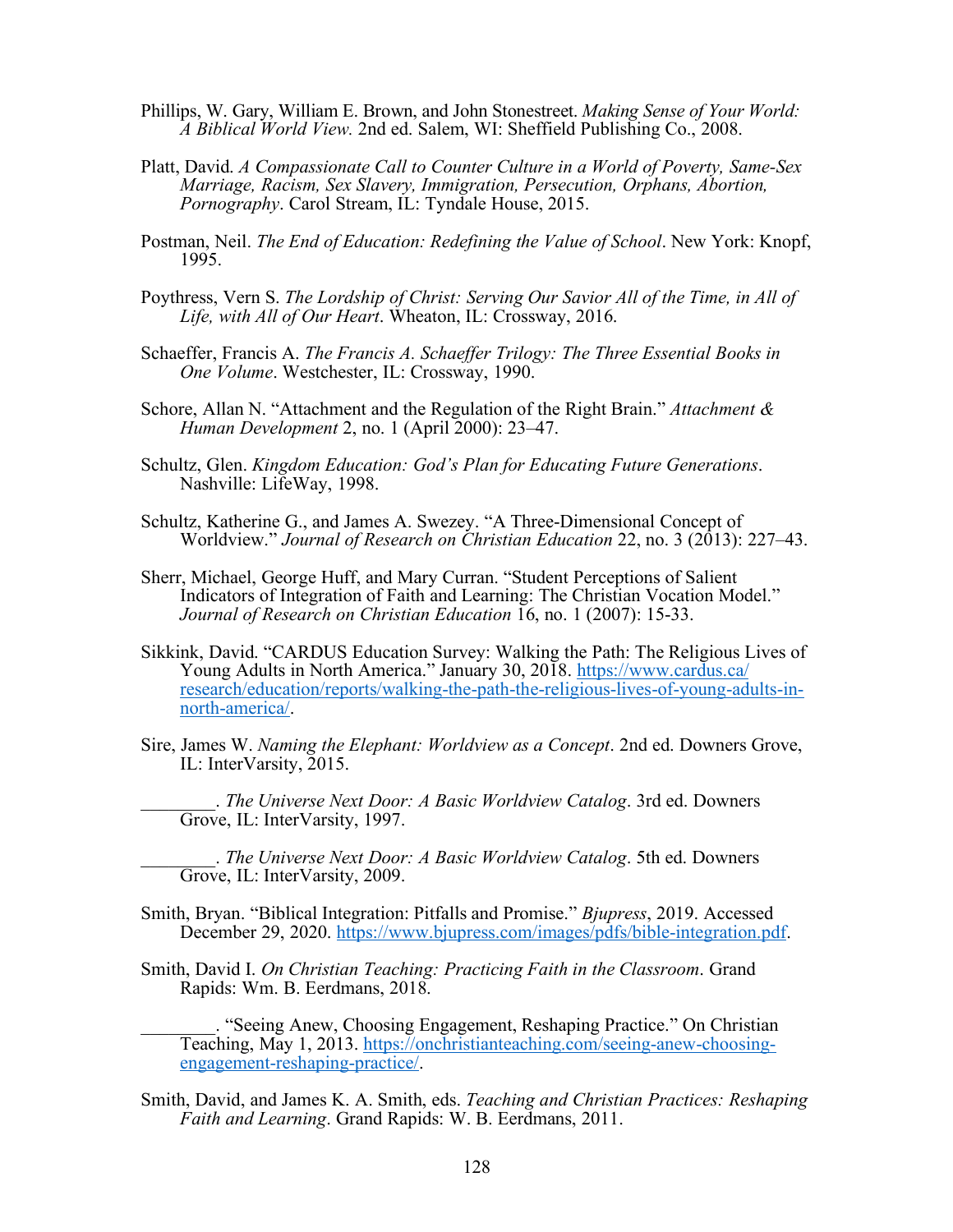Phillips, W. Gary, William E. Brown, and John Stonestreet. *Making Sense of Your World: A Biblical World View.* 2nd ed. Salem, WI: Sheffield Publishing Co., 2008.

Platt, David. *A Compassionate Call to Counter Culture in a World of Poverty, Same-Sex Marriage, Racism, Sex Slavery, Immigration, Persecution, Orphans, Abortion, Pornography*. Carol Stream, IL: Tyndale House, 2015.

Postman, Neil. *The End of Education: Redefining the Value of School*. New York: Knopf, 1995.

Poythress, Vern S. *The Lordship of Christ: Serving Our Savior All of the Time, in All of Life, with All of Our Heart*. Wheaton, IL: Crossway, 2016.

Schaeffer, Francis A. *The Francis A. Schaeffer Trilogy: The Three Essential Books in One Volume*. Westchester, IL: Crossway, 1990.

Schore, Allan N. "Attachment and the Regulation of the Right Brain." *Attachment & Human Development* 2, no. 1 (April 2000): 23–47.

Schultz, Glen. *Kingdom Education: God's Plan for Educating Future Generations*. Nashville: LifeWay, 1998.

Schultz, Katherine G., and James A. Swezey. "A Three-Dimensional Concept of Worldview." *Journal of Research on Christian Education* 22, no. 3 (2013): 227–43.

Sherr, Michael, George Huff, and Mary Curran. "Student Perceptions of Salient Indicators of Integration of Faith and Learning: The Christian Vocation Model." *Journal of Research on Christian Education* 16, no. 1 (2007): 15-33.

Sikkink, David. "CARDUS Education Survey: Walking the Path: The Religious Lives of Young Adults in North America." January 30, 2018. https://www.cardus.ca/research/education/reports/walking-the-path-the-religious-lives-of-young-adults-in-north-america/.

Sire, James W. *Naming the Elephant: Worldview as a Concept*. 2nd ed. Downers Grove, IL: InterVarsity, 2015.

________. *The Universe Next Door: A Basic Worldview Catalog*. 3rd ed. Downers Grove, IL: InterVarsity, 1997.

________. *The Universe Next Door: A Basic Worldview Catalog*. 5th ed. Downers Grove, IL: InterVarsity, 2009.

Smith, Bryan. "Biblical Integration: Pitfalls and Promise." *Bjupress*, 2019. Accessed December 29, 2020. https://www.bjupress.com/images/pdfs/bible-integration.pdf.

Smith, David I. *On Christian Teaching: Practicing Faith in the Classroom*. Grand Rapids: Wm. B. Eerdmans, 2018.

________. "Seeing Anew, Choosing Engagement, Reshaping Practice." On Christian Teaching, May 1, 2013. https://onchristianteaching.com/seeing-anew-choosing-engagement-reshaping-practice/.

Smith, David, and James K. A. Smith, eds. *Teaching and Christian Practices: Reshaping Faith and Learning*. Grand Rapids: W. B. Eerdmans, 2011.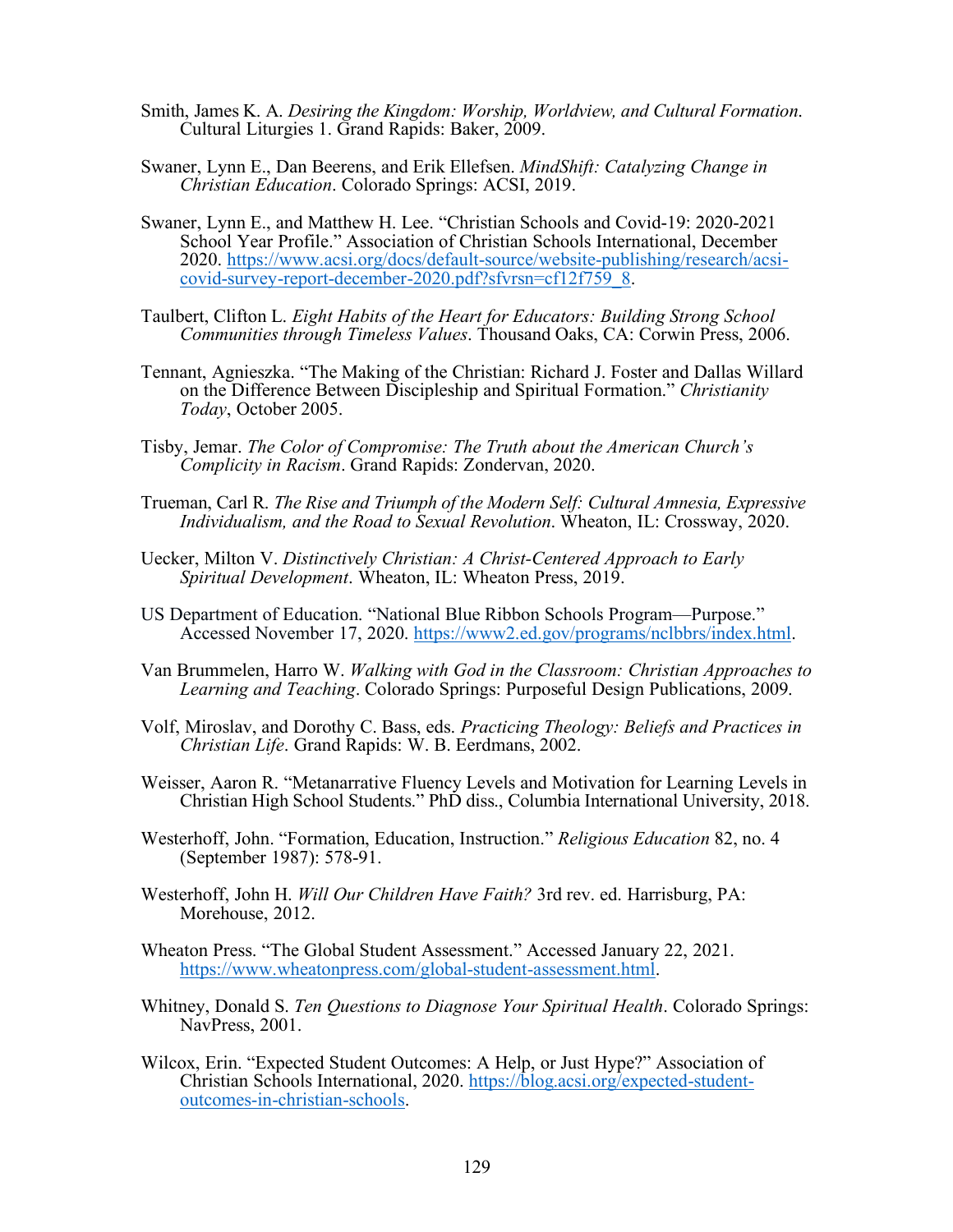Smith, James K. A. *Desiring the Kingdom: Worship, Worldview, and Cultural Formation*. Cultural Liturgies 1. Grand Rapids: Baker, 2009.

Swaner, Lynn E., Dan Beerens, and Erik Ellefsen. *MindShift: Catalyzing Change in Christian Education*. Colorado Springs: ACSI, 2019.

Swaner, Lynn E., and Matthew H. Lee. "Christian Schools and Covid-19: 2020-2021 School Year Profile." Association of Christian Schools International, December 2020. https://www.acsi.org/docs/default-source/website-publishing/research/acsi-covid-survey-report-december-2020.pdf?sfvrsn=cf12f759_8.

Taulbert, Clifton L. *Eight Habits of the Heart for Educators: Building Strong School Communities through Timeless Values*. Thousand Oaks, CA: Corwin Press, 2006.

Tennant, Agnieszka. "The Making of the Christian: Richard J. Foster and Dallas Willard on the Difference Between Discipleship and Spiritual Formation." *Christianity Today*, October 2005.

Tisby, Jemar. *The Color of Compromise: The Truth about the American Church's Complicity in Racism*. Grand Rapids: Zondervan, 2020.

Trueman, Carl R. *The Rise and Triumph of the Modern Self: Cultural Amnesia, Expressive Individualism, and the Road to Sexual Revolution*. Wheaton, IL: Crossway, 2020.

Uecker, Milton V. *Distinctively Christian: A Christ-Centered Approach to Early Spiritual Development*. Wheaton, IL: Wheaton Press, 2019.

US Department of Education. "National Blue Ribbon Schools Program—Purpose." Accessed November 17, 2020. https://www2.ed.gov/programs/nclbbrs/index.html.

Van Brummelen, Harro W. *Walking with God in the Classroom: Christian Approaches to Learning and Teaching*. Colorado Springs: Purposeful Design Publications, 2009.

Volf, Miroslav, and Dorothy C. Bass, eds. *Practicing Theology: Beliefs and Practices in Christian Life*. Grand Rapids: W. B. Eerdmans, 2002.

Weisser, Aaron R. "Metanarrative Fluency Levels and Motivation for Learning Levels in Christian High School Students." PhD diss., Columbia International University, 2018.

Westerhoff, John. "Formation, Education, Instruction." *Religious Education* 82, no. 4 (September 1987): 578-91.

Westerhoff, John H. *Will Our Children Have Faith?* 3rd rev. ed. Harrisburg, PA: Morehouse, 2012.

Wheaton Press. "The Global Student Assessment." Accessed January 22, 2021. https://www.wheatonpress.com/global-student-assessment.html.

Whitney, Donald S. *Ten Questions to Diagnose Your Spiritual Health*. Colorado Springs: NavPress, 2001.

Wilcox, Erin. "Expected Student Outcomes: A Help, or Just Hype?" Association of Christian Schools International, 2020. https://blog.acsi.org/expected-student-outcomes-in-christian-schools.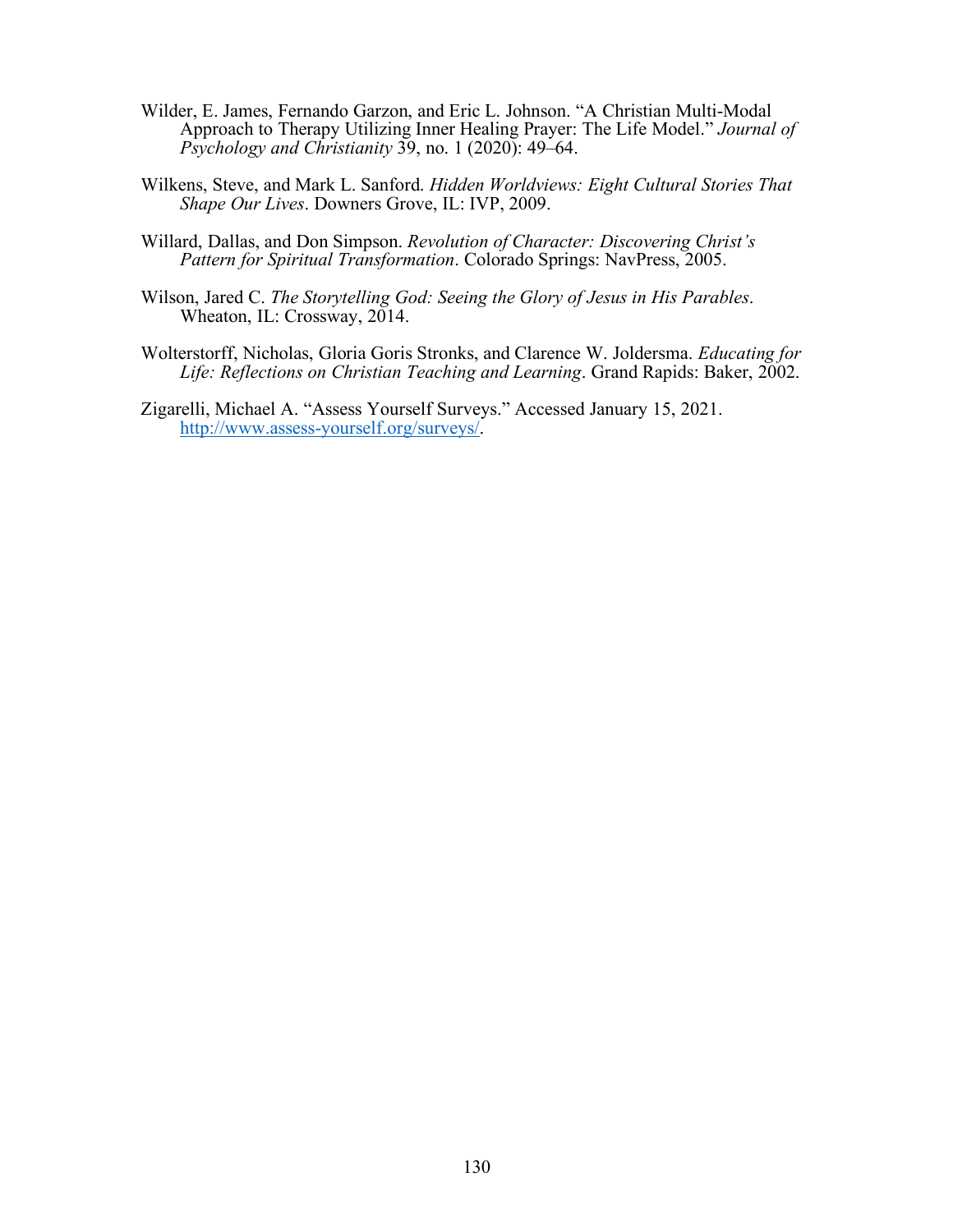Wilder, E. James, Fernando Garzon, and Eric L. Johnson. "A Christian Multi-Modal Approach to Therapy Utilizing Inner Healing Prayer: The Life Model." *Journal of Psychology and Christianity* 39, no. 1 (2020): 49–64.

Wilkens, Steve, and Mark L. Sanford. *Hidden Worldviews: Eight Cultural Stories That Shape Our Lives*. Downers Grove, IL: IVP, 2009.

Willard, Dallas, and Don Simpson. *Revolution of Character: Discovering Christ's Pattern for Spiritual Transformation*. Colorado Springs: NavPress, 2005.

Wilson, Jared C. *The Storytelling God: Seeing the Glory of Jesus in His Parables*. Wheaton, IL: Crossway, 2014.

Wolterstorff, Nicholas, Gloria Goris Stronks, and Clarence W. Joldersma. *Educating for Life: Reflections on Christian Teaching and Learning*. Grand Rapids: Baker, 2002.

Zigarelli, Michael A. "Assess Yourself Surveys." Accessed January 15, 2021. http://www.assess-yourself.org/surveys/.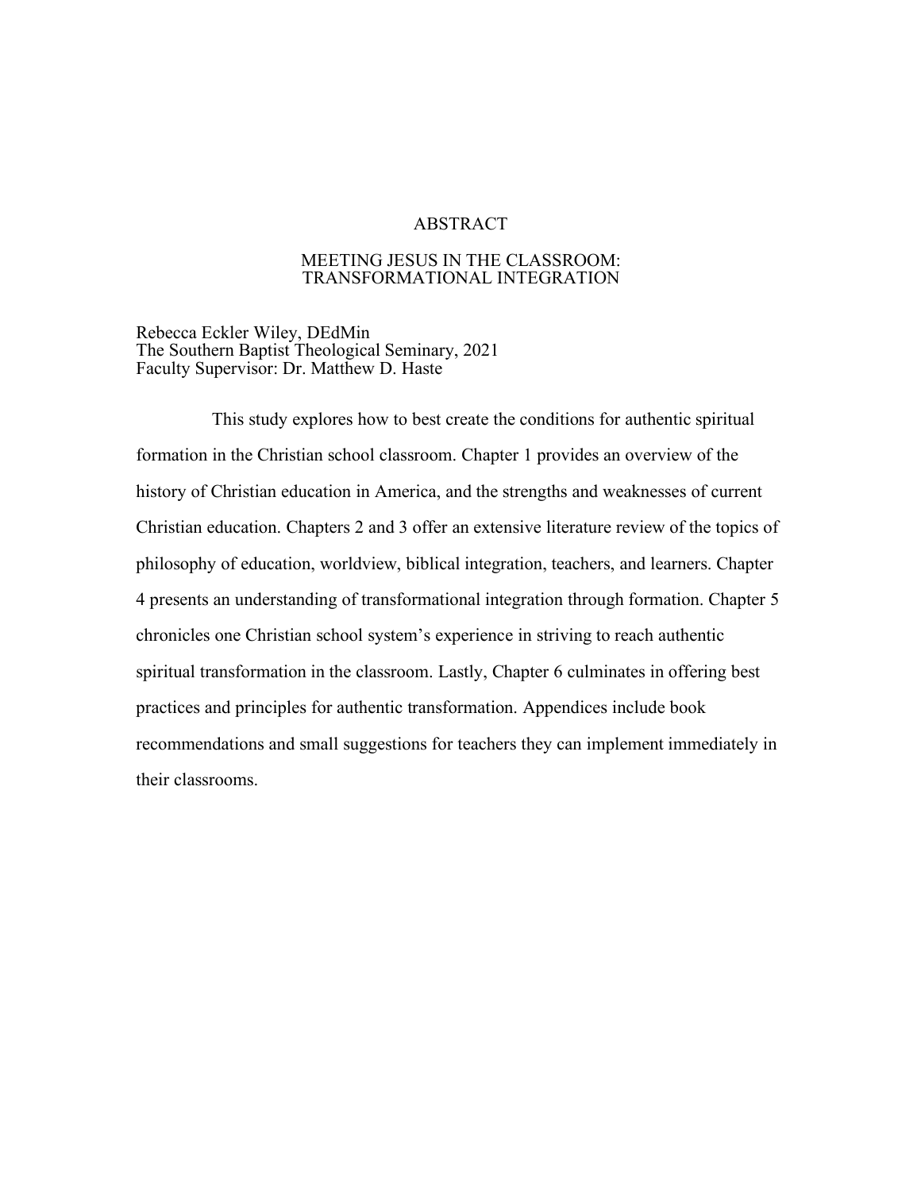# ABSTRACT

## MEETING JESUS IN THE CLASSROOM: TRANSFORMATIONAL INTEGRATION

Rebecca Eckler Wiley, DEdMin  
The Southern Baptist Theological Seminary, 2021  
Faculty Supervisor: Dr. Matthew D. Haste

This study explores how to best create the conditions for authentic spiritual formation in the Christian school classroom. Chapter 1 provides an overview of the history of Christian education in America, and the strengths and weaknesses of current Christian education. Chapters 2 and 3 offer an extensive literature review of the topics of philosophy of education, worldview, biblical integration, teachers, and learners. Chapter 4 presents an understanding of transformational integration through formation. Chapter 5 chronicles one Christian school system's experience in striving to reach authentic spiritual transformation in the classroom. Lastly, Chapter 6 culminates in offering best practices and principles for authentic transformation. Appendices include book recommendations and small suggestions for teachers they can implement immediately in their classrooms.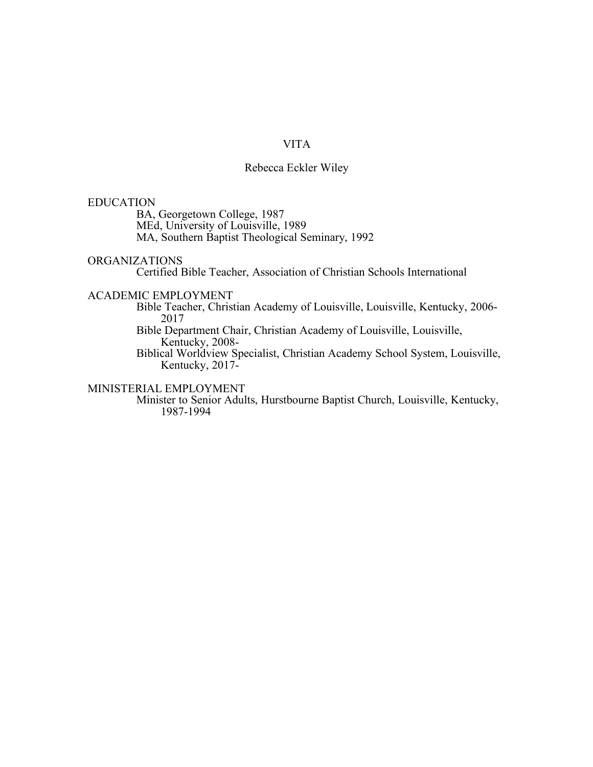# VITA

Rebecca Eckler Wiley

EDUCATION

BA, Georgetown College, 1987
MEd, University of Louisville, 1989
MA, Southern Baptist Theological Seminary, 1992

ORGANIZATIONS

Certified Bible Teacher, Association of Christian Schools International

ACADEMIC EMPLOYMENT

Bible Teacher, Christian Academy of Louisville, Louisville, Kentucky, 2006-2017
Bible Department Chair, Christian Academy of Louisville, Louisville, Kentucky, 2008-
Biblical Worldview Specialist, Christian Academy School System, Louisville, Kentucky, 2017-

MINISTERIAL EMPLOYMENT

Minister to Senior Adults, Hurstbourne Baptist Church, Louisville, Kentucky, 1987-1994